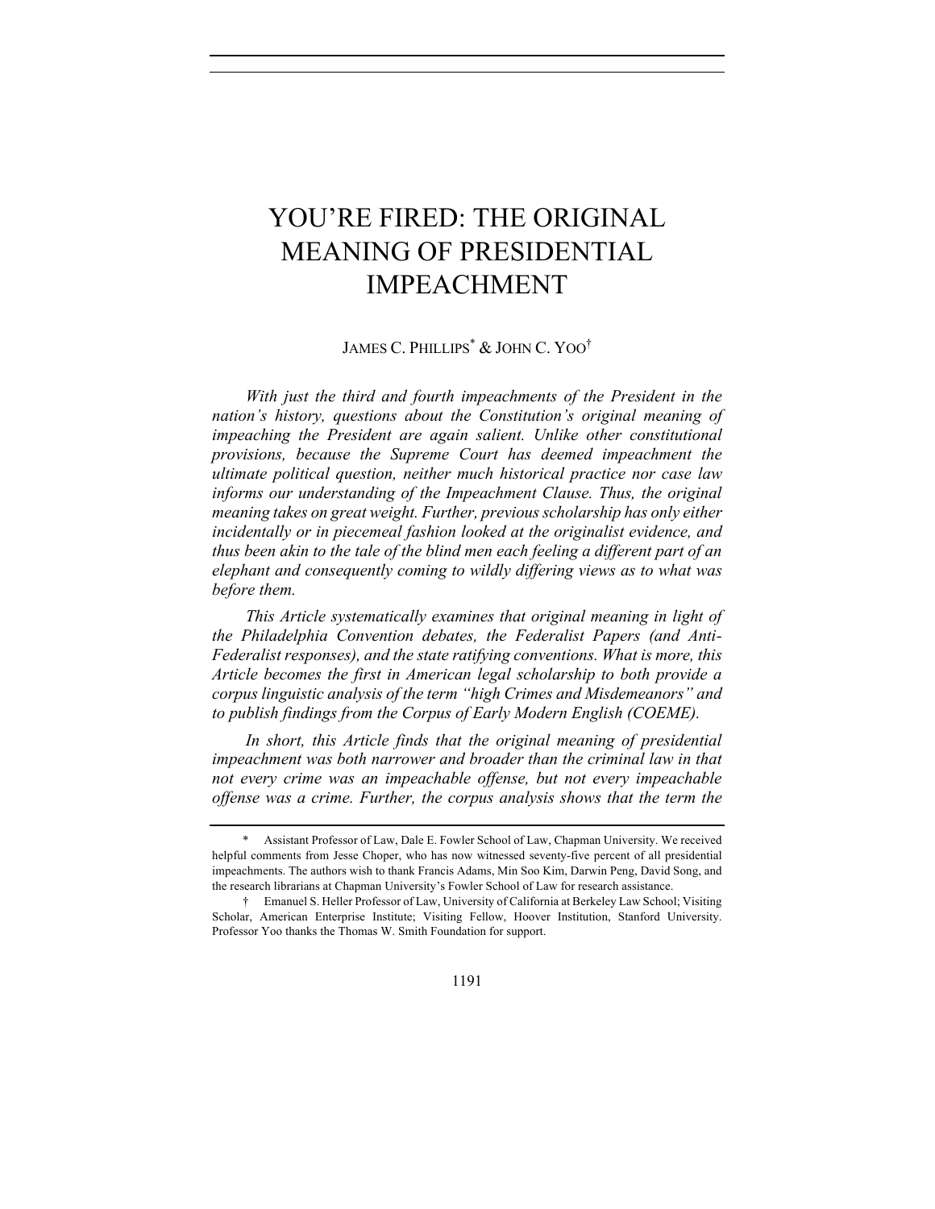# YOU'RE FIRED: THE ORIGINAL MEANING OF PRESIDENTIAL IMPEACHMENT

JAMES C. PHILLIPS[*] & JOHN C. YOO[†]

*With just the third and fourth impeachments of the President in the nation's history, questions about the Constitution's original meaning of impeaching the President are again salient. Unlike other constitutional provisions, because the Supreme Court has deemed impeachment the ultimate political question, neither much historical practice nor case law informs our understanding of the Impeachment Clause. Thus, the original meaning takes on great weight. Further, previous scholarship has only either incidentally or in piecemeal fashion looked at the originalist evidence, and thus been akin to the tale of the blind men each feeling a different part of an elephant and consequently coming to wildly differing views as to what was before them.*

*This Article systematically examines that original meaning in light of the Philadelphia Convention debates, the Federalist Papers (and Anti-Federalist responses), and the state ratifying conventions. What is more, this Article becomes the first in American legal scholarship to both provide a corpus linguistic analysis of the term "high Crimes and Misdemeanors" and to publish findings from the Corpus of Early Modern English (COEME).*

*In short, this Article finds that the original meaning of presidential impeachment was both narrower and broader than the criminal law in that not every crime was an impeachable offense, but not every impeachable offense was a crime. Further, the corpus analysis shows that the term the*

---

\* Assistant Professor of Law, Dale E. Fowler School of Law, Chapman University. We received helpful comments from Jesse Choper, who has now witnessed seventy-five percent of all presidential impeachments. The authors wish to thank Francis Adams, Min Soo Kim, Darwin Peng, David Song, and the research librarians at Chapman University's Fowler School of Law for research assistance.

† Emanuel S. Heller Professor of Law, University of California at Berkeley Law School; Visiting Scholar, American Enterprise Institute; Visiting Fellow, Hoover Institution, Stanford University. Professor Yoo thanks the Thomas W. Smith Foundation for support.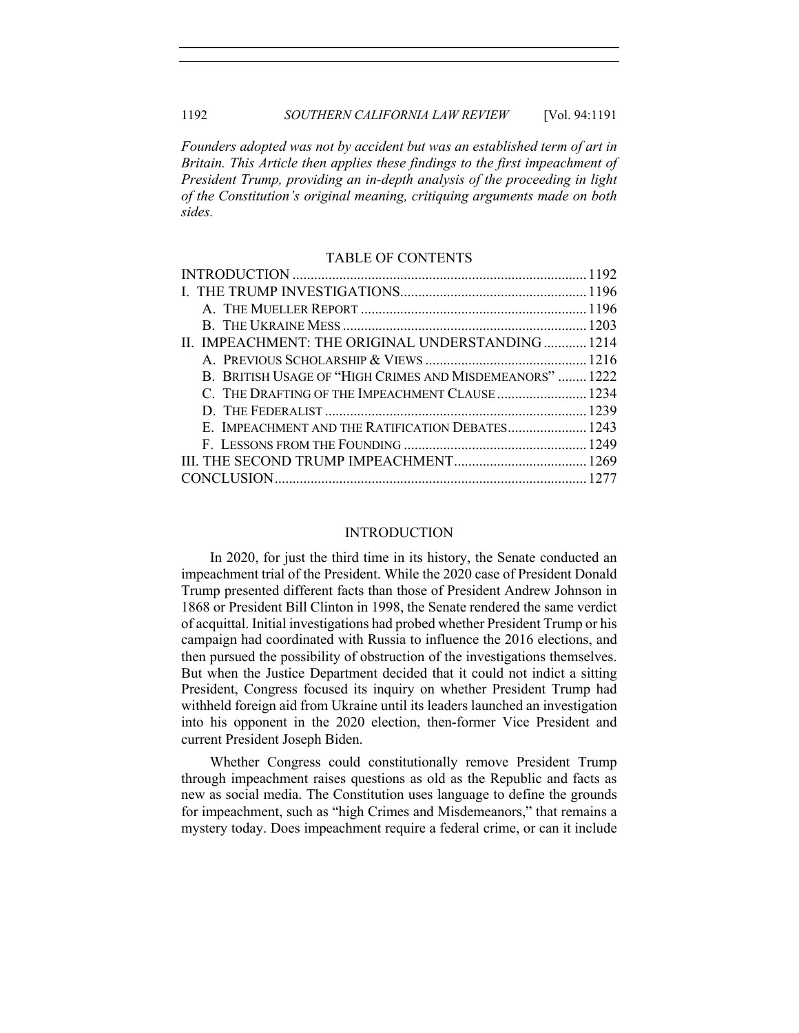*Founders adopted was not by accident but was an established term of art in Britain. This Article then applies these findings to the first impeachment of President Trump, providing an in-depth analysis of the proceeding in light of the Constitution's original meaning, critiquing arguments made on both sides.*

## TABLE OF CONTENTS

| | |
|---|---|
| INTRODUCTION | 1192 |
| I. THE TRUMP INVESTIGATIONS | 1196 |
| A. THE MUELLER REPORT | 1196 |
| B. THE UKRAINE MESS | 1203 |
| II. IMPEACHMENT: THE ORIGINAL UNDERSTANDING | 1214 |
| A. PREVIOUS SCHOLARSHIP & VIEWS | 1216 |
| B. BRITISH USAGE OF "HIGH CRIMES AND MISDEMEANORS" | 1222 |
| C. THE DRAFTING OF THE IMPEACHMENT CLAUSE | 1234 |
| D. THE FEDERALIST | 1239 |
| E. IMPEACHMENT AND THE RATIFICATION DEBATES | 1243 |
| F. LESSONS FROM THE FOUNDING | 1249 |
| III. THE SECOND TRUMP IMPEACHMENT | 1269 |
| CONCLUSION | 1277 |

## INTRODUCTION

In 2020, for just the third time in its history, the Senate conducted an impeachment trial of the President. While the 2020 case of President Donald Trump presented different facts than those of President Andrew Johnson in 1868 or President Bill Clinton in 1998, the Senate rendered the same verdict of acquittal. Initial investigations had probed whether President Trump or his campaign had coordinated with Russia to influence the 2016 elections, and then pursued the possibility of obstruction of the investigations themselves. But when the Justice Department decided that it could not indict a sitting President, Congress focused its inquiry on whether President Trump had withheld foreign aid from Ukraine until its leaders launched an investigation into his opponent in the 2020 election, then-former Vice President and current President Joseph Biden.

Whether Congress could constitutionally remove President Trump through impeachment raises questions as old as the Republic and facts as new as social media. The Constitution uses language to define the grounds for impeachment, such as "high Crimes and Misdemeanors," that remains a mystery today. Does impeachment require a federal crime, or can it include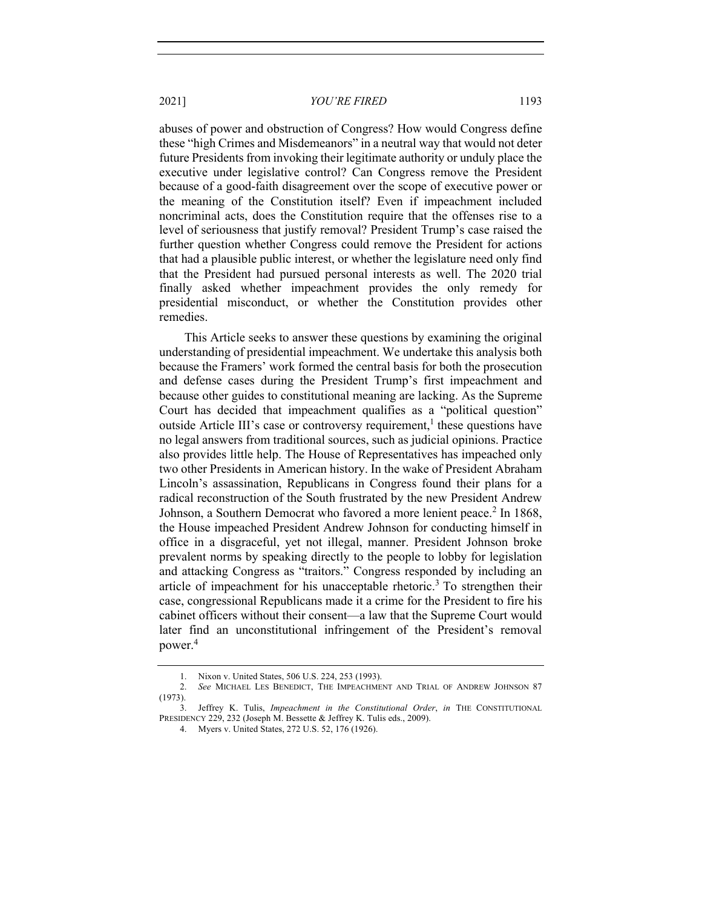abuses of power and obstruction of Congress? How would Congress define these "high Crimes and Misdemeanors" in a neutral way that would not deter future Presidents from invoking their legitimate authority or unduly place the executive under legislative control? Can Congress remove the President because of a good-faith disagreement over the scope of executive power or the meaning of the Constitution itself? Even if impeachment included noncriminal acts, does the Constitution require that the offenses rise to a level of seriousness that justify removal? President Trump's case raised the further question whether Congress could remove the President for actions that had a plausible public interest, or whether the legislature need only find that the President had pursued personal interests as well. The 2020 trial finally asked whether impeachment provides the only remedy for presidential misconduct, or whether the Constitution provides other remedies.

This Article seeks to answer these questions by examining the original understanding of presidential impeachment. We undertake this analysis both because the Framers' work formed the central basis for both the prosecution and defense cases during the President Trump's first impeachment and because other guides to constitutional meaning are lacking. As the Supreme Court has decided that impeachment qualifies as a "political question" outside Article III's case or controversy requirement,[1] these questions have no legal answers from traditional sources, such as judicial opinions. Practice also provides little help. The House of Representatives has impeached only two other Presidents in American history. In the wake of President Abraham Lincoln's assassination, Republicans in Congress found their plans for a radical reconstruction of the South frustrated by the new President Andrew Johnson, a Southern Democrat who favored a more lenient peace.[2] In 1868, the House impeached President Andrew Johnson for conducting himself in office in a disgraceful, yet not illegal, manner. President Johnson broke prevalent norms by speaking directly to the people to lobby for legislation and attacking Congress as "traitors." Congress responded by including an article of impeachment for his unacceptable rhetoric.[3] To strengthen their case, congressional Republicans made it a crime for the President to fire his cabinet officers without their consent—a law that the Supreme Court would later find an unconstitutional infringement of the President's removal power.[4]

1. Nixon v. United States, 506 U.S. 224, 253 (1993).

2. *See* MICHAEL LES BENEDICT, THE IMPEACHMENT AND TRIAL OF ANDREW JOHNSON 87 (1973).

3. Jeffrey K. Tulis, *Impeachment in the Constitutional Order*, *in* THE CONSTITUTIONAL PRESIDENCY 229, 232 (Joseph M. Bessette & Jeffrey K. Tulis eds., 2009).

4. Myers v. United States, 272 U.S. 52, 176 (1926).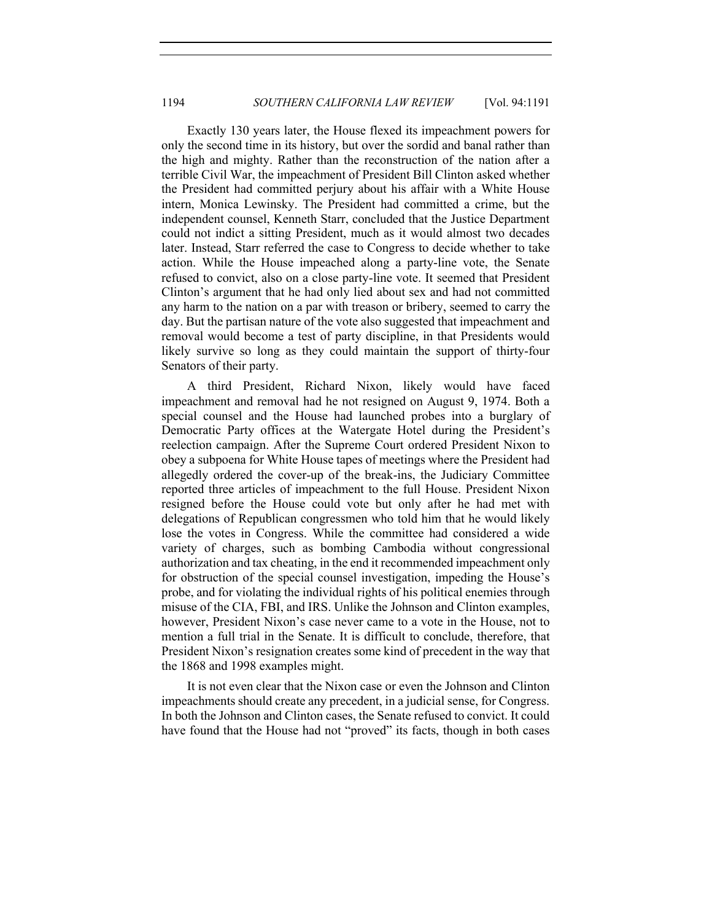Exactly 130 years later, the House flexed its impeachment powers for only the second time in its history, but over the sordid and banal rather than the high and mighty. Rather than the reconstruction of the nation after a terrible Civil War, the impeachment of President Bill Clinton asked whether the President had committed perjury about his affair with a White House intern, Monica Lewinsky. The President had committed a crime, but the independent counsel, Kenneth Starr, concluded that the Justice Department could not indict a sitting President, much as it would almost two decades later. Instead, Starr referred the case to Congress to decide whether to take action. While the House impeached along a party-line vote, the Senate refused to convict, also on a close party-line vote. It seemed that President Clinton's argument that he had only lied about sex and had not committed any harm to the nation on a par with treason or bribery, seemed to carry the day. But the partisan nature of the vote also suggested that impeachment and removal would become a test of party discipline, in that Presidents would likely survive so long as they could maintain the support of thirty-four Senators of their party.

A third President, Richard Nixon, likely would have faced impeachment and removal had he not resigned on August 9, 1974. Both a special counsel and the House had launched probes into a burglary of Democratic Party offices at the Watergate Hotel during the President's reelection campaign. After the Supreme Court ordered President Nixon to obey a subpoena for White House tapes of meetings where the President had allegedly ordered the cover-up of the break-ins, the Judiciary Committee reported three articles of impeachment to the full House. President Nixon resigned before the House could vote but only after he had met with delegations of Republican congressmen who told him that he would likely lose the votes in Congress. While the committee had considered a wide variety of charges, such as bombing Cambodia without congressional authorization and tax cheating, in the end it recommended impeachment only for obstruction of the special counsel investigation, impeding the House's probe, and for violating the individual rights of his political enemies through misuse of the CIA, FBI, and IRS. Unlike the Johnson and Clinton examples, however, President Nixon's case never came to a vote in the House, not to mention a full trial in the Senate. It is difficult to conclude, therefore, that President Nixon's resignation creates some kind of precedent in the way that the 1868 and 1998 examples might.

It is not even clear that the Nixon case or even the Johnson and Clinton impeachments should create any precedent, in a judicial sense, for Congress. In both the Johnson and Clinton cases, the Senate refused to convict. It could have found that the House had not "proved" its facts, though in both cases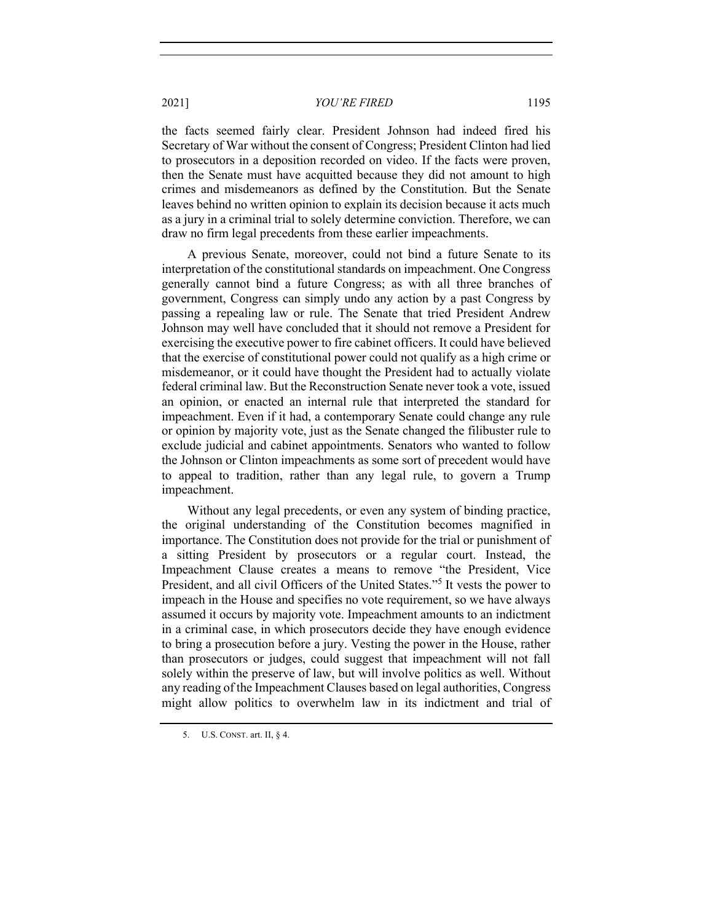the facts seemed fairly clear. President Johnson had indeed fired his Secretary of War without the consent of Congress; President Clinton had lied to prosecutors in a deposition recorded on video. If the facts were proven, then the Senate must have acquitted because they did not amount to high crimes and misdemeanors as defined by the Constitution. But the Senate leaves behind no written opinion to explain its decision because it acts much as a jury in a criminal trial to solely determine conviction. Therefore, we can draw no firm legal precedents from these earlier impeachments.

A previous Senate, moreover, could not bind a future Senate to its interpretation of the constitutional standards on impeachment. One Congress generally cannot bind a future Congress; as with all three branches of government, Congress can simply undo any action by a past Congress by passing a repealing law or rule. The Senate that tried President Andrew Johnson may well have concluded that it should not remove a President for exercising the executive power to fire cabinet officers. It could have believed that the exercise of constitutional power could not qualify as a high crime or misdemeanor, or it could have thought the President had to actually violate federal criminal law. But the Reconstruction Senate never took a vote, issued an opinion, or enacted an internal rule that interpreted the standard for impeachment. Even if it had, a contemporary Senate could change any rule or opinion by majority vote, just as the Senate changed the filibuster rule to exclude judicial and cabinet appointments. Senators who wanted to follow the Johnson or Clinton impeachments as some sort of precedent would have to appeal to tradition, rather than any legal rule, to govern a Trump impeachment.

Without any legal precedents, or even any system of binding practice, the original understanding of the Constitution becomes magnified in importance. The Constitution does not provide for the trial or punishment of a sitting President by prosecutors or a regular court. Instead, the Impeachment Clause creates a means to remove "the President, Vice President, and all civil Officers of the United States."[5] It vests the power to impeach in the House and specifies no vote requirement, so we have always assumed it occurs by majority vote. Impeachment amounts to an indictment in a criminal case, in which prosecutors decide they have enough evidence to bring a prosecution before a jury. Vesting the power in the House, rather than prosecutors or judges, could suggest that impeachment will not fall solely within the preserve of law, but will involve politics as well. Without any reading of the Impeachment Clauses based on legal authorities, Congress might allow politics to overwhelm law in its indictment and trial of

5. U.S. CONST. art. II, § 4.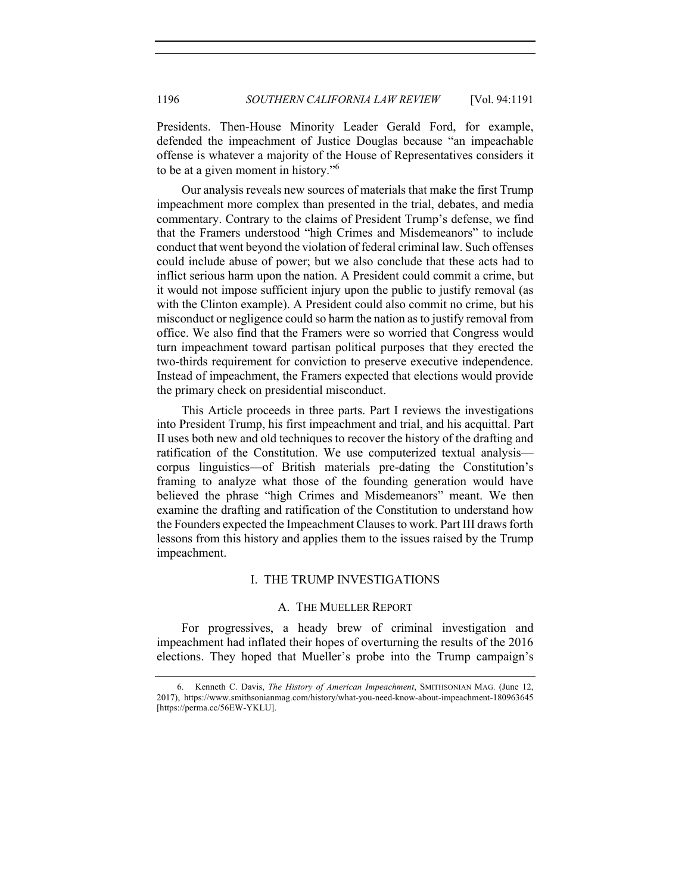Presidents. Then-House Minority Leader Gerald Ford, for example, defended the impeachment of Justice Douglas because "an impeachable offense is whatever a majority of the House of Representatives considers it to be at a given moment in history."[6]

Our analysis reveals new sources of materials that make the first Trump impeachment more complex than presented in the trial, debates, and media commentary. Contrary to the claims of President Trump's defense, we find that the Framers understood "high Crimes and Misdemeanors" to include conduct that went beyond the violation of federal criminal law. Such offenses could include abuse of power; but we also conclude that these acts had to inflict serious harm upon the nation. A President could commit a crime, but it would not impose sufficient injury upon the public to justify removal (as with the Clinton example). A President could also commit no crime, but his misconduct or negligence could so harm the nation as to justify removal from office. We also find that the Framers were so worried that Congress would turn impeachment toward partisan political purposes that they erected the two-thirds requirement for conviction to preserve executive independence. Instead of impeachment, the Framers expected that elections would provide the primary check on presidential misconduct.

This Article proceeds in three parts. Part I reviews the investigations into President Trump, his first impeachment and trial, and his acquittal. Part II uses both new and old techniques to recover the history of the drafting and ratification of the Constitution. We use computerized textual analysis—corpus linguistics—of British materials pre-dating the Constitution's framing to analyze what those of the founding generation would have believed the phrase "high Crimes and Misdemeanors" meant. We then examine the drafting and ratification of the Constitution to understand how the Founders expected the Impeachment Clauses to work. Part III draws forth lessons from this history and applies them to the issues raised by the Trump impeachment.

## I. THE TRUMP INVESTIGATIONS

### A. THE MUELLER REPORT

For progressives, a heady brew of criminal investigation and impeachment had inflated their hopes of overturning the results of the 2016 elections. They hoped that Mueller's probe into the Trump campaign's

---

6. Kenneth C. Davis, *The History of American Impeachment*, SMITHSONIAN MAG. (June 12, 2017), https://www.smithsonianmag.com/history/what-you-need-know-about-impeachment-180963645 [https://perma.cc/56EW-YKLU].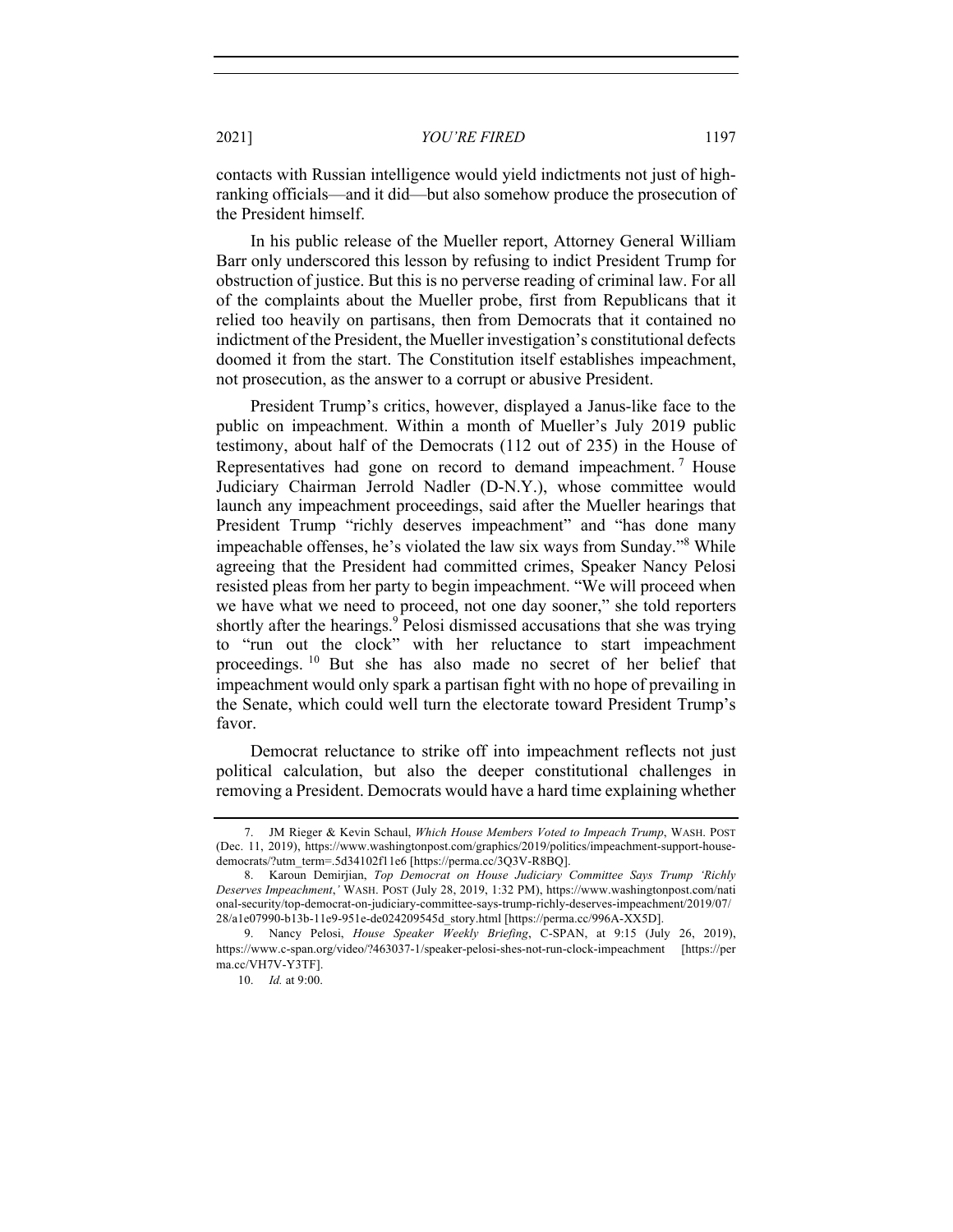contacts with Russian intelligence would yield indictments not just of high-ranking officials—and it did—but also somehow produce the prosecution of the President himself.

In his public release of the Mueller report, Attorney General William Barr only underscored this lesson by refusing to indict President Trump for obstruction of justice. But this is no perverse reading of criminal law. For all of the complaints about the Mueller probe, first from Republicans that it relied too heavily on partisans, then from Democrats that it contained no indictment of the President, the Mueller investigation's constitutional defects doomed it from the start. The Constitution itself establishes impeachment, not prosecution, as the answer to a corrupt or abusive President.

President Trump's critics, however, displayed a Janus-like face to the public on impeachment. Within a month of Mueller's July 2019 public testimony, about half of the Democrats (112 out of 235) in the House of Representatives had gone on record to demand impeachment.[7] House Judiciary Chairman Jerrold Nadler (D-N.Y.), whose committee would launch any impeachment proceedings, said after the Mueller hearings that President Trump "richly deserves impeachment" and "has done many impeachable offenses, he's violated the law six ways from Sunday."[8] While agreeing that the President had committed crimes, Speaker Nancy Pelosi resisted pleas from her party to begin impeachment. "We will proceed when we have what we need to proceed, not one day sooner," she told reporters shortly after the hearings.[9] Pelosi dismissed accusations that she was trying to "run out the clock" with her reluctance to start impeachment proceedings.[10] But she has also made no secret of her belief that impeachment would only spark a partisan fight with no hope of prevailing in the Senate, which could well turn the electorate toward President Trump's favor.

Democrat reluctance to strike off into impeachment reflects not just political calculation, but also the deeper constitutional challenges in removing a President. Democrats would have a hard time explaining whether

---

7. JM Rieger & Kevin Schaul, *Which House Members Voted to Impeach Trump*, WASH. POST (Dec. 11, 2019), https://www.washingtonpost.com/graphics/2019/politics/impeachment-support-house-democrats/?utm_term=.5d34102f11e6 [https://perma.cc/3Q3V-R8BQ].

8. Karoun Demirjian, *Top Democrat on House Judiciary Committee Says Trump 'Richly Deserves Impeachment*,*'* WASH. POST (July 28, 2019, 1:32 PM), https://www.washingtonpost.com/national-security/top-democrat-on-judiciary-committee-says-trump-richly-deserves-impeachment/2019/07/28/a1e07990-b13b-11e9-951e-de024209545d_story.html [https://perma.cc/996A-XX5D].

9. Nancy Pelosi, *House Speaker Weekly Briefing*, C-SPAN, at 9:15 (July 26, 2019), https://www.c-span.org/video/?463037-1/speaker-pelosi-shes-not-run-clock-impeachment [https://perma.cc/VH7V-Y3TF].

10. *Id.* at 9:00.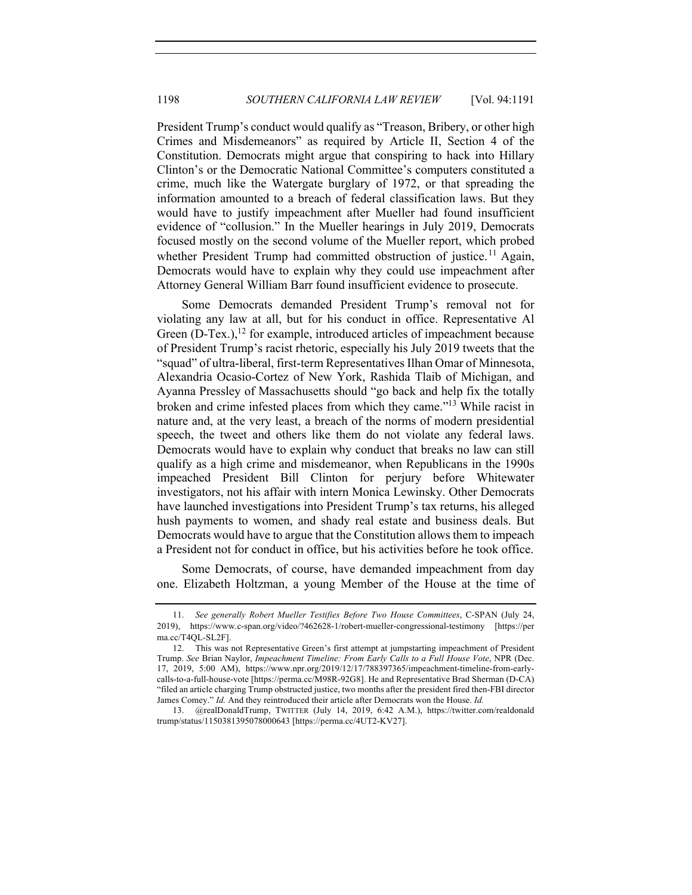President Trump's conduct would qualify as "Treason, Bribery, or other high Crimes and Misdemeanors" as required by Article II, Section 4 of the Constitution. Democrats might argue that conspiring to hack into Hillary Clinton's or the Democratic National Committee's computers constituted a crime, much like the Watergate burglary of 1972, or that spreading the information amounted to a breach of federal classification laws. But they would have to justify impeachment after Mueller had found insufficient evidence of "collusion." In the Mueller hearings in July 2019, Democrats focused mostly on the second volume of the Mueller report, which probed whether President Trump had committed obstruction of justice.[11] Again, Democrats would have to explain why they could use impeachment after Attorney General William Barr found insufficient evidence to prosecute.

Some Democrats demanded President Trump's removal not for violating any law at all, but for his conduct in office. Representative Al Green (D-Tex.),[12] for example, introduced articles of impeachment because of President Trump's racist rhetoric, especially his July 2019 tweets that the "squad" of ultra-liberal, first-term Representatives Ilhan Omar of Minnesota, Alexandria Ocasio-Cortez of New York, Rashida Tlaib of Michigan, and Ayanna Pressley of Massachusetts should "go back and help fix the totally broken and crime infested places from which they came."[13] While racist in nature and, at the very least, a breach of the norms of modern presidential speech, the tweet and others like them do not violate any federal laws. Democrats would have to explain why conduct that breaks no law can still qualify as a high crime and misdemeanor, when Republicans in the 1990s impeached President Bill Clinton for perjury before Whitewater investigators, not his affair with intern Monica Lewinsky. Other Democrats have launched investigations into President Trump's tax returns, his alleged hush payments to women, and shady real estate and business deals. But Democrats would have to argue that the Constitution allows them to impeach a President not for conduct in office, but his activities before he took office.

Some Democrats, of course, have demanded impeachment from day one. Elizabeth Holtzman, a young Member of the House at the time of

---

11. *See generally Robert Mueller Testifies Before Two House Committees*, C-SPAN (July 24, 2019), https://www.c-span.org/video/?462628-1/robert-mueller-congressional-testimony [https://perma.cc/T4QL-SL2F].

12. This was not Representative Green's first attempt at jumpstarting impeachment of President Trump. *See* Brian Naylor, *Impeachment Timeline: From Early Calls to a Full House Vote*, NPR (Dec. 17, 2019, 5:00 AM), https://www.npr.org/2019/12/17/788397365/impeachment-timeline-from-early-calls-to-a-full-house-vote [https://perma.cc/M98R-92G8]. He and Representative Brad Sherman (D-CA) "filed an article charging Trump obstructed justice, two months after the president fired then-FBI director James Comey." *Id.* And they reintroduced their article after Democrats won the House. *Id.*

13. @realDonaldTrump, TWITTER (July 14, 2019, 6:42 A.M.), https://twitter.com/realdonaldtrump/status/1150381395078000643 [https://perma.cc/4UT2-KV27].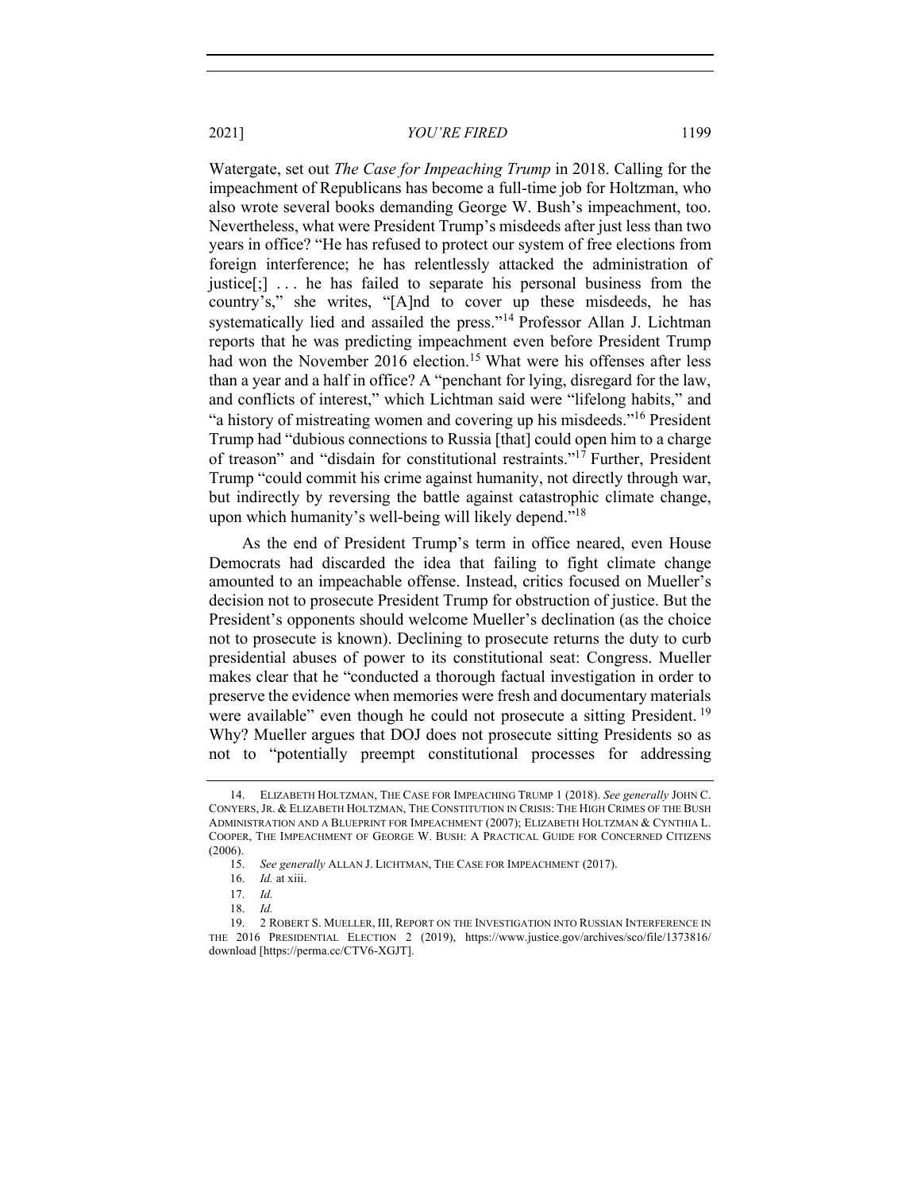Watergate, set out *The Case for Impeaching Trump* in 2018. Calling for the impeachment of Republicans has become a full-time job for Holtzman, who also wrote several books demanding George W. Bush's impeachment, too. Nevertheless, what were President Trump's misdeeds after just less than two years in office? "He has refused to protect our system of free elections from foreign interference; he has relentlessly attacked the administration of justice[;] . . . he has failed to separate his personal business from the country's," she writes, "[A]nd to cover up these misdeeds, he has systematically lied and assailed the press."[14] Professor Allan J. Lichtman reports that he was predicting impeachment even before President Trump had won the November 2016 election.[15] What were his offenses after less than a year and a half in office? A "penchant for lying, disregard for the law, and conflicts of interest," which Lichtman said were "lifelong habits," and "a history of mistreating women and covering up his misdeeds."[16] President Trump had "dubious connections to Russia [that] could open him to a charge of treason" and "disdain for constitutional restraints."[17] Further, President Trump "could commit his crime against humanity, not directly through war, but indirectly by reversing the battle against catastrophic climate change, upon which humanity's well-being will likely depend."[18]

As the end of President Trump's term in office neared, even House Democrats had discarded the idea that failing to fight climate change amounted to an impeachable offense. Instead, critics focused on Mueller's decision not to prosecute President Trump for obstruction of justice. But the President's opponents should welcome Mueller's declination (as the choice not to prosecute is known). Declining to prosecute returns the duty to curb presidential abuses of power to its constitutional seat: Congress. Mueller makes clear that he "conducted a thorough factual investigation in order to preserve the evidence when memories were fresh and documentary materials were available" even though he could not prosecute a sitting President.[19] Why? Mueller argues that DOJ does not prosecute sitting Presidents so as not to "potentially preempt constitutional processes for addressing

---

14. ELIZABETH HOLTZMAN, THE CASE FOR IMPEACHING TRUMP 1 (2018). *See generally* JOHN C. CONYERS, JR. & ELIZABETH HOLTZMAN, THE CONSTITUTION IN CRISIS: THE HIGH CRIMES OF THE BUSH ADMINISTRATION AND A BLUEPRINT FOR IMPEACHMENT (2007); ELIZABETH HOLTZMAN & CYNTHIA L. COOPER, THE IMPEACHMENT OF GEORGE W. BUSH: A PRACTICAL GUIDE FOR CONCERNED CITIZENS (2006).

15. *See generally* ALLAN J. LICHTMAN, THE CASE FOR IMPEACHMENT (2017).

16. *Id.* at xiii.

17. *Id.*

18. *Id.*

19. 2 ROBERT S. MUELLER, III, REPORT ON THE INVESTIGATION INTO RUSSIAN INTERFERENCE IN THE 2016 PRESIDENTIAL ELECTION 2 (2019), https://www.justice.gov/archives/sco/file/1373816/download [https://perma.cc/CTV6-XGJT].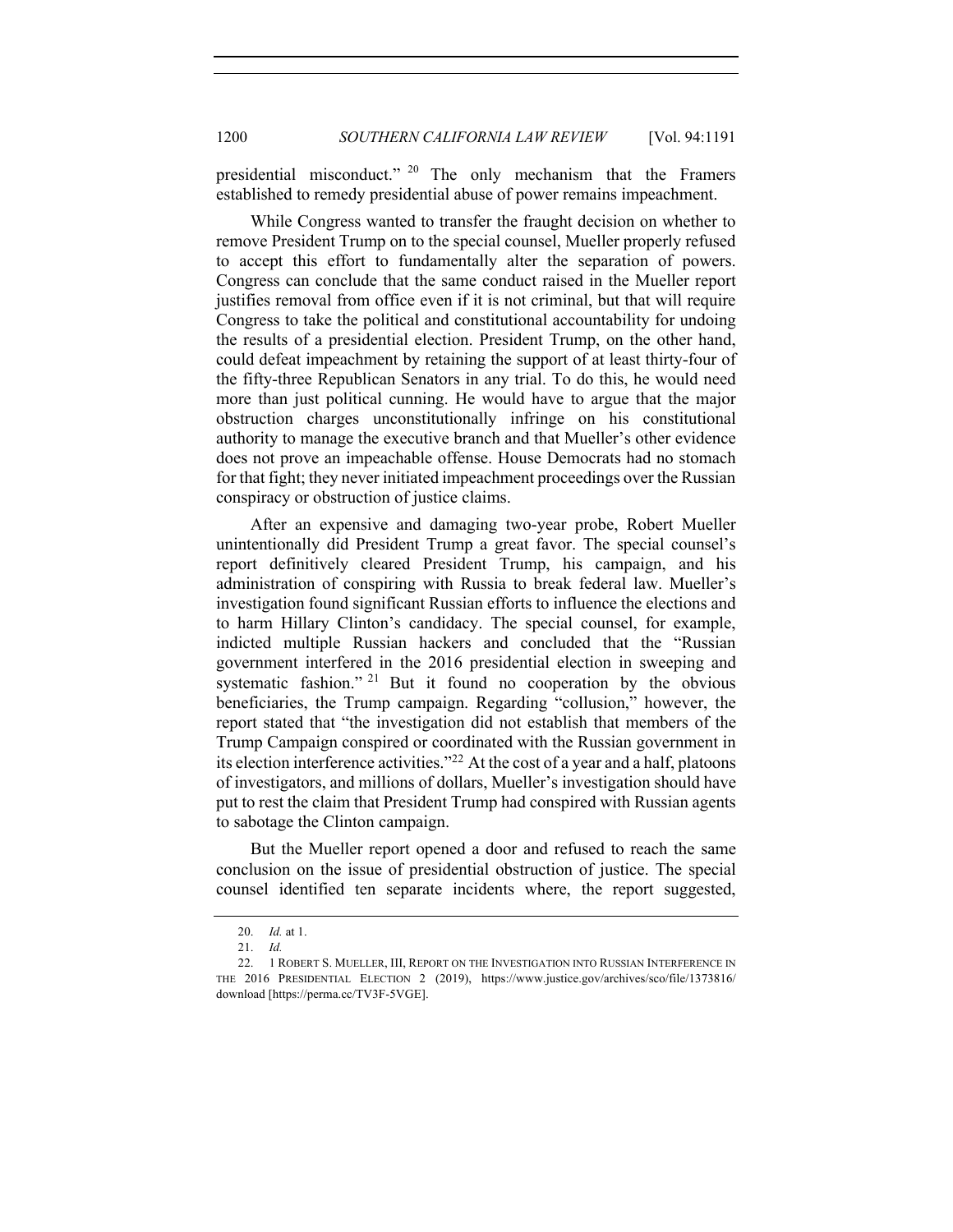presidential misconduct."[20] The only mechanism that the Framers established to remedy presidential abuse of power remains impeachment.

While Congress wanted to transfer the fraught decision on whether to remove President Trump on to the special counsel, Mueller properly refused to accept this effort to fundamentally alter the separation of powers. Congress can conclude that the same conduct raised in the Mueller report justifies removal from office even if it is not criminal, but that will require Congress to take the political and constitutional accountability for undoing the results of a presidential election. President Trump, on the other hand, could defeat impeachment by retaining the support of at least thirty-four of the fifty-three Republican Senators in any trial. To do this, he would need more than just political cunning. He would have to argue that the major obstruction charges unconstitutionally infringe on his constitutional authority to manage the executive branch and that Mueller's other evidence does not prove an impeachable offense. House Democrats had no stomach for that fight; they never initiated impeachment proceedings over the Russian conspiracy or obstruction of justice claims.

After an expensive and damaging two-year probe, Robert Mueller unintentionally did President Trump a great favor. The special counsel's report definitively cleared President Trump, his campaign, and his administration of conspiring with Russia to break federal law. Mueller's investigation found significant Russian efforts to influence the elections and to harm Hillary Clinton's candidacy. The special counsel, for example, indicted multiple Russian hackers and concluded that the "Russian government interfered in the 2016 presidential election in sweeping and systematic fashion."[21] But it found no cooperation by the obvious beneficiaries, the Trump campaign. Regarding "collusion," however, the report stated that "the investigation did not establish that members of the Trump Campaign conspired or coordinated with the Russian government in its election interference activities."[22] At the cost of a year and a half, platoons of investigators, and millions of dollars, Mueller's investigation should have put to rest the claim that President Trump had conspired with Russian agents to sabotage the Clinton campaign.

But the Mueller report opened a door and refused to reach the same conclusion on the issue of presidential obstruction of justice. The special counsel identified ten separate incidents where, the report suggested,

---

20. *Id.* at 1.

21. *Id.*

22. 1 ROBERT S. MUELLER, III, REPORT ON THE INVESTIGATION INTO RUSSIAN INTERFERENCE IN THE 2016 PRESIDENTIAL ELECTION 2 (2019), https://www.justice.gov/archives/sco/file/1373816/download [https://perma.cc/TV3F-5VGE].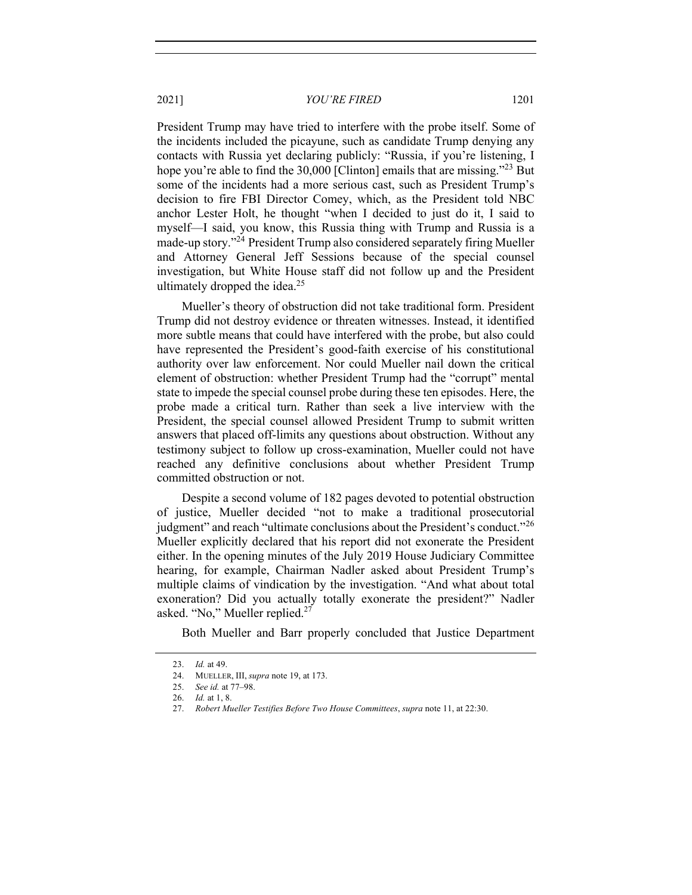President Trump may have tried to interfere with the probe itself. Some of the incidents included the picayune, such as candidate Trump denying any contacts with Russia yet declaring publicly: "Russia, if you're listening, I hope you're able to find the 30,000 [Clinton] emails that are missing."[23] But some of the incidents had a more serious cast, such as President Trump's decision to fire FBI Director Comey, which, as the President told NBC anchor Lester Holt, he thought "when I decided to just do it, I said to myself—I said, you know, this Russia thing with Trump and Russia is a made-up story."[24] President Trump also considered separately firing Mueller and Attorney General Jeff Sessions because of the special counsel investigation, but White House staff did not follow up and the President ultimately dropped the idea.[25]

Mueller's theory of obstruction did not take traditional form. President Trump did not destroy evidence or threaten witnesses. Instead, it identified more subtle means that could have interfered with the probe, but also could have represented the President's good-faith exercise of his constitutional authority over law enforcement. Nor could Mueller nail down the critical element of obstruction: whether President Trump had the "corrupt" mental state to impede the special counsel probe during these ten episodes. Here, the probe made a critical turn. Rather than seek a live interview with the President, the special counsel allowed President Trump to submit written answers that placed off-limits any questions about obstruction. Without any testimony subject to follow up cross-examination, Mueller could not have reached any definitive conclusions about whether President Trump committed obstruction or not.

Despite a second volume of 182 pages devoted to potential obstruction of justice, Mueller decided "not to make a traditional prosecutorial judgment" and reach "ultimate conclusions about the President's conduct."[26] Mueller explicitly declared that his report did not exonerate the President either. In the opening minutes of the July 2019 House Judiciary Committee hearing, for example, Chairman Nadler asked about President Trump's multiple claims of vindication by the investigation. "And what about total exoneration? Did you actually totally exonerate the president?" Nadler asked. "No," Mueller replied.[27]

Both Mueller and Barr properly concluded that Justice Department

---

23. *Id.* at 49.

24. MUELLER, III, *supra* note 19, at 173.

25. *See id.* at 77–98.

26. *Id.* at 1, 8.

27. *Robert Mueller Testifies Before Two House Committees*, *supra* note 11, at 22:30.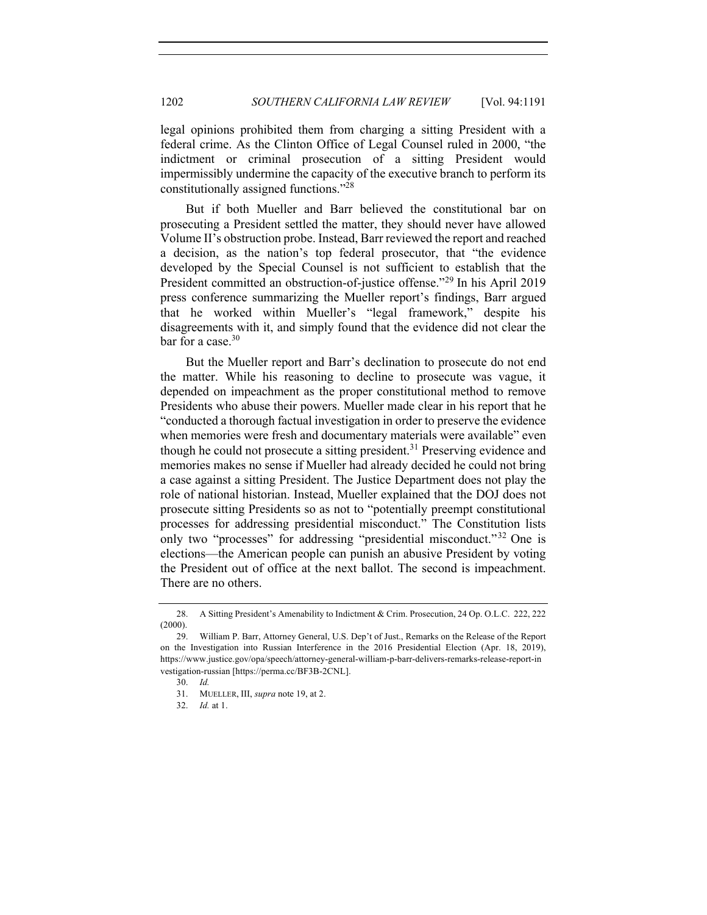legal opinions prohibited them from charging a sitting President with a federal crime. As the Clinton Office of Legal Counsel ruled in 2000, "the indictment or criminal prosecution of a sitting President would impermissibly undermine the capacity of the executive branch to perform its constitutionally assigned functions."[28]

But if both Mueller and Barr believed the constitutional bar on prosecuting a President settled the matter, they should never have allowed Volume II's obstruction probe. Instead, Barr reviewed the report and reached a decision, as the nation's top federal prosecutor, that "the evidence developed by the Special Counsel is not sufficient to establish that the President committed an obstruction-of-justice offense."[29] In his April 2019 press conference summarizing the Mueller report's findings, Barr argued that he worked within Mueller's "legal framework," despite his disagreements with it, and simply found that the evidence did not clear the bar for a case.[30]

But the Mueller report and Barr's declination to prosecute do not end the matter. While his reasoning to decline to prosecute was vague, it depended on impeachment as the proper constitutional method to remove Presidents who abuse their powers. Mueller made clear in his report that he "conducted a thorough factual investigation in order to preserve the evidence when memories were fresh and documentary materials were available" even though he could not prosecute a sitting president.[31] Preserving evidence and memories makes no sense if Mueller had already decided he could not bring a case against a sitting President. The Justice Department does not play the role of national historian. Instead, Mueller explained that the DOJ does not prosecute sitting Presidents so as not to "potentially preempt constitutional processes for addressing presidential misconduct." The Constitution lists only two "processes" for addressing "presidential misconduct."[32] One is elections—the American people can punish an abusive President by voting the President out of office at the next ballot. The second is impeachment. There are no others.

---

28. A Sitting President's Amenability to Indictment & Crim. Prosecution, 24 Op. O.L.C. 222, 222 (2000).

29. William P. Barr, Attorney General, U.S. Dep't of Just., Remarks on the Release of the Report on the Investigation into Russian Interference in the 2016 Presidential Election (Apr. 18, 2019), https://www.justice.gov/opa/speech/attorney-general-william-p-barr-delivers-remarks-release-report-investigation-russian [https://perma.cc/BF3B-2CNL].

30. *Id.*

31. MUELLER, III, *supra* note 19, at 2.

32. *Id.* at 1.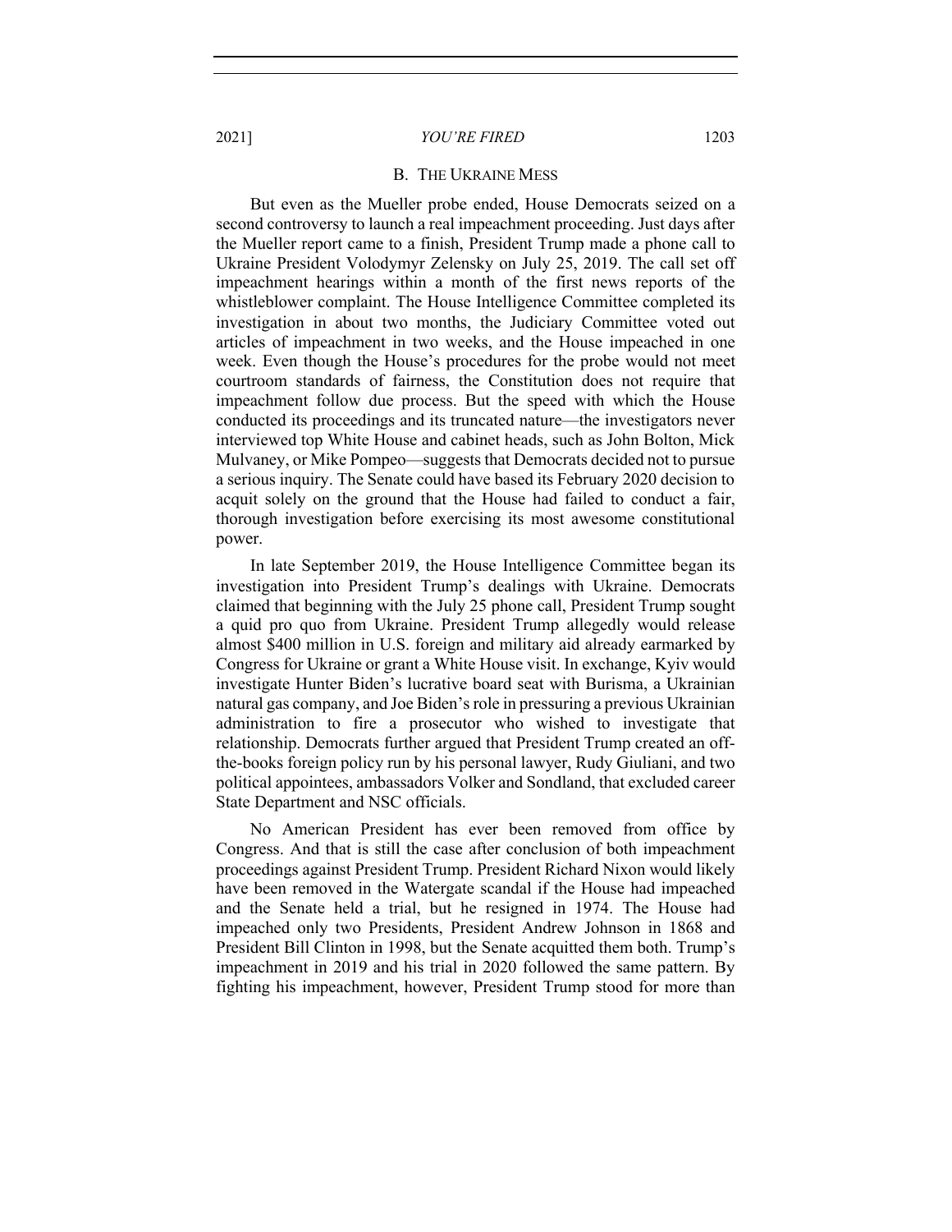### B. The Ukraine Mess

But even as the Mueller probe ended, House Democrats seized on a second controversy to launch a real impeachment proceeding. Just days after the Mueller report came to a finish, President Trump made a phone call to Ukraine President Volodymyr Zelensky on July 25, 2019. The call set off impeachment hearings within a month of the first news reports of the whistleblower complaint. The House Intelligence Committee completed its investigation in about two months, the Judiciary Committee voted out articles of impeachment in two weeks, and the House impeached in one week. Even though the House's procedures for the probe would not meet courtroom standards of fairness, the Constitution does not require that impeachment follow due process. But the speed with which the House conducted its proceedings and its truncated nature—the investigators never interviewed top White House and cabinet heads, such as John Bolton, Mick Mulvaney, or Mike Pompeo—suggests that Democrats decided not to pursue a serious inquiry. The Senate could have based its February 2020 decision to acquit solely on the ground that the House had failed to conduct a fair, thorough investigation before exercising its most awesome constitutional power.

In late September 2019, the House Intelligence Committee began its investigation into President Trump's dealings with Ukraine. Democrats claimed that beginning with the July 25 phone call, President Trump sought a quid pro quo from Ukraine. President Trump allegedly would release almost $400 million in U.S. foreign and military aid already earmarked by Congress for Ukraine or grant a White House visit. In exchange, Kyiv would investigate Hunter Biden's lucrative board seat with Burisma, a Ukrainian natural gas company, and Joe Biden's role in pressuring a previous Ukrainian administration to fire a prosecutor who wished to investigate that relationship. Democrats further argued that President Trump created an off-the-books foreign policy run by his personal lawyer, Rudy Giuliani, and two political appointees, ambassadors Volker and Sondland, that excluded career State Department and NSC officials.

No American President has ever been removed from office by Congress. And that is still the case after conclusion of both impeachment proceedings against President Trump. President Richard Nixon would likely have been removed in the Watergate scandal if the House had impeached and the Senate held a trial, but he resigned in 1974. The House had impeached only two Presidents, President Andrew Johnson in 1868 and President Bill Clinton in 1998, but the Senate acquitted them both. Trump's impeachment in 2019 and his trial in 2020 followed the same pattern. By fighting his impeachment, however, President Trump stood for more than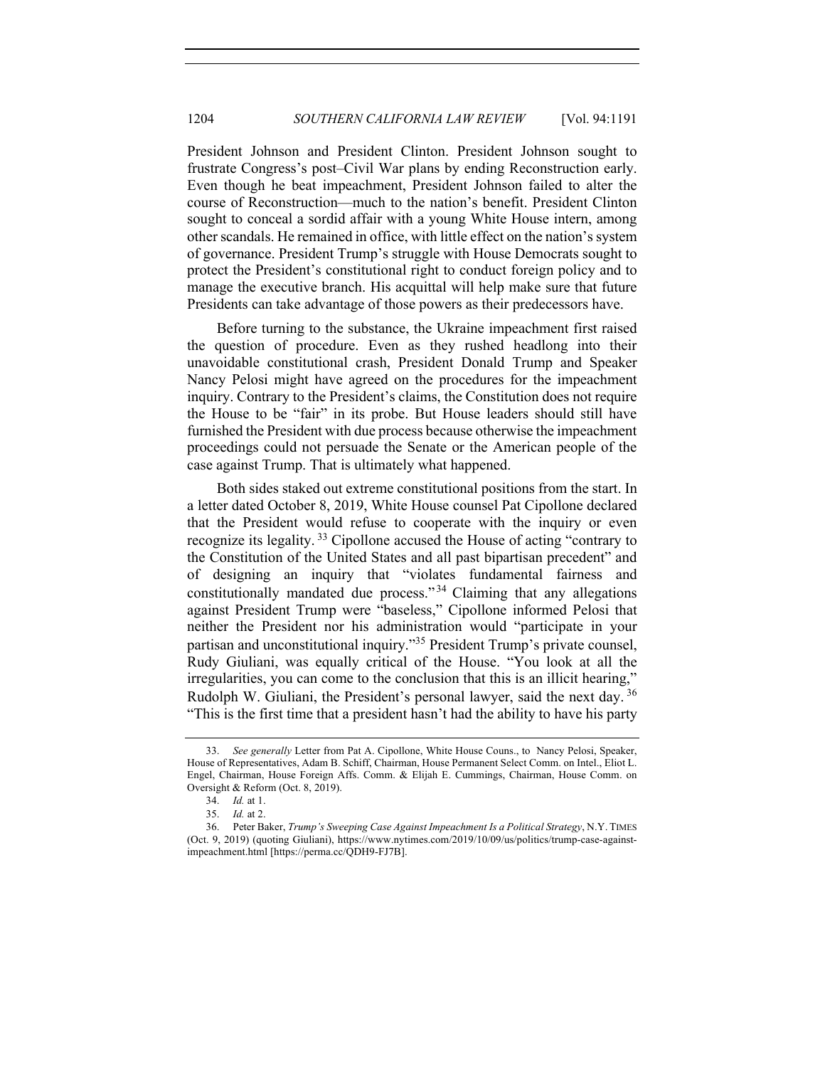President Johnson and President Clinton. President Johnson sought to frustrate Congress's post–Civil War plans by ending Reconstruction early. Even though he beat impeachment, President Johnson failed to alter the course of Reconstruction—much to the nation's benefit. President Clinton sought to conceal a sordid affair with a young White House intern, among other scandals. He remained in office, with little effect on the nation's system of governance. President Trump's struggle with House Democrats sought to protect the President's constitutional right to conduct foreign policy and to manage the executive branch. His acquittal will help make sure that future Presidents can take advantage of those powers as their predecessors have.

Before turning to the substance, the Ukraine impeachment first raised the question of procedure. Even as they rushed headlong into their unavoidable constitutional crash, President Donald Trump and Speaker Nancy Pelosi might have agreed on the procedures for the impeachment inquiry. Contrary to the President's claims, the Constitution does not require the House to be "fair" in its probe. But House leaders should still have furnished the President with due process because otherwise the impeachment proceedings could not persuade the Senate or the American people of the case against Trump. That is ultimately what happened.

Both sides staked out extreme constitutional positions from the start. In a letter dated October 8, 2019, White House counsel Pat Cipollone declared that the President would refuse to cooperate with the inquiry or even recognize its legality.[33] Cipollone accused the House of acting "contrary to the Constitution of the United States and all past bipartisan precedent" and of designing an inquiry that "violates fundamental fairness and constitutionally mandated due process."[34] Claiming that any allegations against President Trump were "baseless," Cipollone informed Pelosi that neither the President nor his administration would "participate in your partisan and unconstitutional inquiry."[35] President Trump's private counsel, Rudy Giuliani, was equally critical of the House. "You look at all the irregularities, you can come to the conclusion that this is an illicit hearing," Rudolph W. Giuliani, the President's personal lawyer, said the next day.[36] "This is the first time that a president hasn't had the ability to have his party

---

33. *See generally* Letter from Pat A. Cipollone, White House Couns., to Nancy Pelosi, Speaker, House of Representatives, Adam B. Schiff, Chairman, House Permanent Select Comm. on Intel., Eliot L. Engel, Chairman, House Foreign Affs. Comm. & Elijah E. Cummings, Chairman, House Comm. on Oversight & Reform (Oct. 8, 2019).

34. *Id.* at 1.

35. *Id.* at 2.

36. Peter Baker, *Trump's Sweeping Case Against Impeachment Is a Political Strategy*, N.Y. TIMES (Oct. 9, 2019) (quoting Giuliani), https://www.nytimes.com/2019/10/09/us/politics/trump-case-against-impeachment.html [https://perma.cc/QDH9-FJ7B].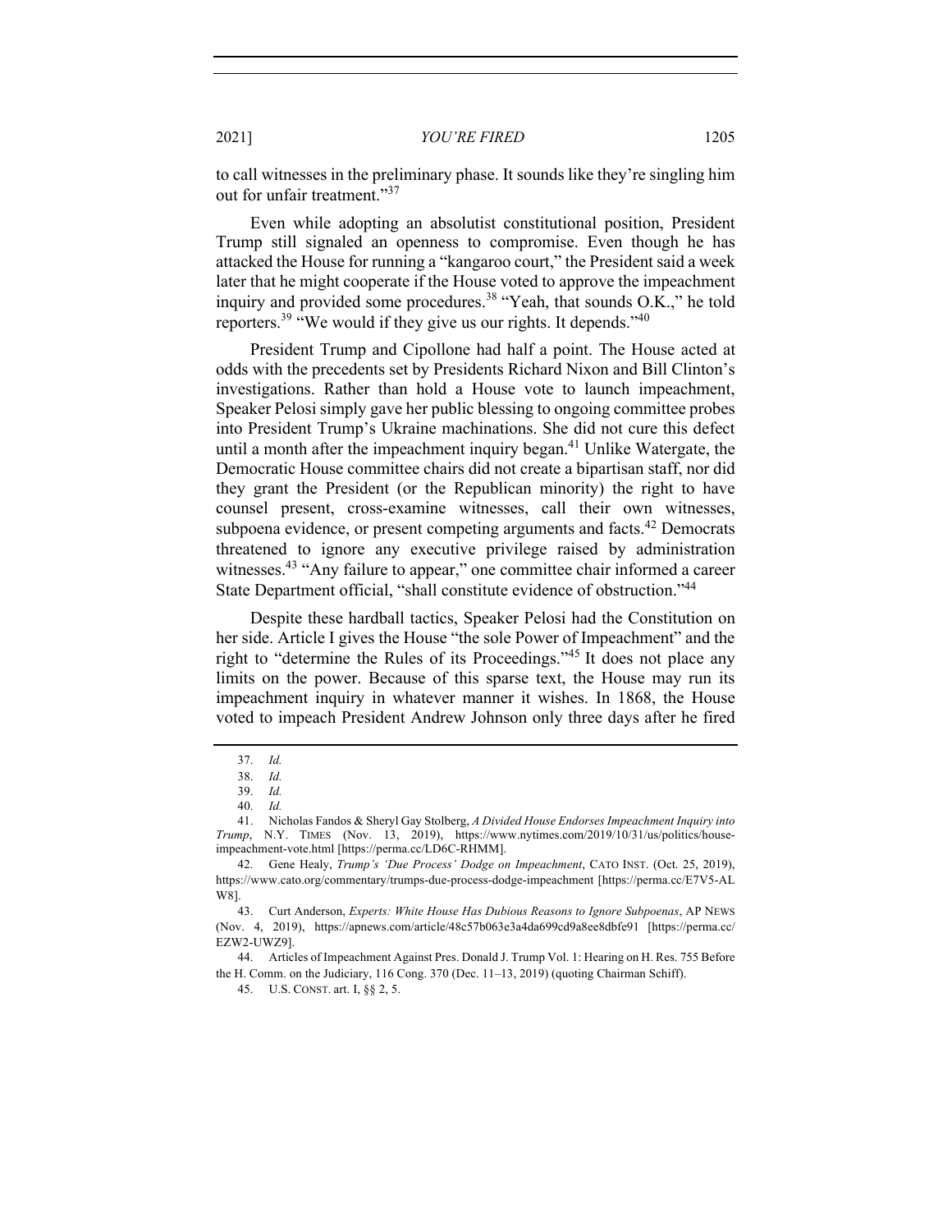to call witnesses in the preliminary phase. It sounds like they're singling him out for unfair treatment."[37]

Even while adopting an absolutist constitutional position, President Trump still signaled an openness to compromise. Even though he has attacked the House for running a "kangaroo court," the President said a week later that he might cooperate if the House voted to approve the impeachment inquiry and provided some procedures.[38] "Yeah, that sounds O.K.," he told reporters.[39] "We would if they give us our rights. It depends."[40]

President Trump and Cipollone had half a point. The House acted at odds with the precedents set by Presidents Richard Nixon and Bill Clinton's investigations. Rather than hold a House vote to launch impeachment, Speaker Pelosi simply gave her public blessing to ongoing committee probes into President Trump's Ukraine machinations. She did not cure this defect until a month after the impeachment inquiry began.[41] Unlike Watergate, the Democratic House committee chairs did not create a bipartisan staff, nor did they grant the President (or the Republican minority) the right to have counsel present, cross-examine witnesses, call their own witnesses, subpoena evidence, or present competing arguments and facts.[42] Democrats threatened to ignore any executive privilege raised by administration witnesses.[43] "Any failure to appear," one committee chair informed a career State Department official, "shall constitute evidence of obstruction."[44]

Despite these hardball tactics, Speaker Pelosi had the Constitution on her side. Article I gives the House "the sole Power of Impeachment" and the right to "determine the Rules of its Proceedings."[45] It does not place any limits on the power. Because of this sparse text, the House may run its impeachment inquiry in whatever manner it wishes. In 1868, the House voted to impeach President Andrew Johnson only three days after he fired

---

37. *Id.*

38. *Id.*

39. *Id.*

40. *Id.*

41. Nicholas Fandos & Sheryl Gay Stolberg, *A Divided House Endorses Impeachment Inquiry into Trump*, N.Y. TIMES (Nov. 13, 2019), https://www.nytimes.com/2019/10/31/us/politics/house-impeachment-vote.html [https://perma.cc/LD6C-RHMM].

42. Gene Healy, *Trump's 'Due Process' Dodge on Impeachment*, CATO INST. (Oct. 25, 2019), https://www.cato.org/commentary/trumps-due-process-dodge-impeachment [https://perma.cc/E7V5-ALW8].

43. Curt Anderson, *Experts: White House Has Dubious Reasons to Ignore Subpoenas*, AP NEWS (Nov. 4, 2019), https://apnews.com/article/48c57b063e3a4da699cd9a8ee8dbfe91 [https://perma.cc/EZW2-UWZ9].

44. Articles of Impeachment Against Pres. Donald J. Trump Vol. 1: Hearing on H. Res. 755 Before the H. Comm. on the Judiciary, 116 Cong. 370 (Dec. 11–13, 2019) (quoting Chairman Schiff).

45. U.S. CONST. art. I, §§ 2, 5.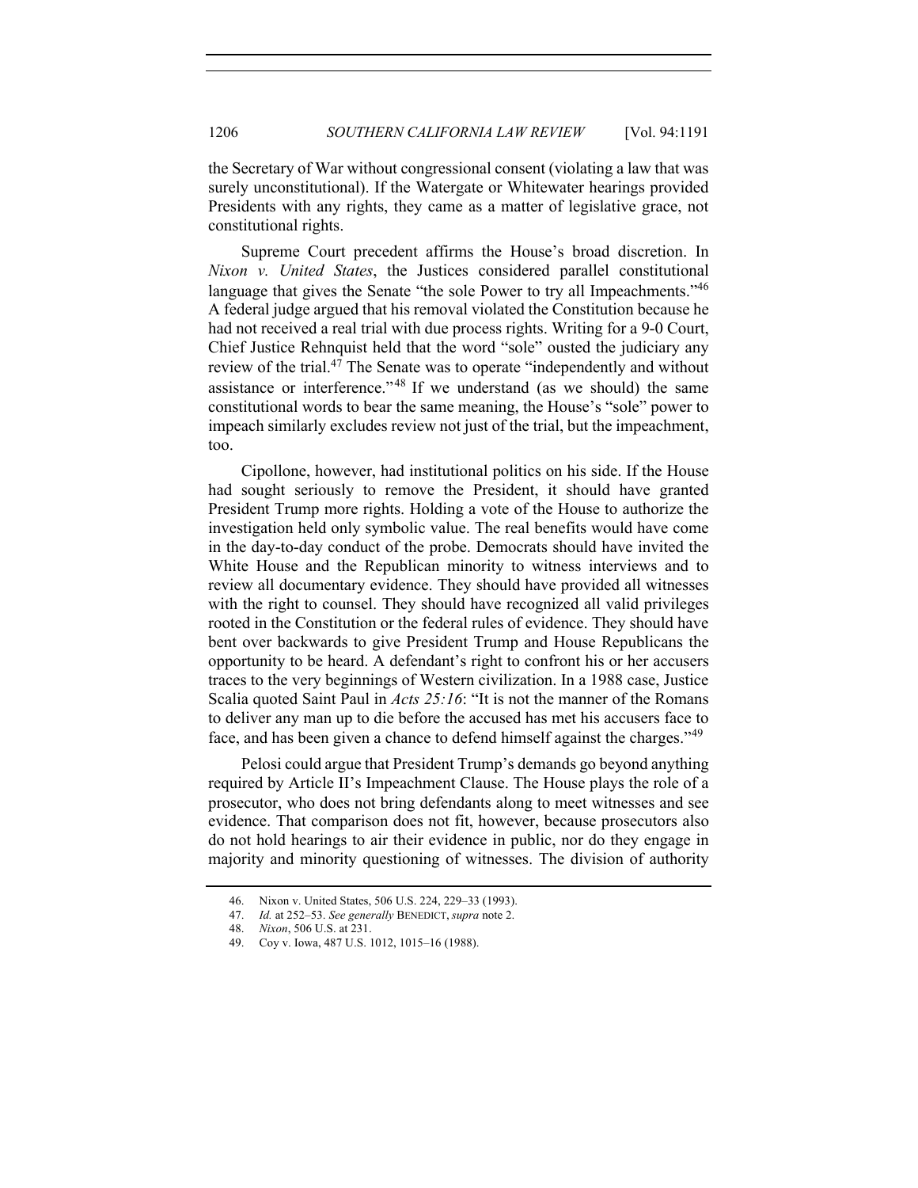the Secretary of War without congressional consent (violating a law that was surely unconstitutional). If the Watergate or Whitewater hearings provided Presidents with any rights, they came as a matter of legislative grace, not constitutional rights.

Supreme Court precedent affirms the House's broad discretion. In *Nixon v. United States*, the Justices considered parallel constitutional language that gives the Senate "the sole Power to try all Impeachments."[46] A federal judge argued that his removal violated the Constitution because he had not received a real trial with due process rights. Writing for a 9-0 Court, Chief Justice Rehnquist held that the word "sole" ousted the judiciary any review of the trial.[47] The Senate was to operate "independently and without assistance or interference."[48] If we understand (as we should) the same constitutional words to bear the same meaning, the House's "sole" power to impeach similarly excludes review not just of the trial, but the impeachment, too.

Cipollone, however, had institutional politics on his side. If the House had sought seriously to remove the President, it should have granted President Trump more rights. Holding a vote of the House to authorize the investigation held only symbolic value. The real benefits would have come in the day-to-day conduct of the probe. Democrats should have invited the White House and the Republican minority to witness interviews and to review all documentary evidence. They should have provided all witnesses with the right to counsel. They should have recognized all valid privileges rooted in the Constitution or the federal rules of evidence. They should have bent over backwards to give President Trump and House Republicans the opportunity to be heard. A defendant's right to confront his or her accusers traces to the very beginnings of Western civilization. In a 1988 case, Justice Scalia quoted Saint Paul in *Acts 25:16*: "It is not the manner of the Romans to deliver any man up to die before the accused has met his accusers face to face, and has been given a chance to defend himself against the charges."[49]

Pelosi could argue that President Trump's demands go beyond anything required by Article II's Impeachment Clause. The House plays the role of a prosecutor, who does not bring defendants along to meet witnesses and see evidence. That comparison does not fit, however, because prosecutors also do not hold hearings to air their evidence in public, nor do they engage in majority and minority questioning of witnesses. The division of authority

46. Nixon v. United States, 506 U.S. 224, 229–33 (1993).

47. *Id.* at 252–53. *See generally* BENEDICT, *supra* note 2.

48. *Nixon*, 506 U.S. at 231.

49. Coy v. Iowa, 487 U.S. 1012, 1015–16 (1988).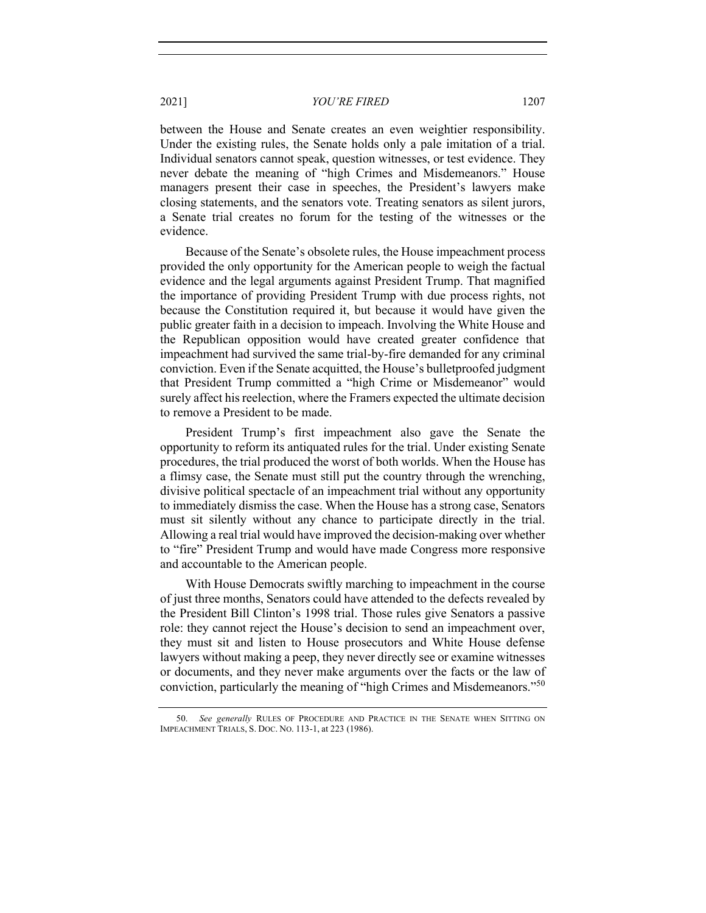between the House and Senate creates an even weightier responsibility. Under the existing rules, the Senate holds only a pale imitation of a trial. Individual senators cannot speak, question witnesses, or test evidence. They never debate the meaning of "high Crimes and Misdemeanors." House managers present their case in speeches, the President's lawyers make closing statements, and the senators vote. Treating senators as silent jurors, a Senate trial creates no forum for the testing of the witnesses or the evidence.

Because of the Senate's obsolete rules, the House impeachment process provided the only opportunity for the American people to weigh the factual evidence and the legal arguments against President Trump. That magnified the importance of providing President Trump with due process rights, not because the Constitution required it, but because it would have given the public greater faith in a decision to impeach. Involving the White House and the Republican opposition would have created greater confidence that impeachment had survived the same trial-by-fire demanded for any criminal conviction. Even if the Senate acquitted, the House's bulletproofed judgment that President Trump committed a "high Crime or Misdemeanor" would surely affect his reelection, where the Framers expected the ultimate decision to remove a President to be made.

President Trump's first impeachment also gave the Senate the opportunity to reform its antiquated rules for the trial. Under existing Senate procedures, the trial produced the worst of both worlds. When the House has a flimsy case, the Senate must still put the country through the wrenching, divisive political spectacle of an impeachment trial without any opportunity to immediately dismiss the case. When the House has a strong case, Senators must sit silently without any chance to participate directly in the trial. Allowing a real trial would have improved the decision-making over whether to "fire" President Trump and would have made Congress more responsive and accountable to the American people.

With House Democrats swiftly marching to impeachment in the course of just three months, Senators could have attended to the defects revealed by the President Bill Clinton's 1998 trial. Those rules give Senators a passive role: they cannot reject the House's decision to send an impeachment over, they must sit and listen to House prosecutors and White House defense lawyers without making a peep, they never directly see or examine witnesses or documents, and they never make arguments over the facts or the law of conviction, particularly the meaning of "high Crimes and Misdemeanors."[50]

50. *See generally* RULES OF PROCEDURE AND PRACTICE IN THE SENATE WHEN SITTING ON IMPEACHMENT TRIALS, S. DOC. NO. 113-1, at 223 (1986).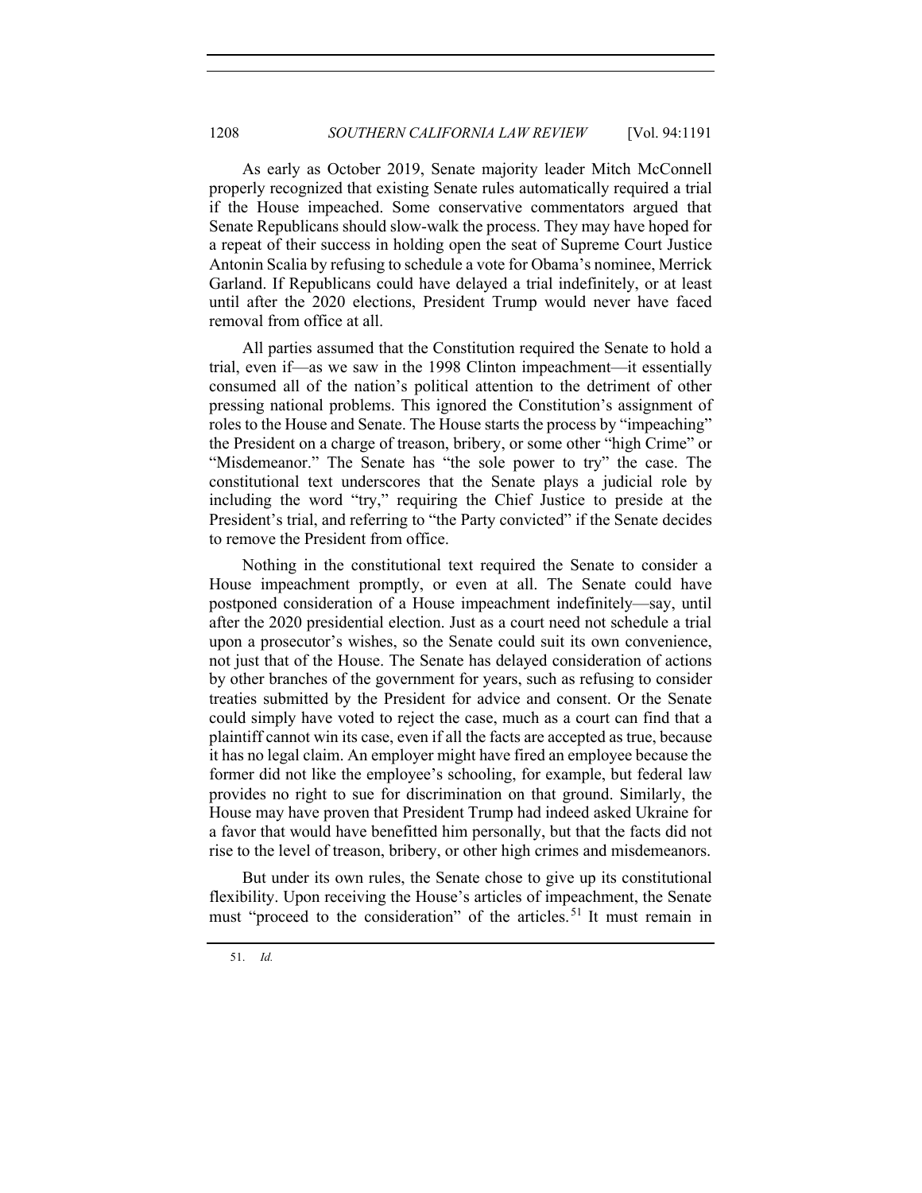As early as October 2019, Senate majority leader Mitch McConnell properly recognized that existing Senate rules automatically required a trial if the House impeached. Some conservative commentators argued that Senate Republicans should slow-walk the process. They may have hoped for a repeat of their success in holding open the seat of Supreme Court Justice Antonin Scalia by refusing to schedule a vote for Obama's nominee, Merrick Garland. If Republicans could have delayed a trial indefinitely, or at least until after the 2020 elections, President Trump would never have faced removal from office at all.

All parties assumed that the Constitution required the Senate to hold a trial, even if—as we saw in the 1998 Clinton impeachment—it essentially consumed all of the nation's political attention to the detriment of other pressing national problems. This ignored the Constitution's assignment of roles to the House and Senate. The House starts the process by "impeaching" the President on a charge of treason, bribery, or some other "high Crime" or "Misdemeanor." The Senate has "the sole power to try" the case. The constitutional text underscores that the Senate plays a judicial role by including the word "try," requiring the Chief Justice to preside at the President's trial, and referring to "the Party convicted" if the Senate decides to remove the President from office.

Nothing in the constitutional text required the Senate to consider a House impeachment promptly, or even at all. The Senate could have postponed consideration of a House impeachment indefinitely—say, until after the 2020 presidential election. Just as a court need not schedule a trial upon a prosecutor's wishes, so the Senate could suit its own convenience, not just that of the House. The Senate has delayed consideration of actions by other branches of the government for years, such as refusing to consider treaties submitted by the President for advice and consent. Or the Senate could simply have voted to reject the case, much as a court can find that a plaintiff cannot win its case, even if all the facts are accepted as true, because it has no legal claim. An employer might have fired an employee because the former did not like the employee's schooling, for example, but federal law provides no right to sue for discrimination on that ground. Similarly, the House may have proven that President Trump had indeed asked Ukraine for a favor that would have benefitted him personally, but that the facts did not rise to the level of treason, bribery, or other high crimes and misdemeanors.

But under its own rules, the Senate chose to give up its constitutional flexibility. Upon receiving the House's articles of impeachment, the Senate must "proceed to the consideration" of the articles.[51] It must remain in

---

51. *Id.*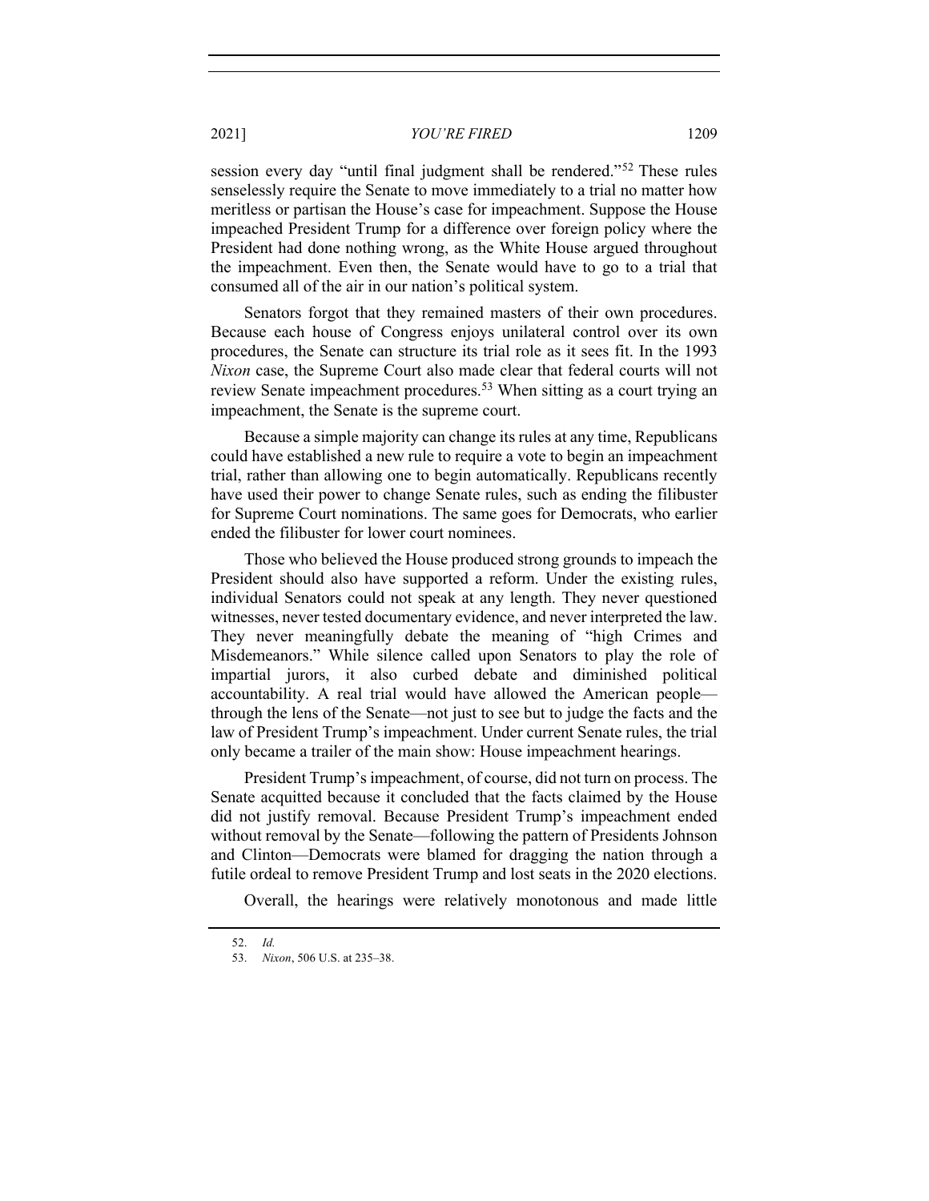session every day "until final judgment shall be rendered."[52] These rules senselessly require the Senate to move immediately to a trial no matter how meritless or partisan the House's case for impeachment. Suppose the House impeached President Trump for a difference over foreign policy where the President had done nothing wrong, as the White House argued throughout the impeachment. Even then, the Senate would have to go to a trial that consumed all of the air in our nation's political system.

Senators forgot that they remained masters of their own procedures. Because each house of Congress enjoys unilateral control over its own procedures, the Senate can structure its trial role as it sees fit. In the 1993 *Nixon* case, the Supreme Court also made clear that federal courts will not review Senate impeachment procedures.[53] When sitting as a court trying an impeachment, the Senate is the supreme court.

Because a simple majority can change its rules at any time, Republicans could have established a new rule to require a vote to begin an impeachment trial, rather than allowing one to begin automatically. Republicans recently have used their power to change Senate rules, such as ending the filibuster for Supreme Court nominations. The same goes for Democrats, who earlier ended the filibuster for lower court nominees.

Those who believed the House produced strong grounds to impeach the President should also have supported a reform. Under the existing rules, individual Senators could not speak at any length. They never questioned witnesses, never tested documentary evidence, and never interpreted the law. They never meaningfully debate the meaning of "high Crimes and Misdemeanors." While silence called upon Senators to play the role of impartial jurors, it also curbed debate and diminished political accountability. A real trial would have allowed the American people—through the lens of the Senate—not just to see but to judge the facts and the law of President Trump's impeachment. Under current Senate rules, the trial only became a trailer of the main show: House impeachment hearings.

President Trump's impeachment, of course, did not turn on process. The Senate acquitted because it concluded that the facts claimed by the House did not justify removal. Because President Trump's impeachment ended without removal by the Senate—following the pattern of Presidents Johnson and Clinton—Democrats were blamed for dragging the nation through a futile ordeal to remove President Trump and lost seats in the 2020 elections.

Overall, the hearings were relatively monotonous and made little

---

52. *Id.*

53. *Nixon*, 506 U.S. at 235–38.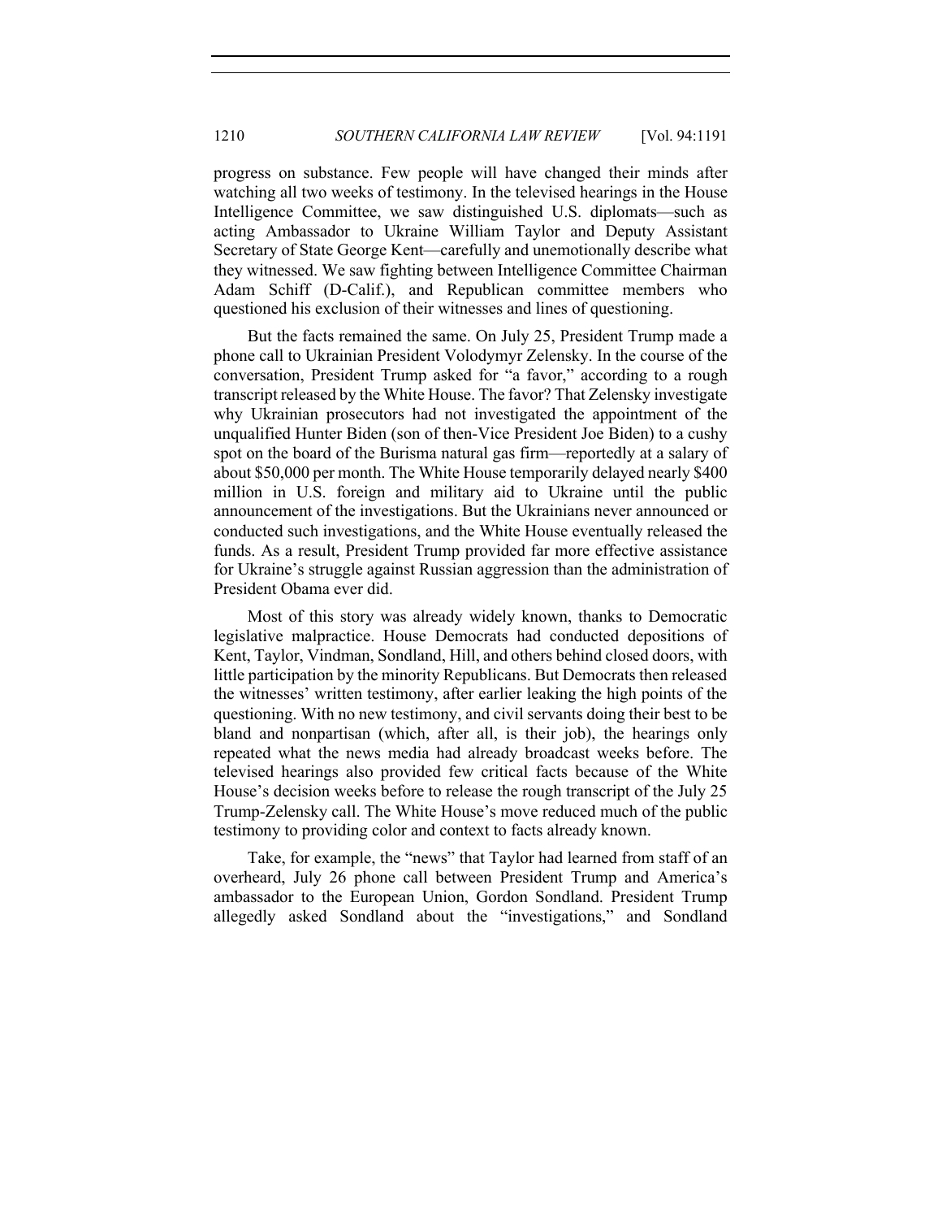progress on substance. Few people will have changed their minds after watching all two weeks of testimony. In the televised hearings in the House Intelligence Committee, we saw distinguished U.S. diplomats—such as acting Ambassador to Ukraine William Taylor and Deputy Assistant Secretary of State George Kent—carefully and unemotionally describe what they witnessed. We saw fighting between Intelligence Committee Chairman Adam Schiff (D-Calif.), and Republican committee members who questioned his exclusion of their witnesses and lines of questioning.

But the facts remained the same. On July 25, President Trump made a phone call to Ukrainian President Volodymyr Zelensky. In the course of the conversation, President Trump asked for "a favor," according to a rough transcript released by the White House. The favor? That Zelensky investigate why Ukrainian prosecutors had not investigated the appointment of the unqualified Hunter Biden (son of then-Vice President Joe Biden) to a cushy spot on the board of the Burisma natural gas firm—reportedly at a salary of about $50,000 per month. The White House temporarily delayed nearly $400 million in U.S. foreign and military aid to Ukraine until the public announcement of the investigations. But the Ukrainians never announced or conducted such investigations, and the White House eventually released the funds. As a result, President Trump provided far more effective assistance for Ukraine's struggle against Russian aggression than the administration of President Obama ever did.

Most of this story was already widely known, thanks to Democratic legislative malpractice. House Democrats had conducted depositions of Kent, Taylor, Vindman, Sondland, Hill, and others behind closed doors, with little participation by the minority Republicans. But Democrats then released the witnesses' written testimony, after earlier leaking the high points of the questioning. With no new testimony, and civil servants doing their best to be bland and nonpartisan (which, after all, is their job), the hearings only repeated what the news media had already broadcast weeks before. The televised hearings also provided few critical facts because of the White House's decision weeks before to release the rough transcript of the July 25 Trump-Zelensky call. The White House's move reduced much of the public testimony to providing color and context to facts already known.

Take, for example, the "news" that Taylor had learned from staff of an overheard, July 26 phone call between President Trump and America's ambassador to the European Union, Gordon Sondland. President Trump allegedly asked Sondland about the "investigations," and Sondland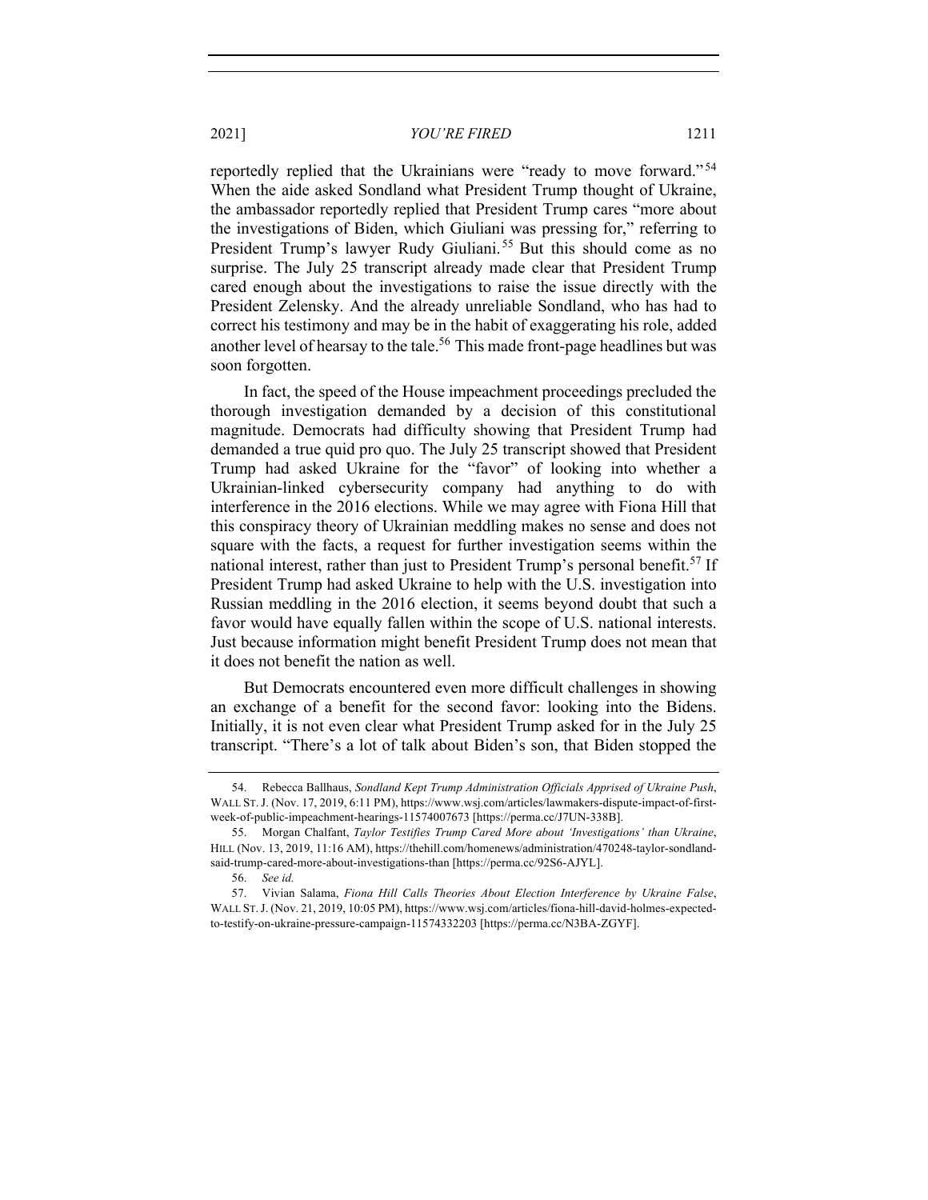reportedly replied that the Ukrainians were "ready to move forward."[54] When the aide asked Sondland what President Trump thought of Ukraine, the ambassador reportedly replied that President Trump cares "more about the investigations of Biden, which Giuliani was pressing for," referring to President Trump's lawyer Rudy Giuliani.[55] But this should come as no surprise. The July 25 transcript already made clear that President Trump cared enough about the investigations to raise the issue directly with the President Zelensky. And the already unreliable Sondland, who has had to correct his testimony and may be in the habit of exaggerating his role, added another level of hearsay to the tale.[56] This made front-page headlines but was soon forgotten.

In fact, the speed of the House impeachment proceedings precluded the thorough investigation demanded by a decision of this constitutional magnitude. Democrats had difficulty showing that President Trump had demanded a true quid pro quo. The July 25 transcript showed that President Trump had asked Ukraine for the "favor" of looking into whether a Ukrainian-linked cybersecurity company had anything to do with interference in the 2016 elections. While we may agree with Fiona Hill that this conspiracy theory of Ukrainian meddling makes no sense and does not square with the facts, a request for further investigation seems within the national interest, rather than just to President Trump's personal benefit.[57] If President Trump had asked Ukraine to help with the U.S. investigation into Russian meddling in the 2016 election, it seems beyond doubt that such a favor would have equally fallen within the scope of U.S. national interests. Just because information might benefit President Trump does not mean that it does not benefit the nation as well.

But Democrats encountered even more difficult challenges in showing an exchange of a benefit for the second favor: looking into the Bidens. Initially, it is not even clear what President Trump asked for in the July 25 transcript. "There's a lot of talk about Biden's son, that Biden stopped the

---

54. Rebecca Ballhaus, *Sondland Kept Trump Administration Officials Apprised of Ukraine Push*, WALL ST. J. (Nov. 17, 2019, 6:11 PM), https://www.wsj.com/articles/lawmakers-dispute-impact-of-first-week-of-public-impeachment-hearings-11574007673 [https://perma.cc/J7UN-338B].

55. Morgan Chalfant, *Taylor Testifies Trump Cared More about 'Investigations' than Ukraine*, HILL (Nov. 13, 2019, 11:16 AM), https://thehill.com/homenews/administration/470248-taylor-sondland-said-trump-cared-more-about-investigations-than [https://perma.cc/92S6-AJYL].

56. *See id.*

57. Vivian Salama, *Fiona Hill Calls Theories About Election Interference by Ukraine False*, WALL ST. J. (Nov. 21, 2019, 10:05 PM), https://www.wsj.com/articles/fiona-hill-david-holmes-expected-to-testify-on-ukraine-pressure-campaign-11574332203 [https://perma.cc/N3BA-ZGYF].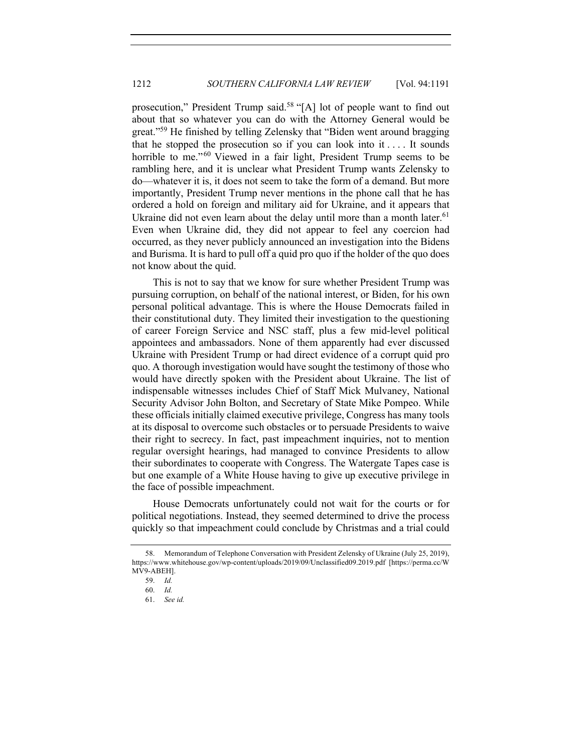prosecution," President Trump said.[58] "[A] lot of people want to find out about that so whatever you can do with the Attorney General would be great."[59] He finished by telling Zelensky that "Biden went around bragging that he stopped the prosecution so if you can look into it . . . . It sounds horrible to me."[60] Viewed in a fair light, President Trump seems to be rambling here, and it is unclear what President Trump wants Zelensky to do—whatever it is, it does not seem to take the form of a demand. But more importantly, President Trump never mentions in the phone call that he has ordered a hold on foreign and military aid for Ukraine, and it appears that Ukraine did not even learn about the delay until more than a month later.[61] Even when Ukraine did, they did not appear to feel any coercion had occurred, as they never publicly announced an investigation into the Bidens and Burisma. It is hard to pull off a quid pro quo if the holder of the quo does not know about the quid.

This is not to say that we know for sure whether President Trump was pursuing corruption, on behalf of the national interest, or Biden, for his own personal political advantage. This is where the House Democrats failed in their constitutional duty. They limited their investigation to the questioning of career Foreign Service and NSC staff, plus a few mid-level political appointees and ambassadors. None of them apparently had ever discussed Ukraine with President Trump or had direct evidence of a corrupt quid pro quo. A thorough investigation would have sought the testimony of those who would have directly spoken with the President about Ukraine. The list of indispensable witnesses includes Chief of Staff Mick Mulvaney, National Security Advisor John Bolton, and Secretary of State Mike Pompeo. While these officials initially claimed executive privilege, Congress has many tools at its disposal to overcome such obstacles or to persuade Presidents to waive their right to secrecy. In fact, past impeachment inquiries, not to mention regular oversight hearings, had managed to convince Presidents to allow their subordinates to cooperate with Congress. The Watergate Tapes case is but one example of a White House having to give up executive privilege in the face of possible impeachment.

House Democrats unfortunately could not wait for the courts or for political negotiations. Instead, they seemed determined to drive the process quickly so that impeachment could conclude by Christmas and a trial could

58. Memorandum of Telephone Conversation with President Zelensky of Ukraine (July 25, 2019), https://www.whitehouse.gov/wp-content/uploads/2019/09/Unclassified09.2019.pdf [https://perma.cc/WMV9-ABEH].

59. *Id.*

60. *Id.*

61. *See id.*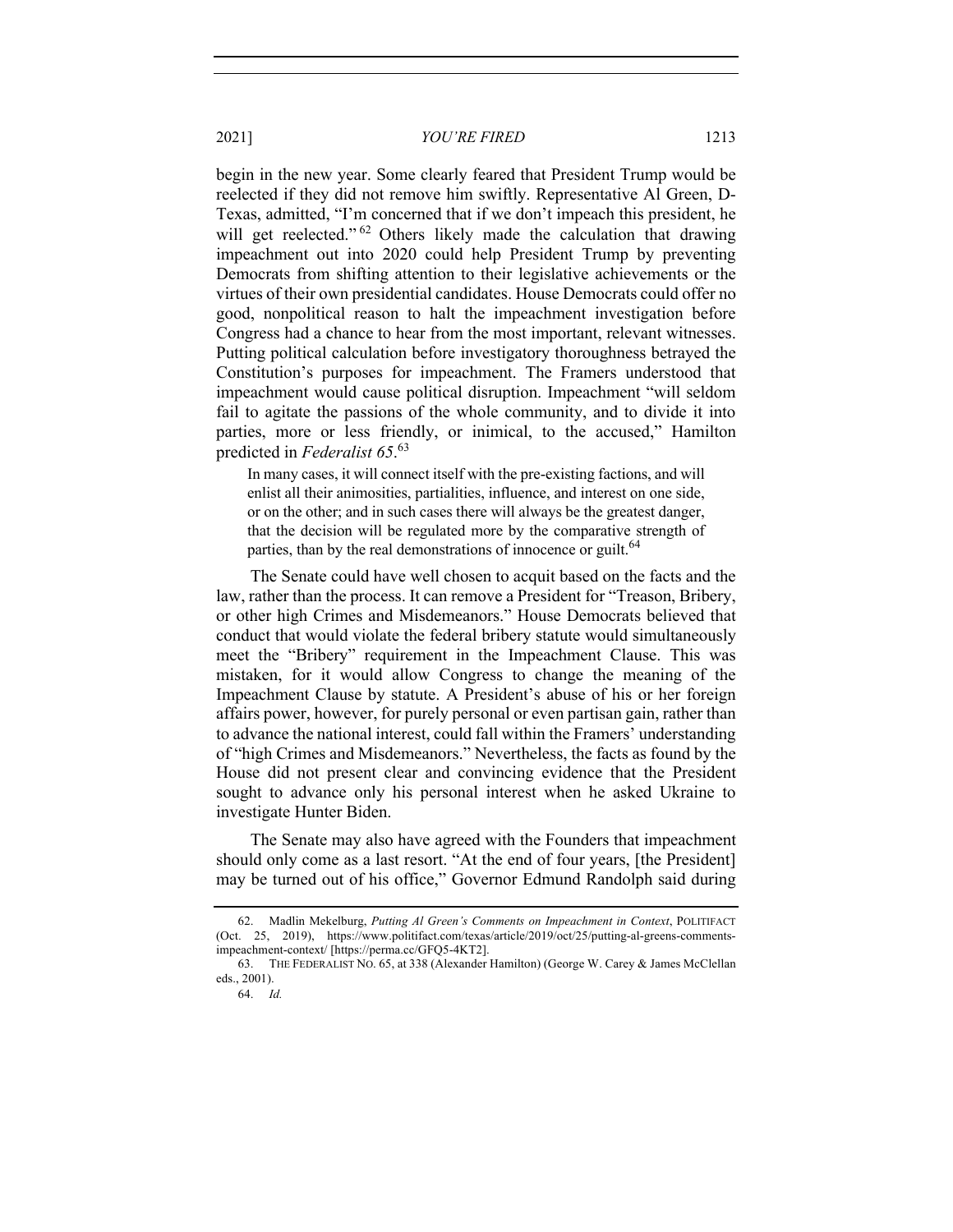begin in the new year. Some clearly feared that President Trump would be reelected if they did not remove him swiftly. Representative Al Green, D-Texas, admitted, "I'm concerned that if we don't impeach this president, he will get reelected."[62] Others likely made the calculation that drawing impeachment out into 2020 could help President Trump by preventing Democrats from shifting attention to their legislative achievements or the virtues of their own presidential candidates. House Democrats could offer no good, nonpolitical reason to halt the impeachment investigation before Congress had a chance to hear from the most important, relevant witnesses. Putting political calculation before investigatory thoroughness betrayed the Constitution's purposes for impeachment. The Framers understood that impeachment would cause political disruption. Impeachment "will seldom fail to agitate the passions of the whole community, and to divide it into parties, more or less friendly, or inimical, to the accused," Hamilton predicted in *Federalist 65*.[63]

> In many cases, it will connect itself with the pre-existing factions, and will enlist all their animosities, partialities, influence, and interest on one side, or on the other; and in such cases there will always be the greatest danger, that the decision will be regulated more by the comparative strength of parties, than by the real demonstrations of innocence or guilt.[64]

The Senate could have well chosen to acquit based on the facts and the law, rather than the process. It can remove a President for "Treason, Bribery, or other high Crimes and Misdemeanors." House Democrats believed that conduct that would violate the federal bribery statute would simultaneously meet the "Bribery" requirement in the Impeachment Clause. This was mistaken, for it would allow Congress to change the meaning of the Impeachment Clause by statute. A President's abuse of his or her foreign affairs power, however, for purely personal or even partisan gain, rather than to advance the national interest, could fall within the Framers' understanding of "high Crimes and Misdemeanors." Nevertheless, the facts as found by the House did not present clear and convincing evidence that the President sought to advance only his personal interest when he asked Ukraine to investigate Hunter Biden.

The Senate may also have agreed with the Founders that impeachment should only come as a last resort. "At the end of four years, [the President] may be turned out of his office," Governor Edmund Randolph said during

---

62. Madlin Mekelburg, *Putting Al Green's Comments on Impeachment in Context*, POLITIFACT (Oct. 25, 2019), https://www.politifact.com/texas/article/2019/oct/25/putting-al-greens-comments-impeachment-context/ [https://perma.cc/GFQ5-4KT2].

63. THE FEDERALIST NO. 65, at 338 (Alexander Hamilton) (George W. Carey & James McClellan eds., 2001).

64. *Id.*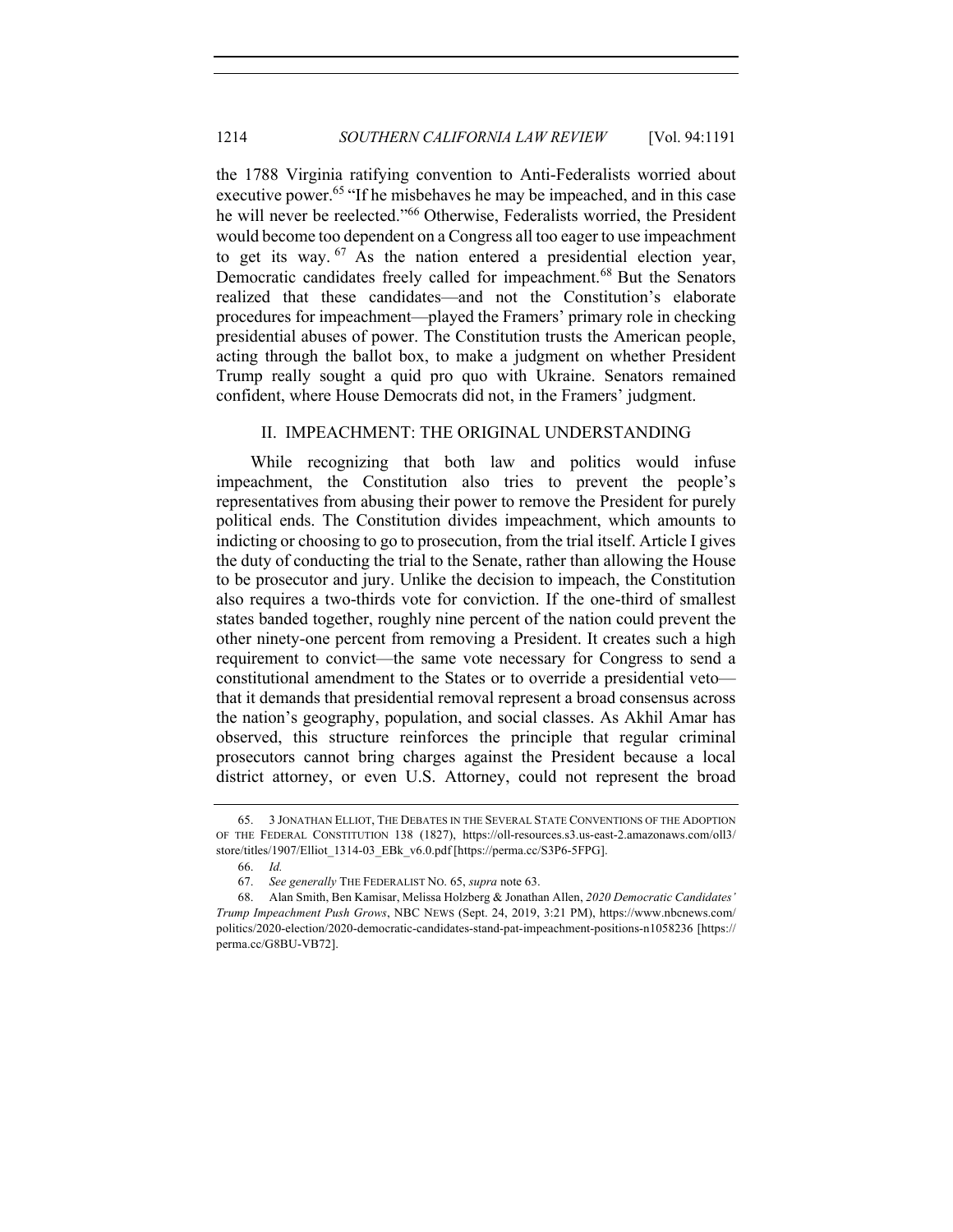the 1788 Virginia ratifying convention to Anti-Federalists worried about executive power.[65] "If he misbehaves he may be impeached, and in this case he will never be reelected."[66] Otherwise, Federalists worried, the President would become too dependent on a Congress all too eager to use impeachment to get its way.[67] As the nation entered a presidential election year, Democratic candidates freely called for impeachment.[68] But the Senators realized that these candidates—and not the Constitution's elaborate procedures for impeachment—played the Framers' primary role in checking presidential abuses of power. The Constitution trusts the American people, acting through the ballot box, to make a judgment on whether President Trump really sought a quid pro quo with Ukraine. Senators remained confident, where House Democrats did not, in the Framers' judgment.

## II. IMPEACHMENT: THE ORIGINAL UNDERSTANDING

While recognizing that both law and politics would infuse impeachment, the Constitution also tries to prevent the people's representatives from abusing their power to remove the President for purely political ends. The Constitution divides impeachment, which amounts to indicting or choosing to go to prosecution, from the trial itself. Article I gives the duty of conducting the trial to the Senate, rather than allowing the House to be prosecutor and jury. Unlike the decision to impeach, the Constitution also requires a two-thirds vote for conviction. If the one-third of smallest states banded together, roughly nine percent of the nation could prevent the other ninety-one percent from removing a President. It creates such a high requirement to convict—the same vote necessary for Congress to send a constitutional amendment to the States or to override a presidential veto—that it demands that presidential removal represent a broad consensus across the nation's geography, population, and social classes. As Akhil Amar has observed, this structure reinforces the principle that regular criminal prosecutors cannot bring charges against the President because a local district attorney, or even U.S. Attorney, could not represent the broad

---

65. 3 JONATHAN ELLIOT, THE DEBATES IN THE SEVERAL STATE CONVENTIONS OF THE ADOPTION OF THE FEDERAL CONSTITUTION 138 (1827), https://oll-resources.s3.us-east-2.amazonaws.com/oll3/store/titles/1907/Elliot_1314-03_EBk_v6.0.pdf [https://perma.cc/S3P6-5FPG].

66. *Id.*

67. *See generally* THE FEDERALIST NO. 65, *supra* note 63.

68. Alan Smith, Ben Kamisar, Melissa Holzberg & Jonathan Allen, *2020 Democratic Candidates' Trump Impeachment Push Grows*, NBC NEWS (Sept. 24, 2019, 3:21 PM), https://www.nbcnews.com/politics/2020-election/2020-democratic-candidates-stand-pat-impeachment-positions-n1058236 [https://perma.cc/G8BU-VB72].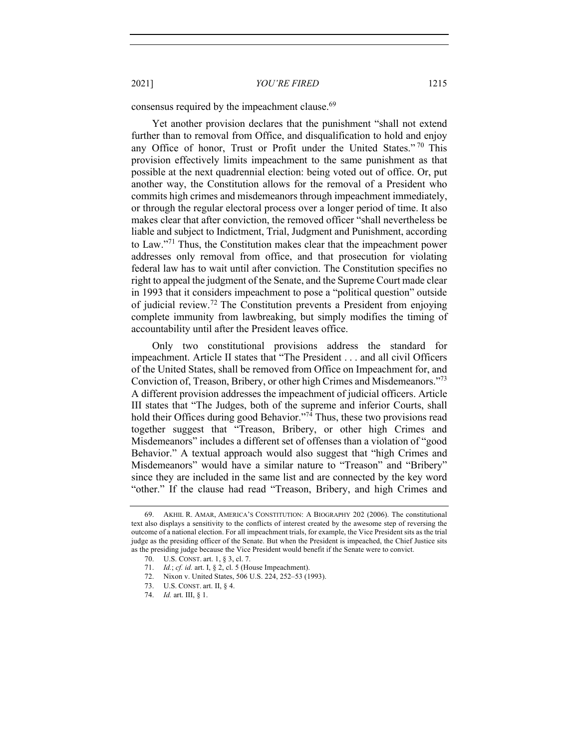consensus required by the impeachment clause.[69]

Yet another provision declares that the punishment "shall not extend further than to removal from Office, and disqualification to hold and enjoy any Office of honor, Trust or Profit under the United States."[70] This provision effectively limits impeachment to the same punishment as that possible at the next quadrennial election: being voted out of office. Or, put another way, the Constitution allows for the removal of a President who commits high crimes and misdemeanors through impeachment immediately, or through the regular electoral process over a longer period of time. It also makes clear that after conviction, the removed officer "shall nevertheless be liable and subject to Indictment, Trial, Judgment and Punishment, according to Law."[71] Thus, the Constitution makes clear that the impeachment power addresses only removal from office, and that prosecution for violating federal law has to wait until after conviction. The Constitution specifies no right to appeal the judgment of the Senate, and the Supreme Court made clear in 1993 that it considers impeachment to pose a "political question" outside of judicial review.[72] The Constitution prevents a President from enjoying complete immunity from lawbreaking, but simply modifies the timing of accountability until after the President leaves office.

Only two constitutional provisions address the standard for impeachment. Article II states that "The President . . . and all civil Officers of the United States, shall be removed from Office on Impeachment for, and Conviction of, Treason, Bribery, or other high Crimes and Misdemeanors."[73] A different provision addresses the impeachment of judicial officers. Article III states that "The Judges, both of the supreme and inferior Courts, shall hold their Offices during good Behavior."[74] Thus, these two provisions read together suggest that "Treason, Bribery, or other high Crimes and Misdemeanors" includes a different set of offenses than a violation of "good Behavior." A textual approach would also suggest that "high Crimes and Misdemeanors" would have a similar nature to "Treason" and "Bribery" since they are included in the same list and are connected by the key word "other." If the clause had read "Treason, Bribery, and high Crimes and

---

69. AKHIL R. AMAR, AMERICA'S CONSTITUTION: A BIOGRAPHY 202 (2006). The constitutional text also displays a sensitivity to the conflicts of interest created by the awesome step of reversing the outcome of a national election. For all impeachment trials, for example, the Vice President sits as the trial judge as the presiding officer of the Senate. But when the President is impeached, the Chief Justice sits as the presiding judge because the Vice President would benefit if the Senate were to convict.

70. U.S. CONST. art. 1, § 3, cl. 7.

71. *Id.*; *cf. id.* art. I, § 2, cl. 5 (House Impeachment).

72. Nixon v. United States, 506 U.S. 224, 252–53 (1993).

73. U.S. CONST. art. II, § 4.

74. *Id.* art. III, § 1.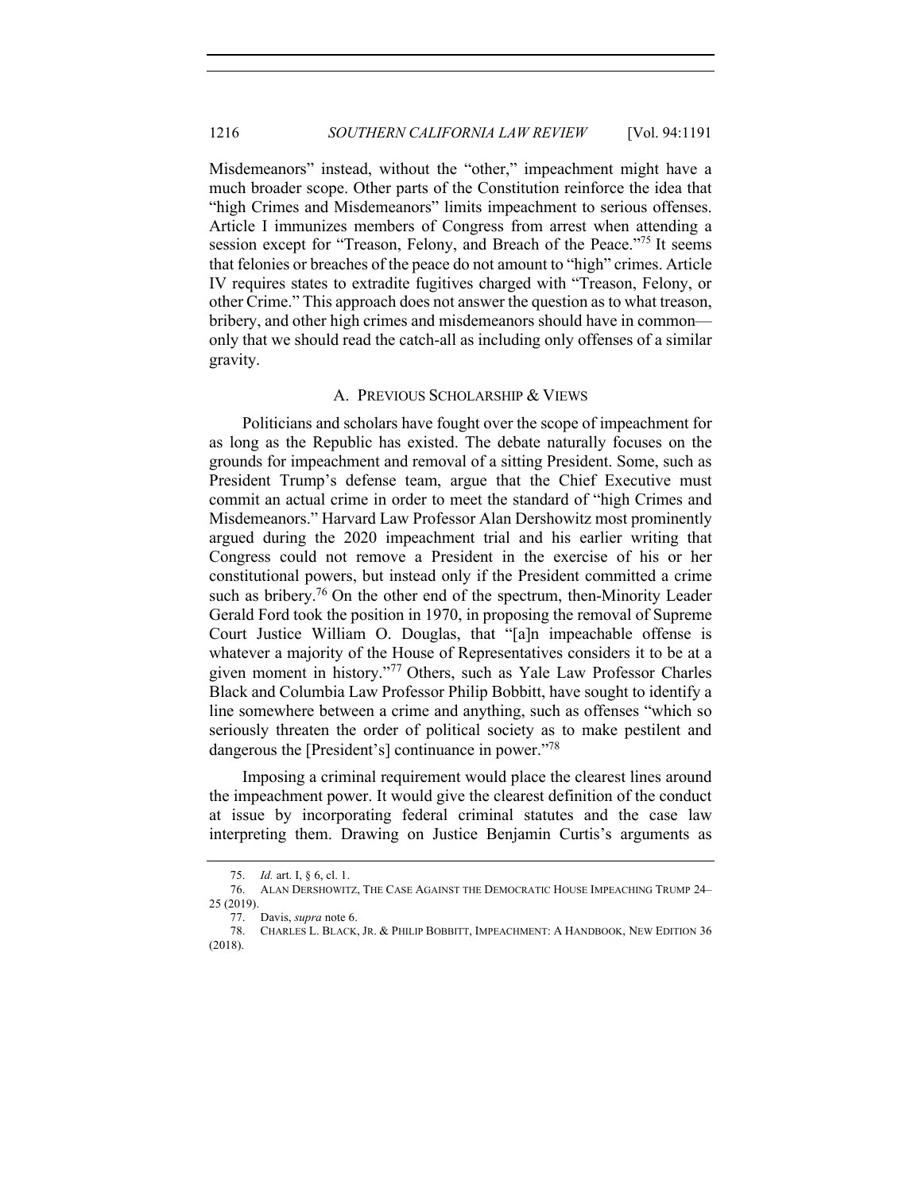Misdemeanors" instead, without the "other," impeachment might have a much broader scope. Other parts of the Constitution reinforce the idea that "high Crimes and Misdemeanors" limits impeachment to serious offenses. Article I immunizes members of Congress from arrest when attending a session except for "Treason, Felony, and Breach of the Peace."[75] It seems that felonies or breaches of the peace do not amount to "high" crimes. Article IV requires states to extradite fugitives charged with "Treason, Felony, or other Crime." This approach does not answer the question as to what treason, bribery, and other high crimes and misdemeanors should have in common—only that we should read the catch-all as including only offenses of a similar gravity.

### A. PREVIOUS SCHOLARSHIP & VIEWS

Politicians and scholars have fought over the scope of impeachment for as long as the Republic has existed. The debate naturally focuses on the grounds for impeachment and removal of a sitting President. Some, such as President Trump's defense team, argue that the Chief Executive must commit an actual crime in order to meet the standard of "high Crimes and Misdemeanors." Harvard Law Professor Alan Dershowitz most prominently argued during the 2020 impeachment trial and his earlier writing that Congress could not remove a President in the exercise of his or her constitutional powers, but instead only if the President committed a crime such as bribery.[76] On the other end of the spectrum, then-Minority Leader Gerald Ford took the position in 1970, in proposing the removal of Supreme Court Justice William O. Douglas, that "[a]n impeachable offense is whatever a majority of the House of Representatives considers it to be at a given moment in history."[77] Others, such as Yale Law Professor Charles Black and Columbia Law Professor Philip Bobbitt, have sought to identify a line somewhere between a crime and anything, such as offenses "which so seriously threaten the order of political society as to make pestilent and dangerous the [President's] continuance in power."[78]

Imposing a criminal requirement would place the clearest lines around the impeachment power. It would give the clearest definition of the conduct at issue by incorporating federal criminal statutes and the case law interpreting them. Drawing on Justice Benjamin Curtis's arguments as

75. *Id.* art. I, § 6, cl. 1.

76. ALAN DERSHOWITZ, THE CASE AGAINST THE DEMOCRATIC HOUSE IMPEACHING TRUMP 24–25 (2019).

77. Davis, *supra* note 6.

78. CHARLES L. BLACK, JR. & PHILIP BOBBITT, IMPEACHMENT: A HANDBOOK, NEW EDITION 36 (2018).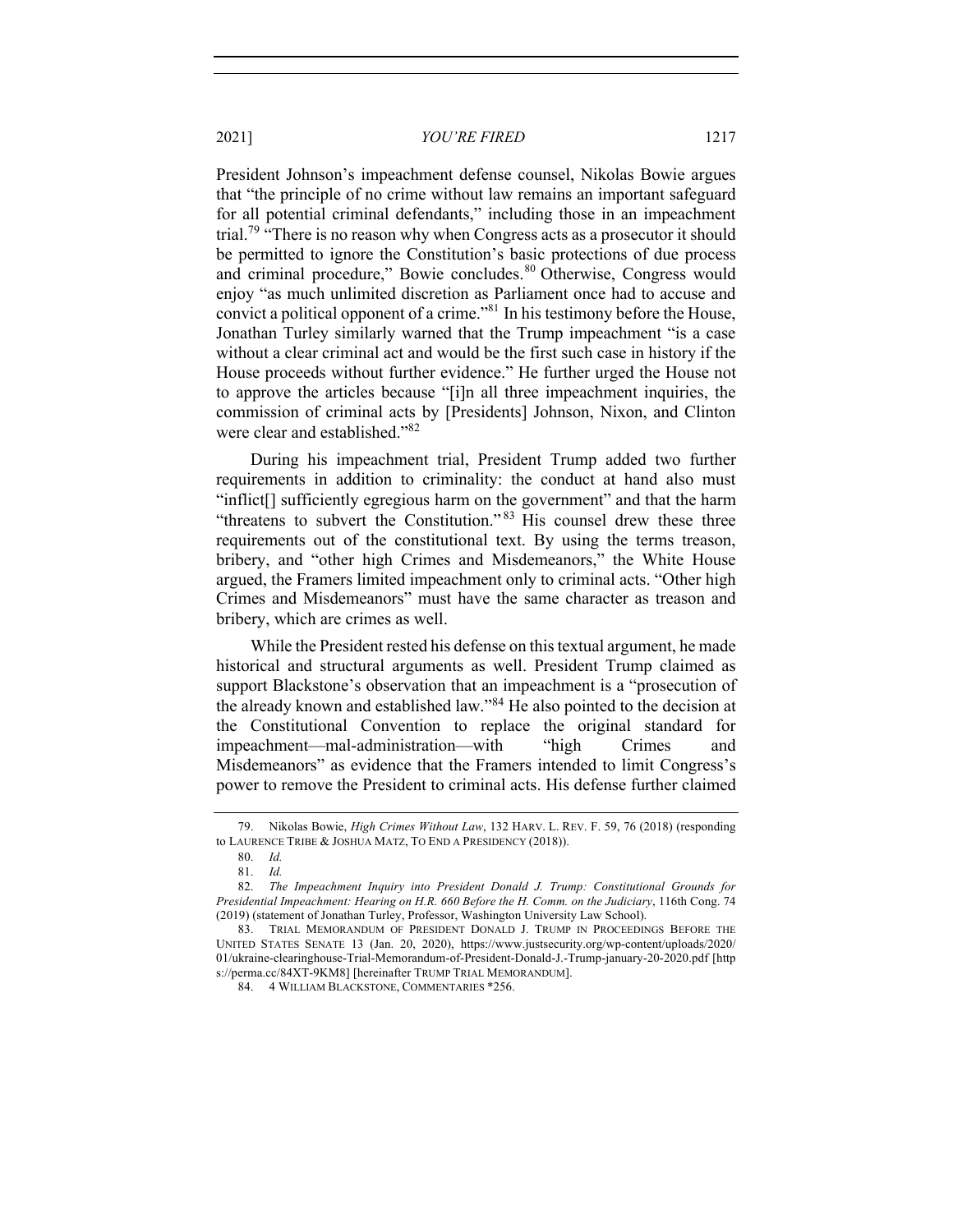President Johnson's impeachment defense counsel, Nikolas Bowie argues that "the principle of no crime without law remains an important safeguard for all potential criminal defendants," including those in an impeachment trial.[79] "There is no reason why when Congress acts as a prosecutor it should be permitted to ignore the Constitution's basic protections of due process and criminal procedure," Bowie concludes.[80] Otherwise, Congress would enjoy "as much unlimited discretion as Parliament once had to accuse and convict a political opponent of a crime."[81] In his testimony before the House, Jonathan Turley similarly warned that the Trump impeachment "is a case without a clear criminal act and would be the first such case in history if the House proceeds without further evidence." He further urged the House not to approve the articles because "[i]n all three impeachment inquiries, the commission of criminal acts by [Presidents] Johnson, Nixon, and Clinton were clear and established."[82]

During his impeachment trial, President Trump added two further requirements in addition to criminality: the conduct at hand also must "inflict[] sufficiently egregious harm on the government" and that the harm "threatens to subvert the Constitution."[83] His counsel drew these three requirements out of the constitutional text. By using the terms treason, bribery, and "other high Crimes and Misdemeanors," the White House argued, the Framers limited impeachment only to criminal acts. "Other high Crimes and Misdemeanors" must have the same character as treason and bribery, which are crimes as well.

While the President rested his defense on this textual argument, he made historical and structural arguments as well. President Trump claimed as support Blackstone's observation that an impeachment is a "prosecution of the already known and established law."[84] He also pointed to the decision at the Constitutional Convention to replace the original standard for impeachment—mal-administration—with "high Crimes and Misdemeanors" as evidence that the Framers intended to limit Congress's power to remove the President to criminal acts. His defense further claimed

---

79. Nikolas Bowie, *High Crimes Without Law*, 132 HARV. L. REV. F. 59, 76 (2018) (responding to LAURENCE TRIBE & JOSHUA MATZ, TO END A PRESIDENCY (2018)).

80. *Id.*

81. *Id.*

82. *The Impeachment Inquiry into President Donald J. Trump: Constitutional Grounds for Presidential Impeachment: Hearing on H.R. 660 Before the H. Comm. on the Judiciary*, 116th Cong. 74 (2019) (statement of Jonathan Turley, Professor, Washington University Law School).

83. TRIAL MEMORANDUM OF PRESIDENT DONALD J. TRUMP IN PROCEEDINGS BEFORE THE UNITED STATES SENATE 13 (Jan. 20, 2020), https://www.justsecurity.org/wp-content/uploads/2020/01/ukraine-clearinghouse-Trial-Memorandum-of-President-Donald-J.-Trump-january-20-2020.pdf [https://perma.cc/84XT-9KM8] [hereinafter TRUMP TRIAL MEMORANDUM].

84. 4 WILLIAM BLACKSTONE, COMMENTARIES *256.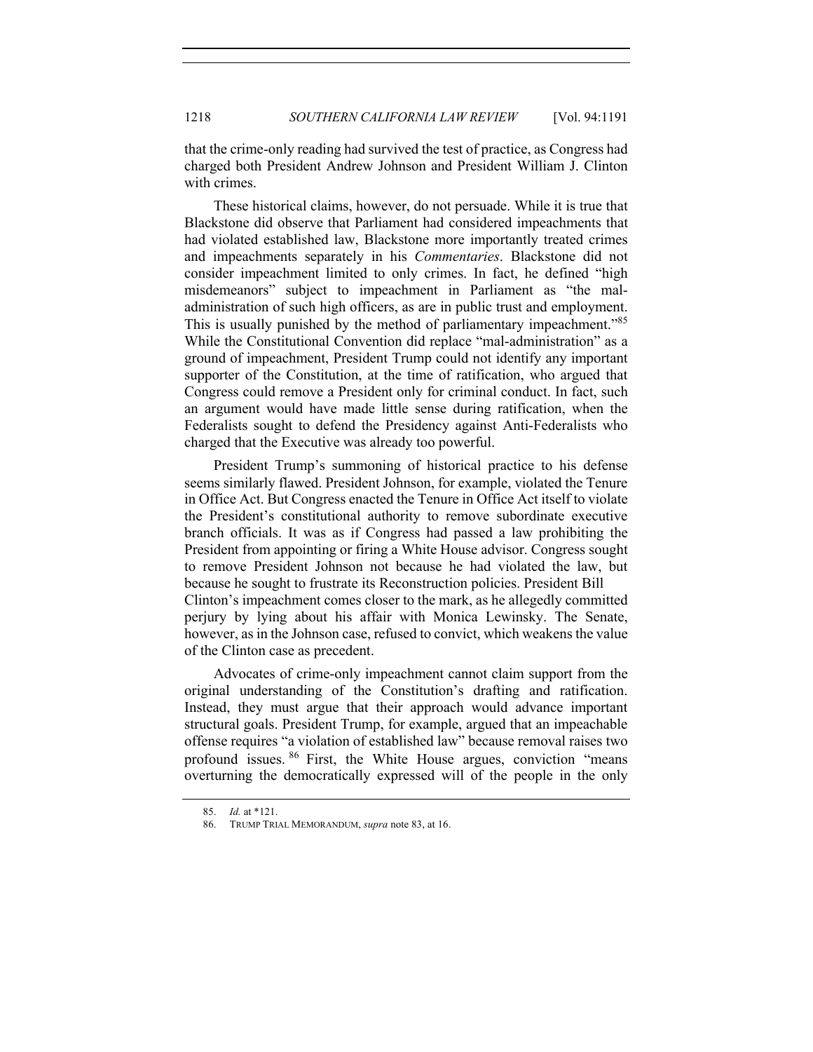that the crime-only reading had survived the test of practice, as Congress had charged both President Andrew Johnson and President William J. Clinton with crimes.

These historical claims, however, do not persuade. While it is true that Blackstone did observe that Parliament had considered impeachments that had violated established law, Blackstone more importantly treated crimes and impeachments separately in his *Commentaries*. Blackstone did not consider impeachment limited to only crimes. In fact, he defined "high misdemeanors" subject to impeachment in Parliament as "the mal-administration of such high officers, as are in public trust and employment. This is usually punished by the method of parliamentary impeachment."[85] While the Constitutional Convention did replace "mal-administration" as a ground of impeachment, President Trump could not identify any important supporter of the Constitution, at the time of ratification, who argued that Congress could remove a President only for criminal conduct. In fact, such an argument would have made little sense during ratification, when the Federalists sought to defend the Presidency against Anti-Federalists who charged that the Executive was already too powerful.

President Trump's summoning of historical practice to his defense seems similarly flawed. President Johnson, for example, violated the Tenure in Office Act. But Congress enacted the Tenure in Office Act itself to violate the President's constitutional authority to remove subordinate executive branch officials. It was as if Congress had passed a law prohibiting the President from appointing or firing a White House advisor. Congress sought to remove President Johnson not because he had violated the law, but because he sought to frustrate its Reconstruction policies. President Bill Clinton's impeachment comes closer to the mark, as he allegedly committed perjury by lying about his affair with Monica Lewinsky. The Senate, however, as in the Johnson case, refused to convict, which weakens the value of the Clinton case as precedent.

Advocates of crime-only impeachment cannot claim support from the original understanding of the Constitution's drafting and ratification. Instead, they must argue that their approach would advance important structural goals. President Trump, for example, argued that an impeachable offense requires "a violation of established law" because removal raises two profound issues.[86] First, the White House argues, conviction "means overturning the democratically expressed will of the people in the only

85. *Id.* at *121.

86. TRUMP TRIAL MEMORANDUM, *supra* note 83, at 16.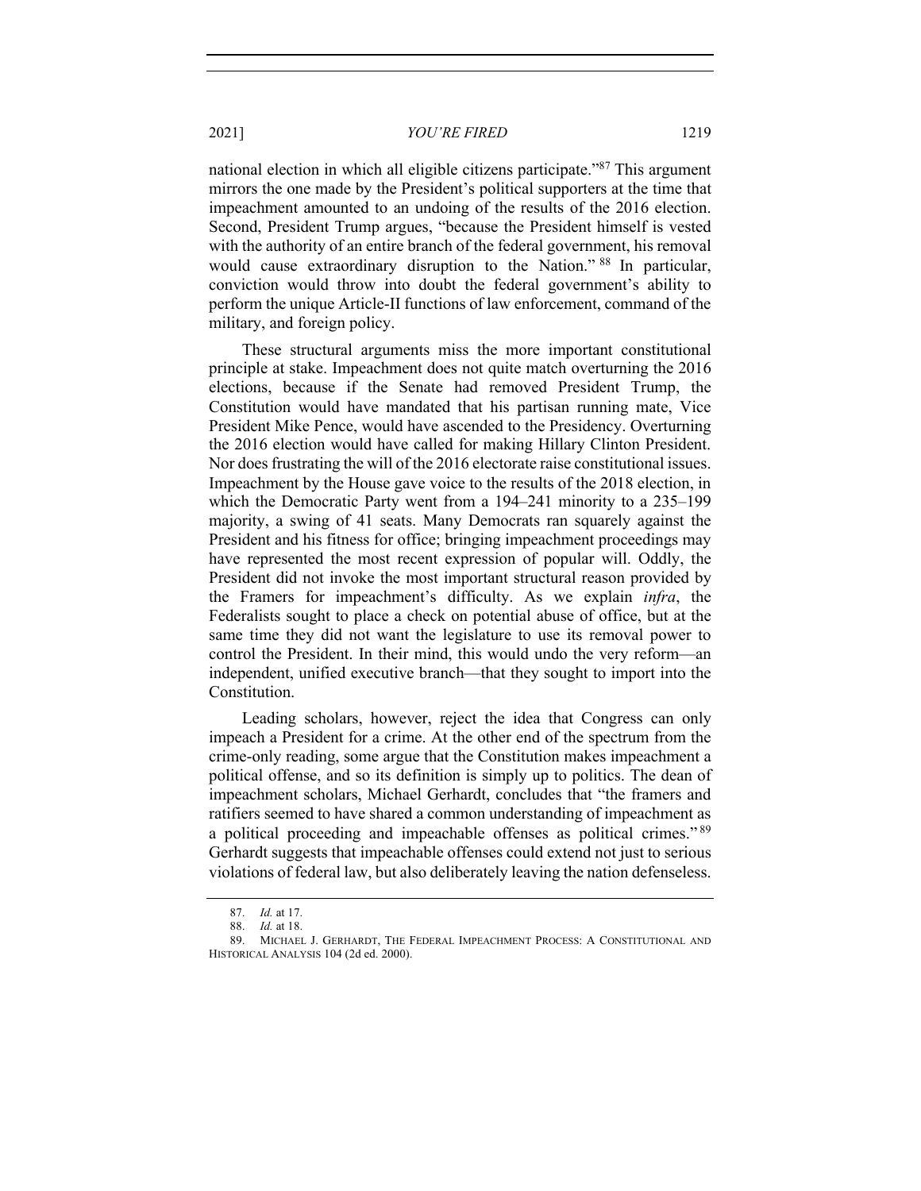national election in which all eligible citizens participate."[87] This argument mirrors the one made by the President's political supporters at the time that impeachment amounted to an undoing of the results of the 2016 election. Second, President Trump argues, "because the President himself is vested with the authority of an entire branch of the federal government, his removal would cause extraordinary disruption to the Nation."[88] In particular, conviction would throw into doubt the federal government's ability to perform the unique Article-II functions of law enforcement, command of the military, and foreign policy.

These structural arguments miss the more important constitutional principle at stake. Impeachment does not quite match overturning the 2016 elections, because if the Senate had removed President Trump, the Constitution would have mandated that his partisan running mate, Vice President Mike Pence, would have ascended to the Presidency. Overturning the 2016 election would have called for making Hillary Clinton President. Nor does frustrating the will of the 2016 electorate raise constitutional issues. Impeachment by the House gave voice to the results of the 2018 election, in which the Democratic Party went from a 194–241 minority to a 235–199 majority, a swing of 41 seats. Many Democrats ran squarely against the President and his fitness for office; bringing impeachment proceedings may have represented the most recent expression of popular will. Oddly, the President did not invoke the most important structural reason provided by the Framers for impeachment's difficulty. As we explain *infra*, the Federalists sought to place a check on potential abuse of office, but at the same time they did not want the legislature to use its removal power to control the President. In their mind, this would undo the very reform—an independent, unified executive branch—that they sought to import into the Constitution.

Leading scholars, however, reject the idea that Congress can only impeach a President for a crime. At the other end of the spectrum from the crime-only reading, some argue that the Constitution makes impeachment a political offense, and so its definition is simply up to politics. The dean of impeachment scholars, Michael Gerhardt, concludes that "the framers and ratifiers seemed to have shared a common understanding of impeachment as a political proceeding and impeachable offenses as political crimes."[89] Gerhardt suggests that impeachable offenses could extend not just to serious violations of federal law, but also deliberately leaving the nation defenseless.

---

87. *Id.* at 17.

88. *Id.* at 18.

89. MICHAEL J. GERHARDT, THE FEDERAL IMPEACHMENT PROCESS: A CONSTITUTIONAL AND HISTORICAL ANALYSIS 104 (2d ed. 2000).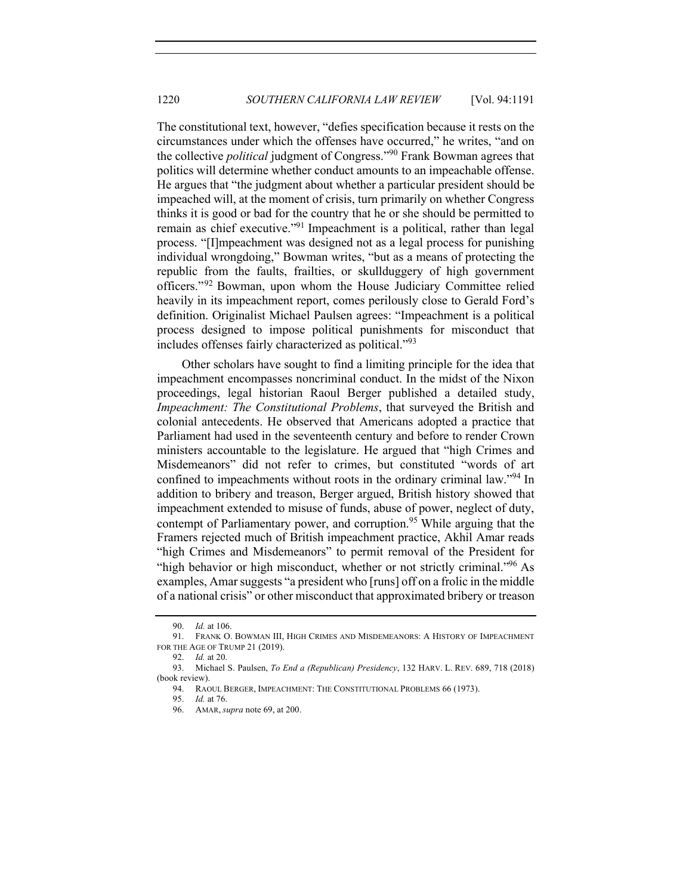The constitutional text, however, "defies specification because it rests on the circumstances under which the offenses have occurred," he writes, "and on the collective *political* judgment of Congress."[90] Frank Bowman agrees that politics will determine whether conduct amounts to an impeachable offense. He argues that "the judgment about whether a particular president should be impeached will, at the moment of crisis, turn primarily on whether Congress thinks it is good or bad for the country that he or she should be permitted to remain as chief executive."[91] Impeachment is a political, rather than legal process. "[I]mpeachment was designed not as a legal process for punishing individual wrongdoing," Bowman writes, "but as a means of protecting the republic from the faults, frailties, or skullduggery of high government officers."[92] Bowman, upon whom the House Judiciary Committee relied heavily in its impeachment report, comes perilously close to Gerald Ford's definition. Originalist Michael Paulsen agrees: "Impeachment is a political process designed to impose political punishments for misconduct that includes offenses fairly characterized as political."[93]

Other scholars have sought to find a limiting principle for the idea that impeachment encompasses noncriminal conduct. In the midst of the Nixon proceedings, legal historian Raoul Berger published a detailed study, *Impeachment: The Constitutional Problems*, that surveyed the British and colonial antecedents. He observed that Americans adopted a practice that Parliament had used in the seventeenth century and before to render Crown ministers accountable to the legislature. He argued that "high Crimes and Misdemeanors" did not refer to crimes, but constituted "words of art confined to impeachments without roots in the ordinary criminal law."[94] In addition to bribery and treason, Berger argued, British history showed that impeachment extended to misuse of funds, abuse of power, neglect of duty, contempt of Parliamentary power, and corruption.[95] While arguing that the Framers rejected much of British impeachment practice, Akhil Amar reads "high Crimes and Misdemeanors" to permit removal of the President for "high behavior or high misconduct, whether or not strictly criminal."[96] As examples, Amar suggests "a president who [runs] off on a frolic in the middle of a national crisis" or other misconduct that approximated bribery or treason

---

90. *Id.* at 106.

91. FRANK O. BOWMAN III, HIGH CRIMES AND MISDEMEANORS: A HISTORY OF IMPEACHMENT FOR THE AGE OF TRUMP 21 (2019).

92. *Id.* at 20.

93. Michael S. Paulsen, *To End a (Republican) Presidency*, 132 HARV. L. REV. 689, 718 (2018) (book review).

94. RAOUL BERGER, IMPEACHMENT: THE CONSTITUTIONAL PROBLEMS 66 (1973).

95. *Id.* at 76.

96. AMAR, *supra* note 69, at 200.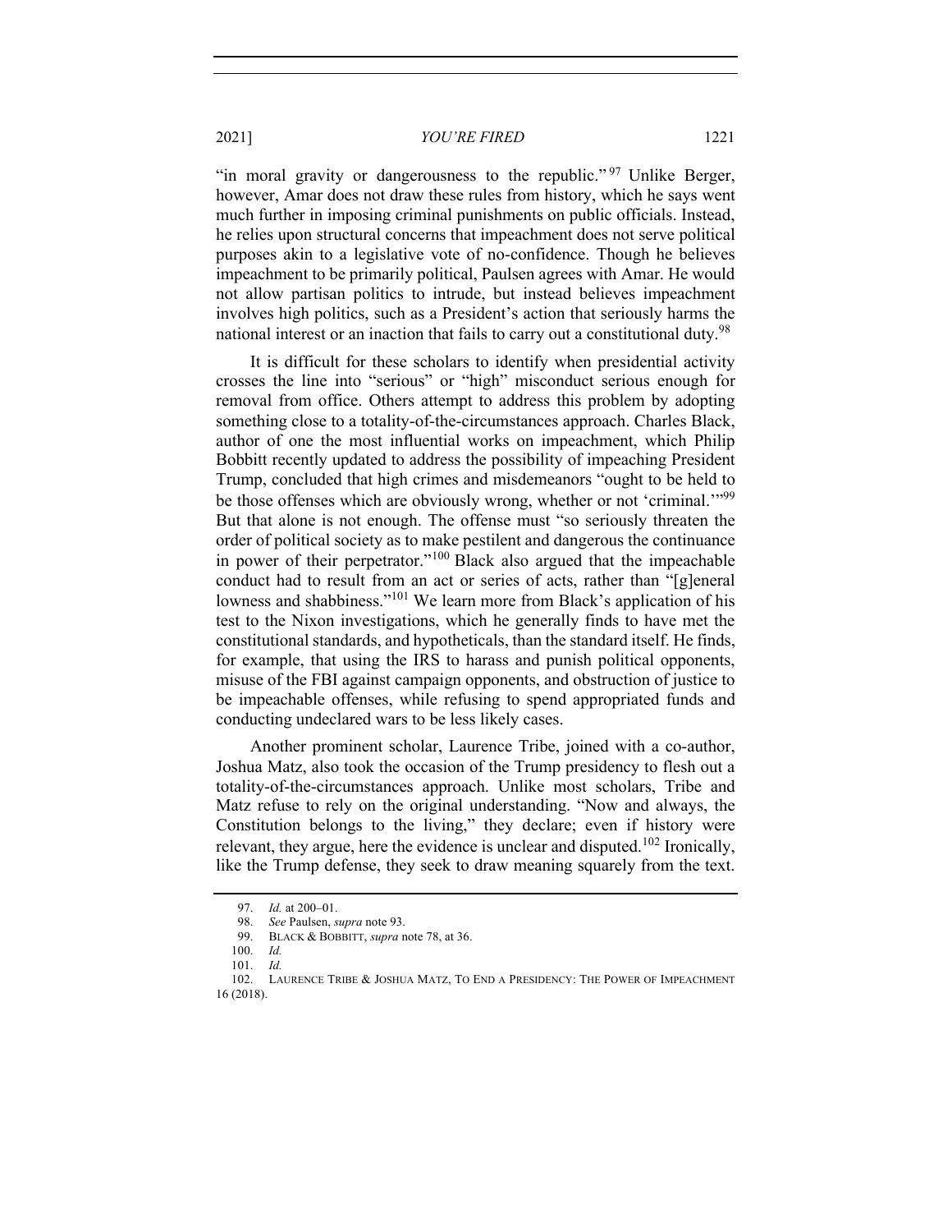"in moral gravity or dangerousness to the republic."[97] Unlike Berger, however, Amar does not draw these rules from history, which he says went much further in imposing criminal punishments on public officials. Instead, he relies upon structural concerns that impeachment does not serve political purposes akin to a legislative vote of no-confidence. Though he believes impeachment to be primarily political, Paulsen agrees with Amar. He would not allow partisan politics to intrude, but instead believes impeachment involves high politics, such as a President's action that seriously harms the national interest or an inaction that fails to carry out a constitutional duty.[98]

It is difficult for these scholars to identify when presidential activity crosses the line into "serious" or "high" misconduct serious enough for removal from office. Others attempt to address this problem by adopting something close to a totality-of-the-circumstances approach. Charles Black, author of one the most influential works on impeachment, which Philip Bobbitt recently updated to address the possibility of impeaching President Trump, concluded that high crimes and misdemeanors "ought to be held to be those offenses which are obviously wrong, whether or not 'criminal.'"[99] But that alone is not enough. The offense must "so seriously threaten the order of political society as to make pestilent and dangerous the continuance in power of their perpetrator."[100] Black also argued that the impeachable conduct had to result from an act or series of acts, rather than "[g]eneral lowness and shabbiness."[101] We learn more from Black's application of his test to the Nixon investigations, which he generally finds to have met the constitutional standards, and hypotheticals, than the standard itself. He finds, for example, that using the IRS to harass and punish political opponents, misuse of the FBI against campaign opponents, and obstruction of justice to be impeachable offenses, while refusing to spend appropriated funds and conducting undeclared wars to be less likely cases.

Another prominent scholar, Laurence Tribe, joined with a co-author, Joshua Matz, also took the occasion of the Trump presidency to flesh out a totality-of-the-circumstances approach. Unlike most scholars, Tribe and Matz refuse to rely on the original understanding. "Now and always, the Constitution belongs to the living," they declare; even if history were relevant, they argue, here the evidence is unclear and disputed.[102] Ironically, like the Trump defense, they seek to draw meaning squarely from the text.

---

97. *Id.* at 200–01.

98. *See* Paulsen, *supra* note 93.

99. BLACK & BOBBITT, *supra* note 78, at 36.

100. *Id.*

101. *Id.*

102. LAURENCE TRIBE & JOSHUA MATZ, TO END A PRESIDENCY: THE POWER OF IMPEACHMENT 16 (2018).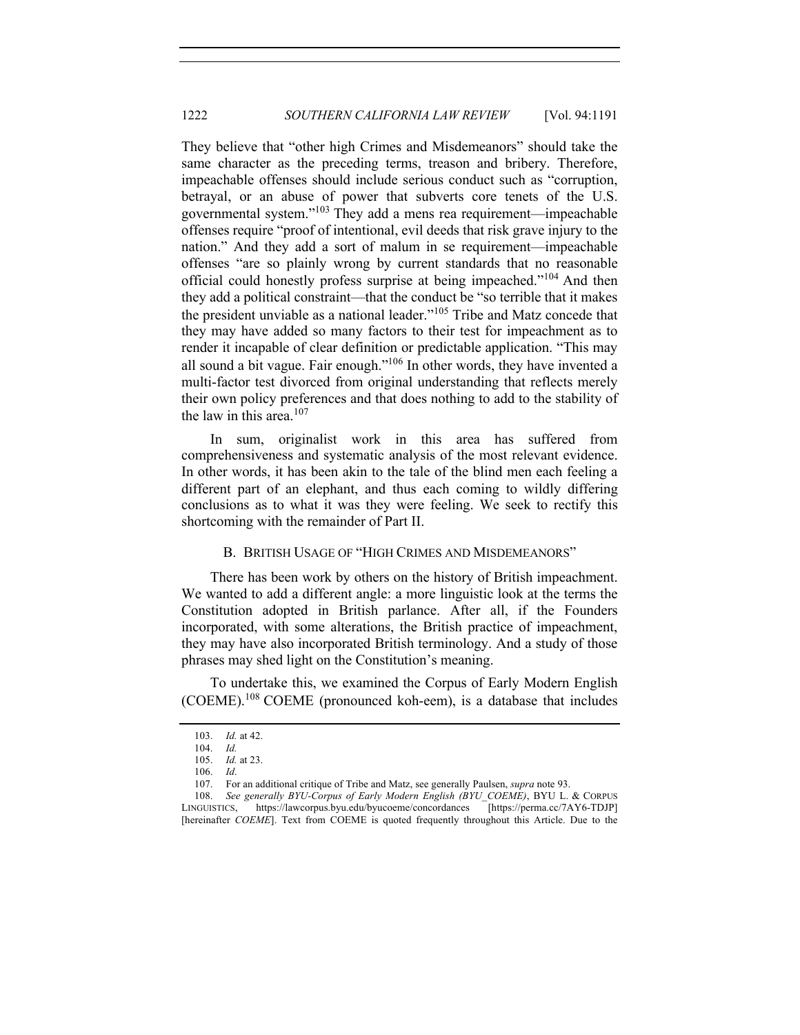They believe that "other high Crimes and Misdemeanors" should take the same character as the preceding terms, treason and bribery. Therefore, impeachable offenses should include serious conduct such as "corruption, betrayal, or an abuse of power that subverts core tenets of the U.S. governmental system."[103] They add a mens rea requirement—impeachable offenses require "proof of intentional, evil deeds that risk grave injury to the nation." And they add a sort of malum in se requirement—impeachable offenses "are so plainly wrong by current standards that no reasonable official could honestly profess surprise at being impeached."[104] And then they add a political constraint—that the conduct be "so terrible that it makes the president unviable as a national leader."[105] Tribe and Matz concede that they may have added so many factors to their test for impeachment as to render it incapable of clear definition or predictable application. "This may all sound a bit vague. Fair enough."[106] In other words, they have invented a multi-factor test divorced from original understanding that reflects merely their own policy preferences and that does nothing to add to the stability of the law in this area.[107]

In sum, originalist work in this area has suffered from comprehensiveness and systematic analysis of the most relevant evidence. In other words, it has been akin to the tale of the blind men each feeling a different part of an elephant, and thus each coming to wildly differing conclusions as to what it was they were feeling. We seek to rectify this shortcoming with the remainder of Part II.

### B. British Usage of "High Crimes and Misdemeanors"

There has been work by others on the history of British impeachment. We wanted to add a different angle: a more linguistic look at the terms the Constitution adopted in British parlance. After all, if the Founders incorporated, with some alterations, the British practice of impeachment, they may have also incorporated British terminology. And a study of those phrases may shed light on the Constitution's meaning.

To undertake this, we examined the Corpus of Early Modern English (COEME).[108] COEME (pronounced koh-eem), is a database that includes

---

103. *Id.* at 42.

104. *Id.*

105. *Id.* at 23.

106. *Id*.

107. For an additional critique of Tribe and Matz, see generally Paulsen, *supra* note 93.

108. *See generally BYU-Corpus of Early Modern English (BYU_COEME)*, BYU L. & Corpus Linguistics, https://lawcorpus.byu.edu/byucoeme/concordances [https://perma.cc/7AY6-TDJP] [hereinafter *COEME*]. Text from COEME is quoted frequently throughout this Article. Due to the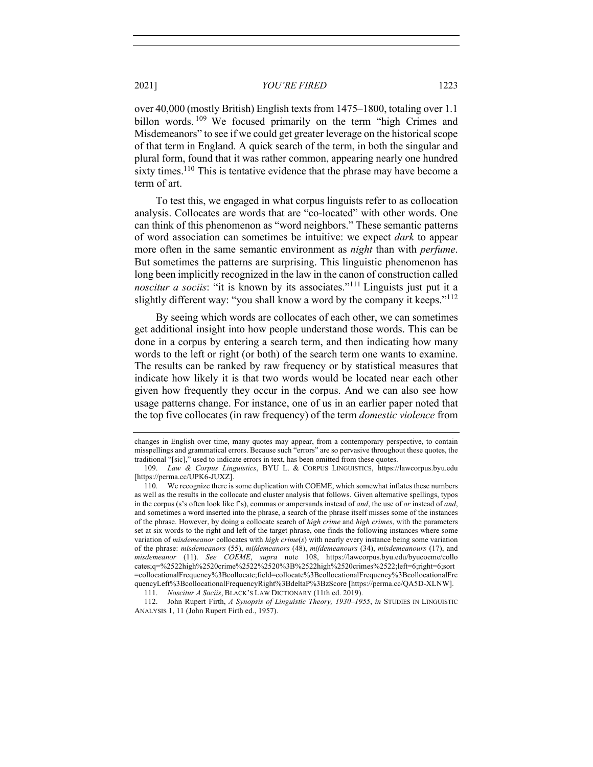over 40,000 (mostly British) English texts from 1475–1800, totaling over 1.1 billon words.[109] We focused primarily on the term "high Crimes and Misdemeanors" to see if we could get greater leverage on the historical scope of that term in England. A quick search of the term, in both the singular and plural form, found that it was rather common, appearing nearly one hundred sixty times.[110] This is tentative evidence that the phrase may have become a term of art.

To test this, we engaged in what corpus linguists refer to as collocation analysis. Collocates are words that are "co-located" with other words. One can think of this phenomenon as "word neighbors." These semantic patterns of word association can sometimes be intuitive: we expect *dark* to appear more often in the same semantic environment as *night* than with *perfume*. But sometimes the patterns are surprising. This linguistic phenomenon has long been implicitly recognized in the law in the canon of construction called *noscitur a sociis*: "it is known by its associates."[111] Linguists just put it a slightly different way: "you shall know a word by the company it keeps."[112]

By seeing which words are collocates of each other, we can sometimes get additional insight into how people understand those words. This can be done in a corpus by entering a search term, and then indicating how many words to the left or right (or both) of the search term one wants to examine. The results can be ranked by raw frequency or by statistical measures that indicate how likely it is that two words would be located near each other given how frequently they occur in the corpus. And we can also see how usage patterns change. For instance, one of us in an earlier paper noted that the top five collocates (in raw frequency) of the term *domestic violence* from

---

changes in English over time, many quotes may appear, from a contemporary perspective, to contain misspellings and grammatical errors. Because such "errors" are so pervasive throughout these quotes, the traditional "[sic]," used to indicate errors in text, has been omitted from these quotes.

109. *Law & Corpus Linguistics*, BYU L. & CORPUS LINGUISTICS, https://lawcorpus.byu.edu [https://perma.cc/UPK6-JUXZ].

110. We recognize there is some duplication with COEME, which somewhat inflates these numbers as well as the results in the collocate and cluster analysis that follows. Given alternative spellings, typos in the corpus (s's often look like f's), commas or ampersands instead of *and*, the use of *or* instead of *and*, and sometimes a word inserted into the phrase, a search of the phrase itself misses some of the instances of the phrase. However, by doing a collocate search of *high crime* and *high crimes*, with the parameters set at six words to the right and left of the target phrase, one finds the following instances where some variation of *misdemeanor* collocates with *high crime*(*s*) with nearly every instance being some variation of the phrase: *misdemeanors* (55), *mifdemeanors* (48), *mifdemeanours* (34), *misdemeanours* (17), and *misdemeanor* (11). *See COEME*, *supra* note 108, https://lawcorpus.byu.edu/byucoeme/collocates;q=%2522high%2520crime%2522%2520%3B%2522high%2520crimes%2522;left=6;right=6;sort=collocationalFrequency%3Bcollocate;field=collocate%3BcollocationalFrequency%3BcollocationalFrequencyLeft%3BcollocationalFrequencyRight%3BdeltaP%3BzScore [https://perma.cc/QA5D-XLNW].

111. *Noscitur A Sociis*, BLACK'S LAW DICTIONARY (11th ed. 2019).

112. John Rupert Firth, *A Synopsis of Linguistic Theory, 1930–1955*, *in* STUDIES IN LINGUISTIC ANALYSIS 1, 11 (John Rupert Firth ed., 1957).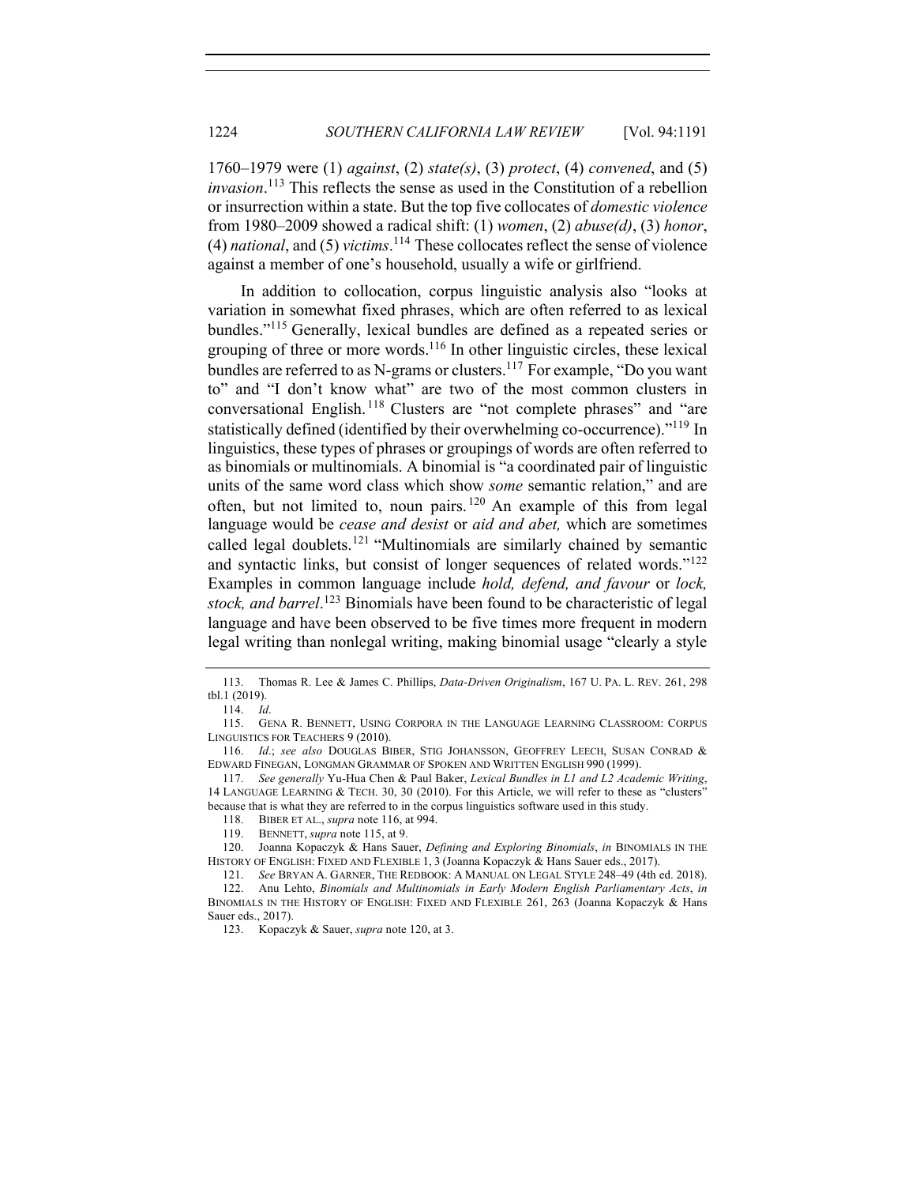1760–1979 were (1) *against*, (2) *state(s)*, (3) *protect*, (4) *convened*, and (5) *invasion*.[113] This reflects the sense as used in the Constitution of a rebellion or insurrection within a state. But the top five collocates of *domestic violence* from 1980–2009 showed a radical shift: (1) *women*, (2) *abuse(d)*, (3) *honor*, (4) *national*, and (5) *victims*.[114] These collocates reflect the sense of violence against a member of one's household, usually a wife or girlfriend.

In addition to collocation, corpus linguistic analysis also "looks at variation in somewhat fixed phrases, which are often referred to as lexical bundles."[115] Generally, lexical bundles are defined as a repeated series or grouping of three or more words.[116] In other linguistic circles, these lexical bundles are referred to as N-grams or clusters.[117] For example, "Do you want to" and "I don't know what" are two of the most common clusters in conversational English.[118] Clusters are "not complete phrases" and "are statistically defined (identified by their overwhelming co-occurrence)."[119] In linguistics, these types of phrases or groupings of words are often referred to as binomials or multinomials. A binomial is "a coordinated pair of linguistic units of the same word class which show *some* semantic relation," and are often, but not limited to, noun pairs.[120] An example of this from legal language would be *cease and desist* or *aid and abet,* which are sometimes called legal doublets.[121] "Multinomials are similarly chained by semantic and syntactic links, but consist of longer sequences of related words."[122] Examples in common language include *hold, defend, and favour* or *lock, stock, and barrel*.[123] Binomials have been found to be characteristic of legal language and have been observed to be five times more frequent in modern legal writing than nonlegal writing, making binomial usage "clearly a style

---

113. Thomas R. Lee & James C. Phillips, *Data-Driven Originalism*, 167 U. PA. L. REV. 261, 298 tbl.1 (2019).

114. *Id*.

115. GENA R. BENNETT, USING CORPORA IN THE LANGUAGE LEARNING CLASSROOM: CORPUS LINGUISTICS FOR TEACHERS 9 (2010).

116. *Id*.; *see also* DOUGLAS BIBER, STIG JOHANSSON, GEOFFREY LEECH, SUSAN CONRAD & EDWARD FINEGAN, LONGMAN GRAMMAR OF SPOKEN AND WRITTEN ENGLISH 990 (1999).

117. *See generally* Yu-Hua Chen & Paul Baker, *Lexical Bundles in L1 and L2 Academic Writing*, 14 LANGUAGE LEARNING & TECH. 30, 30 (2010). For this Article, we will refer to these as "clusters" because that is what they are referred to in the corpus linguistics software used in this study.

118. BIBER ET AL., *supra* note 116, at 994.

119. BENNETT, *supra* note 115, at 9.

120. Joanna Kopaczyk & Hans Sauer, *Defining and Exploring Binomials*, *in* BINOMIALS IN THE HISTORY OF ENGLISH: FIXED AND FLEXIBLE 1, 3 (Joanna Kopaczyk & Hans Sauer eds., 2017).

121. *See* BRYAN A. GARNER, THE REDBOOK: A MANUAL ON LEGAL STYLE 248–49 (4th ed. 2018).

122. Anu Lehto, *Binomials and Multinomials in Early Modern English Parliamentary Acts*, *in* BINOMIALS IN THE HISTORY OF ENGLISH: FIXED AND FLEXIBLE 261, 263 (Joanna Kopaczyk & Hans Sauer eds., 2017).

123. Kopaczyk & Sauer, *supra* note 120, at 3.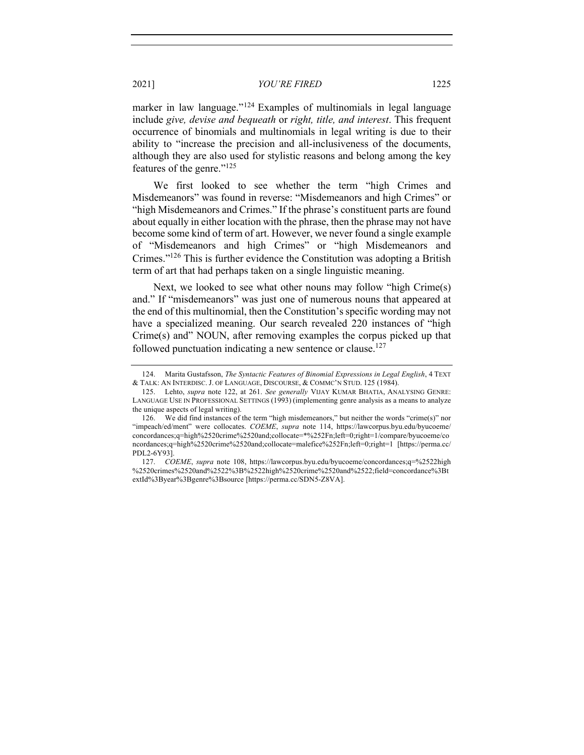marker in law language."[124] Examples of multinomials in legal language include *give, devise and bequeath* or *right, title, and interest*. This frequent occurrence of binomials and multinomials in legal writing is due to their ability to "increase the precision and all-inclusiveness of the documents, although they are also used for stylistic reasons and belong among the key features of the genre."[125]

We first looked to see whether the term "high Crimes and Misdemeanors" was found in reverse: "Misdemeanors and high Crimes" or "high Misdemeanors and Crimes." If the phrase's constituent parts are found about equally in either location with the phrase, then the phrase may not have become some kind of term of art. However, we never found a single example of "Misdemeanors and high Crimes" or "high Misdemeanors and Crimes."[126] This is further evidence the Constitution was adopting a British term of art that had perhaps taken on a single linguistic meaning.

Next, we looked to see what other nouns may follow "high Crime(s) and." If "misdemeanors" was just one of numerous nouns that appeared at the end of this multinomial, then the Constitution's specific wording may not have a specialized meaning. Our search revealed 220 instances of "high Crime(s) and" NOUN, after removing examples the corpus picked up that followed punctuation indicating a new sentence or clause.[127]

---

124. Marita Gustafsson, *The Syntactic Features of Binomial Expressions in Legal English*, 4 TEXT & TALK: AN INTERDISC. J. OF LANGUAGE, DISCOURSE, & COMMC'N STUD. 125 (1984).

125. Lehto, *supra* note 122, at 261. *See generally* VIJAY KUMAR BHATIA, ANALYSING GENRE: LANGUAGE USE IN PROFESSIONAL SETTINGS (1993) (implementing genre analysis as a means to analyze the unique aspects of legal writing).

126. We did find instances of the term "high misdemeanors," but neither the words "crime(s)" nor "impeach/ed/ment" were collocates. *COEME*, *supra* note 114, https://lawcorpus.byu.edu/byucoeme/concordances;q=high%2520crime%2520and;collocate=*%252Fn;left=0;right=1/compare/byucoeme/concordances;q=high%2520crime%2520and;collocate=malefice%252Fn;left=0;right=1 [https://perma.cc/PDL2-6Y93].

127. *COEME*, *supra* note 108, https://lawcorpus.byu.edu/byucoeme/concordances;q=%2522high%2520crimes%2520and%2522%3B%2522high%2520crime%2520and%2522;field=concordance%3BtextId%3Byear%3Bgenre%3Bsource [https://perma.cc/SDN5-Z8VA].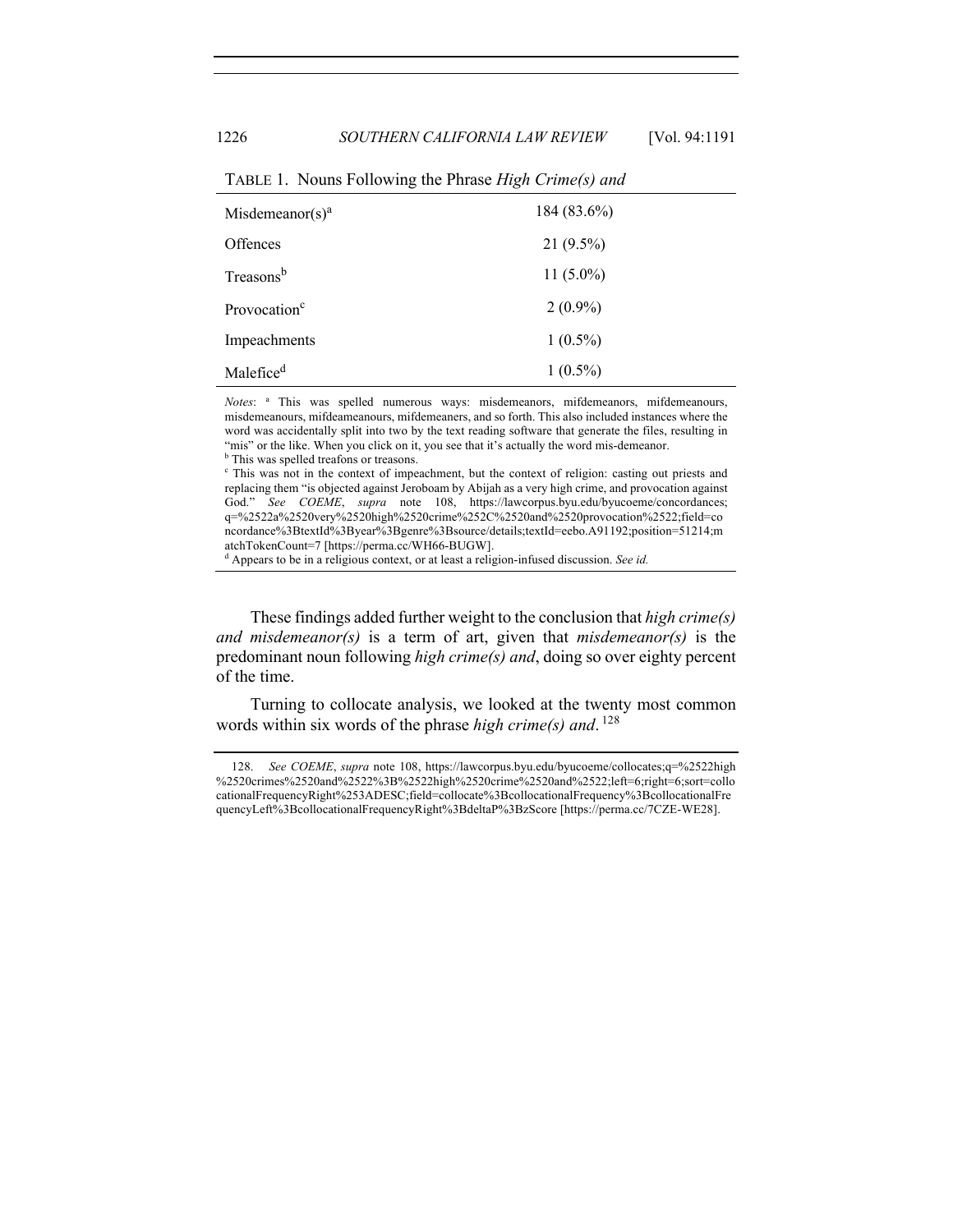TABLE 1. Nouns Following the Phrase *High Crime(s) and*

| | |
|---|---|
| Misdemeanor(s)[a] | 184 (83.6%) |
| Offences | 21 (9.5%) |
| Treasons[b] | 11 (5.0%) |
| Provocation[c] | 2 (0.9%) |
| Impeachments | 1 (0.5%) |
| Malefice[d] | 1 (0.5%) |

*Notes*: [a] This was spelled numerous ways: misdemeanors, mifdemeanors, mifdemeanours, misdemeanours, mifdeameanours, mifdemeaners, and so forth. This also included instances where the word was accidentally split into two by the text reading software that generate the files, resulting in "mis" or the like. When you click on it, you see that it's actually the word mis-demeanor.
[b] This was spelled treafons or treasons.
[c] This was not in the context of impeachment, but the context of religion: casting out priests and replacing them "is objected against Jeroboam by Abijah as a very high crime, and provocation against God." *See COEME*, *supra* note 108, https://lawcorpus.byu.edu/byucoeme/concordances;q=%2522a%2520very%2520high%2520crime%252C%2520and%2520provocation%2522;field=concordance%3BtextId%3Byear%3Bgenre%3Bsource/details;textId=eebo.A91192;position=51214;matchTokenCount=7 [https://perma.cc/WH66-BUGW].
[d] Appears to be in a religious context, or at least a religion-infused discussion. *See id.*

These findings added further weight to the conclusion that *high crime(s) and misdemeanor(s)* is a term of art, given that *misdemeanor(s)* is the predominant noun following *high crime(s) and*, doing so over eighty percent of the time.

Turning to collocate analysis, we looked at the twenty most common words within six words of the phrase *high crime(s) and*.[128]

128. *See COEME*, *supra* note 108, https://lawcorpus.byu.edu/byucoeme/collocates;q=%2522high%2520crimes%2520and%2522%3B%2522high%2520crime%2520and%2522;left=6;right=6;sort=collocationalFrequencyRight%253ADESC;field=collocate%3BcollocationalFrequency%3BcollocationalFrequencyLeft%3BcollocationalFrequencyRight%3BdeltaP%3BzScore [https://perma.cc/7CZE-WE28].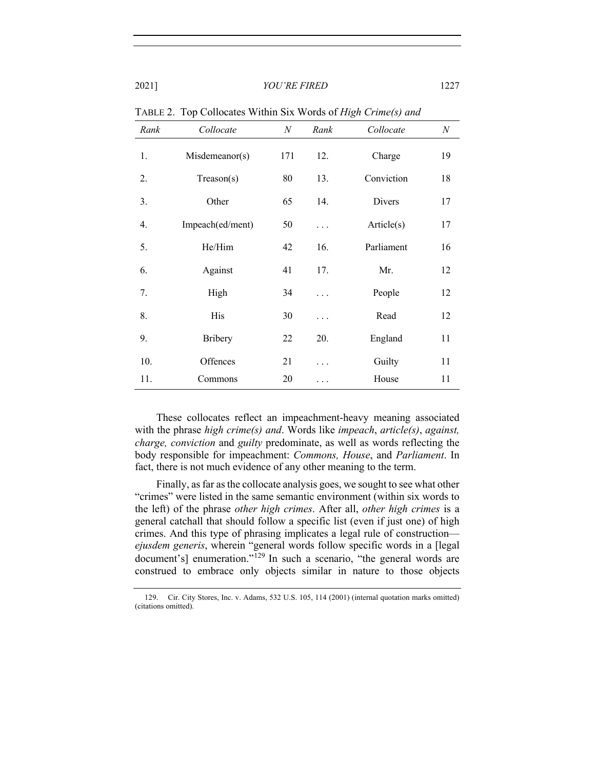TABLE 2. Top Collocates Within Six Words of *High Crime(s) and*

| *Rank* | *Collocate* | *N* | *Rank* | *Collocate* | *N* |
|---|---|---|---|---|---|
| 1. | Misdemeanor(s) | 171 | 12. | Charge | 19 |
| 2. | Treason(s) | 80 | 13. | Conviction | 18 |
| 3. | Other | 65 | 14. | Divers | 17 |
| 4. | Impeach(ed/ment) | 50 | . . . | Article(s) | 17 |
| 5. | He/Him | 42 | 16. | Parliament | 16 |
| 6. | Against | 41 | 17. | Mr. | 12 |
| 7. | High | 34 | . . . | People | 12 |
| 8. | His | 30 | . . . | Read | 12 |
| 9. | Bribery | 22 | 20. | England | 11 |
| 10. | Offences | 21 | . . . | Guilty | 11 |
| 11. | Commons | 20 | . . . | House | 11 |

These collocates reflect an impeachment-heavy meaning associated with the phrase *high crime(s) and*. Words like *impeach*, *article(s)*, *against, charge, conviction* and *guilty* predominate, as well as words reflecting the body responsible for impeachment: *Commons, House*, and *Parliament*. In fact, there is not much evidence of any other meaning to the term.

Finally, as far as the collocate analysis goes, we sought to see what other "crimes" were listed in the same semantic environment (within six words to the left) of the phrase *other high crimes*. After all, *other high crimes* is a general catchall that should follow a specific list (even if just one) of high crimes. And this type of phrasing implicates a legal rule of construction—*ejusdem generis*, wherein "general words follow specific words in a [legal document's] enumeration."[129] In such a scenario, "the general words are construed to embrace only objects similar in nature to those objects

129. Cir. City Stores, Inc. v. Adams, 532 U.S. 105, 114 (2001) (internal quotation marks omitted) (citations omitted).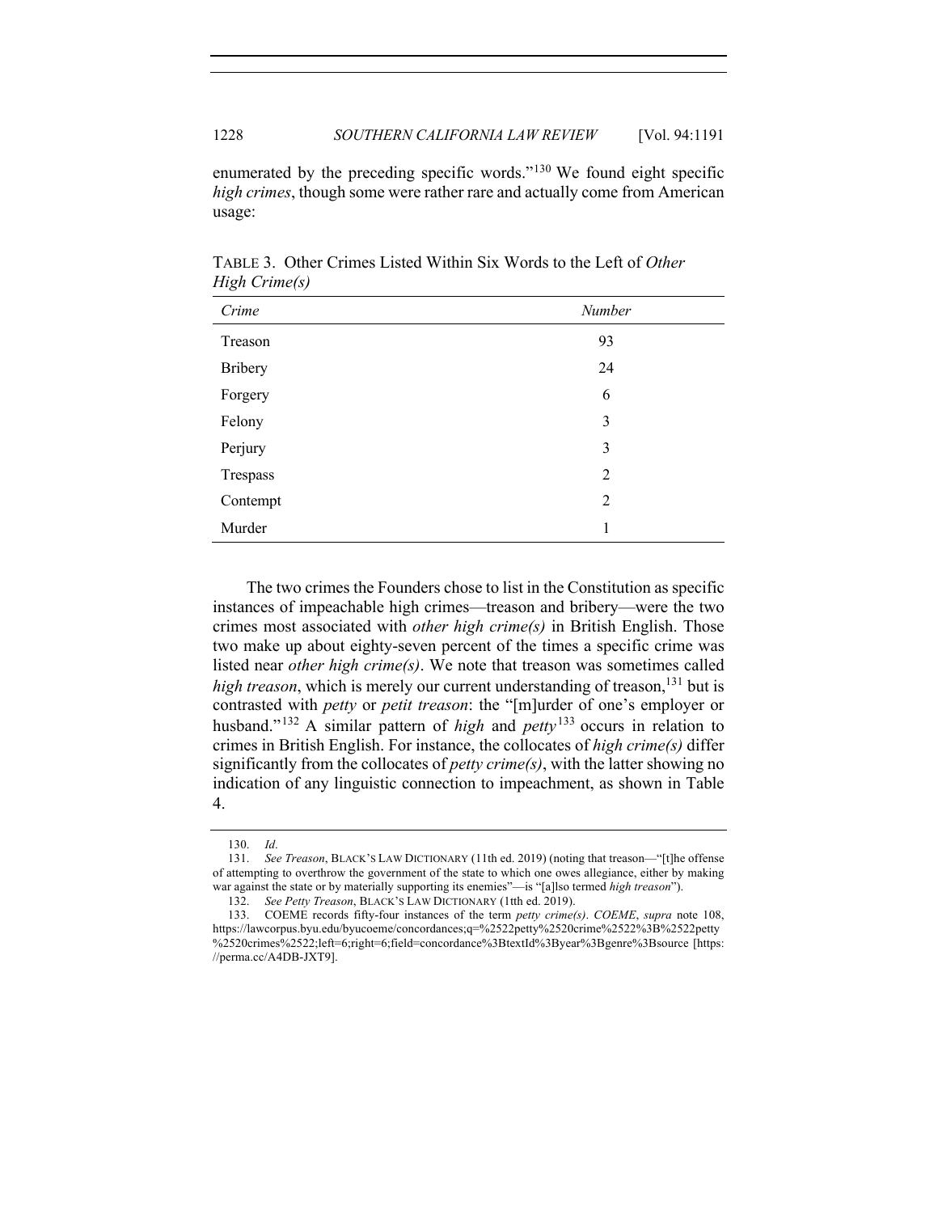enumerated by the preceding specific words."[130] We found eight specific *high crimes*, though some were rather rare and actually come from American usage:

TABLE 3. Other Crimes Listed Within Six Words to the Left of *Other High Crime(s)*

| *Crime* | *Number* |
|---|---|
| Treason | 93 |
| Bribery | 24 |
| Forgery | 6 |
| Felony | 3 |
| Perjury | 3 |
| Trespass | 2 |
| Contempt | 2 |
| Murder | 1 |

The two crimes the Founders chose to list in the Constitution as specific instances of impeachable high crimes—treason and bribery—were the two crimes most associated with *other high crime(s)* in British English. Those two make up about eighty-seven percent of the times a specific crime was listed near *other high crime(s)*. We note that treason was sometimes called *high treason*, which is merely our current understanding of treason,[131] but is contrasted with *petty* or *petit treason*: the "[m]urder of one's employer or husband."[132] A similar pattern of *high* and *petty*[133] occurs in relation to crimes in British English. For instance, the collocates of *high crime(s)* differ significantly from the collocates of *petty crime(s)*, with the latter showing no indication of any linguistic connection to impeachment, as shown in Table 4.

130. *Id*.

131. *See Treason*, BLACK'S LAW DICTIONARY (11th ed. 2019) (noting that treason—"[t]he offense of attempting to overthrow the government of the state to which one owes allegiance, either by making war against the state or by materially supporting its enemies"—is "[a]lso termed *high treason*").

132. *See Petty Treason*, BLACK'S LAW DICTIONARY (1tth ed. 2019).

133. COEME records fifty-four instances of the term *petty crime(s)*. *COEME*, *supra* note 108, https://lawcorpus.byu.edu/byucoeme/concordances;q=%2522petty%2520crime%2522%3B%2522petty%2520crimes%2522;left=6;right=6;field=concordance%3BtextId%3Byear%3Bgenre%3Bsource [https://perma.cc/A4DB-JXT9].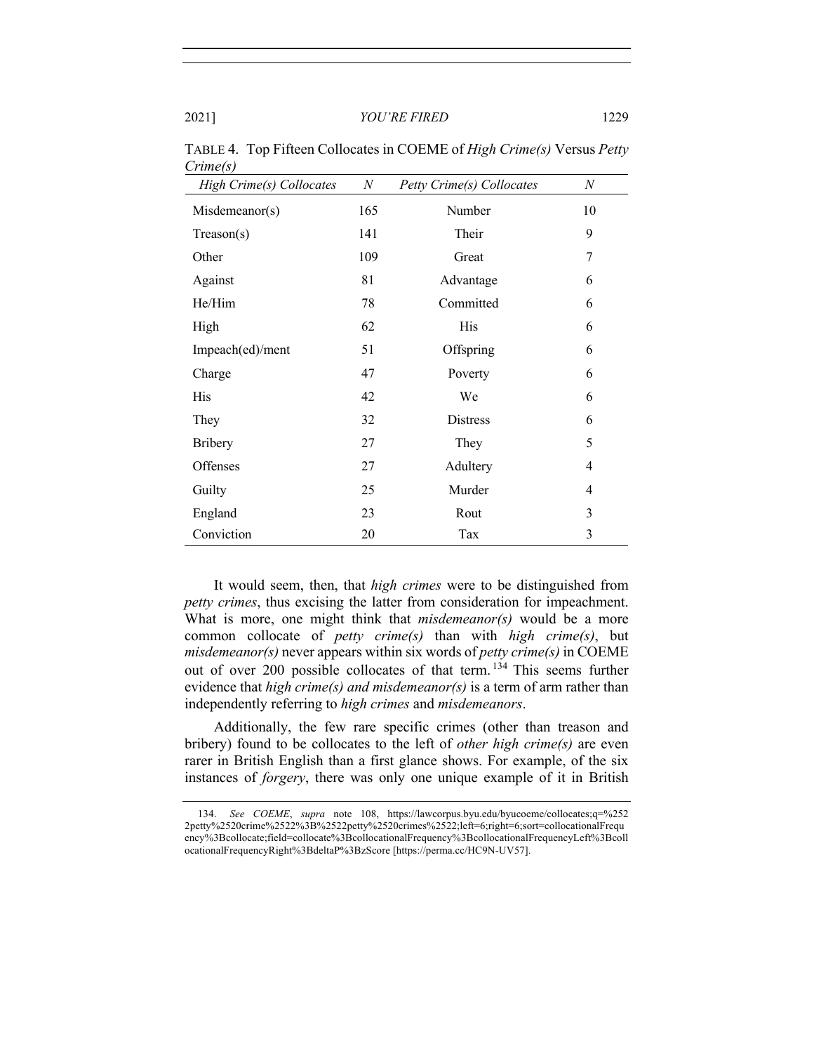TABLE 4. Top Fifteen Collocates in COEME of *High Crime(s)* Versus *Petty Crime(s)*

| *High Crime(s) Collocates* | *N* | *Petty Crime(s) Collocates* | *N* |
|---|---|---|---|
| Misdemeanor(s) | 165 | Number | 10 |
| Treason(s) | 141 | Their | 9 |
| Other | 109 | Great | 7 |
| Against | 81 | Advantage | 6 |
| He/Him | 78 | Committed | 6 |
| High | 62 | His | 6 |
| Impeach(ed)/ment | 51 | Offspring | 6 |
| Charge | 47 | Poverty | 6 |
| His | 42 | We | 6 |
| They | 32 | Distress | 6 |
| Bribery | 27 | They | 5 |
| Offenses | 27 | Adultery | 4 |
| Guilty | 25 | Murder | 4 |
| England | 23 | Rout | 3 |
| Conviction | 20 | Tax | 3 |

It would seem, then, that *high crimes* were to be distinguished from *petty crimes*, thus excising the latter from consideration for impeachment. What is more, one might think that *misdemeanor(s)* would be a more common collocate of *petty crime(s)* than with *high crime(s)*, but *misdemeanor(s)* never appears within six words of *petty crime(s)* in COEME out of over 200 possible collocates of that term.[134] This seems further evidence that *high crime(s) and misdemeanor(s)* is a term of arm rather than independently referring to *high crimes* and *misdemeanors*.

Additionally, the few rare specific crimes (other than treason and bribery) found to be collocates to the left of *other high crime(s)* are even rarer in British English than a first glance shows. For example, of the six instances of *forgery*, there was only one unique example of it in British

134. *See COEME*, *supra* note 108, https://lawcorpus.byu.edu/byucoeme/collocates;q=%2522petty%2520crime%2522%3B%2522petty%2520crimes%2522;left=6;right=6;sort=collocationalFrequency%3Bcollocate;field=collocate%3BcollocationalFrequency%3BcollocationalFrequencyLeft%3BcollocationalFrequencyRight%3BdeltaP%3BzScore [https://perma.cc/HC9N-UV57].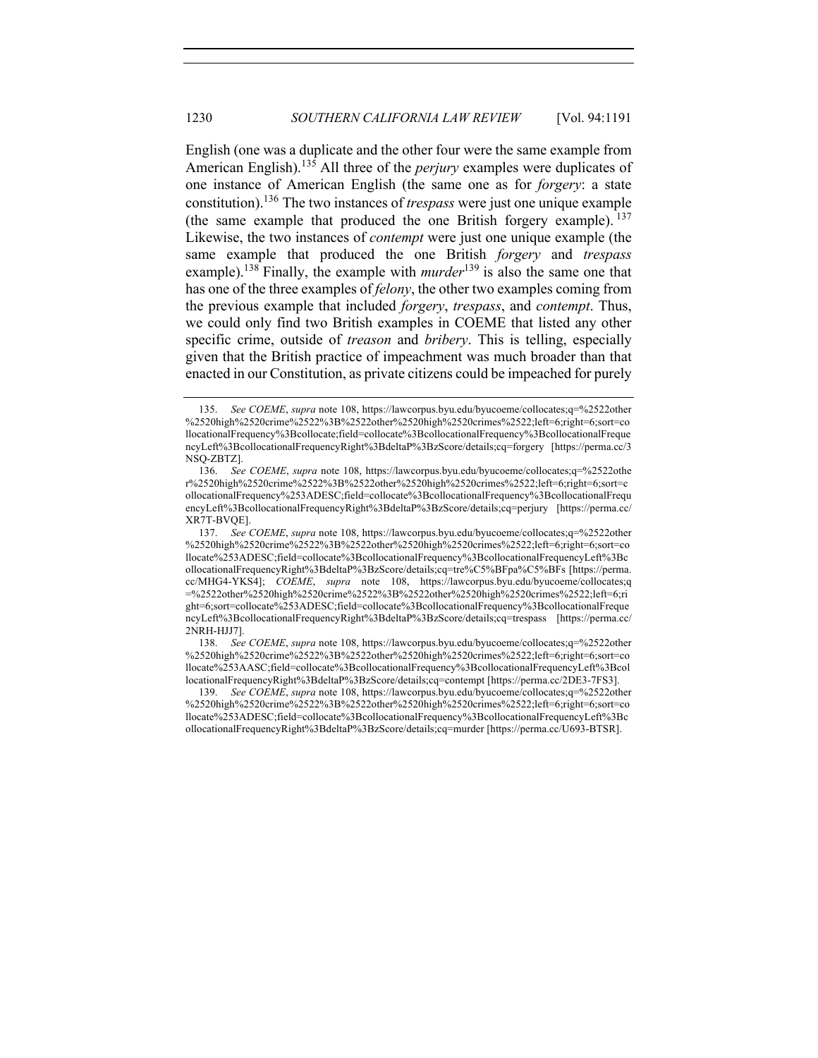English (one was a duplicate and the other four were the same example from American English).[135] All three of the *perjury* examples were duplicates of one instance of American English (the same one as for *forgery*: a state constitution).[136] The two instances of *trespass* were just one unique example (the same example that produced the one British forgery example).[137] Likewise, the two instances of *contempt* were just one unique example (the same example that produced the one British *forgery* and *trespass* example).[138] Finally, the example with *murder*[139] is also the same one that has one of the three examples of *felony*, the other two examples coming from the previous example that included *forgery*, *trespass*, and *contempt*. Thus, we could only find two British examples in COEME that listed any other specific crime, outside of *treason* and *bribery*. This is telling, especially given that the British practice of impeachment was much broader than that enacted in our Constitution, as private citizens could be impeached for purely

135. *See COEME*, *supra* note 108, https://lawcorpus.byu.edu/byucoeme/collocates;q=%2522other%2520high%2520crime%2522%3B%2522other%2520high%2520crimes%2522;left=6;right=6;sort=collocationalFrequency%3Bcollocate;field=collocate%3BcollocationalFrequency%3BcollocationalFrequencyLeft%3BcollocationalFrequencyRight%3BdeltaP%3BzScore/details;cq=forgery [https://perma.cc/3NSQ-ZBTZ].

136. *See COEME*, *supra* note 108, https://lawcorpus.byu.edu/byucoeme/collocates;q=%2522other%2520high%2520crime%2522%3B%2522other%2520high%2520crimes%2522;left=6;right=6;sort=collocationalFrequency%253ADESC;field=collocate%3BcollocationalFrequency%3BcollocationalFrequencyLeft%3BcollocationalFrequencyRight%3BdeltaP%3BzScore/details;cq=perjury [https://perma.cc/XR7T-BVQE].

137. *See COEME*, *supra* note 108, https://lawcorpus.byu.edu/byucoeme/collocates;q=%2522other%2520high%2520crime%2522%3B%2522other%2520high%2520crimes%2522;left=6;right=6;sort=collocate%253ADESC;field=collocate%3BcollocationalFrequency%3BcollocationalFrequencyLeft%3BcollocationalFrequencyRight%3BdeltaP%3BzScore/details;cq=tre%C5%BFpa%C5%BFs [https://perma.cc/MHG4-YKS4]; *COEME*, *supra* note 108, https://lawcorpus.byu.edu/byucoeme/collocates;q=%2522other%2520high%2520crime%2522%3B%2522other%2520high%2520crimes%2522;left=6;right=6;sort=collocate%253ADESC;field=collocate%3BcollocationalFrequency%3BcollocationalFrequencyLeft%3BcollocationalFrequencyRight%3BdeltaP%3BzScore/details;cq=trespass [https://perma.cc/2NRH-HJJ7].

138. *See COEME*, *supra* note 108, https://lawcorpus.byu.edu/byucoeme/collocates;q=%2522other%2520high%2520crime%2522%3B%2522other%2520high%2520crimes%2522;left=6;right=6;sort=collocate%253AASC;field=collocate%3BcollocationalFrequency%3BcollocationalFrequencyLeft%3BcollocationalFrequencyRight%3BdeltaP%3BzScore/details;cq=contempt [https://perma.cc/2DE3-7FS3].

139. *See COEME*, *supra* note 108, https://lawcorpus.byu.edu/byucoeme/collocates;q=%2522other%2520high%2520crime%2522%3B%2522other%2520high%2520crimes%2522;left=6;right=6;sort=collocate%253ADESC;field=collocate%3BcollocationalFrequency%3BcollocationalFrequencyLeft%3BcollocationalFrequencyRight%3BdeltaP%3BzScore/details;cq=murder [https://perma.cc/U693-BTSR].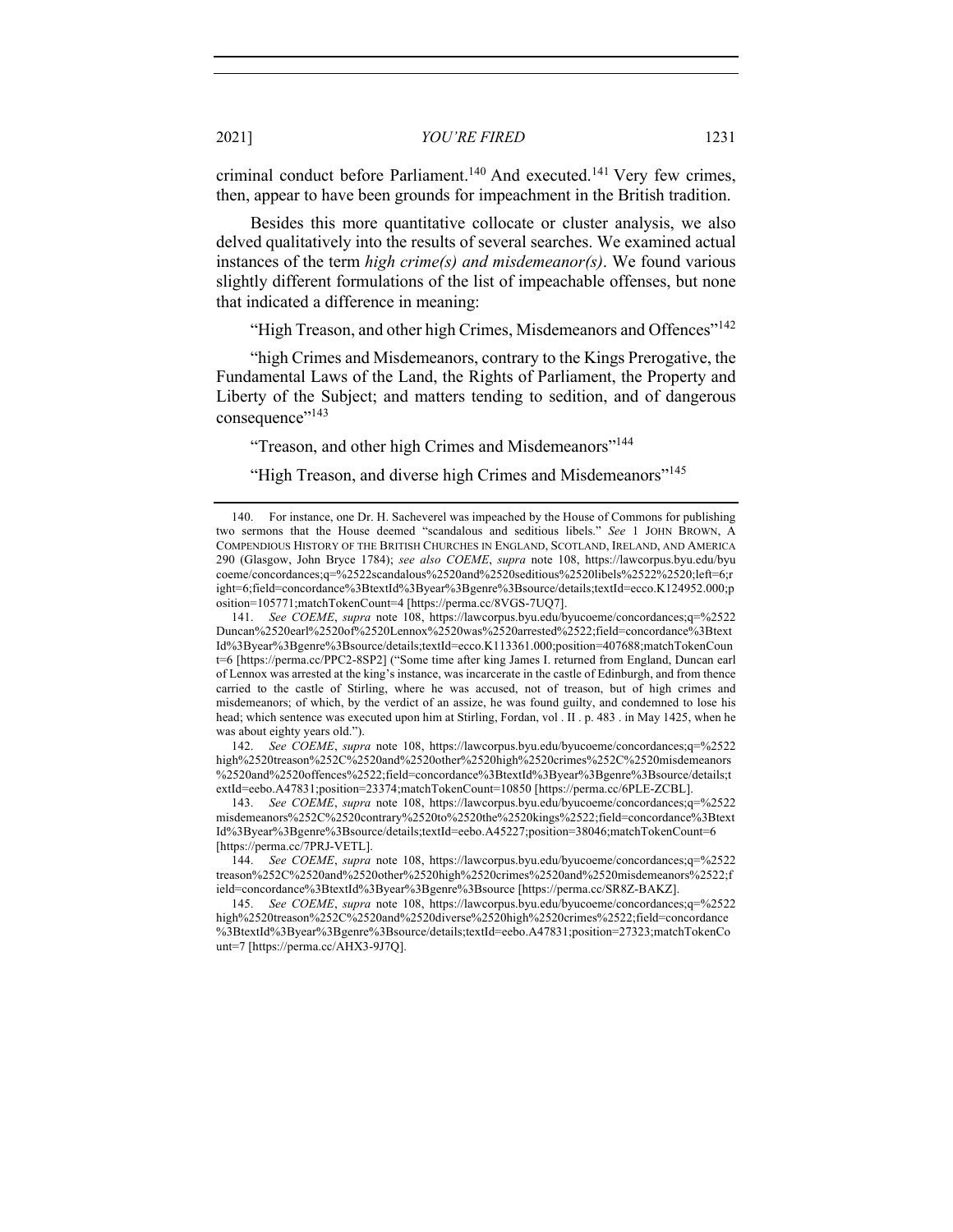criminal conduct before Parliament.[140] And executed.[141] Very few crimes, then, appear to have been grounds for impeachment in the British tradition.

Besides this more quantitative collocate or cluster analysis, we also delved qualitatively into the results of several searches. We examined actual instances of the term *high crime(s) and misdemeanor(s)*. We found various slightly different formulations of the list of impeachable offenses, but none that indicated a difference in meaning:

"High Treason, and other high Crimes, Misdemeanors and Offences"[142]

"high Crimes and Misdemeanors, contrary to the Kings Prerogative, the Fundamental Laws of the Land, the Rights of Parliament, the Property and Liberty of the Subject; and matters tending to sedition, and of dangerous consequence"[143]

"Treason, and other high Crimes and Misdemeanors"[144]

"High Treason, and diverse high Crimes and Misdemeanors"[145]

---

140. For instance, one Dr. H. Sacheverel was impeached by the House of Commons for publishing two sermons that the House deemed "scandalous and seditious libels." *See* 1 JOHN BROWN, A COMPENDIOUS HISTORY OF THE BRITISH CHURCHES IN ENGLAND, SCOTLAND, IRELAND, AND AMERICA 290 (Glasgow, John Bryce 1784); *see also COEME*, *supra* note 108, https://lawcorpus.byu.edu/byucoeme/concordances;q=%2522scandalous%2520and%2520seditious%2520libels%2522%2520;left=6;right=6;field=concordance%3BtextId%3Byear%3Bgenre%3Bsource/details;textId=ecco.K124952.000;position=105771;matchTokenCount=4 [https://perma.cc/8VGS-7UQ7].

141. *See COEME*, *supra* note 108, https://lawcorpus.byu.edu/byucoeme/concordances;q=%2522Duncan%2520earl%2520of%2520Lennox%2520was%2520arrested%2522;field=concordance%3BtextId%3Byear%3Bgenre%3Bsource/details;textId=ecco.K113361.000;position=407688;matchTokenCount=6 [https://perma.cc/PPC2-8SP2] ("Some time after king James I. returned from England, Duncan earl of Lennox was arrested at the king's instance, was incarcerate in the castle of Edinburgh, and from thence carried to the castle of Stirling, where he was accused, not of treason, but of high crimes and misdemeanors; of which, by the verdict of an assize, he was found guilty, and condemned to lose his head; which sentence was executed upon him at Stirling, Fordan, vol . II . p. 483 . in May 1425, when he was about eighty years old.").

142. *See COEME*, *supra* note 108, https://lawcorpus.byu.edu/byucoeme/concordances;q=%2522high%2520treason%252C%2520and%2520other%2520high%2520crimes%252C%2520misdemeanors%2520and%2520offences%2522;field=concordance%3BtextId%3Byear%3Bgenre%3Bsource/details;textId=eebo.A47831;position=23374;matchTokenCount=10850 [https://perma.cc/6PLE-ZCBL].

143. *See COEME*, *supra* note 108, https://lawcorpus.byu.edu/byucoeme/concordances;q=%2522misdemeanors%252C%2520contrary%2520to%2520the%2520kings%2522;field=concordance%3BtextId%3Byear%3Bgenre%3Bsource/details;textId=eebo.A45227;position=38046;matchTokenCount=6 [https://perma.cc/7PRJ-VETL].

144. *See COEME*, *supra* note 108, https://lawcorpus.byu.edu/byucoeme/concordances;q=%2522treason%252C%2520and%2520other%2520high%2520crimes%2520and%2520misdemeanors%2522;field=concordance%3BtextId%3Byear%3Bgenre%3Bsource [https://perma.cc/SR8Z-BAKZ].

145. *See COEME*, *supra* note 108, https://lawcorpus.byu.edu/byucoeme/concordances;q=%2522high%2520treason%252C%2520and%2520diverse%2520high%2520crimes%2522;field=concordance%3BtextId%3Byear%3Bgenre%3Bsource/details;textId=eebo.A47831;position=27323;matchTokenCount=7 [https://perma.cc/AHX3-9J7Q].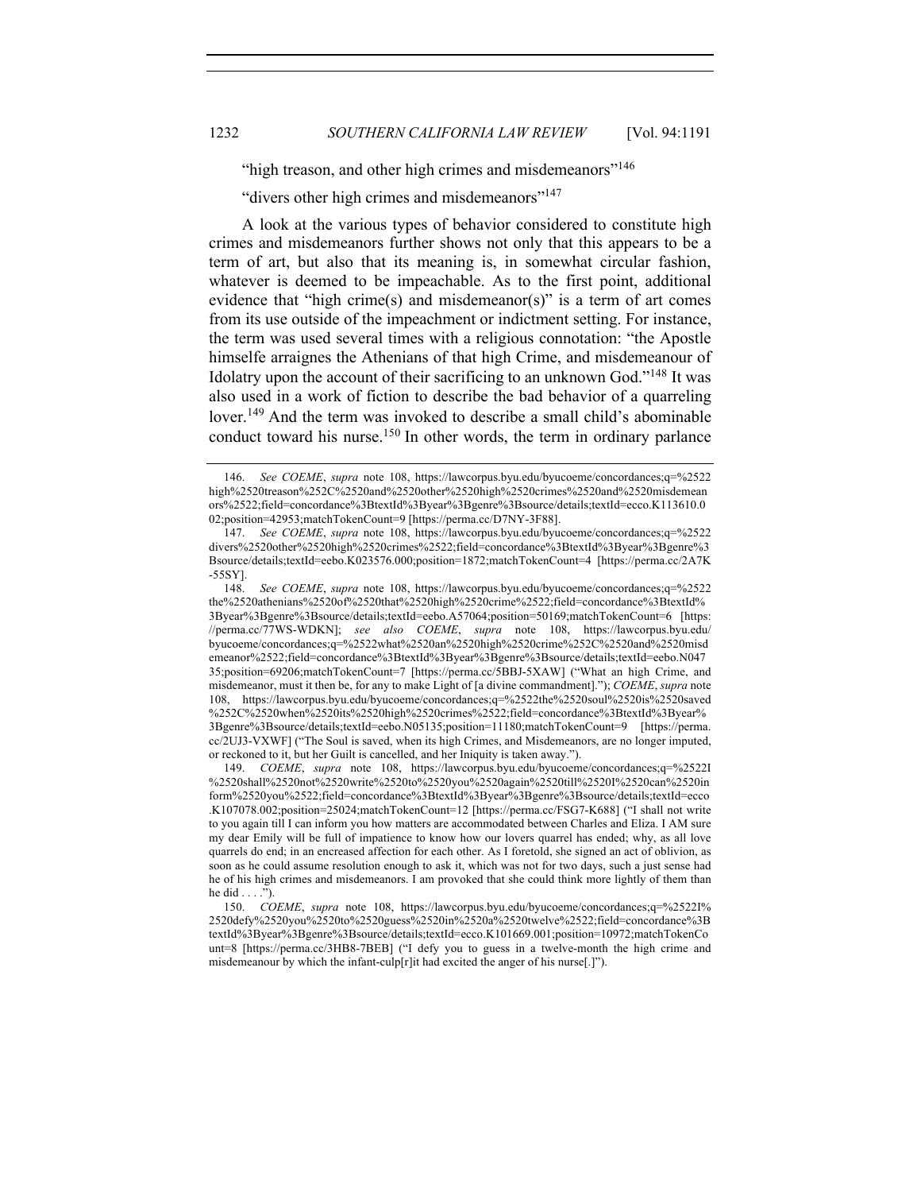"high treason, and other high crimes and misdemeanors"[146]

"divers other high crimes and misdemeanors"[147]

A look at the various types of behavior considered to constitute high crimes and misdemeanors further shows not only that this appears to be a term of art, but also that its meaning is, in somewhat circular fashion, whatever is deemed to be impeachable. As to the first point, additional evidence that "high crime(s) and misdemeanor(s)" is a term of art comes from its use outside of the impeachment or indictment setting. For instance, the term was used several times with a religious connotation: "the Apostle himselfe arraignes the Athenians of that high Crime, and misdemeanour of Idolatry upon the account of their sacrificing to an unknown God."[148] It was also used in a work of fiction to describe the bad behavior of a quarreling lover.[149] And the term was invoked to describe a small child's abominable conduct toward his nurse.[150] In other words, the term in ordinary parlance

---

146. *See COEME*, *supra* note 108, https://lawcorpus.byu.edu/byucoeme/concordances;q=%2522high%2520treason%252C%2520and%2520other%2520high%2520crimes%2520and%2520misdemeanors%2522;field=concordance%3BtextId%3Byear%3Bgenre%3Bsource/details;textId=ecco.K113610.002;position=42953;matchTokenCount=9 [https://perma.cc/D7NY-3F88].

147. *See COEME*, *supra* note 108, https://lawcorpus.byu.edu/byucoeme/concordances;q=%2522divers%2520other%2520high%2520crimes%2522;field=concordance%3BtextId%3Byear%3Bgenre%3Bsource/details;textId=eebo.K023576.000;position=1872;matchTokenCount=4 [https://perma.cc/2A7K-55SY].

148. *See COEME*, *supra* note 108, https://lawcorpus.byu.edu/byucoeme/concordances;q=%2522the%2520athenians%2520of%2520that%2520high%2520crime%2522;field=concordance%3BtextId%3Byear%3Bgenre%3Bsource/details;textId=eebo.A57064;position=50169;matchTokenCount=6 [https://perma.cc/77WS-WDKN]; *see also COEME*, *supra* note 108, https://lawcorpus.byu.edu/byucoeme/concordances;q=%2522what%2520an%2520high%2520crime%252C%2520and%2520misdemeanor%2522;field=concordance%3BtextId%3Byear%3Bgenre%3Bsource/details;textId=eebo.N04735;position=69206;matchTokenCount=7 [https://perma.cc/5BBJ-5XAW] ("What an high Crime, and misdemeanor, must it then be, for any to make Light of [a divine commandment]."); *COEME*, *supra* note 108, https://lawcorpus.byu.edu/byucoeme/concordances;q=%2522the%2520soul%2520is%2520saved%252C%2520when%2520its%2520high%2520crimes%2522;field=concordance%3BtextId%3Byear%3Bgenre%3Bsource/details;textId=eebo.N05135;position=11180;matchTokenCount=9 [https://perma.cc/2UJ3-VXWF] ("The Soul is saved, when its high Crimes, and Misdemeanors, are no longer imputed, or reckoned to it, but her Guilt is cancelled, and her Iniquity is taken away.").

149. *COEME*, *supra* note 108, https://lawcorpus.byu.edu/byucoeme/concordances;q=%2522I%2520shall%2520not%2520write%2520to%2520you%2520again%2520till%2520I%2520can%2520inform%2520you%2522;field=concordance%3BtextId%3Byear%3Bgenre%3Bsource/details;textId=ecco.K107078.002;position=25024;matchTokenCount=12 [https://perma.cc/FSG7-K688] ("I shall not write to you again till I can inform you how matters are accommodated between Charles and Eliza. I AM sure my dear Emily will be full of impatience to know how our lovers quarrel has ended; why, as all love quarrels do end; in an encreased affection for each other. As I foretold, she signed an act of oblivion, as soon as he could assume resolution enough to ask it, which was not for two days, such a just sense had he of his high crimes and misdemeanors. I am provoked that she could think more lightly of them than he did . . . .").

150. *COEME*, *supra* note 108, https://lawcorpus.byu.edu/byucoeme/concordances;q=%2522I%2520defy%2520you%2520to%2520guess%2520in%2520a%2520twelve%2522;field=concordance%3BtextId%3Byear%3Bgenre%3Bsource/details;textId=ecco.K101669.001;position=10972;matchTokenCount=8 [https://perma.cc/3HB8-7BEB] ("I defy you to guess in a twelve-month the high crime and misdemeanour by which the infant-culp[r]it had excited the anger of his nurse[.]").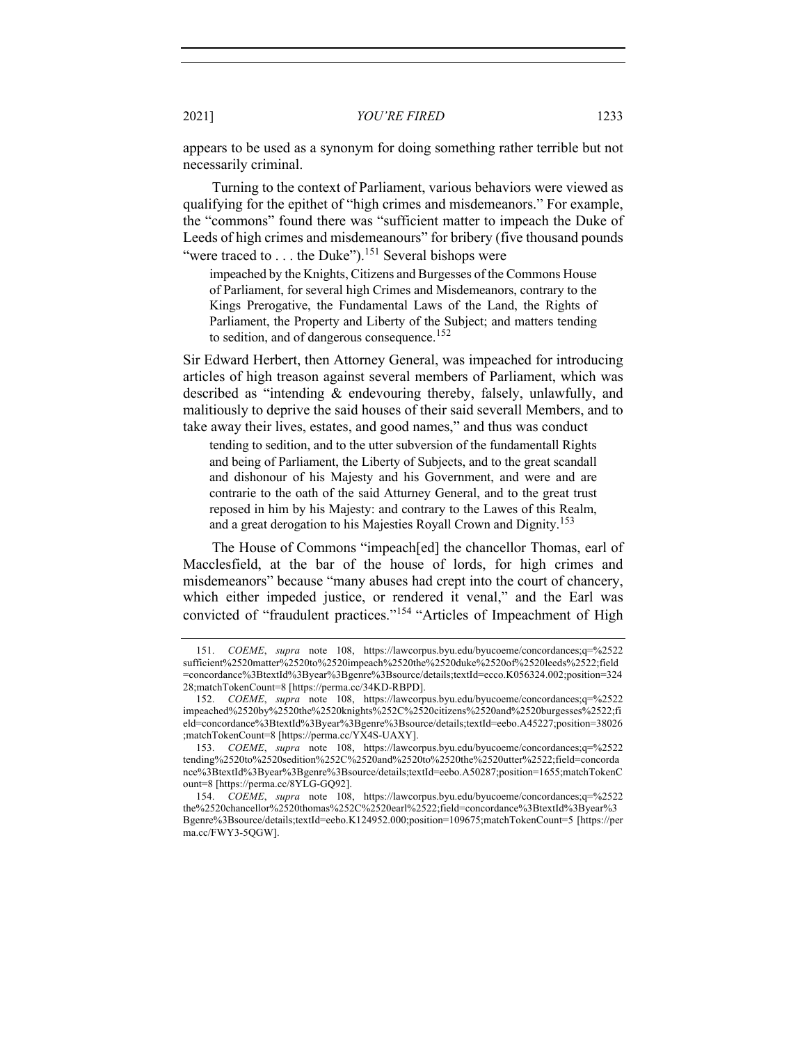appears to be used as a synonym for doing something rather terrible but not necessarily criminal.

Turning to the context of Parliament, various behaviors were viewed as qualifying for the epithet of "high crimes and misdemeanors." For example, the "commons" found there was "sufficient matter to impeach the Duke of Leeds of high crimes and misdemeanours" for bribery (five thousand pounds "were traced to . . . the Duke").[151] Several bishops were

> impeached by the Knights, Citizens and Burgesses of the Commons House of Parliament, for several high Crimes and Misdemeanors, contrary to the Kings Prerogative, the Fundamental Laws of the Land, the Rights of Parliament, the Property and Liberty of the Subject; and matters tending to sedition, and of dangerous consequence.[152]

Sir Edward Herbert, then Attorney General, was impeached for introducing articles of high treason against several members of Parliament, which was described as "intending & endevouring thereby, falsely, unlawfully, and malitiously to deprive the said houses of their said severall Members, and to take away their lives, estates, and good names," and thus was conduct

> tending to sedition, and to the utter subversion of the fundamentall Rights and being of Parliament, the Liberty of Subjects, and to the great scandall and dishonour of his Majesty and his Government, and were and are contrarie to the oath of the said Atturney General, and to the great trust reposed in him by his Majesty: and contrary to the Lawes of this Realm, and a great derogation to his Majesties Royall Crown and Dignity.[153]

The House of Commons "impeach[ed] the chancellor Thomas, earl of Macclesfield, at the bar of the house of lords, for high crimes and misdemeanors" because "many abuses had crept into the court of chancery, which either impeded justice, or rendered it venal," and the Earl was convicted of "fraudulent practices."[154] "Articles of Impeachment of High

151. *COEME*, *supra* note 108, https://lawcorpus.byu.edu/byucoeme/concordances;q=%2522sufficient%2520matter%2520to%2520impeach%2520the%2520duke%2520of%2520leeds%2522;field=concordance%3BtextId%3Byear%3Bgenre%3Bsource/details;textId=ecco.K056324.002;position=32428;matchTokenCount=8 [https://perma.cc/34KD-RBPD].

152. *COEME*, *supra* note 108, https://lawcorpus.byu.edu/byucoeme/concordances;q=%2522impeached%2520by%2520the%2520knights%252C%2520citizens%2520and%2520burgesses%2522;field=concordance%3BtextId%3Byear%3Bgenre%3Bsource/details;textId=eebo.A45227;position=38026;matchTokenCount=8 [https://perma.cc/YX4S-UAXY].

153. *COEME*, *supra* note 108, https://lawcorpus.byu.edu/byucoeme/concordances;q=%2522tending%2520to%2520sedition%252C%2520and%2520to%2520the%2520utter%2522;field=concordance%3BtextId%3Byear%3Bgenre%3Bsource/details;textId=eebo.A50287;position=1655;matchTokenCount=8 [https://perma.cc/8YLG-GQ92].

154. *COEME*, *supra* note 108, https://lawcorpus.byu.edu/byucoeme/concordances;q=%2522the%2520chancellor%2520thomas%252C%2520earl%2522;field=concordance%3BtextId%3Byear%3Bgenre%3Bsource/details;textId=eebo.K124952.000;position=109675;matchTokenCount=5 [https://perma.cc/FWY3-5QGW].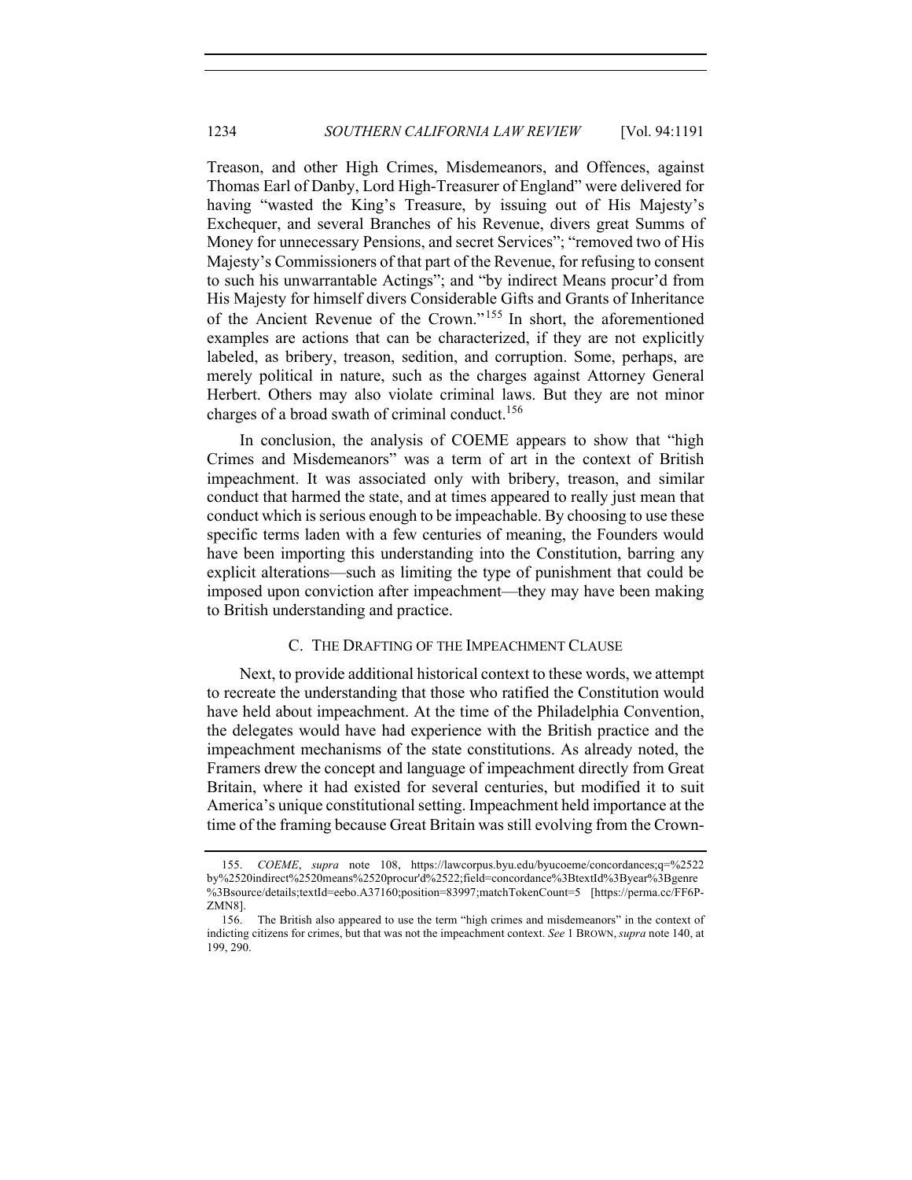Treason, and other High Crimes, Misdemeanors, and Offences, against Thomas Earl of Danby, Lord High-Treasurer of England" were delivered for having "wasted the King's Treasure, by issuing out of His Majesty's Exchequer, and several Branches of his Revenue, divers great Summs of Money for unnecessary Pensions, and secret Services"; "removed two of His Majesty's Commissioners of that part of the Revenue, for refusing to consent to such his unwarrantable Actings"; and "by indirect Means procur'd from His Majesty for himself divers Considerable Gifts and Grants of Inheritance of the Ancient Revenue of the Crown."[155] In short, the aforementioned examples are actions that can be characterized, if they are not explicitly labeled, as bribery, treason, sedition, and corruption. Some, perhaps, are merely political in nature, such as the charges against Attorney General Herbert. Others may also violate criminal laws. But they are not minor charges of a broad swath of criminal conduct.[156]

In conclusion, the analysis of COEME appears to show that "high Crimes and Misdemeanors" was a term of art in the context of British impeachment. It was associated only with bribery, treason, and similar conduct that harmed the state, and at times appeared to really just mean that conduct which is serious enough to be impeachable. By choosing to use these specific terms laden with a few centuries of meaning, the Founders would have been importing this understanding into the Constitution, barring any explicit alterations—such as limiting the type of punishment that could be imposed upon conviction after impeachment—they may have been making to British understanding and practice.

### C. The Drafting of the Impeachment Clause

Next, to provide additional historical context to these words, we attempt to recreate the understanding that those who ratified the Constitution would have held about impeachment. At the time of the Philadelphia Convention, the delegates would have had experience with the British practice and the impeachment mechanisms of the state constitutions. As already noted, the Framers drew the concept and language of impeachment directly from Great Britain, where it had existed for several centuries, but modified it to suit America's unique constitutional setting. Impeachment held importance at the time of the framing because Great Britain was still evolving from the Crown-

155. *COEME*, *supra* note 108, https://lawcorpus.byu.edu/byucoeme/concordances;q=%2522by%2520indirect%2520means%2520procur'd%2522;field=concordance%3BtextId%3Byear%3Bgenre%3Bsource/details;textId=eebo.A37160;position=83997;matchTokenCount=5 [https://perma.cc/FF6P-ZMN8].

156. The British also appeared to use the term "high crimes and misdemeanors" in the context of indicting citizens for crimes, but that was not the impeachment context. *See* 1 Brown, *supra* note 140, at 199, 290.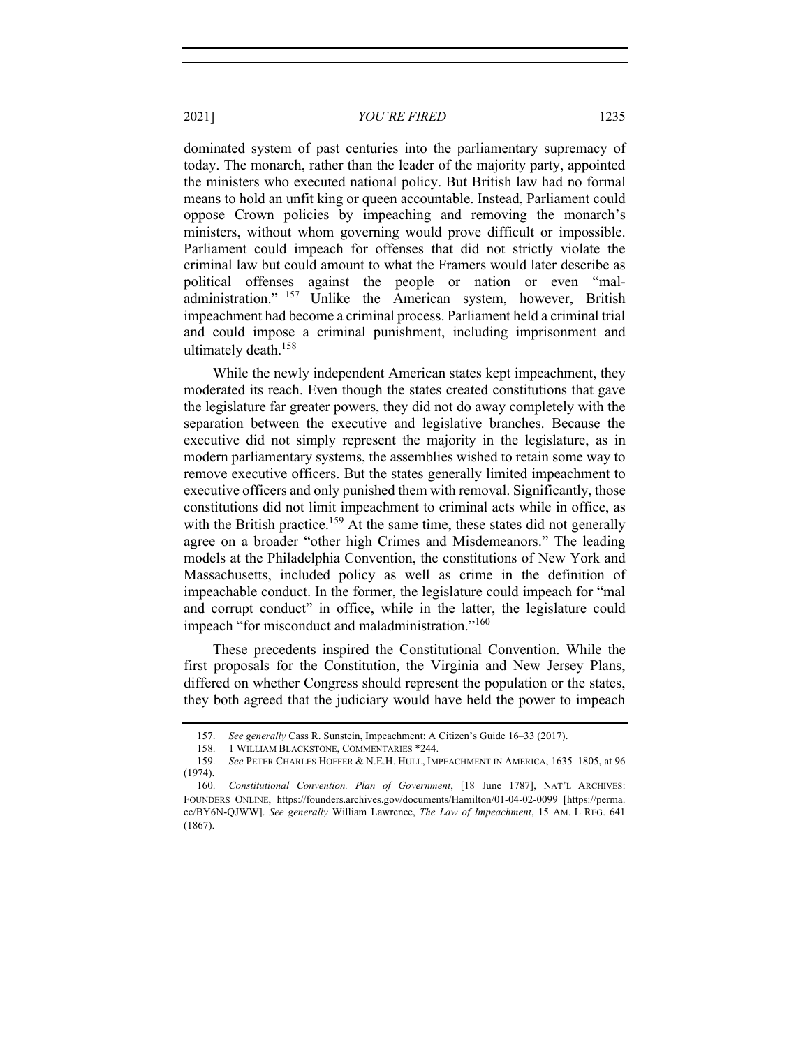dominated system of past centuries into the parliamentary supremacy of today. The monarch, rather than the leader of the majority party, appointed the ministers who executed national policy. But British law had no formal means to hold an unfit king or queen accountable. Instead, Parliament could oppose Crown policies by impeaching and removing the monarch's ministers, without whom governing would prove difficult or impossible. Parliament could impeach for offenses that did not strictly violate the criminal law but could amount to what the Framers would later describe as political offenses against the people or nation or even "mal-administration."[157] Unlike the American system, however, British impeachment had become a criminal process. Parliament held a criminal trial and could impose a criminal punishment, including imprisonment and ultimately death.[158]

While the newly independent American states kept impeachment, they moderated its reach. Even though the states created constitutions that gave the legislature far greater powers, they did not do away completely with the separation between the executive and legislative branches. Because the executive did not simply represent the majority in the legislature, as in modern parliamentary systems, the assemblies wished to retain some way to remove executive officers. But the states generally limited impeachment to executive officers and only punished them with removal. Significantly, those constitutions did not limit impeachment to criminal acts while in office, as with the British practice.[159] At the same time, these states did not generally agree on a broader "other high Crimes and Misdemeanors." The leading models at the Philadelphia Convention, the constitutions of New York and Massachusetts, included policy as well as crime in the definition of impeachable conduct. In the former, the legislature could impeach for "mal and corrupt conduct" in office, while in the latter, the legislature could impeach "for misconduct and maladministration."[160]

These precedents inspired the Constitutional Convention. While the first proposals for the Constitution, the Virginia and New Jersey Plans, differed on whether Congress should represent the population or the states, they both agreed that the judiciary would have held the power to impeach

---

157. *See generally* Cass R. Sunstein, Impeachment: A Citizen's Guide 16–33 (2017).

158. 1 WILLIAM BLACKSTONE, COMMENTARIES *244.

159. *See* PETER CHARLES HOFFER & N.E.H. HULL, IMPEACHMENT IN AMERICA, 1635–1805, at 96 (1974).

160. *Constitutional Convention. Plan of Government*, [18 June 1787], NAT'L ARCHIVES: FOUNDERS ONLINE, https://founders.archives.gov/documents/Hamilton/01-04-02-0099 [https://perma.cc/BY6N-QJWW]. *See generally* William Lawrence, *The Law of Impeachment*, 15 AM. L REG. 641 (1867).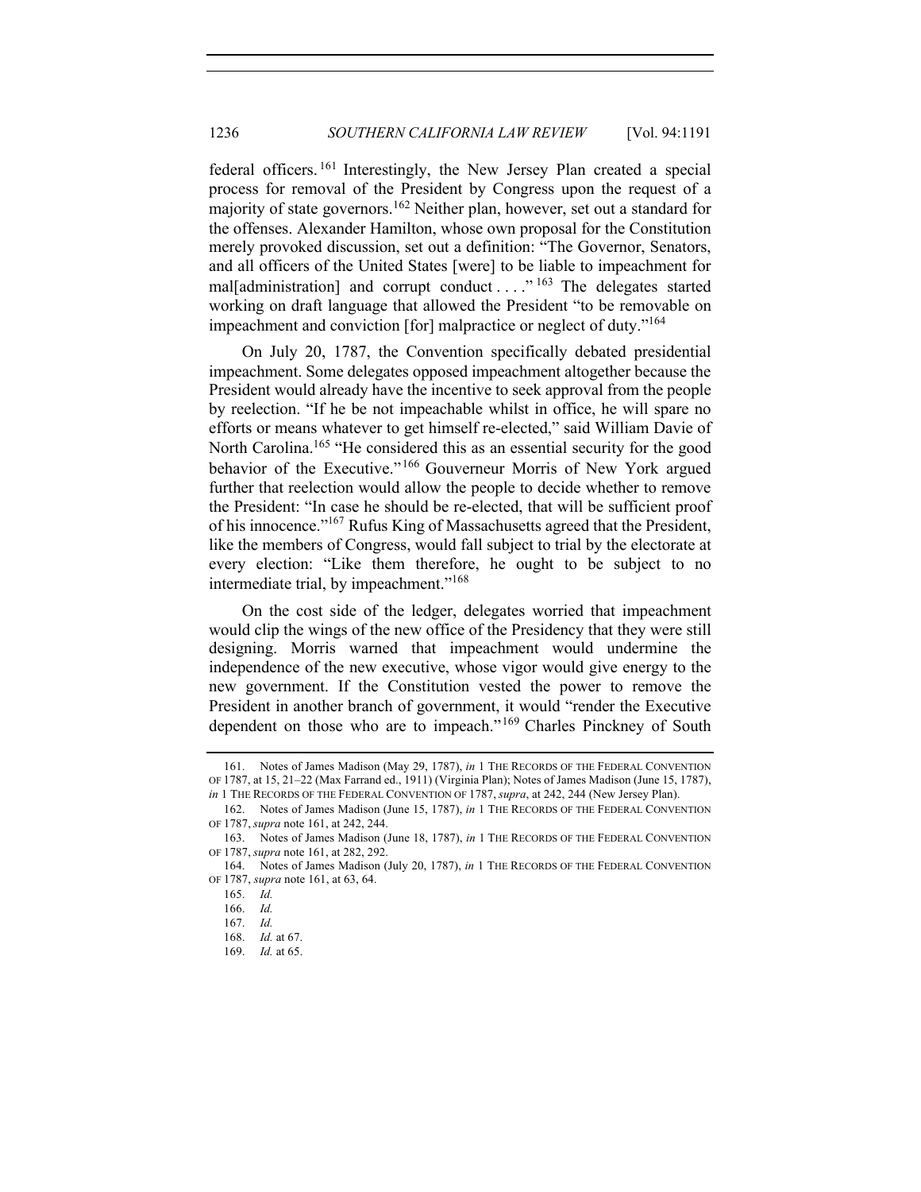federal officers.[161] Interestingly, the New Jersey Plan created a special process for removal of the President by Congress upon the request of a majority of state governors.[162] Neither plan, however, set out a standard for the offenses. Alexander Hamilton, whose own proposal for the Constitution merely provoked discussion, set out a definition: "The Governor, Senators, and all officers of the United States [were] to be liable to impeachment for mal[administration] and corrupt conduct . . . ."[163] The delegates started working on draft language that allowed the President "to be removable on impeachment and conviction [for] malpractice or neglect of duty."[164]

On July 20, 1787, the Convention specifically debated presidential impeachment. Some delegates opposed impeachment altogether because the President would already have the incentive to seek approval from the people by reelection. "If he be not impeachable whilst in office, he will spare no efforts or means whatever to get himself re-elected," said William Davie of North Carolina.[165] "He considered this as an essential security for the good behavior of the Executive."[166] Gouverneur Morris of New York argued further that reelection would allow the people to decide whether to remove the President: "In case he should be re-elected, that will be sufficient proof of his innocence."[167] Rufus King of Massachusetts agreed that the President, like the members of Congress, would fall subject to trial by the electorate at every election: "Like them therefore, he ought to be subject to no intermediate trial, by impeachment."[168]

On the cost side of the ledger, delegates worried that impeachment would clip the wings of the new office of the Presidency that they were still designing. Morris warned that impeachment would undermine the independence of the new executive, whose vigor would give energy to the new government. If the Constitution vested the power to remove the President in another branch of government, it would "render the Executive dependent on those who are to impeach."[169] Charles Pinckney of South

---

161. Notes of James Madison (May 29, 1787), *in* 1 THE RECORDS OF THE FEDERAL CONVENTION OF 1787, at 15, 21–22 (Max Farrand ed., 1911) (Virginia Plan); Notes of James Madison (June 15, 1787), *in* 1 THE RECORDS OF THE FEDERAL CONVENTION OF 1787, *supra*, at 242, 244 (New Jersey Plan).

162. Notes of James Madison (June 15, 1787), *in* 1 THE RECORDS OF THE FEDERAL CONVENTION OF 1787, *supra* note 161, at 242, 244.

163. Notes of James Madison (June 18, 1787), *in* 1 THE RECORDS OF THE FEDERAL CONVENTION OF 1787, *supra* note 161, at 282, 292.

164. Notes of James Madison (July 20, 1787), *in* 1 THE RECORDS OF THE FEDERAL CONVENTION OF 1787, *supra* note 161, at 63, 64.

165. *Id.*

166. *Id.*

167. *Id.*

168. *Id.* at 67.

169. *Id.* at 65.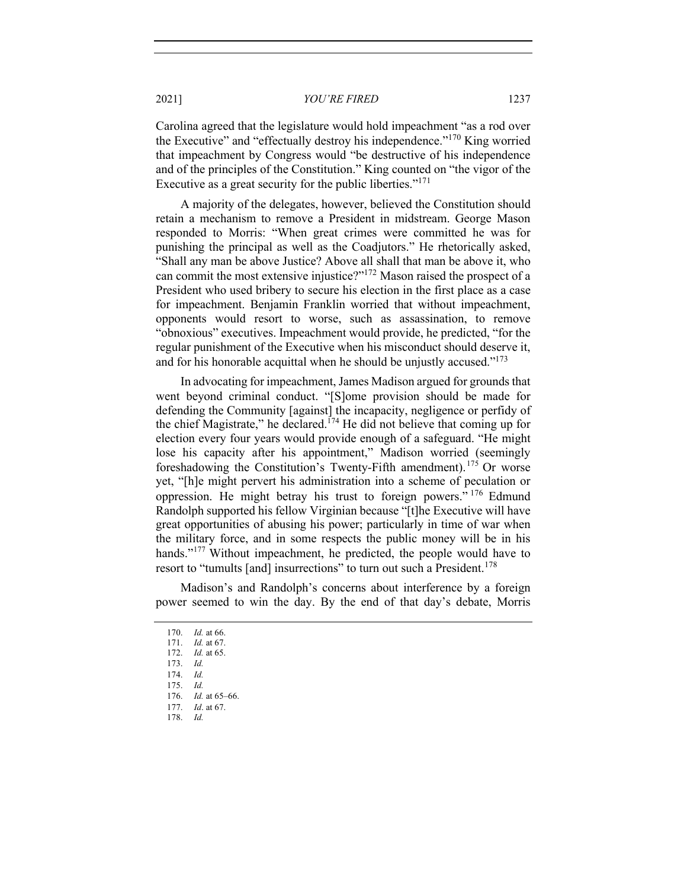Carolina agreed that the legislature would hold impeachment "as a rod over the Executive" and "effectually destroy his independence."[170] King worried that impeachment by Congress would "be destructive of his independence and of the principles of the Constitution." King counted on "the vigor of the Executive as a great security for the public liberties."[171]

A majority of the delegates, however, believed the Constitution should retain a mechanism to remove a President in midstream. George Mason responded to Morris: "When great crimes were committed he was for punishing the principal as well as the Coadjutors." He rhetorically asked, "Shall any man be above Justice? Above all shall that man be above it, who can commit the most extensive injustice?"[172] Mason raised the prospect of a President who used bribery to secure his election in the first place as a case for impeachment. Benjamin Franklin worried that without impeachment, opponents would resort to worse, such as assassination, to remove "obnoxious" executives. Impeachment would provide, he predicted, "for the regular punishment of the Executive when his misconduct should deserve it, and for his honorable acquittal when he should be unjustly accused."[173]

In advocating for impeachment, James Madison argued for grounds that went beyond criminal conduct. "[S]ome provision should be made for defending the Community [against] the incapacity, negligence or perfidy of the chief Magistrate," he declared.[174] He did not believe that coming up for election every four years would provide enough of a safeguard. "He might lose his capacity after his appointment," Madison worried (seemingly foreshadowing the Constitution's Twenty-Fifth amendment).[175] Or worse yet, "[h]e might pervert his administration into a scheme of peculation or oppression. He might betray his trust to foreign powers."[176] Edmund Randolph supported his fellow Virginian because "[t]he Executive will have great opportunities of abusing his power; particularly in time of war when the military force, and in some respects the public money will be in his hands."[177] Without impeachment, he predicted, the people would have to resort to "tumults [and] insurrections" to turn out such a President.[178]

Madison's and Randolph's concerns about interference by a foreign power seemed to win the day. By the end of that day's debate, Morris

---

170. *Id.* at 66.
171. *Id.* at 67.
172. *Id.* at 65.
173. *Id.*
174. *Id.*
175. *Id.*
176. *Id.* at 65–66.
177. *Id*. at 67.
178. *Id.*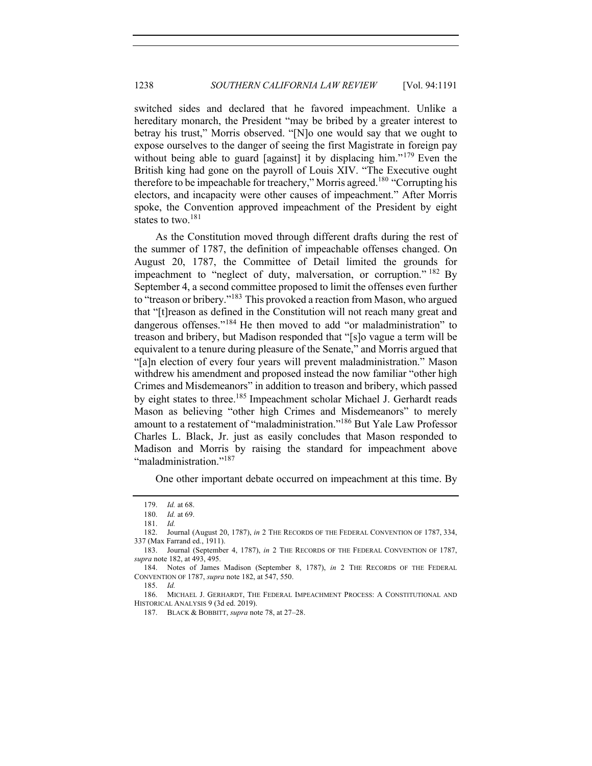switched sides and declared that he favored impeachment. Unlike a hereditary monarch, the President "may be bribed by a greater interest to betray his trust," Morris observed. "[N]o one would say that we ought to expose ourselves to the danger of seeing the first Magistrate in foreign pay without being able to guard [against] it by displacing him."[179] Even the British king had gone on the payroll of Louis XIV. "The Executive ought therefore to be impeachable for treachery," Morris agreed.[180] "Corrupting his electors, and incapacity were other causes of impeachment." After Morris spoke, the Convention approved impeachment of the President by eight states to two.[181]

As the Constitution moved through different drafts during the rest of the summer of 1787, the definition of impeachable offenses changed. On August 20, 1787, the Committee of Detail limited the grounds for impeachment to "neglect of duty, malversation, or corruption."[182] By September 4, a second committee proposed to limit the offenses even further to "treason or bribery."[183] This provoked a reaction from Mason, who argued that "[t]reason as defined in the Constitution will not reach many great and dangerous offenses."[184] He then moved to add "or maladministration" to treason and bribery, but Madison responded that "[s]o vague a term will be equivalent to a tenure during pleasure of the Senate," and Morris argued that "[a]n election of every four years will prevent maladministration." Mason withdrew his amendment and proposed instead the now familiar "other high Crimes and Misdemeanors" in addition to treason and bribery, which passed by eight states to three.[185] Impeachment scholar Michael J. Gerhardt reads Mason as believing "other high Crimes and Misdemeanors" to merely amount to a restatement of "maladministration."[186] But Yale Law Professor Charles L. Black, Jr. just as easily concludes that Mason responded to Madison and Morris by raising the standard for impeachment above "maladministration."[187]

One other important debate occurred on impeachment at this time. By

---

179. *Id.* at 68.

180. *Id.* at 69.

181. *Id.*

182. Journal (August 20, 1787), *in* 2 THE RECORDS OF THE FEDERAL CONVENTION OF 1787, 334, 337 (Max Farrand ed., 1911).

183. Journal (September 4, 1787), *in* 2 THE RECORDS OF THE FEDERAL CONVENTION OF 1787, *supra* note 182, at 493, 495.

184. Notes of James Madison (September 8, 1787), *in* 2 THE RECORDS OF THE FEDERAL CONVENTION OF 1787, *supra* note 182, at 547, 550.

185. *Id.*

186. MICHAEL J. GERHARDT, THE FEDERAL IMPEACHMENT PROCESS: A CONSTITUTIONAL AND HISTORICAL ANALYSIS 9 (3d ed. 2019).

187. BLACK & BOBBITT, *supra* note 78, at 27–28.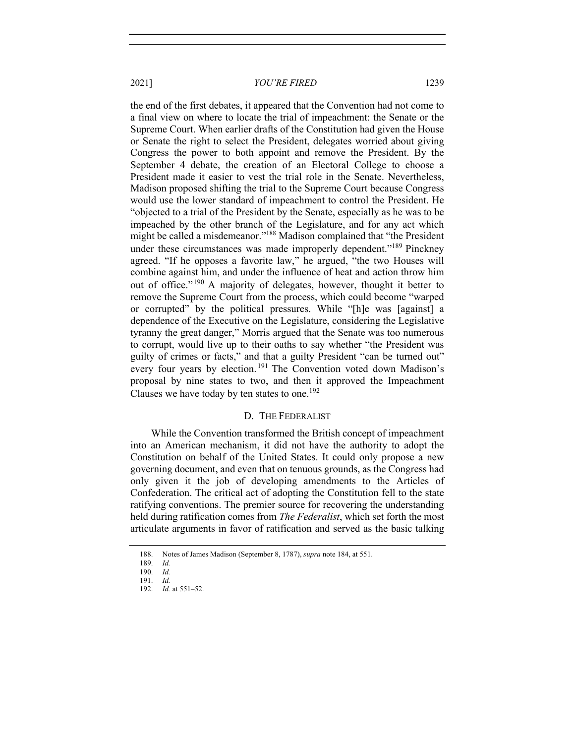the end of the first debates, it appeared that the Convention had not come to a final view on where to locate the trial of impeachment: the Senate or the Supreme Court. When earlier drafts of the Constitution had given the House or Senate the right to select the President, delegates worried about giving Congress the power to both appoint and remove the President. By the September 4 debate, the creation of an Electoral College to choose a President made it easier to vest the trial role in the Senate. Nevertheless, Madison proposed shifting the trial to the Supreme Court because Congress would use the lower standard of impeachment to control the President. He "objected to a trial of the President by the Senate, especially as he was to be impeached by the other branch of the Legislature, and for any act which might be called a misdemeanor."[188] Madison complained that "the President under these circumstances was made improperly dependent."[189] Pinckney agreed. "If he opposes a favorite law," he argued, "the two Houses will combine against him, and under the influence of heat and action throw him out of office."[190] A majority of delegates, however, thought it better to remove the Supreme Court from the process, which could become "warped or corrupted" by the political pressures. While "[h]e was [against] a dependence of the Executive on the Legislature, considering the Legislative tyranny the great danger," Morris argued that the Senate was too numerous to corrupt, would live up to their oaths to say whether "the President was guilty of crimes or facts," and that a guilty President "can be turned out" every four years by election.[191] The Convention voted down Madison's proposal by nine states to two, and then it approved the Impeachment Clauses we have today by ten states to one.[192]

### D. THE FEDERALIST

While the Convention transformed the British concept of impeachment into an American mechanism, it did not have the authority to adopt the Constitution on behalf of the United States. It could only propose a new governing document, and even that on tenuous grounds, as the Congress had only given it the job of developing amendments to the Articles of Confederation. The critical act of adopting the Constitution fell to the state ratifying conventions. The premier source for recovering the understanding held during ratification comes from *The Federalist*, which set forth the most articulate arguments in favor of ratification and served as the basic talking

188. Notes of James Madison (September 8, 1787), *supra* note 184, at 551.

189. *Id.*

190. *Id.*

191. *Id.*

192. *Id.* at 551–52.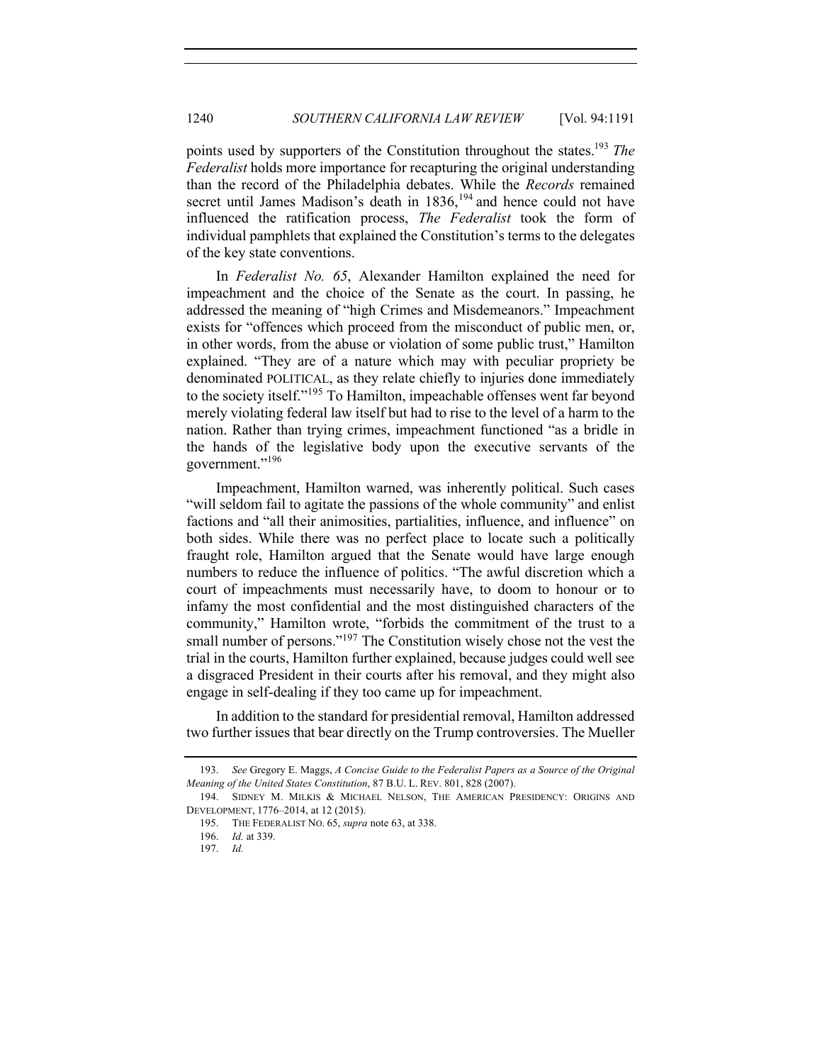points used by supporters of the Constitution throughout the states.[193] *The Federalist* holds more importance for recapturing the original understanding than the record of the Philadelphia debates. While the *Records* remained secret until James Madison's death in 1836,[194] and hence could not have influenced the ratification process, *The Federalist* took the form of individual pamphlets that explained the Constitution's terms to the delegates of the key state conventions.

In *Federalist No. 65*, Alexander Hamilton explained the need for impeachment and the choice of the Senate as the court. In passing, he addressed the meaning of "high Crimes and Misdemeanors." Impeachment exists for "offences which proceed from the misconduct of public men, or, in other words, from the abuse or violation of some public trust," Hamilton explained. "They are of a nature which may with peculiar propriety be denominated POLITICAL, as they relate chiefly to injuries done immediately to the society itself."[195] To Hamilton, impeachable offenses went far beyond merely violating federal law itself but had to rise to the level of a harm to the nation. Rather than trying crimes, impeachment functioned "as a bridle in the hands of the legislative body upon the executive servants of the government."[196]

Impeachment, Hamilton warned, was inherently political. Such cases "will seldom fail to agitate the passions of the whole community" and enlist factions and "all their animosities, partialities, influence, and influence" on both sides. While there was no perfect place to locate such a politically fraught role, Hamilton argued that the Senate would have large enough numbers to reduce the influence of politics. "The awful discretion which a court of impeachments must necessarily have, to doom to honour or to infamy the most confidential and the most distinguished characters of the community," Hamilton wrote, "forbids the commitment of the trust to a small number of persons."[197] The Constitution wisely chose not the vest the trial in the courts, Hamilton further explained, because judges could well see a disgraced President in their courts after his removal, and they might also engage in self-dealing if they too came up for impeachment.

In addition to the standard for presidential removal, Hamilton addressed two further issues that bear directly on the Trump controversies. The Mueller

193. *See* Gregory E. Maggs, *A Concise Guide to the Federalist Papers as a Source of the Original Meaning of the United States Constitution*, 87 B.U. L. REV. 801, 828 (2007).

194. SIDNEY M. MILKIS & MICHAEL NELSON, THE AMERICAN PRESIDENCY: ORIGINS AND DEVELOPMENT, 1776–2014, at 12 (2015).

195. THE FEDERALIST NO. 65, *supra* note 63, at 338.

196. *Id.* at 339.

197. *Id.*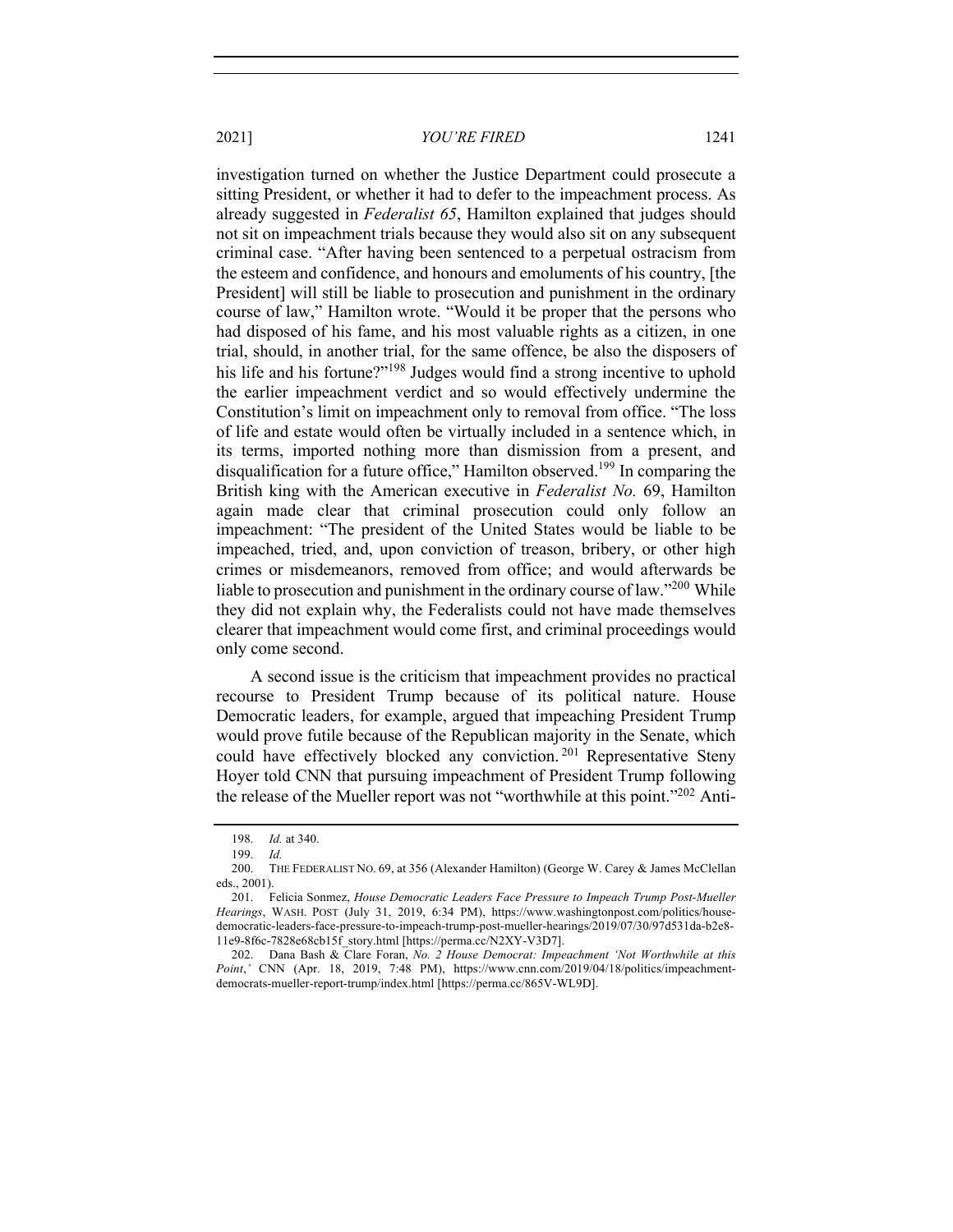investigation turned on whether the Justice Department could prosecute a sitting President, or whether it had to defer to the impeachment process. As already suggested in *Federalist 65*, Hamilton explained that judges should not sit on impeachment trials because they would also sit on any subsequent criminal case. "After having been sentenced to a perpetual ostracism from the esteem and confidence, and honours and emoluments of his country, [the President] will still be liable to prosecution and punishment in the ordinary course of law," Hamilton wrote. "Would it be proper that the persons who had disposed of his fame, and his most valuable rights as a citizen, in one trial, should, in another trial, for the same offence, be also the disposers of his life and his fortune?"[198] Judges would find a strong incentive to uphold the earlier impeachment verdict and so would effectively undermine the Constitution's limit on impeachment only to removal from office. "The loss of life and estate would often be virtually included in a sentence which, in its terms, imported nothing more than dismission from a present, and disqualification for a future office," Hamilton observed.[199] In comparing the British king with the American executive in *Federalist No.* 69, Hamilton again made clear that criminal prosecution could only follow an impeachment: "The president of the United States would be liable to be impeached, tried, and, upon conviction of treason, bribery, or other high crimes or misdemeanors, removed from office; and would afterwards be liable to prosecution and punishment in the ordinary course of law."[200] While they did not explain why, the Federalists could not have made themselves clearer that impeachment would come first, and criminal proceedings would only come second.

A second issue is the criticism that impeachment provides no practical recourse to President Trump because of its political nature. House Democratic leaders, for example, argued that impeaching President Trump would prove futile because of the Republican majority in the Senate, which could have effectively blocked any conviction.[201] Representative Steny Hoyer told CNN that pursuing impeachment of President Trump following the release of the Mueller report was not "worthwhile at this point."[202] Anti-

---

198. *Id.* at 340.

199. *Id.*

200. THE FEDERALIST NO. 69, at 356 (Alexander Hamilton) (George W. Carey & James McClellan eds., 2001).

201. Felicia Sonmez, *House Democratic Leaders Face Pressure to Impeach Trump Post-Mueller Hearings*, WASH. POST (July 31, 2019, 6:34 PM), https://www.washingtonpost.com/politics/house-democratic-leaders-face-pressure-to-impeach-trump-post-mueller-hearings/2019/07/30/97d531da-b2e8-11e9-8f6c-7828e68cb15f_story.html [https://perma.cc/N2XY-V3D7].

202. Dana Bash & Clare Foran, *No. 2 House Democrat: Impeachment 'Not Worthwhile at this Point*,*'* CNN (Apr. 18, 2019, 7:48 PM), https://www.cnn.com/2019/04/18/politics/impeachment-democrats-mueller-report-trump/index.html [https://perma.cc/865V-WL9D].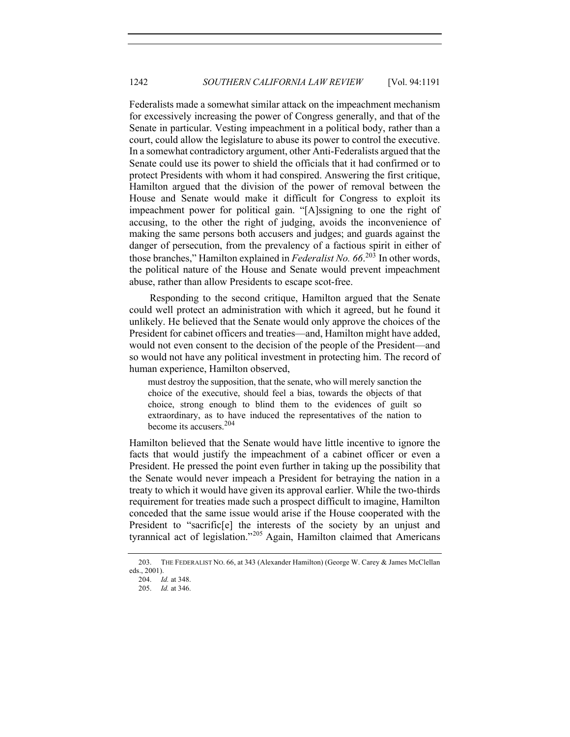Federalists made a somewhat similar attack on the impeachment mechanism for excessively increasing the power of Congress generally, and that of the Senate in particular. Vesting impeachment in a political body, rather than a court, could allow the legislature to abuse its power to control the executive. In a somewhat contradictory argument, other Anti-Federalists argued that the Senate could use its power to shield the officials that it had confirmed or to protect Presidents with whom it had conspired. Answering the first critique, Hamilton argued that the division of the power of removal between the House and Senate would make it difficult for Congress to exploit its impeachment power for political gain. "[A]ssigning to one the right of accusing, to the other the right of judging, avoids the inconvenience of making the same persons both accusers and judges; and guards against the danger of persecution, from the prevalency of a factious spirit in either of those branches," Hamilton explained in *Federalist No. 66*.[203] In other words, the political nature of the House and Senate would prevent impeachment abuse, rather than allow Presidents to escape scot-free.

Responding to the second critique, Hamilton argued that the Senate could well protect an administration with which it agreed, but he found it unlikely. He believed that the Senate would only approve the choices of the President for cabinet officers and treaties—and, Hamilton might have added, would not even consent to the decision of the people of the President—and so would not have any political investment in protecting him. The record of human experience, Hamilton observed,

> must destroy the supposition, that the senate, who will merely sanction the choice of the executive, should feel a bias, towards the objects of that choice, strong enough to blind them to the evidences of guilt so extraordinary, as to have induced the representatives of the nation to become its accusers.[204]

Hamilton believed that the Senate would have little incentive to ignore the facts that would justify the impeachment of a cabinet officer or even a President. He pressed the point even further in taking up the possibility that the Senate would never impeach a President for betraying the nation in a treaty to which it would have given its approval earlier. While the two-thirds requirement for treaties made such a prospect difficult to imagine, Hamilton conceded that the same issue would arise if the House cooperated with the President to "sacrific[e] the interests of the society by an unjust and tyrannical act of legislation."[205] Again, Hamilton claimed that Americans

---

203. THE FEDERALIST NO. 66, at 343 (Alexander Hamilton) (George W. Carey & James McClellan eds., 2001).

204. *Id.* at 348.

205. *Id.* at 346.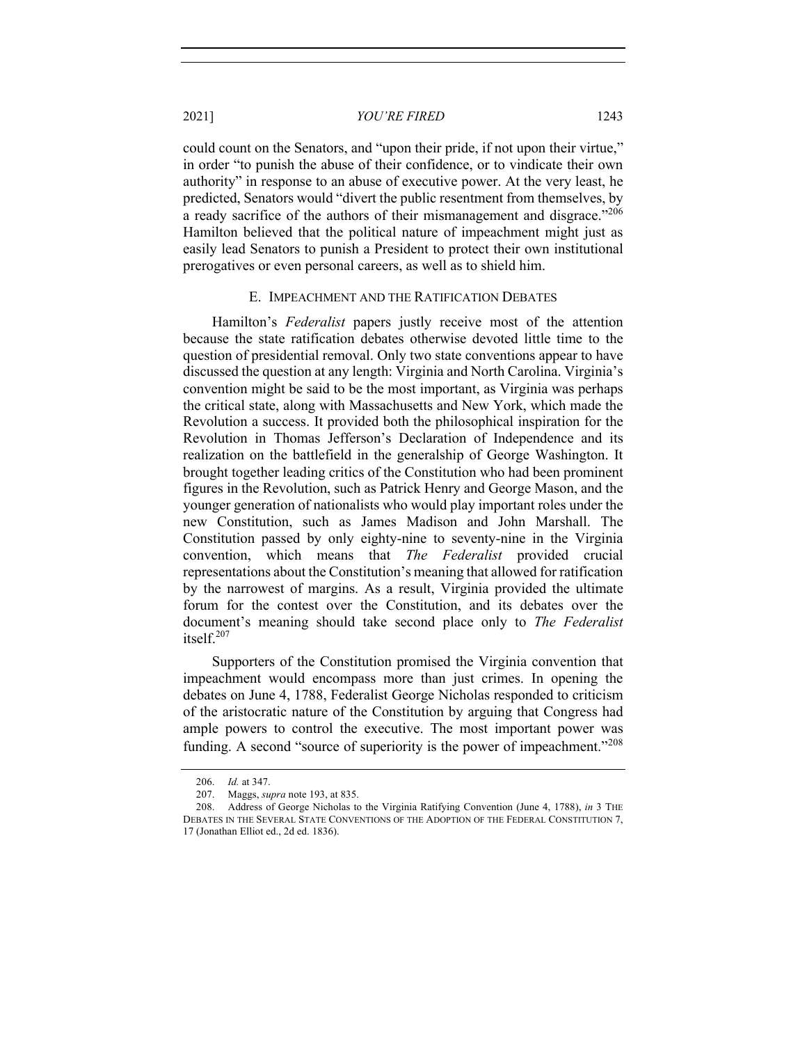could count on the Senators, and "upon their pride, if not upon their virtue," in order "to punish the abuse of their confidence, or to vindicate their own authority" in response to an abuse of executive power. At the very least, he predicted, Senators would "divert the public resentment from themselves, by a ready sacrifice of the authors of their mismanagement and disgrace."[206] Hamilton believed that the political nature of impeachment might just as easily lead Senators to punish a President to protect their own institutional prerogatives or even personal careers, as well as to shield him.

### E. Impeachment and the Ratification Debates

Hamilton's *Federalist* papers justly receive most of the attention because the state ratification debates otherwise devoted little time to the question of presidential removal. Only two state conventions appear to have discussed the question at any length: Virginia and North Carolina. Virginia's convention might be said to be the most important, as Virginia was perhaps the critical state, along with Massachusetts and New York, which made the Revolution a success. It provided both the philosophical inspiration for the Revolution in Thomas Jefferson's Declaration of Independence and its realization on the battlefield in the generalship of George Washington. It brought together leading critics of the Constitution who had been prominent figures in the Revolution, such as Patrick Henry and George Mason, and the younger generation of nationalists who would play important roles under the new Constitution, such as James Madison and John Marshall. The Constitution passed by only eighty-nine to seventy-nine in the Virginia convention, which means that *The Federalist* provided crucial representations about the Constitution's meaning that allowed for ratification by the narrowest of margins. As a result, Virginia provided the ultimate forum for the contest over the Constitution, and its debates over the document's meaning should take second place only to *The Federalist* itself.[207]

Supporters of the Constitution promised the Virginia convention that impeachment would encompass more than just crimes. In opening the debates on June 4, 1788, Federalist George Nicholas responded to criticism of the aristocratic nature of the Constitution by arguing that Congress had ample powers to control the executive. The most important power was funding. A second "source of superiority is the power of impeachment."[208]

---

206. *Id.* at 347.

207. Maggs, *supra* note 193, at 835.

208. Address of George Nicholas to the Virginia Ratifying Convention (June 4, 1788), *in* 3 The Debates in the Several State Conventions of the Adoption of the Federal Constitution 7, 17 (Jonathan Elliot ed., 2d ed. 1836).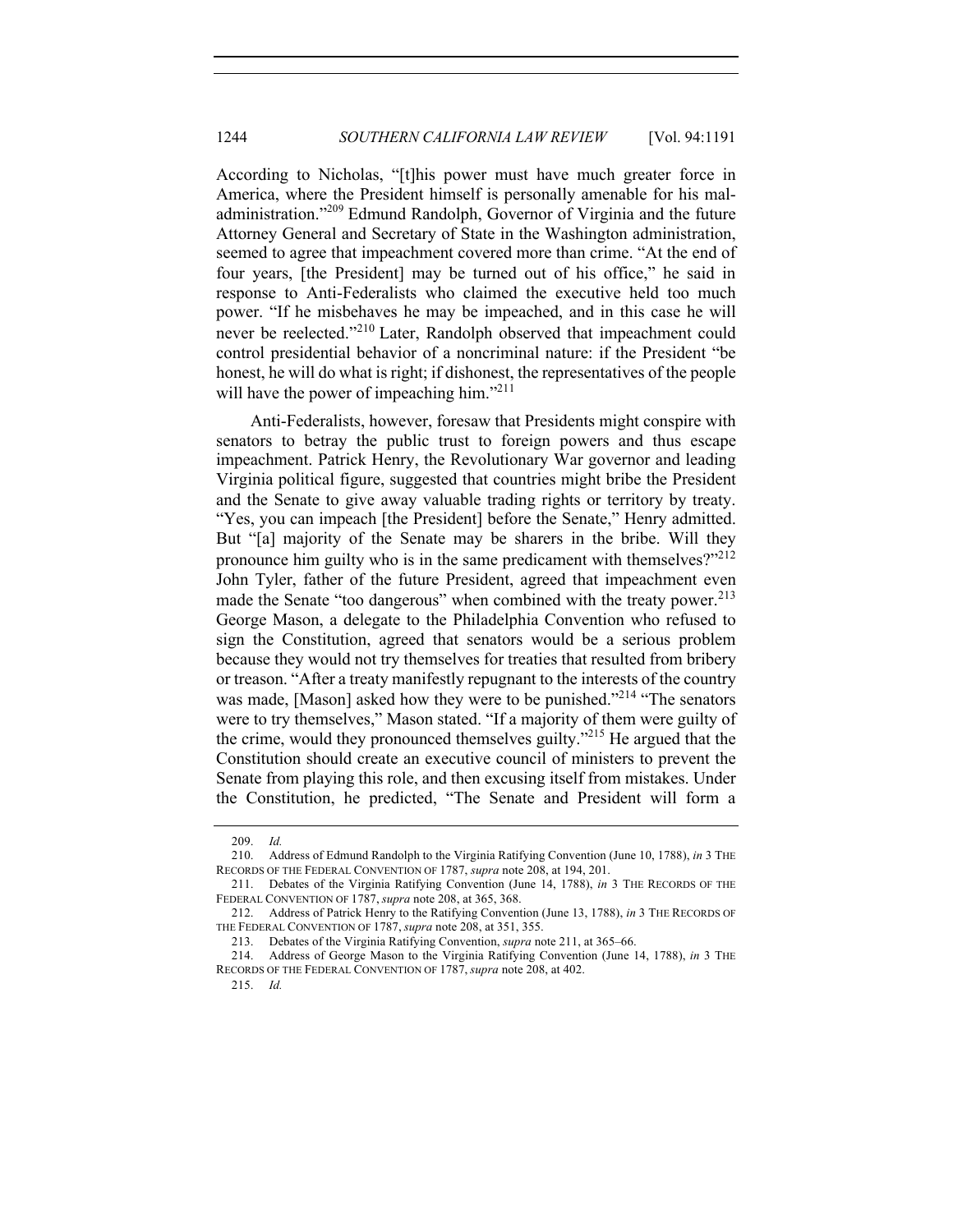According to Nicholas, "[t]his power must have much greater force in America, where the President himself is personally amenable for his maladministration."[209] Edmund Randolph, Governor of Virginia and the future Attorney General and Secretary of State in the Washington administration, seemed to agree that impeachment covered more than crime. "At the end of four years, [the President] may be turned out of his office," he said in response to Anti-Federalists who claimed the executive held too much power. "If he misbehaves he may be impeached, and in this case he will never be reelected."[210] Later, Randolph observed that impeachment could control presidential behavior of a noncriminal nature: if the President "be honest, he will do what is right; if dishonest, the representatives of the people will have the power of impeaching him."[211]

Anti-Federalists, however, foresaw that Presidents might conspire with senators to betray the public trust to foreign powers and thus escape impeachment. Patrick Henry, the Revolutionary War governor and leading Virginia political figure, suggested that countries might bribe the President and the Senate to give away valuable trading rights or territory by treaty. "Yes, you can impeach [the President] before the Senate," Henry admitted. But "[a] majority of the Senate may be sharers in the bribe. Will they pronounce him guilty who is in the same predicament with themselves?"[212] John Tyler, father of the future President, agreed that impeachment even made the Senate "too dangerous" when combined with the treaty power.[213] George Mason, a delegate to the Philadelphia Convention who refused to sign the Constitution, agreed that senators would be a serious problem because they would not try themselves for treaties that resulted from bribery or treason. "After a treaty manifestly repugnant to the interests of the country was made, [Mason] asked how they were to be punished."[214] "The senators were to try themselves," Mason stated. "If a majority of them were guilty of the crime, would they pronounced themselves guilty."[215] He argued that the Constitution should create an executive council of ministers to prevent the Senate from playing this role, and then excusing itself from mistakes. Under the Constitution, he predicted, "The Senate and President will form a

---

209. *Id.*

210. Address of Edmund Randolph to the Virginia Ratifying Convention (June 10, 1788), *in* 3 THE RECORDS OF THE FEDERAL CONVENTION OF 1787, *supra* note 208, at 194, 201.

211. Debates of the Virginia Ratifying Convention (June 14, 1788), *in* 3 THE RECORDS OF THE FEDERAL CONVENTION OF 1787, *supra* note 208, at 365, 368.

212. Address of Patrick Henry to the Ratifying Convention (June 13, 1788), *in* 3 THE RECORDS OF THE FEDERAL CONVENTION OF 1787, *supra* note 208, at 351, 355.

213. Debates of the Virginia Ratifying Convention, *supra* note 211, at 365–66.

214. Address of George Mason to the Virginia Ratifying Convention (June 14, 1788), *in* 3 THE RECORDS OF THE FEDERAL CONVENTION OF 1787, *supra* note 208, at 402.

215. *Id.*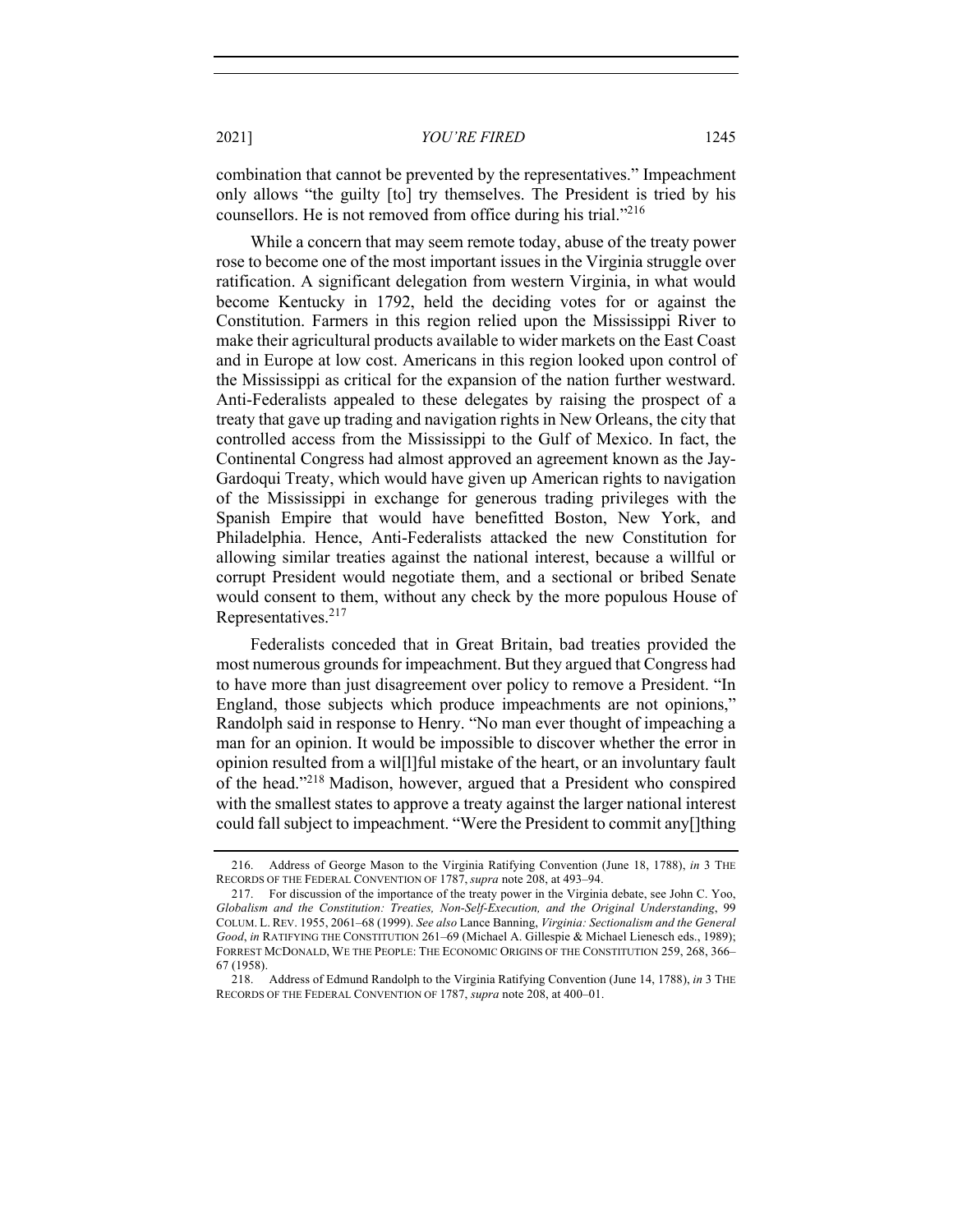combination that cannot be prevented by the representatives." Impeachment only allows "the guilty [to] try themselves. The President is tried by his counsellors. He is not removed from office during his trial."[216]

While a concern that may seem remote today, abuse of the treaty power rose to become one of the most important issues in the Virginia struggle over ratification. A significant delegation from western Virginia, in what would become Kentucky in 1792, held the deciding votes for or against the Constitution. Farmers in this region relied upon the Mississippi River to make their agricultural products available to wider markets on the East Coast and in Europe at low cost. Americans in this region looked upon control of the Mississippi as critical for the expansion of the nation further westward. Anti-Federalists appealed to these delegates by raising the prospect of a treaty that gave up trading and navigation rights in New Orleans, the city that controlled access from the Mississippi to the Gulf of Mexico. In fact, the Continental Congress had almost approved an agreement known as the Jay-Gardoqui Treaty, which would have given up American rights to navigation of the Mississippi in exchange for generous trading privileges with the Spanish Empire that would have benefitted Boston, New York, and Philadelphia. Hence, Anti-Federalists attacked the new Constitution for allowing similar treaties against the national interest, because a willful or corrupt President would negotiate them, and a sectional or bribed Senate would consent to them, without any check by the more populous House of Representatives.[217]

Federalists conceded that in Great Britain, bad treaties provided the most numerous grounds for impeachment. But they argued that Congress had to have more than just disagreement over policy to remove a President. "In England, those subjects which produce impeachments are not opinions," Randolph said in response to Henry. "No man ever thought of impeaching a man for an opinion. It would be impossible to discover whether the error in opinion resulted from a wil[l]ful mistake of the heart, or an involuntary fault of the head."[218] Madison, however, argued that a President who conspired with the smallest states to approve a treaty against the larger national interest could fall subject to impeachment. "Were the President to commit any[]thing

---

216. Address of George Mason to the Virginia Ratifying Convention (June 18, 1788), *in* 3 THE RECORDS OF THE FEDERAL CONVENTION OF 1787, *supra* note 208, at 493–94.

217. For discussion of the importance of the treaty power in the Virginia debate, see John C. Yoo, *Globalism and the Constitution: Treaties, Non-Self-Execution, and the Original Understanding*, 99 COLUM. L. REV. 1955, 2061–68 (1999). *See also* Lance Banning, *Virginia: Sectionalism and the General Good*, *in* RATIFYING THE CONSTITUTION 261–69 (Michael A. Gillespie & Michael Lienesch eds., 1989); FORREST MCDONALD, WE THE PEOPLE: THE ECONOMIC ORIGINS OF THE CONSTITUTION 259, 268, 366–67 (1958).

218. Address of Edmund Randolph to the Virginia Ratifying Convention (June 14, 1788), *in* 3 THE RECORDS OF THE FEDERAL CONVENTION OF 1787, *supra* note 208, at 400–01.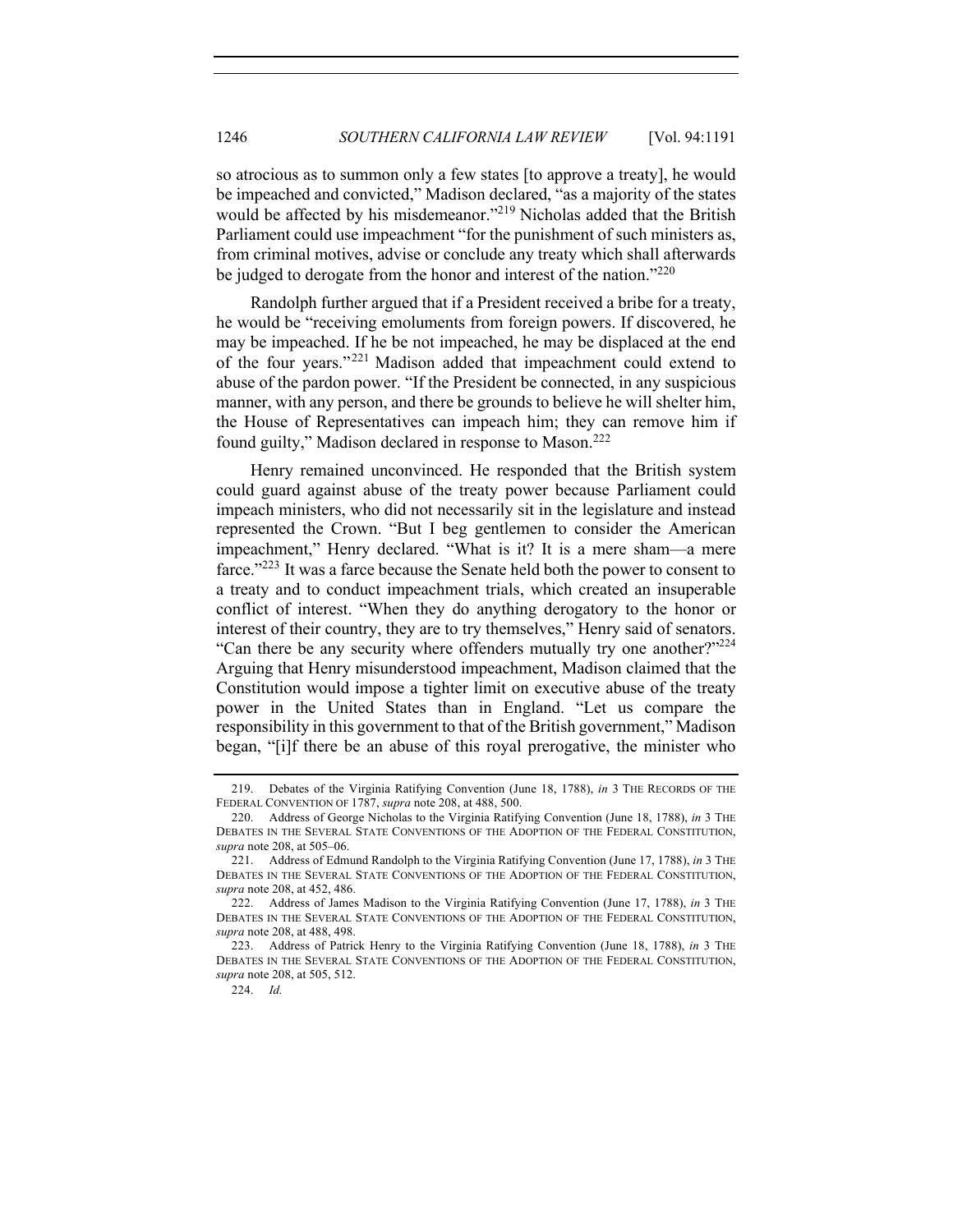so atrocious as to summon only a few states [to approve a treaty], he would be impeached and convicted," Madison declared, "as a majority of the states would be affected by his misdemeanor."[219] Nicholas added that the British Parliament could use impeachment "for the punishment of such ministers as, from criminal motives, advise or conclude any treaty which shall afterwards be judged to derogate from the honor and interest of the nation."[220]

Randolph further argued that if a President received a bribe for a treaty, he would be "receiving emoluments from foreign powers. If discovered, he may be impeached. If he be not impeached, he may be displaced at the end of the four years."[221] Madison added that impeachment could extend to abuse of the pardon power. "If the President be connected, in any suspicious manner, with any person, and there be grounds to believe he will shelter him, the House of Representatives can impeach him; they can remove him if found guilty," Madison declared in response to Mason.[222]

Henry remained unconvinced. He responded that the British system could guard against abuse of the treaty power because Parliament could impeach ministers, who did not necessarily sit in the legislature and instead represented the Crown. "But I beg gentlemen to consider the American impeachment," Henry declared. "What is it? It is a mere sham—a mere farce."[223] It was a farce because the Senate held both the power to consent to a treaty and to conduct impeachment trials, which created an insuperable conflict of interest. "When they do anything derogatory to the honor or interest of their country, they are to try themselves," Henry said of senators. "Can there be any security where offenders mutually try one another?"[224] Arguing that Henry misunderstood impeachment, Madison claimed that the Constitution would impose a tighter limit on executive abuse of the treaty power in the United States than in England. "Let us compare the responsibility in this government to that of the British government," Madison began, "[i]f there be an abuse of this royal prerogative, the minister who

---

219. Debates of the Virginia Ratifying Convention (June 18, 1788), *in* 3 THE RECORDS OF THE FEDERAL CONVENTION OF 1787, *supra* note 208, at 488, 500.

220. Address of George Nicholas to the Virginia Ratifying Convention (June 18, 1788), *in* 3 THE DEBATES IN THE SEVERAL STATE CONVENTIONS OF THE ADOPTION OF THE FEDERAL CONSTITUTION, *supra* note 208, at 505–06.

221. Address of Edmund Randolph to the Virginia Ratifying Convention (June 17, 1788), *in* 3 THE DEBATES IN THE SEVERAL STATE CONVENTIONS OF THE ADOPTION OF THE FEDERAL CONSTITUTION, *supra* note 208, at 452, 486.

222. Address of James Madison to the Virginia Ratifying Convention (June 17, 1788), *in* 3 THE DEBATES IN THE SEVERAL STATE CONVENTIONS OF THE ADOPTION OF THE FEDERAL CONSTITUTION, *supra* note 208, at 488, 498.

223. Address of Patrick Henry to the Virginia Ratifying Convention (June 18, 1788), *in* 3 THE DEBATES IN THE SEVERAL STATE CONVENTIONS OF THE ADOPTION OF THE FEDERAL CONSTITUTION, *supra* note 208, at 505, 512.

224. *Id.*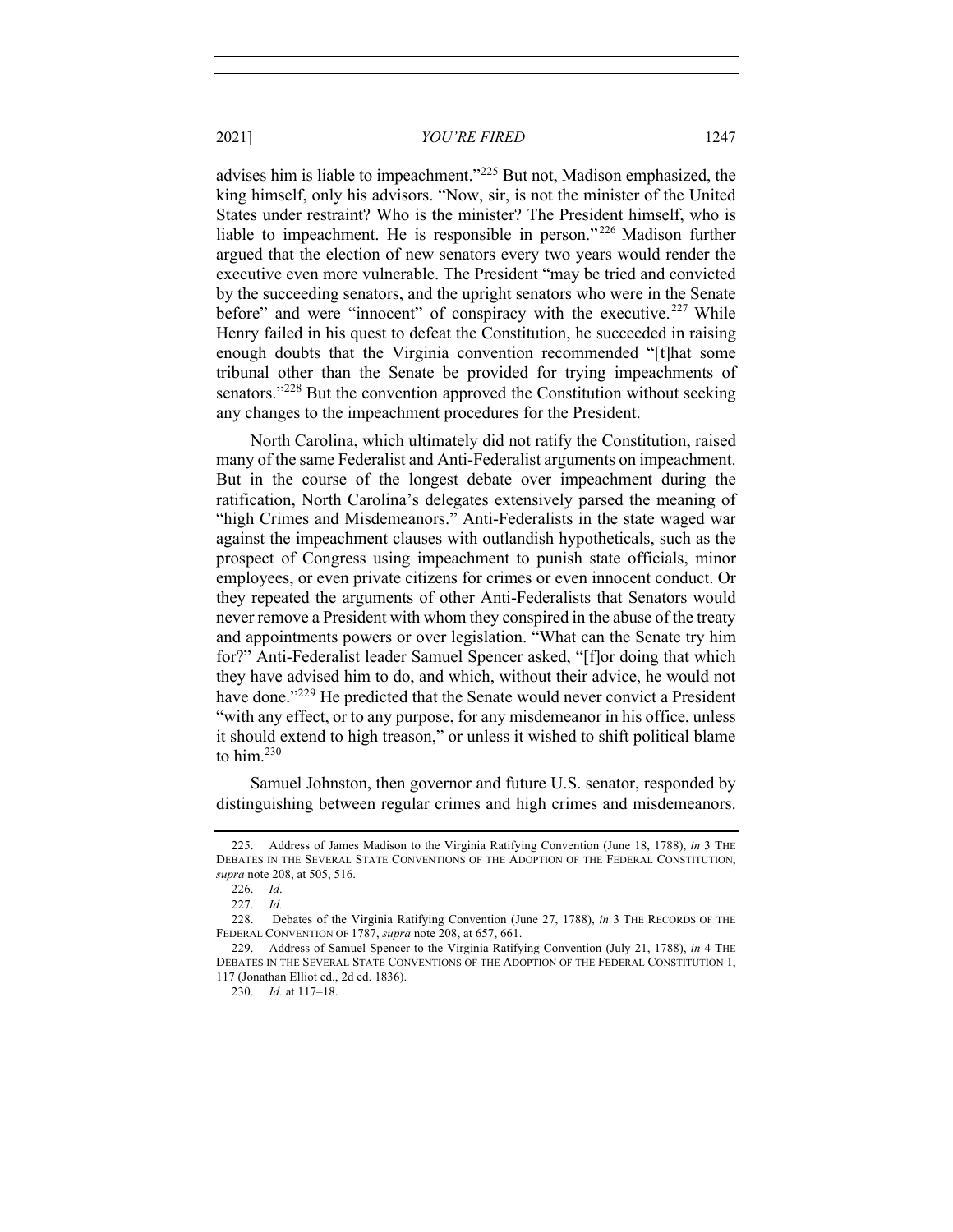advises him is liable to impeachment."[225] But not, Madison emphasized, the king himself, only his advisors. "Now, sir, is not the minister of the United States under restraint? Who is the minister? The President himself, who is liable to impeachment. He is responsible in person."[226] Madison further argued that the election of new senators every two years would render the executive even more vulnerable. The President "may be tried and convicted by the succeeding senators, and the upright senators who were in the Senate before" and were "innocent" of conspiracy with the executive.[227] While Henry failed in his quest to defeat the Constitution, he succeeded in raising enough doubts that the Virginia convention recommended "[t]hat some tribunal other than the Senate be provided for trying impeachments of senators."[228] But the convention approved the Constitution without seeking any changes to the impeachment procedures for the President.

North Carolina, which ultimately did not ratify the Constitution, raised many of the same Federalist and Anti-Federalist arguments on impeachment. But in the course of the longest debate over impeachment during the ratification, North Carolina's delegates extensively parsed the meaning of "high Crimes and Misdemeanors." Anti-Federalists in the state waged war against the impeachment clauses with outlandish hypotheticals, such as the prospect of Congress using impeachment to punish state officials, minor employees, or even private citizens for crimes or even innocent conduct. Or they repeated the arguments of other Anti-Federalists that Senators would never remove a President with whom they conspired in the abuse of the treaty and appointments powers or over legislation. "What can the Senate try him for?" Anti-Federalist leader Samuel Spencer asked, "[f]or doing that which they have advised him to do, and which, without their advice, he would not have done."[229] He predicted that the Senate would never convict a President "with any effect, or to any purpose, for any misdemeanor in his office, unless it should extend to high treason," or unless it wished to shift political blame to him.[230]

Samuel Johnston, then governor and future U.S. senator, responded by distinguishing between regular crimes and high crimes and misdemeanors.

---

225. Address of James Madison to the Virginia Ratifying Convention (June 18, 1788), *in* 3 THE DEBATES IN THE SEVERAL STATE CONVENTIONS OF THE ADOPTION OF THE FEDERAL CONSTITUTION, *supra* note 208, at 505, 516.

226. *Id*.

227. *Id.*

228. Debates of the Virginia Ratifying Convention (June 27, 1788), *in* 3 THE RECORDS OF THE FEDERAL CONVENTION OF 1787, *supra* note 208, at 657, 661.

229. Address of Samuel Spencer to the Virginia Ratifying Convention (July 21, 1788), *in* 4 THE DEBATES IN THE SEVERAL STATE CONVENTIONS OF THE ADOPTION OF THE FEDERAL CONSTITUTION 1, 117 (Jonathan Elliot ed., 2d ed. 1836).

230. *Id.* at 117–18.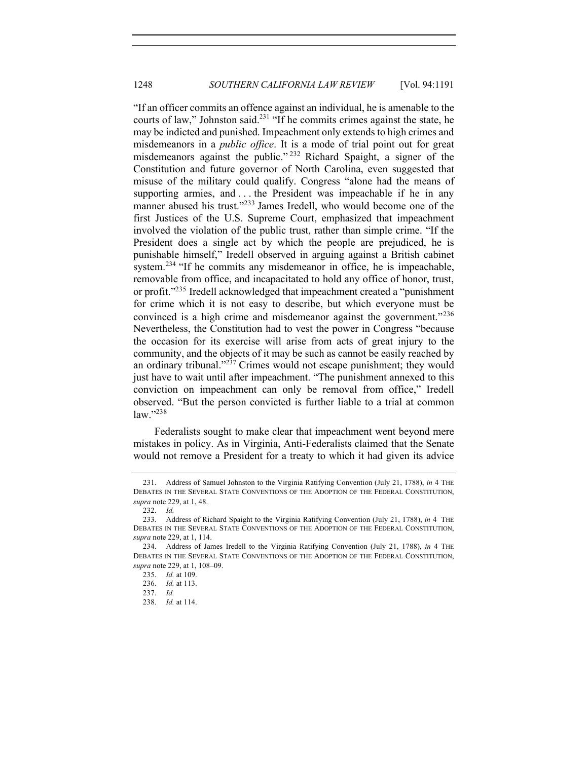"If an officer commits an offence against an individual, he is amenable to the courts of law," Johnston said.[231] "If he commits crimes against the state, he may be indicted and punished. Impeachment only extends to high crimes and misdemeanors in a *public office*. It is a mode of trial point out for great misdemeanors against the public."[232] Richard Spaight, a signer of the Constitution and future governor of North Carolina, even suggested that misuse of the military could qualify. Congress "alone had the means of supporting armies, and . . . the President was impeachable if he in any manner abused his trust."[233] James Iredell, who would become one of the first Justices of the U.S. Supreme Court, emphasized that impeachment involved the violation of the public trust, rather than simple crime. "If the President does a single act by which the people are prejudiced, he is punishable himself," Iredell observed in arguing against a British cabinet system.[234] "If he commits any misdemeanor in office, he is impeachable, removable from office, and incapacitated to hold any office of honor, trust, or profit."[235] Iredell acknowledged that impeachment created a "punishment for crime which it is not easy to describe, but which everyone must be convinced is a high crime and misdemeanor against the government."[236] Nevertheless, the Constitution had to vest the power in Congress "because the occasion for its exercise will arise from acts of great injury to the community, and the objects of it may be such as cannot be easily reached by an ordinary tribunal."[237] Crimes would not escape punishment; they would just have to wait until after impeachment. "The punishment annexed to this conviction on impeachment can only be removal from office," Iredell observed. "But the person convicted is further liable to a trial at common law."[238]

Federalists sought to make clear that impeachment went beyond mere mistakes in policy. As in Virginia, Anti-Federalists claimed that the Senate would not remove a President for a treaty to which it had given its advice

231. Address of Samuel Johnston to the Virginia Ratifying Convention (July 21, 1788), *in* 4 THE DEBATES IN THE SEVERAL STATE CONVENTIONS OF THE ADOPTION OF THE FEDERAL CONSTITUTION, *supra* note 229, at 1, 48.

232. *Id.*

233. Address of Richard Spaight to the Virginia Ratifying Convention (July 21, 1788), *in* 4 THE DEBATES IN THE SEVERAL STATE CONVENTIONS OF THE ADOPTION OF THE FEDERAL CONSTITUTION, *supra* note 229, at 1, 114.

234. Address of James Iredell to the Virginia Ratifying Convention (July 21, 1788), *in* 4 THE DEBATES IN THE SEVERAL STATE CONVENTIONS OF THE ADOPTION OF THE FEDERAL CONSTITUTION, *supra* note 229, at 1, 108–09.

235. *Id.* at 109.

236. *Id.* at 113.

237. *Id.*

238. *Id.* at 114.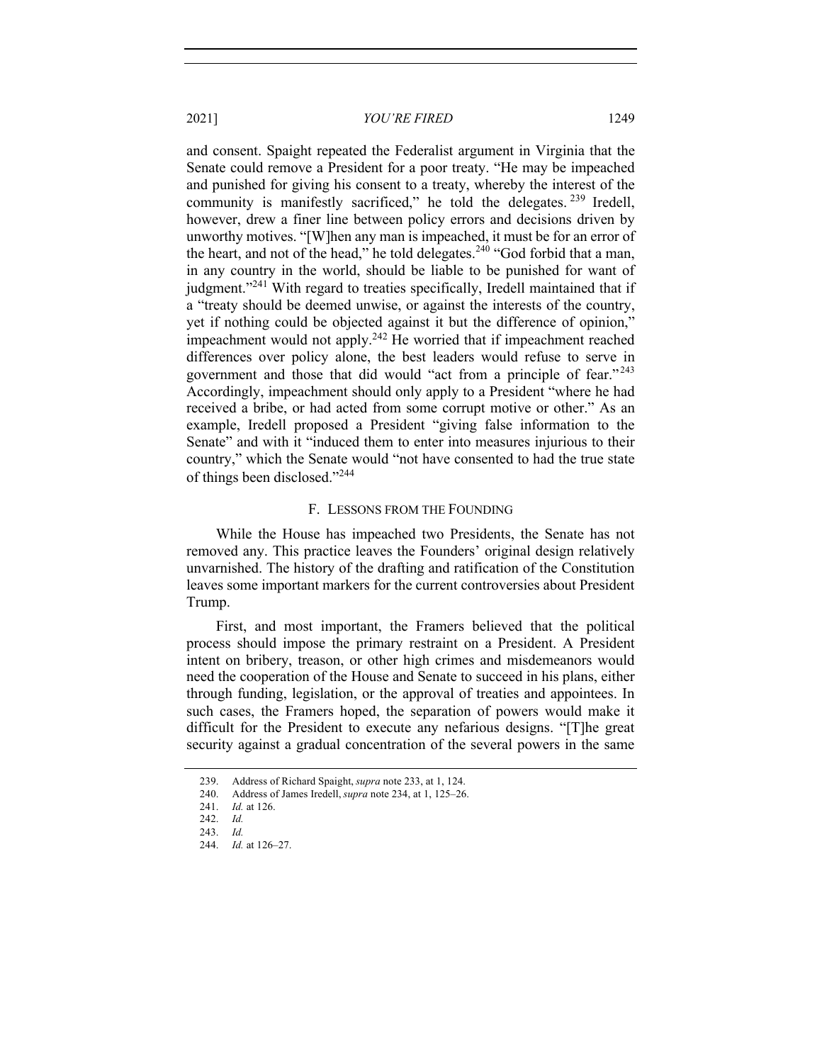and consent. Spaight repeated the Federalist argument in Virginia that the Senate could remove a President for a poor treaty. "He may be impeached and punished for giving his consent to a treaty, whereby the interest of the community is manifestly sacrificed," he told the delegates.[239] Iredell, however, drew a finer line between policy errors and decisions driven by unworthy motives. "[W]hen any man is impeached, it must be for an error of the heart, and not of the head," he told delegates.[240] "God forbid that a man, in any country in the world, should be liable to be punished for want of judgment."[241] With regard to treaties specifically, Iredell maintained that if a "treaty should be deemed unwise, or against the interests of the country, yet if nothing could be objected against it but the difference of opinion," impeachment would not apply.[242] He worried that if impeachment reached differences over policy alone, the best leaders would refuse to serve in government and those that did would "act from a principle of fear."[243] Accordingly, impeachment should only apply to a President "where he had received a bribe, or had acted from some corrupt motive or other." As an example, Iredell proposed a President "giving false information to the Senate" and with it "induced them to enter into measures injurious to their country," which the Senate would "not have consented to had the true state of things been disclosed."[244]

### F. Lessons from the Founding

While the House has impeached two Presidents, the Senate has not removed any. This practice leaves the Founders' original design relatively unvarnished. The history of the drafting and ratification of the Constitution leaves some important markers for the current controversies about President Trump.

First, and most important, the Framers believed that the political process should impose the primary restraint on a President. A President intent on bribery, treason, or other high crimes and misdemeanors would need the cooperation of the House and Senate to succeed in his plans, either through funding, legislation, or the approval of treaties and appointees. In such cases, the Framers hoped, the separation of powers would make it difficult for the President to execute any nefarious designs. "[T]he great security against a gradual concentration of the several powers in the same

---

239. Address of Richard Spaight, *supra* note 233, at 1, 124.

240. Address of James Iredell, *supra* note 234, at 1, 125–26.

241. *Id.* at 126.

242. *Id.*

243. *Id.*

244. *Id.* at 126–27.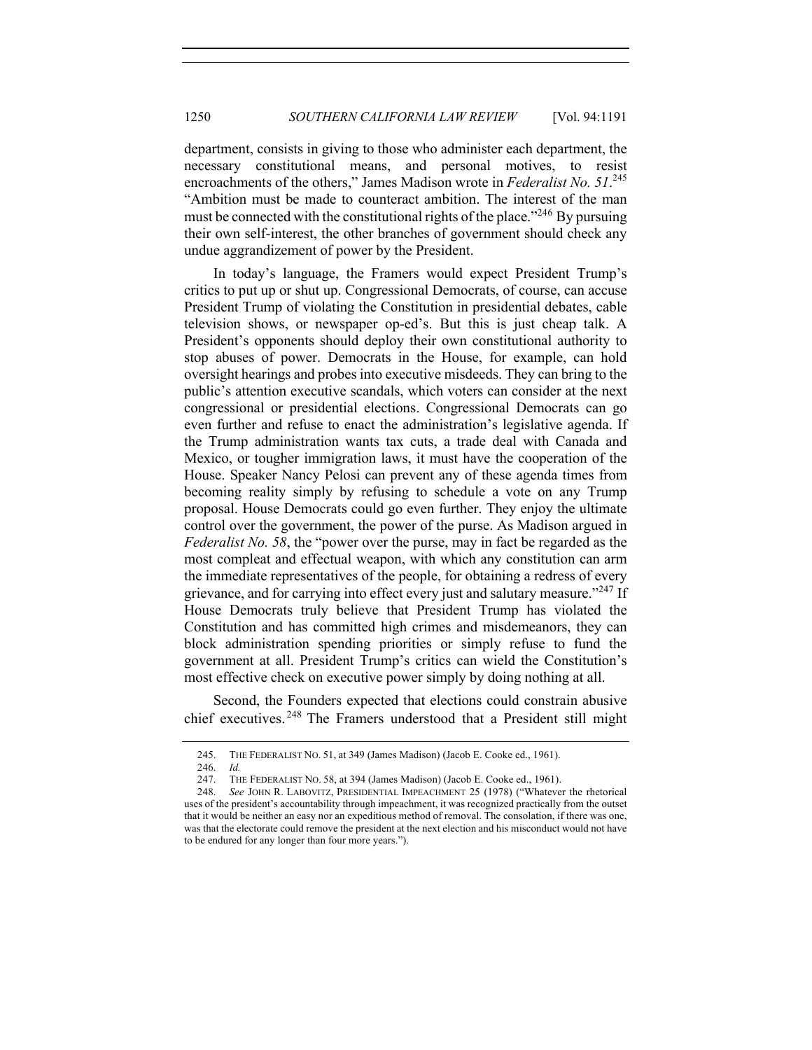department, consists in giving to those who administer each department, the necessary constitutional means, and personal motives, to resist encroachments of the others," James Madison wrote in *Federalist No. 51*.[245] "Ambition must be made to counteract ambition. The interest of the man must be connected with the constitutional rights of the place."[246] By pursuing their own self-interest, the other branches of government should check any undue aggrandizement of power by the President.

In today's language, the Framers would expect President Trump's critics to put up or shut up. Congressional Democrats, of course, can accuse President Trump of violating the Constitution in presidential debates, cable television shows, or newspaper op-ed's. But this is just cheap talk. A President's opponents should deploy their own constitutional authority to stop abuses of power. Democrats in the House, for example, can hold oversight hearings and probes into executive misdeeds. They can bring to the public's attention executive scandals, which voters can consider at the next congressional or presidential elections. Congressional Democrats can go even further and refuse to enact the administration's legislative agenda. If the Trump administration wants tax cuts, a trade deal with Canada and Mexico, or tougher immigration laws, it must have the cooperation of the House. Speaker Nancy Pelosi can prevent any of these agenda times from becoming reality simply by refusing to schedule a vote on any Trump proposal. House Democrats could go even further. They enjoy the ultimate control over the government, the power of the purse. As Madison argued in *Federalist No. 58*, the "power over the purse, may in fact be regarded as the most compleat and effectual weapon, with which any constitution can arm the immediate representatives of the people, for obtaining a redress of every grievance, and for carrying into effect every just and salutary measure."[247] If House Democrats truly believe that President Trump has violated the Constitution and has committed high crimes and misdemeanors, they can block administration spending priorities or simply refuse to fund the government at all. President Trump's critics can wield the Constitution's most effective check on executive power simply by doing nothing at all.

Second, the Founders expected that elections could constrain abusive chief executives.[248] The Framers understood that a President still might

---

245. THE FEDERALIST NO. 51, at 349 (James Madison) (Jacob E. Cooke ed., 1961).

246. *Id.*

247. THE FEDERALIST NO. 58, at 394 (James Madison) (Jacob E. Cooke ed., 1961).

248. *See* JOHN R. LABOVITZ, PRESIDENTIAL IMPEACHMENT 25 (1978) ("Whatever the rhetorical uses of the president's accountability through impeachment, it was recognized practically from the outset that it would be neither an easy nor an expeditious method of removal. The consolation, if there was one, was that the electorate could remove the president at the next election and his misconduct would not have to be endured for any longer than four more years.").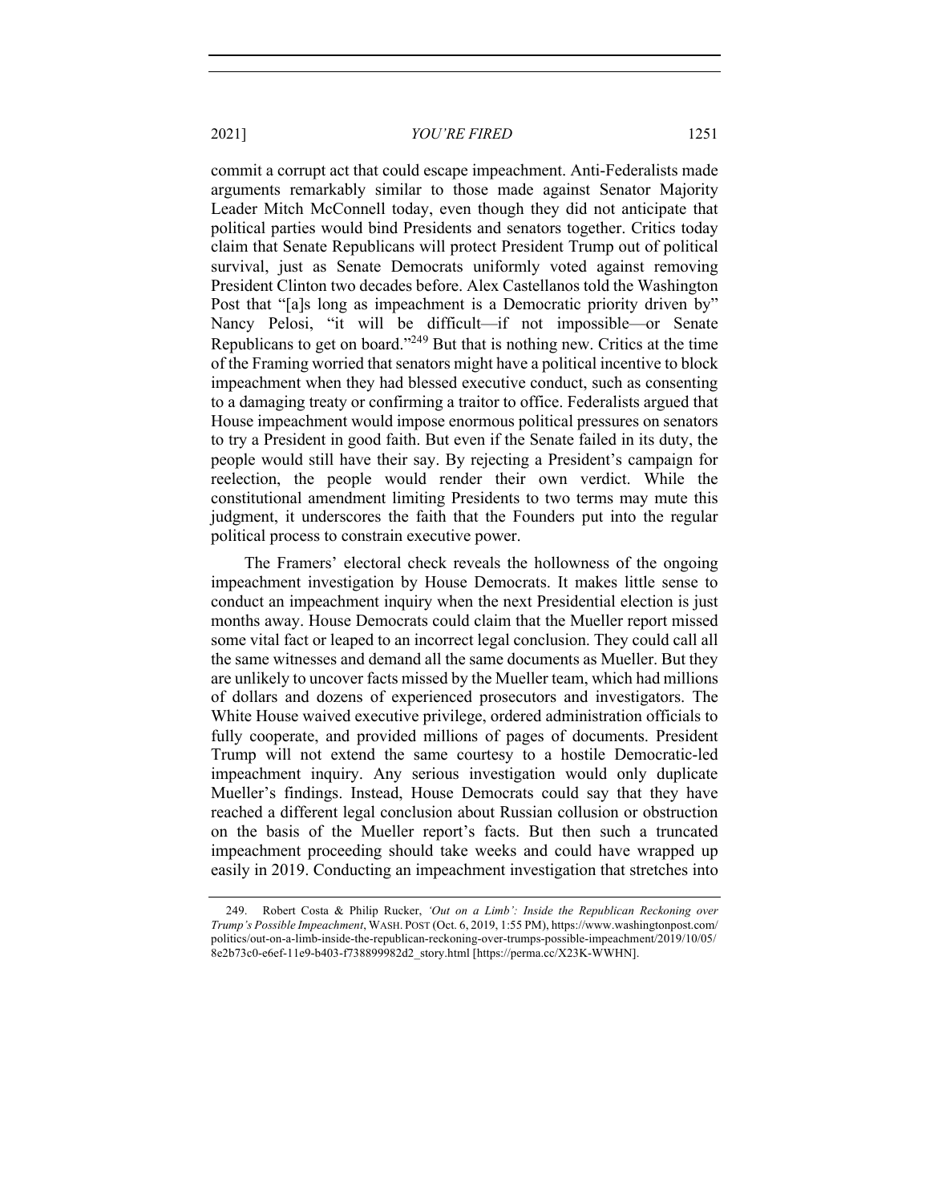commit a corrupt act that could escape impeachment. Anti-Federalists made arguments remarkably similar to those made against Senator Majority Leader Mitch McConnell today, even though they did not anticipate that political parties would bind Presidents and senators together. Critics today claim that Senate Republicans will protect President Trump out of political survival, just as Senate Democrats uniformly voted against removing President Clinton two decades before. Alex Castellanos told the Washington Post that "[a]s long as impeachment is a Democratic priority driven by" Nancy Pelosi, "it will be difficult—if not impossible—or Senate Republicans to get on board."[249] But that is nothing new. Critics at the time of the Framing worried that senators might have a political incentive to block impeachment when they had blessed executive conduct, such as consenting to a damaging treaty or confirming a traitor to office. Federalists argued that House impeachment would impose enormous political pressures on senators to try a President in good faith. But even if the Senate failed in its duty, the people would still have their say. By rejecting a President's campaign for reelection, the people would render their own verdict. While the constitutional amendment limiting Presidents to two terms may mute this judgment, it underscores the faith that the Founders put into the regular political process to constrain executive power.

The Framers' electoral check reveals the hollowness of the ongoing impeachment investigation by House Democrats. It makes little sense to conduct an impeachment inquiry when the next Presidential election is just months away. House Democrats could claim that the Mueller report missed some vital fact or leaped to an incorrect legal conclusion. They could call all the same witnesses and demand all the same documents as Mueller. But they are unlikely to uncover facts missed by the Mueller team, which had millions of dollars and dozens of experienced prosecutors and investigators. The White House waived executive privilege, ordered administration officials to fully cooperate, and provided millions of pages of documents. President Trump will not extend the same courtesy to a hostile Democratic-led impeachment inquiry. Any serious investigation would only duplicate Mueller's findings. Instead, House Democrats could say that they have reached a different legal conclusion about Russian collusion or obstruction on the basis of the Mueller report's facts. But then such a truncated impeachment proceeding should take weeks and could have wrapped up easily in 2019. Conducting an impeachment investigation that stretches into

249. Robert Costa & Philip Rucker, *'Out on a Limb': Inside the Republican Reckoning over Trump's Possible Impeachment*, WASH. POST (Oct. 6, 2019, 1:55 PM), https://www.washingtonpost.com/politics/out-on-a-limb-inside-the-republican-reckoning-over-trumps-possible-impeachment/2019/10/05/8e2b73c0-e6ef-11e9-b403-f738899982d2_story.html [https://perma.cc/X23K-WWHN].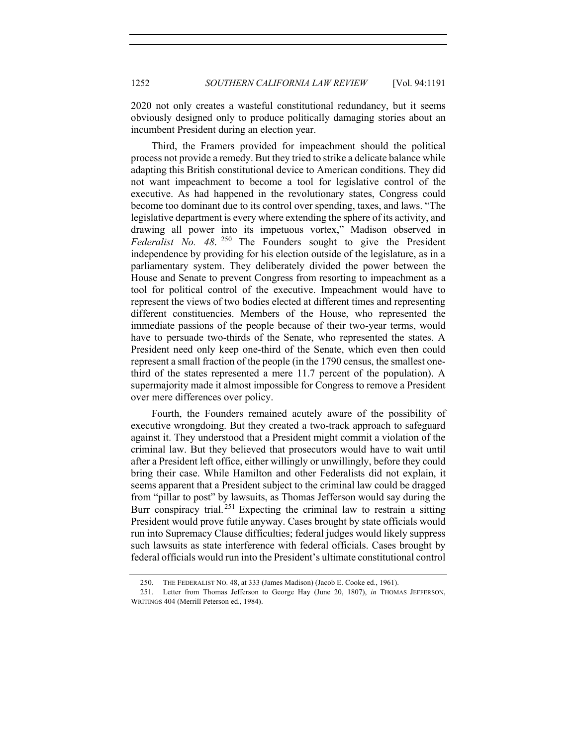2020 not only creates a wasteful constitutional redundancy, but it seems obviously designed only to produce politically damaging stories about an incumbent President during an election year.

Third, the Framers provided for impeachment should the political process not provide a remedy. But they tried to strike a delicate balance while adapting this British constitutional device to American conditions. They did not want impeachment to become a tool for legislative control of the executive. As had happened in the revolutionary states, Congress could become too dominant due to its control over spending, taxes, and laws. "The legislative department is every where extending the sphere of its activity, and drawing all power into its impetuous vortex," Madison observed in *Federalist No. 48*.[250] The Founders sought to give the President independence by providing for his election outside of the legislature, as in a parliamentary system. They deliberately divided the power between the House and Senate to prevent Congress from resorting to impeachment as a tool for political control of the executive. Impeachment would have to represent the views of two bodies elected at different times and representing different constituencies. Members of the House, who represented the immediate passions of the people because of their two-year terms, would have to persuade two-thirds of the Senate, who represented the states. A President need only keep one-third of the Senate, which even then could represent a small fraction of the people (in the 1790 census, the smallest one-third of the states represented a mere 11.7 percent of the population). A supermajority made it almost impossible for Congress to remove a President over mere differences over policy.

Fourth, the Founders remained acutely aware of the possibility of executive wrongdoing. But they created a two-track approach to safeguard against it. They understood that a President might commit a violation of the criminal law. But they believed that prosecutors would have to wait until after a President left office, either willingly or unwillingly, before they could bring their case. While Hamilton and other Federalists did not explain, it seems apparent that a President subject to the criminal law could be dragged from "pillar to post" by lawsuits, as Thomas Jefferson would say during the Burr conspiracy trial.[251] Expecting the criminal law to restrain a sitting President would prove futile anyway. Cases brought by state officials would run into Supremacy Clause difficulties; federal judges would likely suppress such lawsuits as state interference with federal officials. Cases brought by federal officials would run into the President's ultimate constitutional control

250. THE FEDERALIST NO. 48, at 333 (James Madison) (Jacob E. Cooke ed., 1961).

251. Letter from Thomas Jefferson to George Hay (June 20, 1807), *in* THOMAS JEFFERSON, WRITINGS 404 (Merrill Peterson ed., 1984).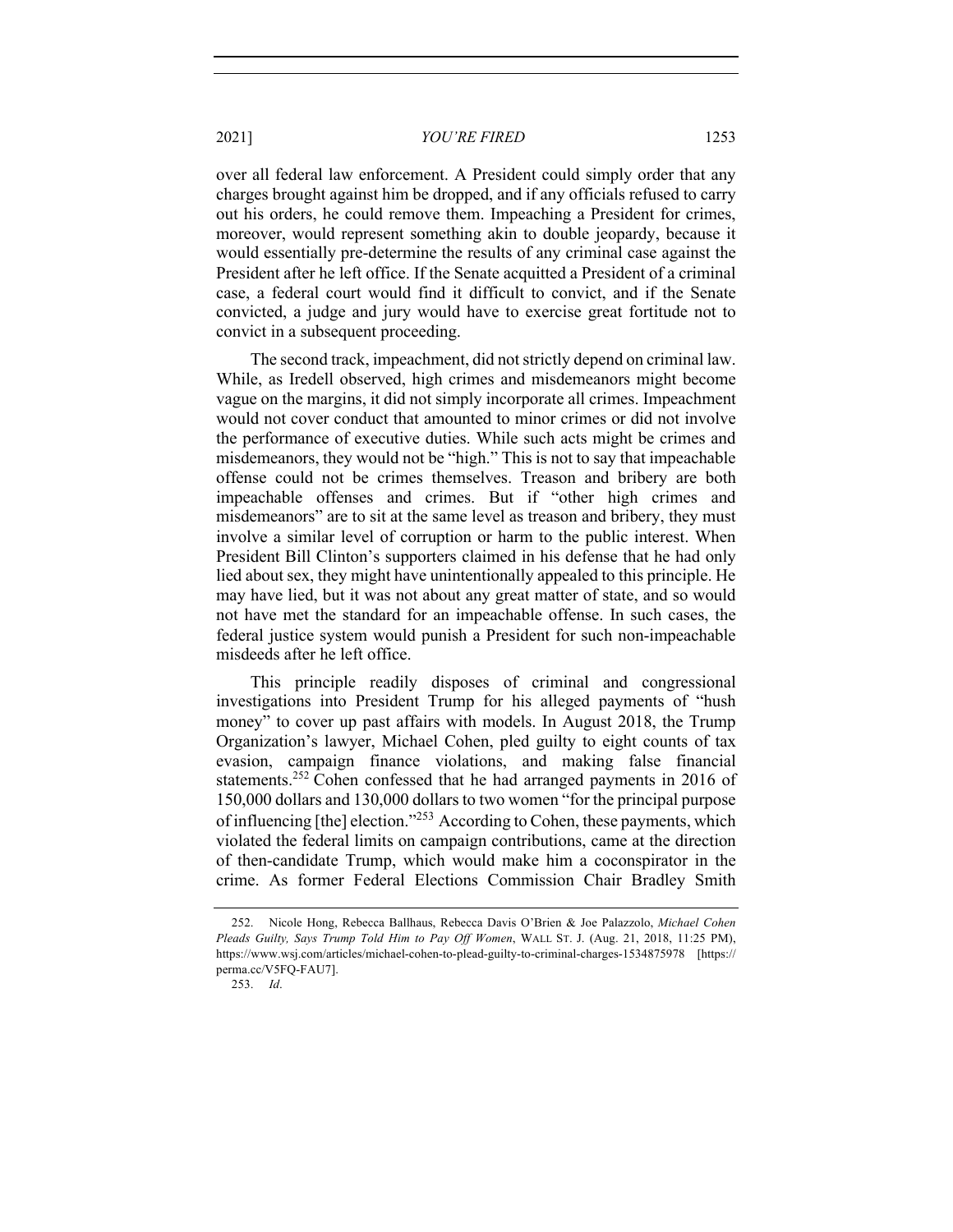over all federal law enforcement. A President could simply order that any charges brought against him be dropped, and if any officials refused to carry out his orders, he could remove them. Impeaching a President for crimes, moreover, would represent something akin to double jeopardy, because it would essentially pre-determine the results of any criminal case against the President after he left office. If the Senate acquitted a President of a criminal case, a federal court would find it difficult to convict, and if the Senate convicted, a judge and jury would have to exercise great fortitude not to convict in a subsequent proceeding.

The second track, impeachment, did not strictly depend on criminal law. While, as Iredell observed, high crimes and misdemeanors might become vague on the margins, it did not simply incorporate all crimes. Impeachment would not cover conduct that amounted to minor crimes or did not involve the performance of executive duties. While such acts might be crimes and misdemeanors, they would not be "high." This is not to say that impeachable offense could not be crimes themselves. Treason and bribery are both impeachable offenses and crimes. But if "other high crimes and misdemeanors" are to sit at the same level as treason and bribery, they must involve a similar level of corruption or harm to the public interest. When President Bill Clinton's supporters claimed in his defense that he had only lied about sex, they might have unintentionally appealed to this principle. He may have lied, but it was not about any great matter of state, and so would not have met the standard for an impeachable offense. In such cases, the federal justice system would punish a President for such non-impeachable misdeeds after he left office.

This principle readily disposes of criminal and congressional investigations into President Trump for his alleged payments of "hush money" to cover up past affairs with models. In August 2018, the Trump Organization's lawyer, Michael Cohen, pled guilty to eight counts of tax evasion, campaign finance violations, and making false financial statements.[252] Cohen confessed that he had arranged payments in 2016 of 150,000 dollars and 130,000 dollars to two women "for the principal purpose of influencing [the] election."[253] According to Cohen, these payments, which violated the federal limits on campaign contributions, came at the direction of then-candidate Trump, which would make him a coconspirator in the crime. As former Federal Elections Commission Chair Bradley Smith

252. Nicole Hong, Rebecca Ballhaus, Rebecca Davis O'Brien & Joe Palazzolo, *Michael Cohen Pleads Guilty, Says Trump Told Him to Pay Off Women*, WALL ST. J. (Aug. 21, 2018, 11:25 PM), https://www.wsj.com/articles/michael-cohen-to-plead-guilty-to-criminal-charges-1534875978 [https://perma.cc/V5FQ-FAU7].

253. *Id*.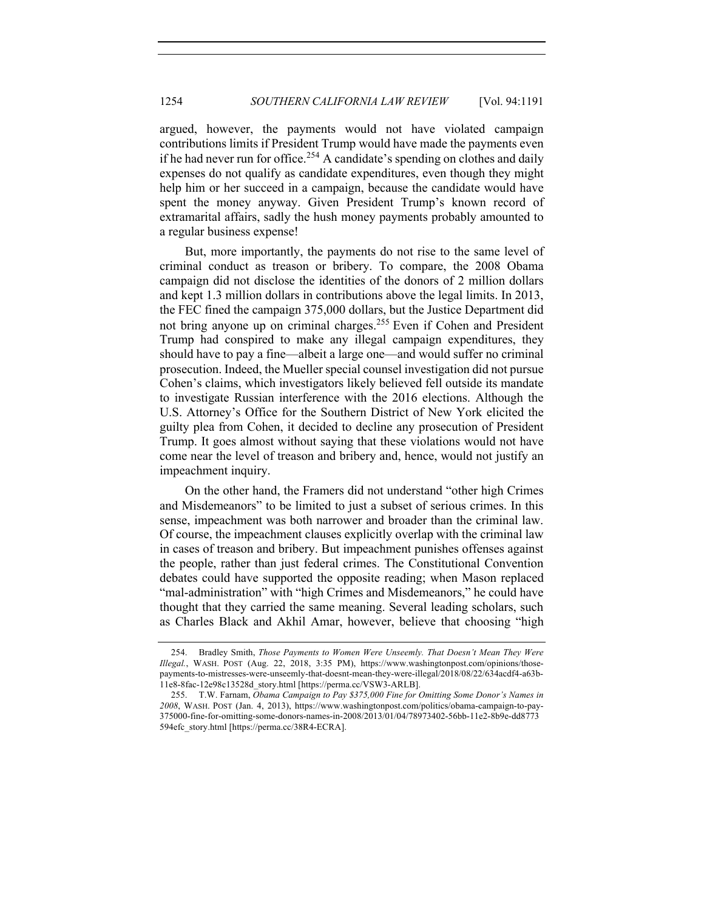argued, however, the payments would not have violated campaign contributions limits if President Trump would have made the payments even if he had never run for office.[254] A candidate's spending on clothes and daily expenses do not qualify as candidate expenditures, even though they might help him or her succeed in a campaign, because the candidate would have spent the money anyway. Given President Trump's known record of extramarital affairs, sadly the hush money payments probably amounted to a regular business expense!

But, more importantly, the payments do not rise to the same level of criminal conduct as treason or bribery. To compare, the 2008 Obama campaign did not disclose the identities of the donors of 2 million dollars and kept 1.3 million dollars in contributions above the legal limits. In 2013, the FEC fined the campaign 375,000 dollars, but the Justice Department did not bring anyone up on criminal charges.[255] Even if Cohen and President Trump had conspired to make any illegal campaign expenditures, they should have to pay a fine—albeit a large one—and would suffer no criminal prosecution. Indeed, the Mueller special counsel investigation did not pursue Cohen's claims, which investigators likely believed fell outside its mandate to investigate Russian interference with the 2016 elections. Although the U.S. Attorney's Office for the Southern District of New York elicited the guilty plea from Cohen, it decided to decline any prosecution of President Trump. It goes almost without saying that these violations would not have come near the level of treason and bribery and, hence, would not justify an impeachment inquiry.

On the other hand, the Framers did not understand "other high Crimes and Misdemeanors" to be limited to just a subset of serious crimes. In this sense, impeachment was both narrower and broader than the criminal law. Of course, the impeachment clauses explicitly overlap with the criminal law in cases of treason and bribery. But impeachment punishes offenses against the people, rather than just federal crimes. The Constitutional Convention debates could have supported the opposite reading; when Mason replaced "mal-administration" with "high Crimes and Misdemeanors," he could have thought that they carried the same meaning. Several leading scholars, such as Charles Black and Akhil Amar, however, believe that choosing "high

---

254. Bradley Smith, *Those Payments to Women Were Unseemly. That Doesn't Mean They Were Illegal.*, WASH. POST (Aug. 22, 2018, 3:35 PM), https://www.washingtonpost.com/opinions/those-payments-to-mistresses-were-unseemly-that-doesnt-mean-they-were-illegal/2018/08/22/634acdf4-a63b-11e8-8fac-12e98c13528d_story.html [https://perma.cc/VSW3-ARLB].

255. T.W. Farnam, *Obama Campaign to Pay $375,000 Fine for Omitting Some Donor's Names in 2008*, WASH. POST (Jan. 4, 2013), https://www.washingtonpost.com/politics/obama-campaign-to-pay-375000-fine-for-omitting-some-donors-names-in-2008/2013/01/04/78973402-56bb-11e2-8b9e-dd8773594efc_story.html [https://perma.cc/38R4-ECRA].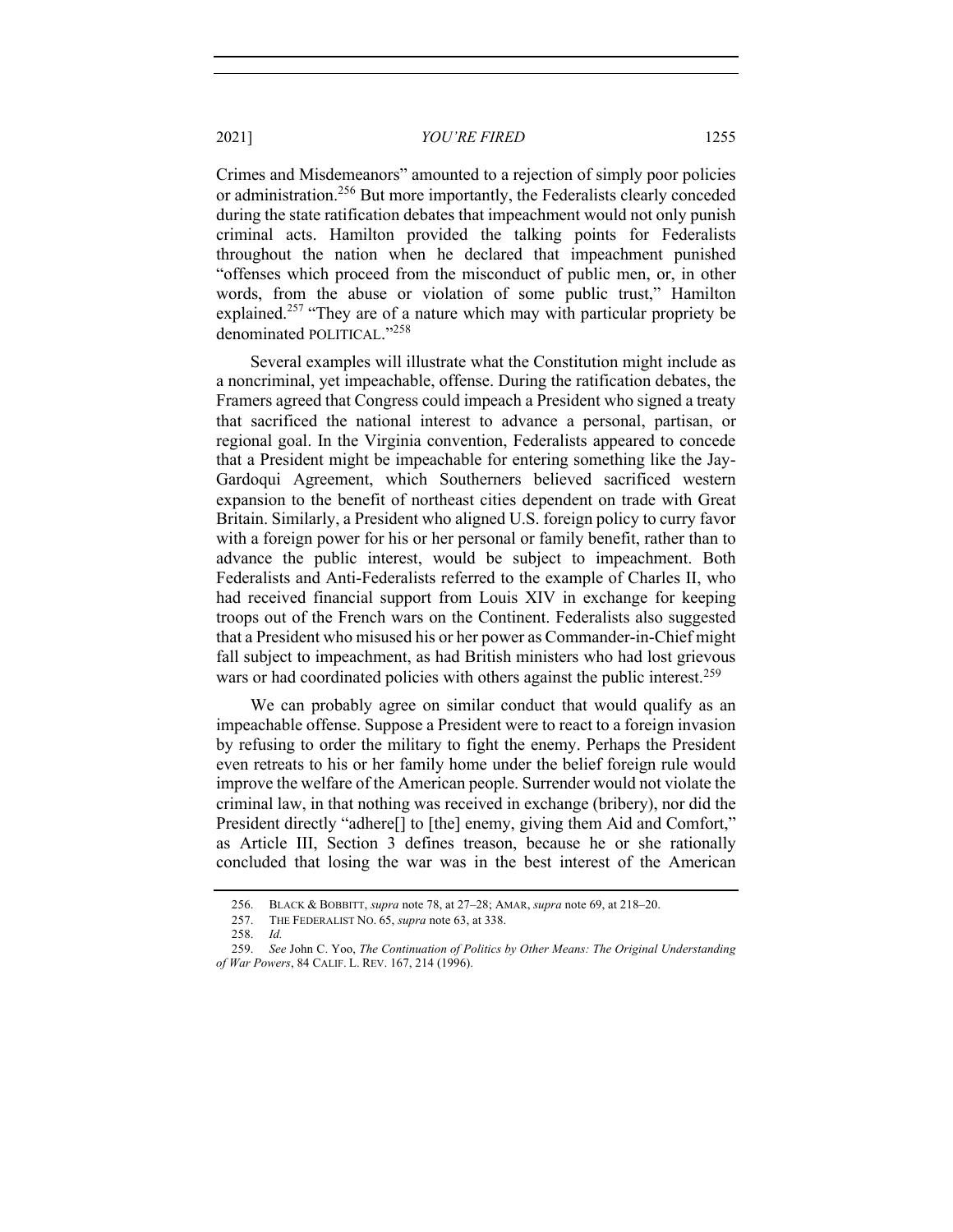Crimes and Misdemeanors" amounted to a rejection of simply poor policies or administration.[256] But more importantly, the Federalists clearly conceded during the state ratification debates that impeachment would not only punish criminal acts. Hamilton provided the talking points for Federalists throughout the nation when he declared that impeachment punished "offenses which proceed from the misconduct of public men, or, in other words, from the abuse or violation of some public trust," Hamilton explained.[257] "They are of a nature which may with particular propriety be denominated POLITICAL."[258]

Several examples will illustrate what the Constitution might include as a noncriminal, yet impeachable, offense. During the ratification debates, the Framers agreed that Congress could impeach a President who signed a treaty that sacrificed the national interest to advance a personal, partisan, or regional goal. In the Virginia convention, Federalists appeared to concede that a President might be impeachable for entering something like the Jay-Gardoqui Agreement, which Southerners believed sacrificed western expansion to the benefit of northeast cities dependent on trade with Great Britain. Similarly, a President who aligned U.S. foreign policy to curry favor with a foreign power for his or her personal or family benefit, rather than to advance the public interest, would be subject to impeachment. Both Federalists and Anti-Federalists referred to the example of Charles II, who had received financial support from Louis XIV in exchange for keeping troops out of the French wars on the Continent. Federalists also suggested that a President who misused his or her power as Commander-in-Chief might fall subject to impeachment, as had British ministers who had lost grievous wars or had coordinated policies with others against the public interest.[259]

We can probably agree on similar conduct that would qualify as an impeachable offense. Suppose a President were to react to a foreign invasion by refusing to order the military to fight the enemy. Perhaps the President even retreats to his or her family home under the belief foreign rule would improve the welfare of the American people. Surrender would not violate the criminal law, in that nothing was received in exchange (bribery), nor did the President directly "adhere[] to [the] enemy, giving them Aid and Comfort," as Article III, Section 3 defines treason, because he or she rationally concluded that losing the war was in the best interest of the American

---

256. BLACK & BOBBITT, *supra* note 78, at 27–28; AMAR, *supra* note 69, at 218–20.

257. THE FEDERALIST NO. 65, *supra* note 63, at 338.

258. *Id.*

259. *See* John C. Yoo, *The Continuation of Politics by Other Means: The Original Understanding of War Powers*, 84 CALIF. L. REV. 167, 214 (1996).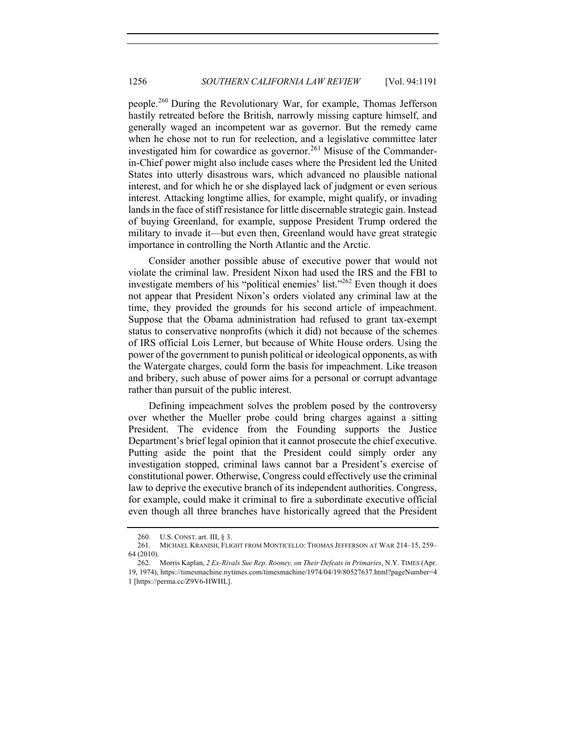people.[260] During the Revolutionary War, for example, Thomas Jefferson hastily retreated before the British, narrowly missing capture himself, and generally waged an incompetent war as governor. But the remedy came when he chose not to run for reelection, and a legislative committee later investigated him for cowardice as governor.[261] Misuse of the Commander-in-Chief power might also include cases where the President led the United States into utterly disastrous wars, which advanced no plausible national interest, and for which he or she displayed lack of judgment or even serious interest. Attacking longtime allies, for example, might qualify, or invading lands in the face of stiff resistance for little discernable strategic gain. Instead of buying Greenland, for example, suppose President Trump ordered the military to invade it—but even then, Greenland would have great strategic importance in controlling the North Atlantic and the Arctic.

Consider another possible abuse of executive power that would not violate the criminal law. President Nixon had used the IRS and the FBI to investigate members of his "political enemies' list."[262] Even though it does not appear that President Nixon's orders violated any criminal law at the time, they provided the grounds for his second article of impeachment. Suppose that the Obama administration had refused to grant tax-exempt status to conservative nonprofits (which it did) not because of the schemes of IRS official Lois Lerner, but because of White House orders. Using the power of the government to punish political or ideological opponents, as with the Watergate charges, could form the basis for impeachment. Like treason and bribery, such abuse of power aims for a personal or corrupt advantage rather than pursuit of the public interest.

Defining impeachment solves the problem posed by the controversy over whether the Mueller probe could bring charges against a sitting President. The evidence from the Founding supports the Justice Department's brief legal opinion that it cannot prosecute the chief executive. Putting aside the point that the President could simply order any investigation stopped, criminal laws cannot bar a President's exercise of constitutional power. Otherwise, Congress could effectively use the criminal law to deprive the executive branch of its independent authorities. Congress, for example, could make it criminal to fire a subordinate executive official even though all three branches have historically agreed that the President

---

260. U.S. CONST. art. III, § 3.

261. MICHAEL KRANISH, FLIGHT FROM MONTICELLO: THOMAS JEFFERSON AT WAR 214–15, 259–64 (2010).

262. Morris Kaplan, *2 Ex-Rivals Sue Rep. Rooney, on Their Defeats in Primaries*, N.Y. TIMES (Apr. 19, 1974), https://timesmachine.nytimes.com/timesmachine/1974/04/19/80527637.html?pageNumber=41 [https://perma.cc/Z9V6-HWHL].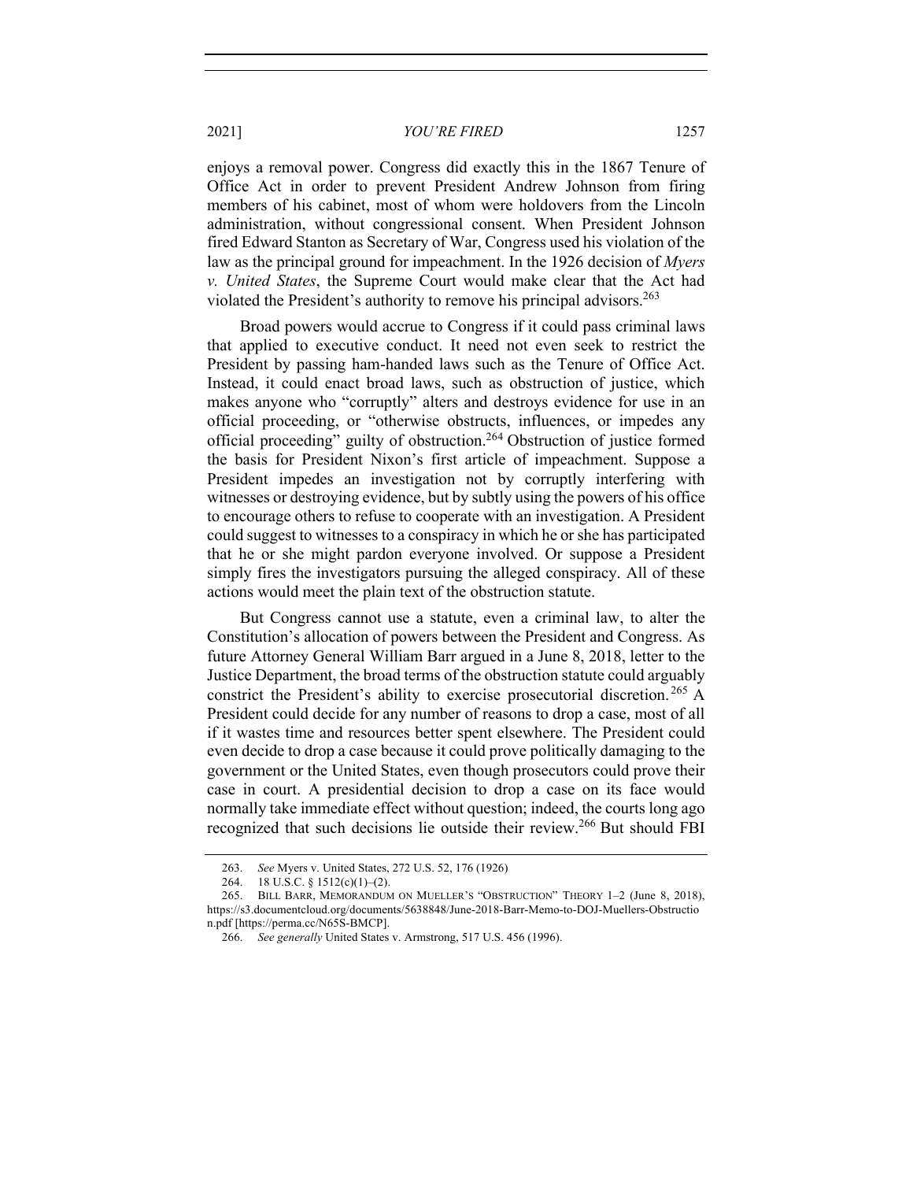enjoys a removal power. Congress did exactly this in the 1867 Tenure of Office Act in order to prevent President Andrew Johnson from firing members of his cabinet, most of whom were holdovers from the Lincoln administration, without congressional consent. When President Johnson fired Edward Stanton as Secretary of War, Congress used his violation of the law as the principal ground for impeachment. In the 1926 decision of *Myers v. United States*, the Supreme Court would make clear that the Act had violated the President's authority to remove his principal advisors.[263]

Broad powers would accrue to Congress if it could pass criminal laws that applied to executive conduct. It need not even seek to restrict the President by passing ham-handed laws such as the Tenure of Office Act. Instead, it could enact broad laws, such as obstruction of justice, which makes anyone who "corruptly" alters and destroys evidence for use in an official proceeding, or "otherwise obstructs, influences, or impedes any official proceeding" guilty of obstruction.[264] Obstruction of justice formed the basis for President Nixon's first article of impeachment. Suppose a President impedes an investigation not by corruptly interfering with witnesses or destroying evidence, but by subtly using the powers of his office to encourage others to refuse to cooperate with an investigation. A President could suggest to witnesses to a conspiracy in which he or she has participated that he or she might pardon everyone involved. Or suppose a President simply fires the investigators pursuing the alleged conspiracy. All of these actions would meet the plain text of the obstruction statute.

But Congress cannot use a statute, even a criminal law, to alter the Constitution's allocation of powers between the President and Congress. As future Attorney General William Barr argued in a June 8, 2018, letter to the Justice Department, the broad terms of the obstruction statute could arguably constrict the President's ability to exercise prosecutorial discretion.[265] A President could decide for any number of reasons to drop a case, most of all if it wastes time and resources better spent elsewhere. The President could even decide to drop a case because it could prove politically damaging to the government or the United States, even though prosecutors could prove their case in court. A presidential decision to drop a case on its face would normally take immediate effect without question; indeed, the courts long ago recognized that such decisions lie outside their review.[266] But should FBI

---

263. *See* Myers v. United States, 272 U.S. 52, 176 (1926)

264. 18 U.S.C. § 1512(c)(1)–(2).

265. BILL BARR, MEMORANDUM ON MUELLER'S "OBSTRUCTION" THEORY 1–2 (June 8, 2018), https://s3.documentcloud.org/documents/5638848/June-2018-Barr-Memo-to-DOJ-Muellers-Obstruction.pdf [https://perma.cc/N65S-BMCP].

266. *See generally* United States v. Armstrong, 517 U.S. 456 (1996).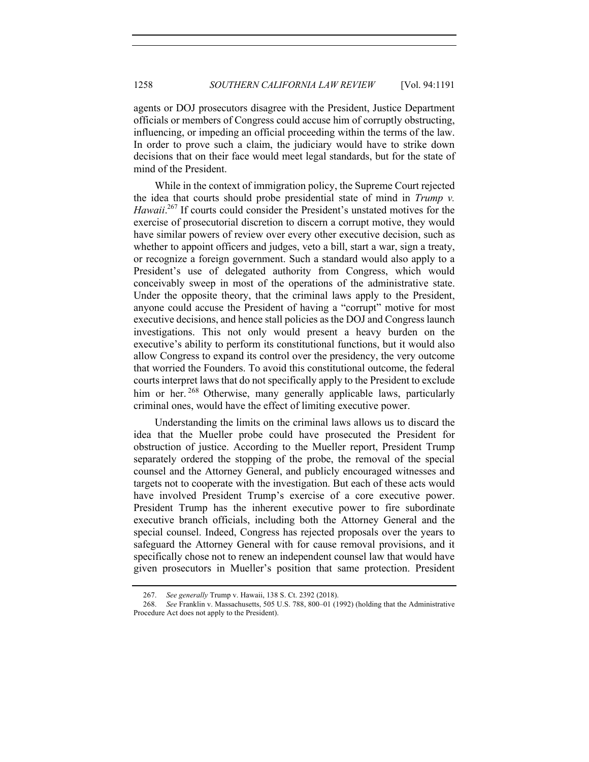agents or DOJ prosecutors disagree with the President, Justice Department officials or members of Congress could accuse him of corruptly obstructing, influencing, or impeding an official proceeding within the terms of the law. In order to prove such a claim, the judiciary would have to strike down decisions that on their face would meet legal standards, but for the state of mind of the President.

While in the context of immigration policy, the Supreme Court rejected the idea that courts should probe presidential state of mind in *Trump v. Hawaii*.[267] If courts could consider the President's unstated motives for the exercise of prosecutorial discretion to discern a corrupt motive, they would have similar powers of review over every other executive decision, such as whether to appoint officers and judges, veto a bill, start a war, sign a treaty, or recognize a foreign government. Such a standard would also apply to a President's use of delegated authority from Congress, which would conceivably sweep in most of the operations of the administrative state. Under the opposite theory, that the criminal laws apply to the President, anyone could accuse the President of having a "corrupt" motive for most executive decisions, and hence stall policies as the DOJ and Congress launch investigations. This not only would present a heavy burden on the executive's ability to perform its constitutional functions, but it would also allow Congress to expand its control over the presidency, the very outcome that worried the Founders. To avoid this constitutional outcome, the federal courts interpret laws that do not specifically apply to the President to exclude him or her.[268] Otherwise, many generally applicable laws, particularly criminal ones, would have the effect of limiting executive power.

Understanding the limits on the criminal laws allows us to discard the idea that the Mueller probe could have prosecuted the President for obstruction of justice. According to the Mueller report, President Trump separately ordered the stopping of the probe, the removal of the special counsel and the Attorney General, and publicly encouraged witnesses and targets not to cooperate with the investigation. But each of these acts would have involved President Trump's exercise of a core executive power. President Trump has the inherent executive power to fire subordinate executive branch officials, including both the Attorney General and the special counsel. Indeed, Congress has rejected proposals over the years to safeguard the Attorney General with for cause removal provisions, and it specifically chose not to renew an independent counsel law that would have given prosecutors in Mueller's position that same protection. President

267. *See generally* Trump v. Hawaii, 138 S. Ct. 2392 (2018).

268. *See* Franklin v. Massachusetts, 505 U.S. 788, 800–01 (1992) (holding that the Administrative Procedure Act does not apply to the President).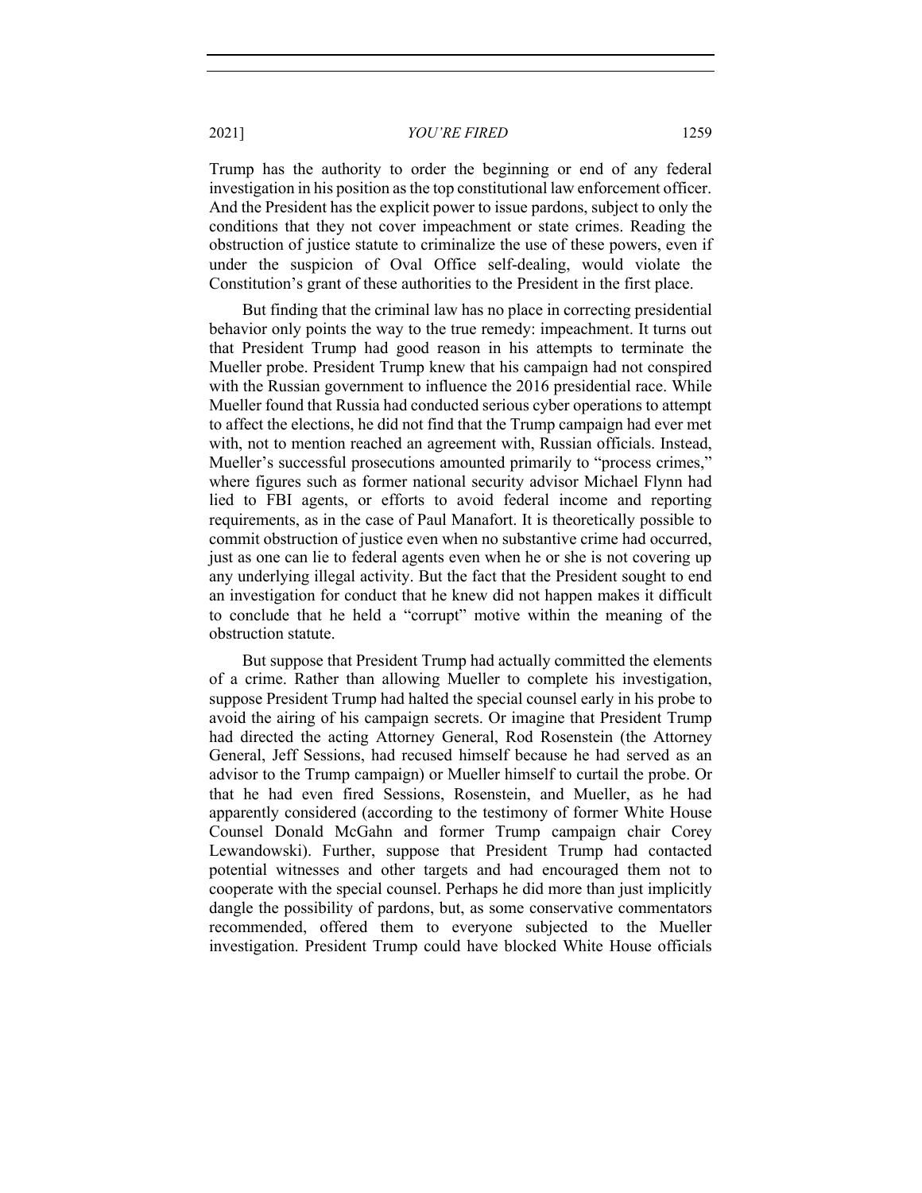Trump has the authority to order the beginning or end of any federal investigation in his position as the top constitutional law enforcement officer. And the President has the explicit power to issue pardons, subject to only the conditions that they not cover impeachment or state crimes. Reading the obstruction of justice statute to criminalize the use of these powers, even if under the suspicion of Oval Office self-dealing, would violate the Constitution's grant of these authorities to the President in the first place.

But finding that the criminal law has no place in correcting presidential behavior only points the way to the true remedy: impeachment. It turns out that President Trump had good reason in his attempts to terminate the Mueller probe. President Trump knew that his campaign had not conspired with the Russian government to influence the 2016 presidential race. While Mueller found that Russia had conducted serious cyber operations to attempt to affect the elections, he did not find that the Trump campaign had ever met with, not to mention reached an agreement with, Russian officials. Instead, Mueller's successful prosecutions amounted primarily to "process crimes," where figures such as former national security advisor Michael Flynn had lied to FBI agents, or efforts to avoid federal income and reporting requirements, as in the case of Paul Manafort. It is theoretically possible to commit obstruction of justice even when no substantive crime had occurred, just as one can lie to federal agents even when he or she is not covering up any underlying illegal activity. But the fact that the President sought to end an investigation for conduct that he knew did not happen makes it difficult to conclude that he held a "corrupt" motive within the meaning of the obstruction statute.

But suppose that President Trump had actually committed the elements of a crime. Rather than allowing Mueller to complete his investigation, suppose President Trump had halted the special counsel early in his probe to avoid the airing of his campaign secrets. Or imagine that President Trump had directed the acting Attorney General, Rod Rosenstein (the Attorney General, Jeff Sessions, had recused himself because he had served as an advisor to the Trump campaign) or Mueller himself to curtail the probe. Or that he had even fired Sessions, Rosenstein, and Mueller, as he had apparently considered (according to the testimony of former White House Counsel Donald McGahn and former Trump campaign chair Corey Lewandowski). Further, suppose that President Trump had contacted potential witnesses and other targets and had encouraged them not to cooperate with the special counsel. Perhaps he did more than just implicitly dangle the possibility of pardons, but, as some conservative commentators recommended, offered them to everyone subjected to the Mueller investigation. President Trump could have blocked White House officials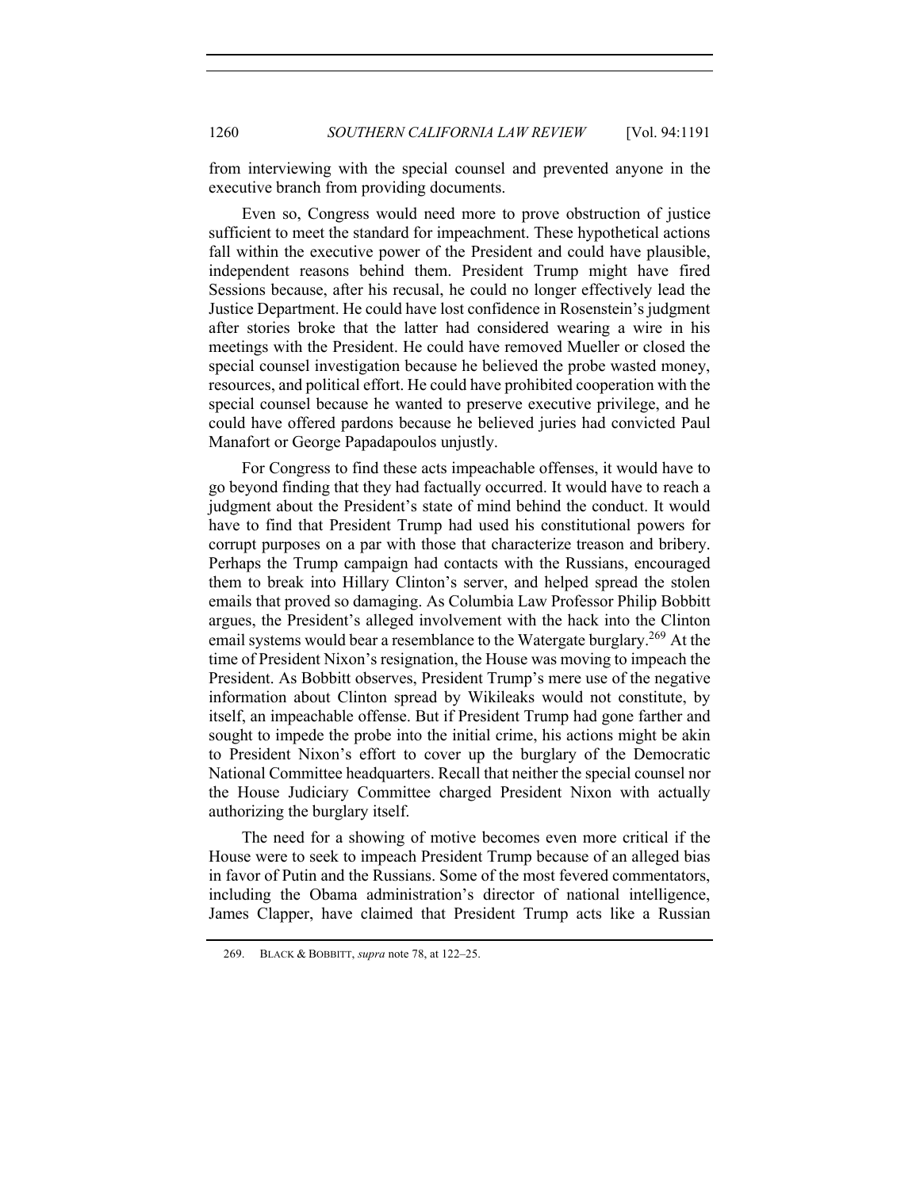from interviewing with the special counsel and prevented anyone in the executive branch from providing documents.

Even so, Congress would need more to prove obstruction of justice sufficient to meet the standard for impeachment. These hypothetical actions fall within the executive power of the President and could have plausible, independent reasons behind them. President Trump might have fired Sessions because, after his recusal, he could no longer effectively lead the Justice Department. He could have lost confidence in Rosenstein's judgment after stories broke that the latter had considered wearing a wire in his meetings with the President. He could have removed Mueller or closed the special counsel investigation because he believed the probe wasted money, resources, and political effort. He could have prohibited cooperation with the special counsel because he wanted to preserve executive privilege, and he could have offered pardons because he believed juries had convicted Paul Manafort or George Papadapoulos unjustly.

For Congress to find these acts impeachable offenses, it would have to go beyond finding that they had factually occurred. It would have to reach a judgment about the President's state of mind behind the conduct. It would have to find that President Trump had used his constitutional powers for corrupt purposes on a par with those that characterize treason and bribery. Perhaps the Trump campaign had contacts with the Russians, encouraged them to break into Hillary Clinton's server, and helped spread the stolen emails that proved so damaging. As Columbia Law Professor Philip Bobbitt argues, the President's alleged involvement with the hack into the Clinton email systems would bear a resemblance to the Watergate burglary.[269] At the time of President Nixon's resignation, the House was moving to impeach the President. As Bobbitt observes, President Trump's mere use of the negative information about Clinton spread by Wikileaks would not constitute, by itself, an impeachable offense. But if President Trump had gone farther and sought to impede the probe into the initial crime, his actions might be akin to President Nixon's effort to cover up the burglary of the Democratic National Committee headquarters. Recall that neither the special counsel nor the House Judiciary Committee charged President Nixon with actually authorizing the burglary itself.

The need for a showing of motive becomes even more critical if the House were to seek to impeach President Trump because of an alleged bias in favor of Putin and the Russians. Some of the most fevered commentators, including the Obama administration's director of national intelligence, James Clapper, have claimed that President Trump acts like a Russian

---

269. BLACK & BOBBITT, *supra* note 78, at 122–25.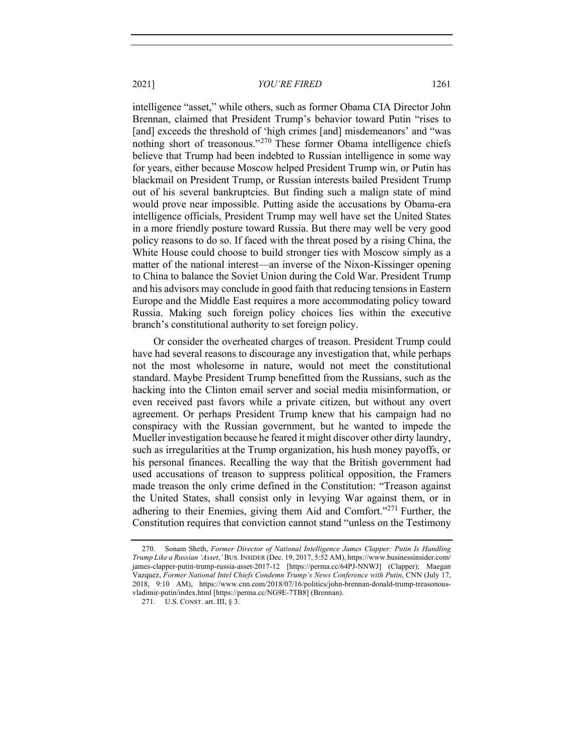intelligence "asset," while others, such as former Obama CIA Director John Brennan, claimed that President Trump's behavior toward Putin "rises to [and] exceeds the threshold of 'high crimes [and] misdemeanors' and "was nothing short of treasonous."[270] These former Obama intelligence chiefs believe that Trump had been indebted to Russian intelligence in some way for years, either because Moscow helped President Trump win, or Putin has blackmail on President Trump, or Russian interests bailed President Trump out of his several bankruptcies. But finding such a malign state of mind would prove near impossible. Putting aside the accusations by Obama-era intelligence officials, President Trump may well have set the United States in a more friendly posture toward Russia. But there may well be very good policy reasons to do so. If faced with the threat posed by a rising China, the White House could choose to build stronger ties with Moscow simply as a matter of the national interest—an inverse of the Nixon-Kissinger opening to China to balance the Soviet Union during the Cold War. President Trump and his advisors may conclude in good faith that reducing tensions in Eastern Europe and the Middle East requires a more accommodating policy toward Russia. Making such foreign policy choices lies within the executive branch's constitutional authority to set foreign policy.

Or consider the overheated charges of treason. President Trump could have had several reasons to discourage any investigation that, while perhaps not the most wholesome in nature, would not meet the constitutional standard. Maybe President Trump benefitted from the Russians, such as the hacking into the Clinton email server and social media misinformation, or even received past favors while a private citizen, but without any overt agreement. Or perhaps President Trump knew that his campaign had no conspiracy with the Russian government, but he wanted to impede the Mueller investigation because he feared it might discover other dirty laundry, such as irregularities at the Trump organization, his hush money payoffs, or his personal finances. Recalling the way that the British government had used accusations of treason to suppress political opposition, the Framers made treason the only crime defined in the Constitution: "Treason against the United States, shall consist only in levying War against them, or in adhering to their Enemies, giving them Aid and Comfort."[271] Further, the Constitution requires that conviction cannot stand "unless on the Testimony

---

270. Sonam Sheth, *Former Director of National Intelligence James Clapper: Putin Is Handling Trump Like a Russian 'Asset*,*'* BUS. INSIDER (Dec. 19, 2017, 5:52 AM), https://www.businessinsider.com/james-clapper-putin-trump-russia-asset-2017-12 [https://perma.cc/64PJ-NNWJ] (Clapper); Maegan Vazquez, *Former National Intel Chiefs Condemn Trump's News Conference with Putin*, CNN (July 17, 2018, 9:10 AM), https://www.cnn.com/2018/07/16/politics/john-brennan-donald-trump-treasonous-vladimir-putin/index.html [https://perma.cc/NG9E-7TB8] (Brennan).

271. U.S. CONST. art. III, § 3.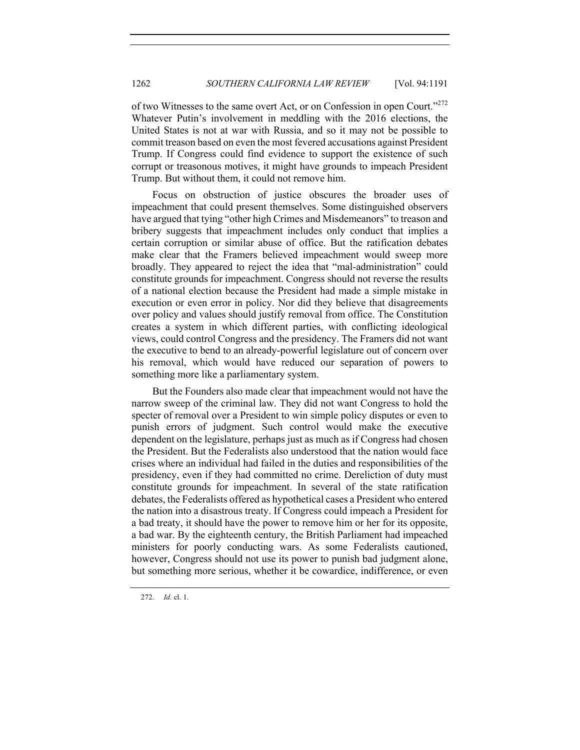of two Witnesses to the same overt Act, or on Confession in open Court."[272] Whatever Putin's involvement in meddling with the 2016 elections, the United States is not at war with Russia, and so it may not be possible to commit treason based on even the most fevered accusations against President Trump. If Congress could find evidence to support the existence of such corrupt or treasonous motives, it might have grounds to impeach President Trump. But without them, it could not remove him.

Focus on obstruction of justice obscures the broader uses of impeachment that could present themselves. Some distinguished observers have argued that tying "other high Crimes and Misdemeanors" to treason and bribery suggests that impeachment includes only conduct that implies a certain corruption or similar abuse of office. But the ratification debates make clear that the Framers believed impeachment would sweep more broadly. They appeared to reject the idea that "mal-administration" could constitute grounds for impeachment. Congress should not reverse the results of a national election because the President had made a simple mistake in execution or even error in policy. Nor did they believe that disagreements over policy and values should justify removal from office. The Constitution creates a system in which different parties, with conflicting ideological views, could control Congress and the presidency. The Framers did not want the executive to bend to an already-powerful legislature out of concern over his removal, which would have reduced our separation of powers to something more like a parliamentary system.

But the Founders also made clear that impeachment would not have the narrow sweep of the criminal law. They did not want Congress to hold the specter of removal over a President to win simple policy disputes or even to punish errors of judgment. Such control would make the executive dependent on the legislature, perhaps just as much as if Congress had chosen the President. But the Federalists also understood that the nation would face crises where an individual had failed in the duties and responsibilities of the presidency, even if they had committed no crime. Dereliction of duty must constitute grounds for impeachment. In several of the state ratification debates, the Federalists offered as hypothetical cases a President who entered the nation into a disastrous treaty. If Congress could impeach a President for a bad treaty, it should have the power to remove him or her for its opposite, a bad war. By the eighteenth century, the British Parliament had impeached ministers for poorly conducting wars. As some Federalists cautioned, however, Congress should not use its power to punish bad judgment alone, but something more serious, whether it be cowardice, indifference, or even

272. *Id.* cl. 1.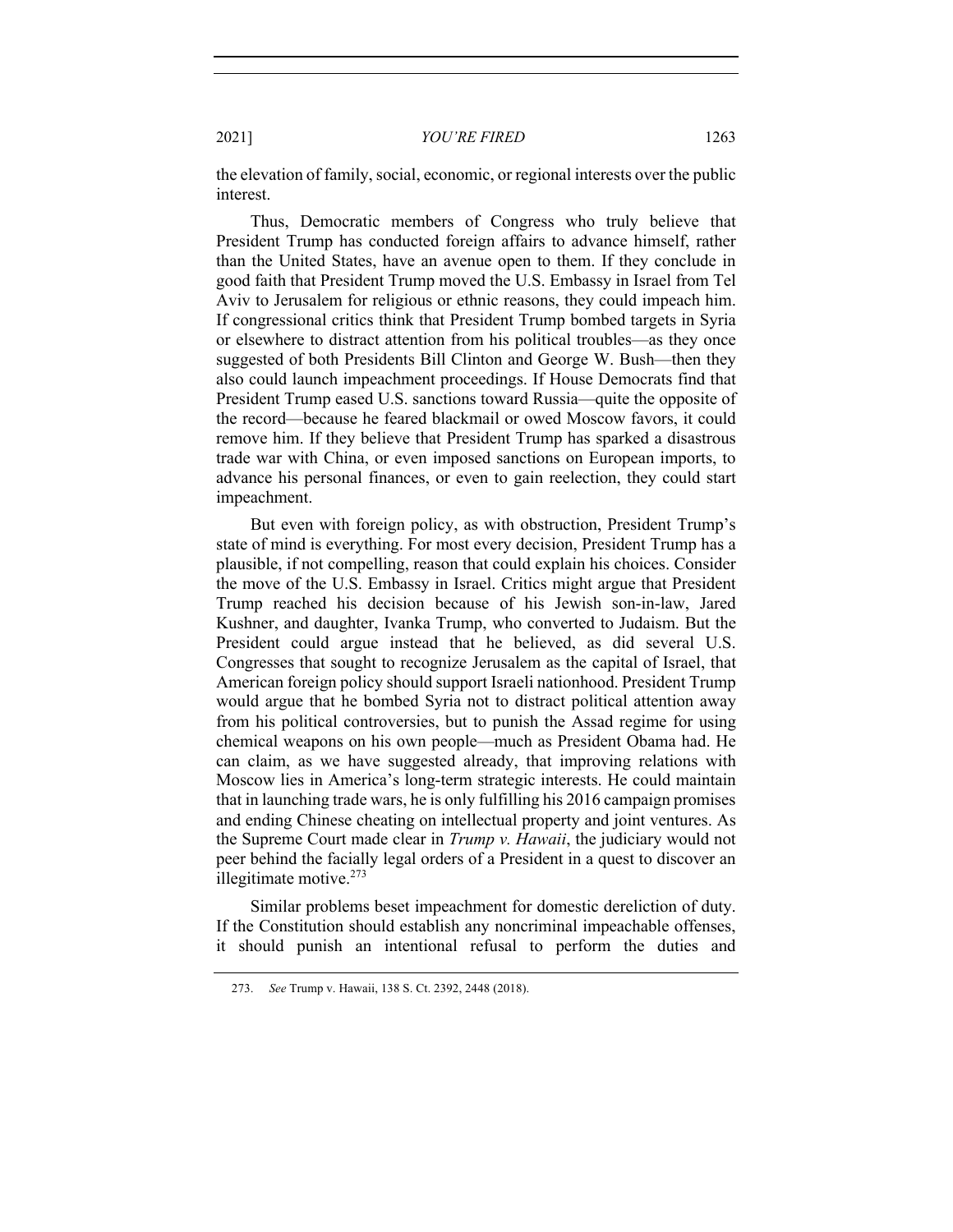the elevation of family, social, economic, or regional interests over the public interest.

Thus, Democratic members of Congress who truly believe that President Trump has conducted foreign affairs to advance himself, rather than the United States, have an avenue open to them. If they conclude in good faith that President Trump moved the U.S. Embassy in Israel from Tel Aviv to Jerusalem for religious or ethnic reasons, they could impeach him. If congressional critics think that President Trump bombed targets in Syria or elsewhere to distract attention from his political troubles—as they once suggested of both Presidents Bill Clinton and George W. Bush—then they also could launch impeachment proceedings. If House Democrats find that President Trump eased U.S. sanctions toward Russia—quite the opposite of the record—because he feared blackmail or owed Moscow favors, it could remove him. If they believe that President Trump has sparked a disastrous trade war with China, or even imposed sanctions on European imports, to advance his personal finances, or even to gain reelection, they could start impeachment.

But even with foreign policy, as with obstruction, President Trump's state of mind is everything. For most every decision, President Trump has a plausible, if not compelling, reason that could explain his choices. Consider the move of the U.S. Embassy in Israel. Critics might argue that President Trump reached his decision because of his Jewish son-in-law, Jared Kushner, and daughter, Ivanka Trump, who converted to Judaism. But the President could argue instead that he believed, as did several U.S. Congresses that sought to recognize Jerusalem as the capital of Israel, that American foreign policy should support Israeli nationhood. President Trump would argue that he bombed Syria not to distract political attention away from his political controversies, but to punish the Assad regime for using chemical weapons on his own people—much as President Obama had. He can claim, as we have suggested already, that improving relations with Moscow lies in America's long-term strategic interests. He could maintain that in launching trade wars, he is only fulfilling his 2016 campaign promises and ending Chinese cheating on intellectual property and joint ventures. As the Supreme Court made clear in *Trump v. Hawaii*, the judiciary would not peer behind the facially legal orders of a President in a quest to discover an illegitimate motive.[273]

Similar problems beset impeachment for domestic dereliction of duty. If the Constitution should establish any noncriminal impeachable offenses, it should punish an intentional refusal to perform the duties and

273. *See* Trump v. Hawaii, 138 S. Ct. 2392, 2448 (2018).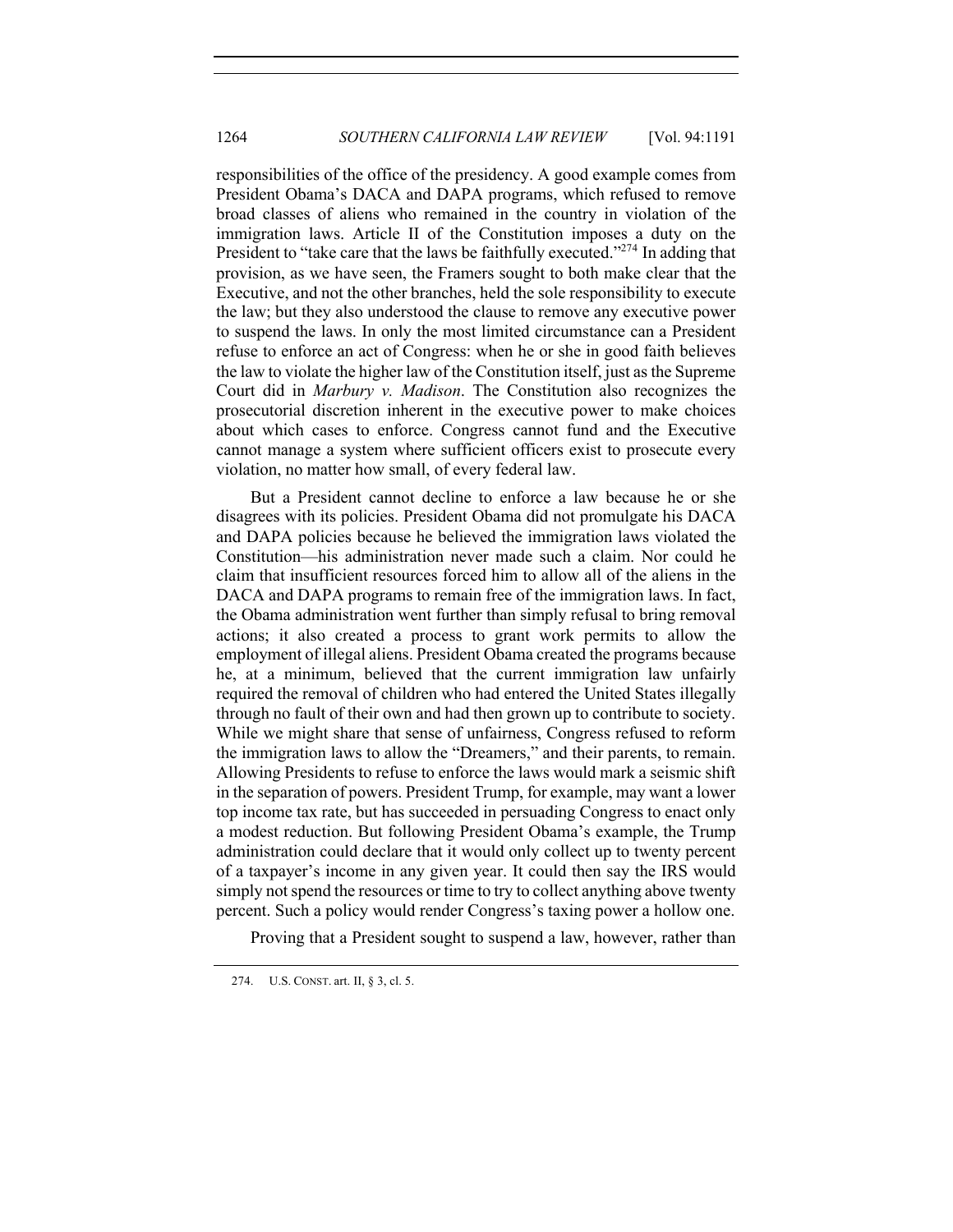responsibilities of the office of the presidency. A good example comes from President Obama's DACA and DAPA programs, which refused to remove broad classes of aliens who remained in the country in violation of the immigration laws. Article II of the Constitution imposes a duty on the President to "take care that the laws be faithfully executed."[274] In adding that provision, as we have seen, the Framers sought to both make clear that the Executive, and not the other branches, held the sole responsibility to execute the law; but they also understood the clause to remove any executive power to suspend the laws. In only the most limited circumstance can a President refuse to enforce an act of Congress: when he or she in good faith believes the law to violate the higher law of the Constitution itself, just as the Supreme Court did in *Marbury v. Madison*. The Constitution also recognizes the prosecutorial discretion inherent in the executive power to make choices about which cases to enforce. Congress cannot fund and the Executive cannot manage a system where sufficient officers exist to prosecute every violation, no matter how small, of every federal law.

But a President cannot decline to enforce a law because he or she disagrees with its policies. President Obama did not promulgate his DACA and DAPA policies because he believed the immigration laws violated the Constitution—his administration never made such a claim. Nor could he claim that insufficient resources forced him to allow all of the aliens in the DACA and DAPA programs to remain free of the immigration laws. In fact, the Obama administration went further than simply refusal to bring removal actions; it also created a process to grant work permits to allow the employment of illegal aliens. President Obama created the programs because he, at a minimum, believed that the current immigration law unfairly required the removal of children who had entered the United States illegally through no fault of their own and had then grown up to contribute to society. While we might share that sense of unfairness, Congress refused to reform the immigration laws to allow the "Dreamers," and their parents, to remain. Allowing Presidents to refuse to enforce the laws would mark a seismic shift in the separation of powers. President Trump, for example, may want a lower top income tax rate, but has succeeded in persuading Congress to enact only a modest reduction. But following President Obama's example, the Trump administration could declare that it would only collect up to twenty percent of a taxpayer's income in any given year. It could then say the IRS would simply not spend the resources or time to try to collect anything above twenty percent. Such a policy would render Congress's taxing power a hollow one.

Proving that a President sought to suspend a law, however, rather than

274. U.S. CONST. art. II, § 3, cl. 5.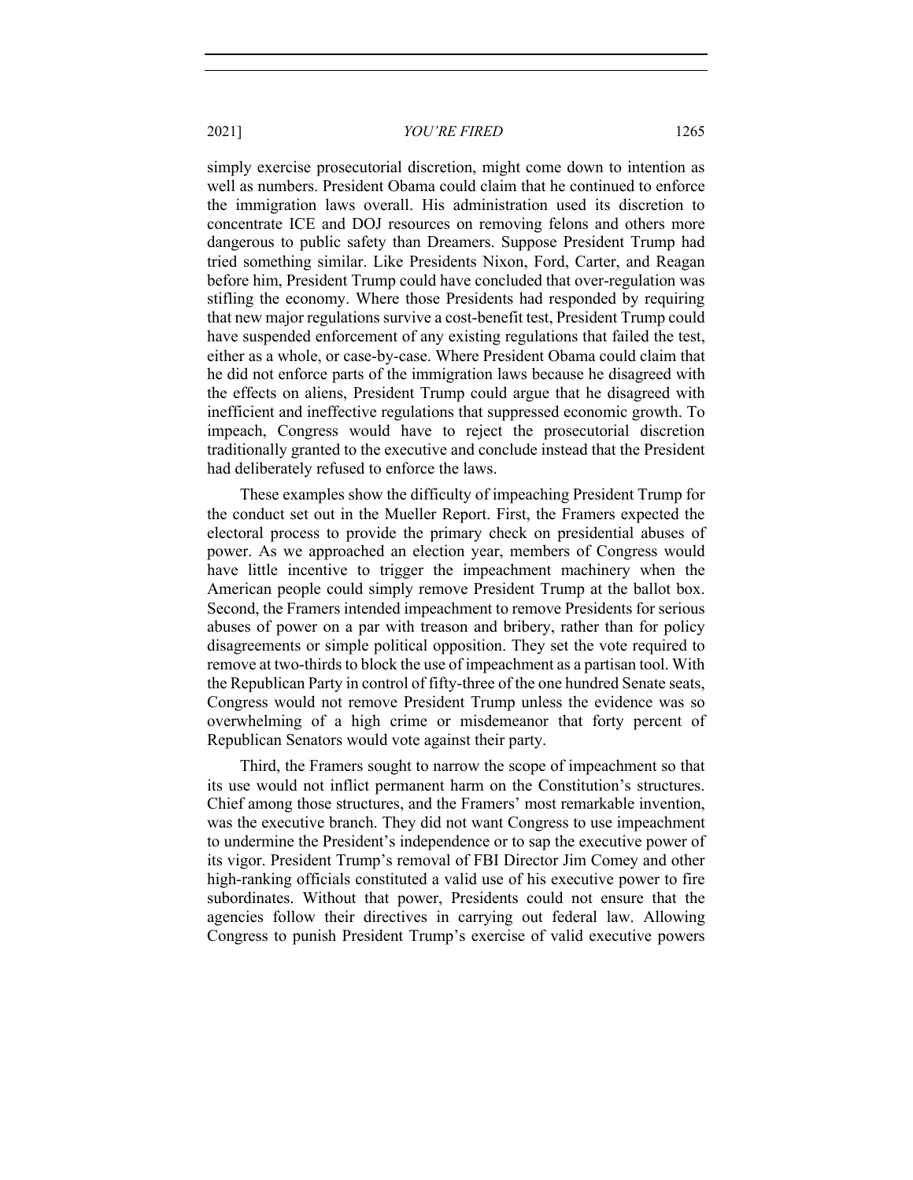simply exercise prosecutorial discretion, might come down to intention as well as numbers. President Obama could claim that he continued to enforce the immigration laws overall. His administration used its discretion to concentrate ICE and DOJ resources on removing felons and others more dangerous to public safety than Dreamers. Suppose President Trump had tried something similar. Like Presidents Nixon, Ford, Carter, and Reagan before him, President Trump could have concluded that over-regulation was stifling the economy. Where those Presidents had responded by requiring that new major regulations survive a cost-benefit test, President Trump could have suspended enforcement of any existing regulations that failed the test, either as a whole, or case-by-case. Where President Obama could claim that he did not enforce parts of the immigration laws because he disagreed with the effects on aliens, President Trump could argue that he disagreed with inefficient and ineffective regulations that suppressed economic growth. To impeach, Congress would have to reject the prosecutorial discretion traditionally granted to the executive and conclude instead that the President had deliberately refused to enforce the laws.

These examples show the difficulty of impeaching President Trump for the conduct set out in the Mueller Report. First, the Framers expected the electoral process to provide the primary check on presidential abuses of power. As we approached an election year, members of Congress would have little incentive to trigger the impeachment machinery when the American people could simply remove President Trump at the ballot box. Second, the Framers intended impeachment to remove Presidents for serious abuses of power on a par with treason and bribery, rather than for policy disagreements or simple political opposition. They set the vote required to remove at two-thirds to block the use of impeachment as a partisan tool. With the Republican Party in control of fifty-three of the one hundred Senate seats, Congress would not remove President Trump unless the evidence was so overwhelming of a high crime or misdemeanor that forty percent of Republican Senators would vote against their party.

Third, the Framers sought to narrow the scope of impeachment so that its use would not inflict permanent harm on the Constitution's structures. Chief among those structures, and the Framers' most remarkable invention, was the executive branch. They did not want Congress to use impeachment to undermine the President's independence or to sap the executive power of its vigor. President Trump's removal of FBI Director Jim Comey and other high-ranking officials constituted a valid use of his executive power to fire subordinates. Without that power, Presidents could not ensure that the agencies follow their directives in carrying out federal law. Allowing Congress to punish President Trump's exercise of valid executive powers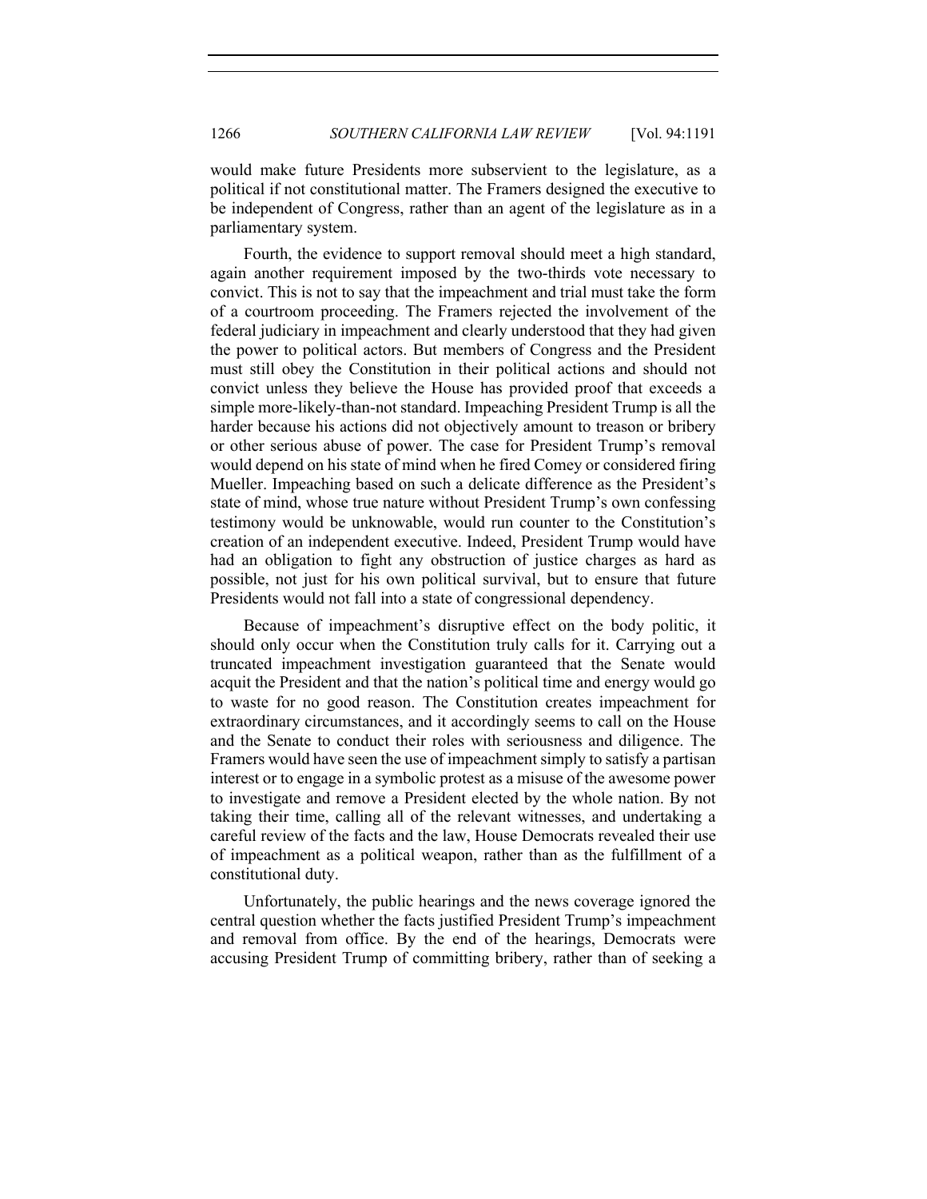would make future Presidents more subservient to the legislature, as a political if not constitutional matter. The Framers designed the executive to be independent of Congress, rather than an agent of the legislature as in a parliamentary system.

Fourth, the evidence to support removal should meet a high standard, again another requirement imposed by the two-thirds vote necessary to convict. This is not to say that the impeachment and trial must take the form of a courtroom proceeding. The Framers rejected the involvement of the federal judiciary in impeachment and clearly understood that they had given the power to political actors. But members of Congress and the President must still obey the Constitution in their political actions and should not convict unless they believe the House has provided proof that exceeds a simple more-likely-than-not standard. Impeaching President Trump is all the harder because his actions did not objectively amount to treason or bribery or other serious abuse of power. The case for President Trump's removal would depend on his state of mind when he fired Comey or considered firing Mueller. Impeaching based on such a delicate difference as the President's state of mind, whose true nature without President Trump's own confessing testimony would be unknowable, would run counter to the Constitution's creation of an independent executive. Indeed, President Trump would have had an obligation to fight any obstruction of justice charges as hard as possible, not just for his own political survival, but to ensure that future Presidents would not fall into a state of congressional dependency.

Because of impeachment's disruptive effect on the body politic, it should only occur when the Constitution truly calls for it. Carrying out a truncated impeachment investigation guaranteed that the Senate would acquit the President and that the nation's political time and energy would go to waste for no good reason. The Constitution creates impeachment for extraordinary circumstances, and it accordingly seems to call on the House and the Senate to conduct their roles with seriousness and diligence. The Framers would have seen the use of impeachment simply to satisfy a partisan interest or to engage in a symbolic protest as a misuse of the awesome power to investigate and remove a President elected by the whole nation. By not taking their time, calling all of the relevant witnesses, and undertaking a careful review of the facts and the law, House Democrats revealed their use of impeachment as a political weapon, rather than as the fulfillment of a constitutional duty.

Unfortunately, the public hearings and the news coverage ignored the central question whether the facts justified President Trump's impeachment and removal from office. By the end of the hearings, Democrats were accusing President Trump of committing bribery, rather than of seeking a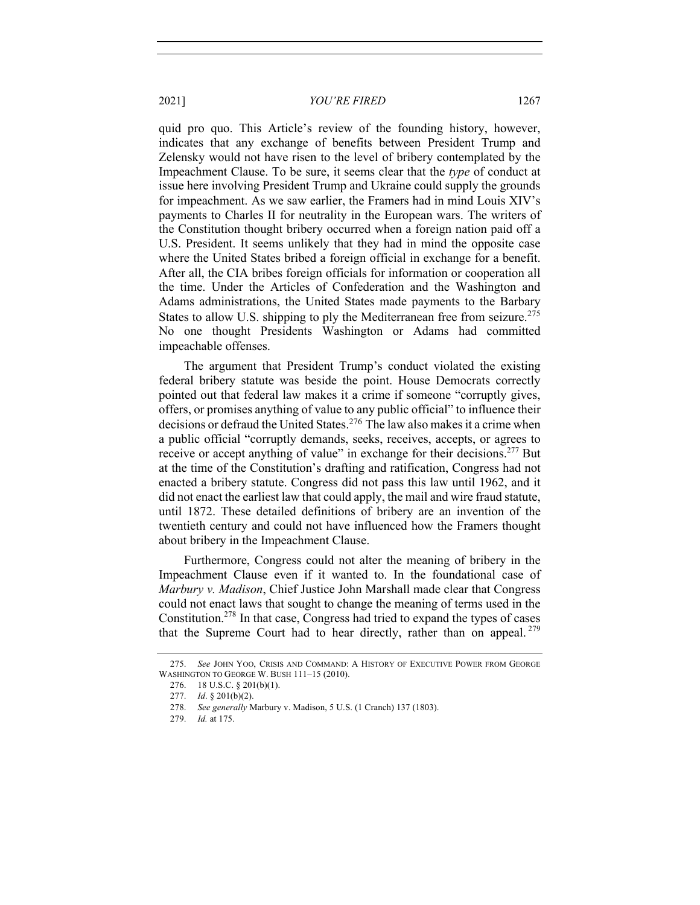quid pro quo. This Article's review of the founding history, however, indicates that any exchange of benefits between President Trump and Zelensky would not have risen to the level of bribery contemplated by the Impeachment Clause. To be sure, it seems clear that the *type* of conduct at issue here involving President Trump and Ukraine could supply the grounds for impeachment. As we saw earlier, the Framers had in mind Louis XIV's payments to Charles II for neutrality in the European wars. The writers of the Constitution thought bribery occurred when a foreign nation paid off a U.S. President. It seems unlikely that they had in mind the opposite case where the United States bribed a foreign official in exchange for a benefit. After all, the CIA bribes foreign officials for information or cooperation all the time. Under the Articles of Confederation and the Washington and Adams administrations, the United States made payments to the Barbary States to allow U.S. shipping to ply the Mediterranean free from seizure.[275] No one thought Presidents Washington or Adams had committed impeachable offenses.

The argument that President Trump's conduct violated the existing federal bribery statute was beside the point. House Democrats correctly pointed out that federal law makes it a crime if someone "corruptly gives, offers, or promises anything of value to any public official" to influence their decisions or defraud the United States.[276] The law also makes it a crime when a public official "corruptly demands, seeks, receives, accepts, or agrees to receive or accept anything of value" in exchange for their decisions.[277] But at the time of the Constitution's drafting and ratification, Congress had not enacted a bribery statute. Congress did not pass this law until 1962, and it did not enact the earliest law that could apply, the mail and wire fraud statute, until 1872. These detailed definitions of bribery are an invention of the twentieth century and could not have influenced how the Framers thought about bribery in the Impeachment Clause.

Furthermore, Congress could not alter the meaning of bribery in the Impeachment Clause even if it wanted to. In the foundational case of *Marbury v. Madison*, Chief Justice John Marshall made clear that Congress could not enact laws that sought to change the meaning of terms used in the Constitution.[278] In that case, Congress had tried to expand the types of cases that the Supreme Court had to hear directly, rather than on appeal.[279]

---

275. *See* JOHN YOO, CRISIS AND COMMAND: A HISTORY OF EXECUTIVE POWER FROM GEORGE WASHINGTON TO GEORGE W. BUSH 111–15 (2010).

276. 18 U.S.C. § 201(b)(1).

277. *Id*. § 201(b)(2).

278. *See generally* Marbury v. Madison, 5 U.S. (1 Cranch) 137 (1803).

279. *Id.* at 175.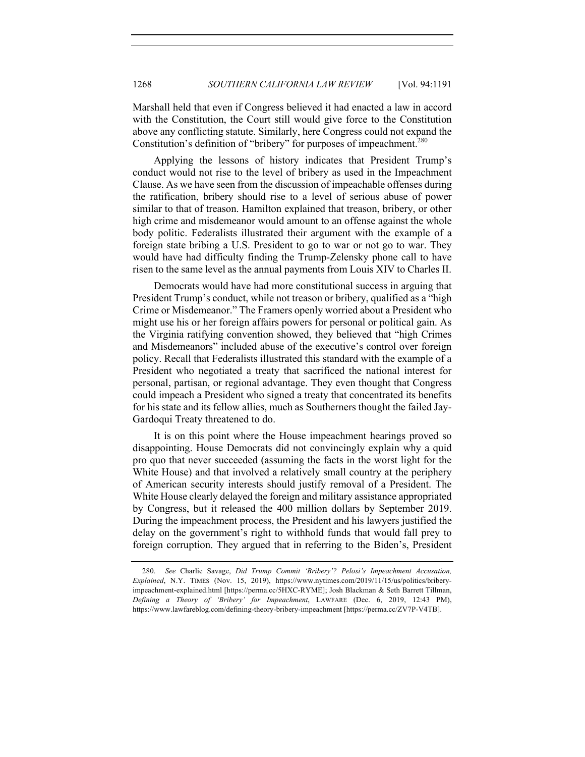Marshall held that even if Congress believed it had enacted a law in accord with the Constitution, the Court still would give force to the Constitution above any conflicting statute. Similarly, here Congress could not expand the Constitution's definition of "bribery" for purposes of impeachment.[280]

Applying the lessons of history indicates that President Trump's conduct would not rise to the level of bribery as used in the Impeachment Clause. As we have seen from the discussion of impeachable offenses during the ratification, bribery should rise to a level of serious abuse of power similar to that of treason. Hamilton explained that treason, bribery, or other high crime and misdemeanor would amount to an offense against the whole body politic. Federalists illustrated their argument with the example of a foreign state bribing a U.S. President to go to war or not go to war. They would have had difficulty finding the Trump-Zelensky phone call to have risen to the same level as the annual payments from Louis XIV to Charles II.

Democrats would have had more constitutional success in arguing that President Trump's conduct, while not treason or bribery, qualified as a "high Crime or Misdemeanor." The Framers openly worried about a President who might use his or her foreign affairs powers for personal or political gain. As the Virginia ratifying convention showed, they believed that "high Crimes and Misdemeanors" included abuse of the executive's control over foreign policy. Recall that Federalists illustrated this standard with the example of a President who negotiated a treaty that sacrificed the national interest for personal, partisan, or regional advantage. They even thought that Congress could impeach a President who signed a treaty that concentrated its benefits for his state and its fellow allies, much as Southerners thought the failed Jay-Gardoqui Treaty threatened to do.

It is on this point where the House impeachment hearings proved so disappointing. House Democrats did not convincingly explain why a quid pro quo that never succeeded (assuming the facts in the worst light for the White House) and that involved a relatively small country at the periphery of American security interests should justify removal of a President. The White House clearly delayed the foreign and military assistance appropriated by Congress, but it released the 400 million dollars by September 2019. During the impeachment process, the President and his lawyers justified the delay on the government's right to withhold funds that would fall prey to foreign corruption. They argued that in referring to the Biden's, President

---

280. *See* Charlie Savage, *Did Trump Commit 'Bribery'? Pelosi's Impeachment Accusation, Explained*, N.Y. TIMES (Nov. 15, 2019), https://www.nytimes.com/2019/11/15/us/politics/bribery-impeachment-explained.html [https://perma.cc/5HXC-RYME]; Josh Blackman & Seth Barrett Tillman, *Defining a Theory of 'Bribery' for Impeachment*, LAWFARE (Dec. 6, 2019, 12:43 PM), https://www.lawfareblog.com/defining-theory-bribery-impeachment [https://perma.cc/ZV7P-V4TB].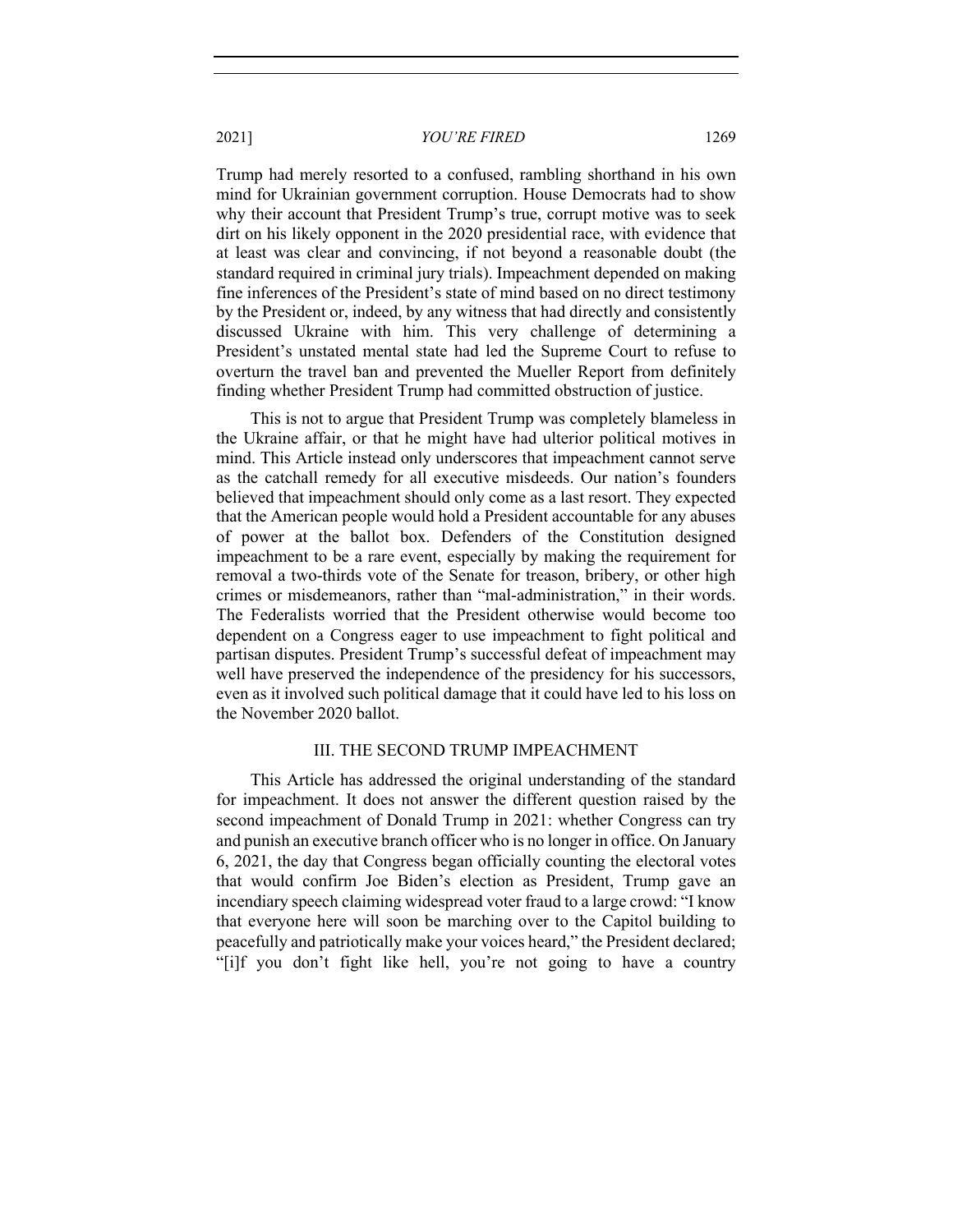Trump had merely resorted to a confused, rambling shorthand in his own mind for Ukrainian government corruption. House Democrats had to show why their account that President Trump's true, corrupt motive was to seek dirt on his likely opponent in the 2020 presidential race, with evidence that at least was clear and convincing, if not beyond a reasonable doubt (the standard required in criminal jury trials). Impeachment depended on making fine inferences of the President's state of mind based on no direct testimony by the President or, indeed, by any witness that had directly and consistently discussed Ukraine with him. This very challenge of determining a President's unstated mental state had led the Supreme Court to refuse to overturn the travel ban and prevented the Mueller Report from definitely finding whether President Trump had committed obstruction of justice.

This is not to argue that President Trump was completely blameless in the Ukraine affair, or that he might have had ulterior political motives in mind. This Article instead only underscores that impeachment cannot serve as the catchall remedy for all executive misdeeds. Our nation's founders believed that impeachment should only come as a last resort. They expected that the American people would hold a President accountable for any abuses of power at the ballot box. Defenders of the Constitution designed impeachment to be a rare event, especially by making the requirement for removal a two-thirds vote of the Senate for treason, bribery, or other high crimes or misdemeanors, rather than "mal-administration," in their words. The Federalists worried that the President otherwise would become too dependent on a Congress eager to use impeachment to fight political and partisan disputes. President Trump's successful defeat of impeachment may well have preserved the independence of the presidency for his successors, even as it involved such political damage that it could have led to his loss on the November 2020 ballot.

## III. THE SECOND TRUMP IMPEACHMENT

This Article has addressed the original understanding of the standard for impeachment. It does not answer the different question raised by the second impeachment of Donald Trump in 2021: whether Congress can try and punish an executive branch officer who is no longer in office. On January 6, 2021, the day that Congress began officially counting the electoral votes that would confirm Joe Biden's election as President, Trump gave an incendiary speech claiming widespread voter fraud to a large crowd: "I know that everyone here will soon be marching over to the Capitol building to peacefully and patriotically make your voices heard," the President declared; "[i]f you don't fight like hell, you're not going to have a country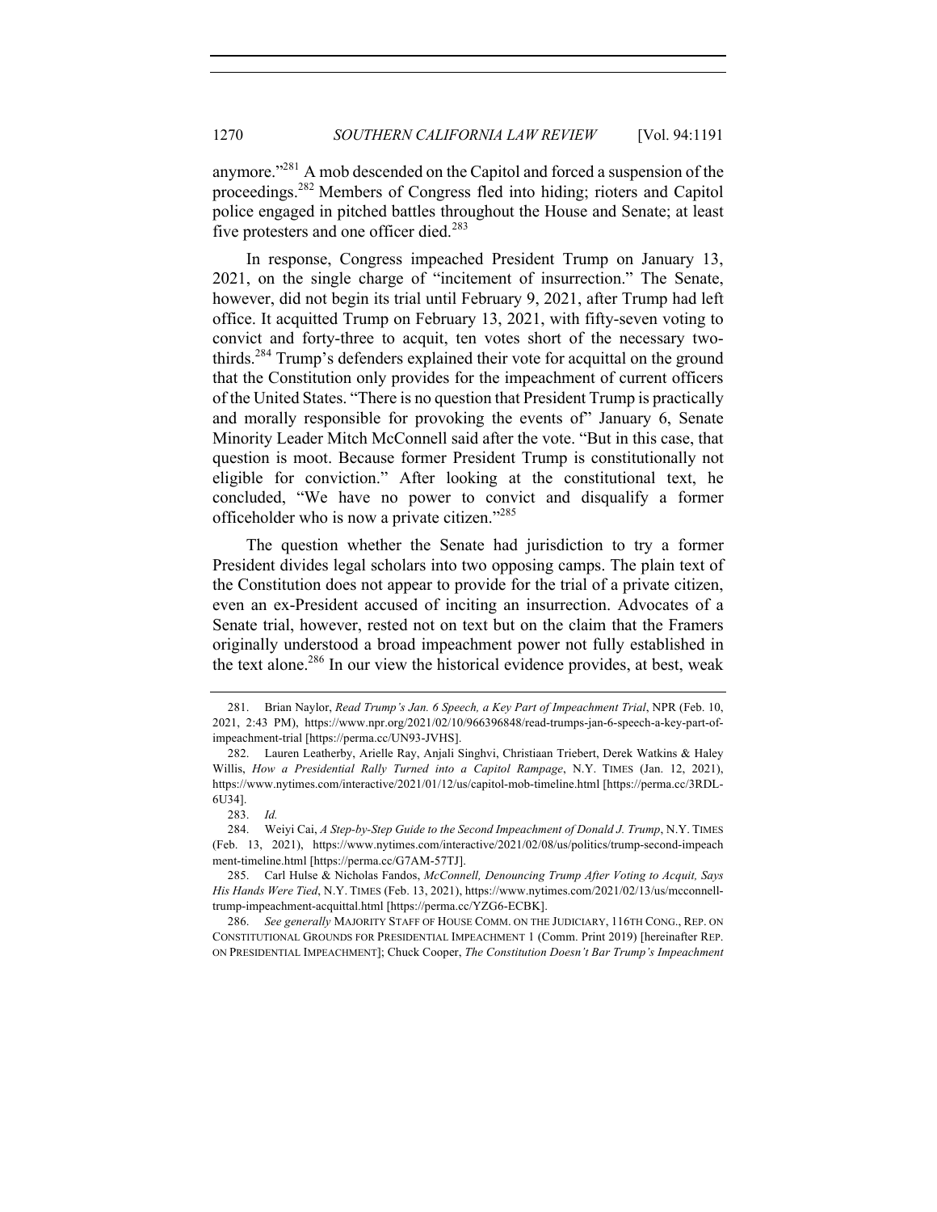anymore."[281] A mob descended on the Capitol and forced a suspension of the proceedings.[282] Members of Congress fled into hiding; rioters and Capitol police engaged in pitched battles throughout the House and Senate; at least five protesters and one officer died.[283]

In response, Congress impeached President Trump on January 13, 2021, on the single charge of "incitement of insurrection." The Senate, however, did not begin its trial until February 9, 2021, after Trump had left office. It acquitted Trump on February 13, 2021, with fifty-seven voting to convict and forty-three to acquit, ten votes short of the necessary two-thirds.[284] Trump's defenders explained their vote for acquittal on the ground that the Constitution only provides for the impeachment of current officers of the United States. "There is no question that President Trump is practically and morally responsible for provoking the events of" January 6, Senate Minority Leader Mitch McConnell said after the vote. "But in this case, that question is moot. Because former President Trump is constitutionally not eligible for conviction." After looking at the constitutional text, he concluded, "We have no power to convict and disqualify a former officeholder who is now a private citizen."[285]

The question whether the Senate had jurisdiction to try a former President divides legal scholars into two opposing camps. The plain text of the Constitution does not appear to provide for the trial of a private citizen, even an ex-President accused of inciting an insurrection. Advocates of a Senate trial, however, rested not on text but on the claim that the Framers originally understood a broad impeachment power not fully established in the text alone.[286] In our view the historical evidence provides, at best, weak

---

281. Brian Naylor, *Read Trump's Jan. 6 Speech, a Key Part of Impeachment Trial*, NPR (Feb. 10, 2021, 2:43 PM), https://www.npr.org/2021/02/10/966396848/read-trumps-jan-6-speech-a-key-part-of-impeachment-trial [https://perma.cc/UN93-JVHS].

282. Lauren Leatherby, Arielle Ray, Anjali Singhvi, Christiaan Triebert, Derek Watkins & Haley Willis, *How a Presidential Rally Turned into a Capitol Rampage*, N.Y. TIMES (Jan. 12, 2021), https://www.nytimes.com/interactive/2021/01/12/us/capitol-mob-timeline.html [https://perma.cc/3RDL-6U34].

283. *Id.*

284. Weiyi Cai, *A Step-by-Step Guide to the Second Impeachment of Donald J. Trump*, N.Y. TIMES (Feb. 13, 2021), https://www.nytimes.com/interactive/2021/02/08/us/politics/trump-second-impeachment-timeline.html [https://perma.cc/G7AM-57TJ].

285. Carl Hulse & Nicholas Fandos, *McConnell, Denouncing Trump After Voting to Acquit, Says His Hands Were Tied*, N.Y. TIMES (Feb. 13, 2021), https://www.nytimes.com/2021/02/13/us/mcconnell-trump-impeachment-acquittal.html [https://perma.cc/YZG6-ECBK].

286. *See generally* MAJORITY STAFF OF HOUSE COMM. ON THE JUDICIARY, 116TH CONG., REP. ON CONSTITUTIONAL GROUNDS FOR PRESIDENTIAL IMPEACHMENT 1 (Comm. Print 2019) [hereinafter REP. ON PRESIDENTIAL IMPEACHMENT]; Chuck Cooper, *The Constitution Doesn't Bar Trump's Impeachment*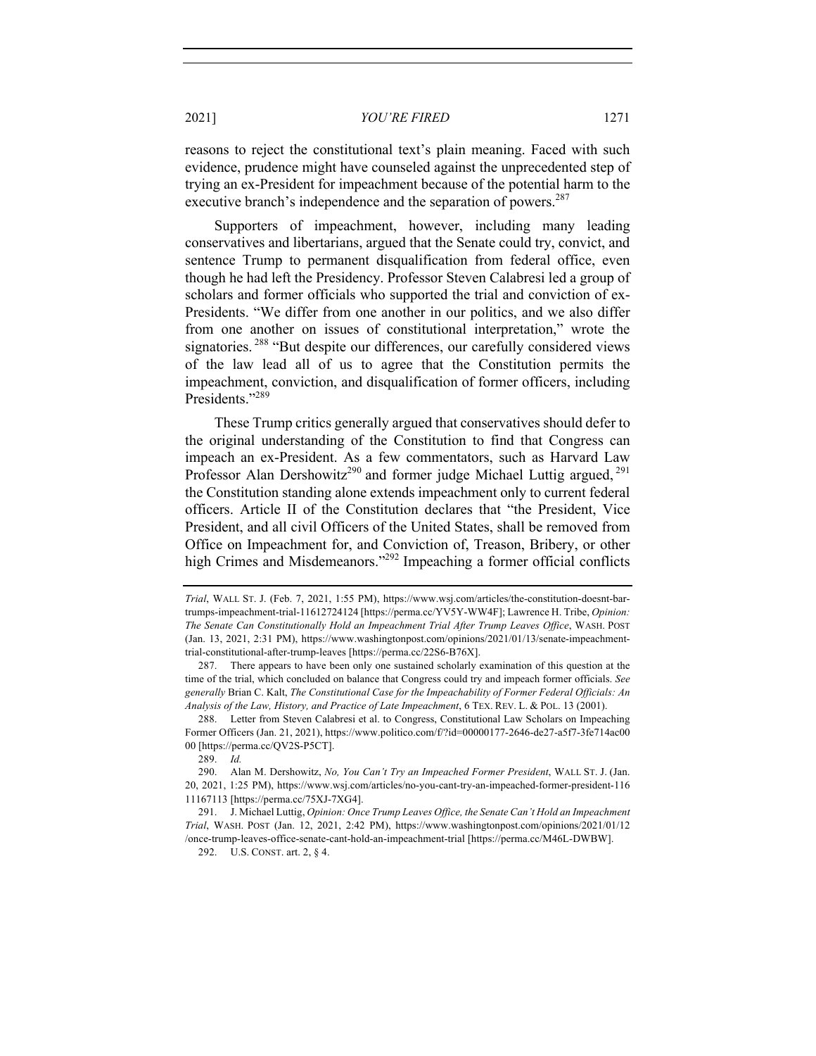reasons to reject the constitutional text's plain meaning. Faced with such evidence, prudence might have counseled against the unprecedented step of trying an ex-President for impeachment because of the potential harm to the executive branch's independence and the separation of powers.[287]

Supporters of impeachment, however, including many leading conservatives and libertarians, argued that the Senate could try, convict, and sentence Trump to permanent disqualification from federal office, even though he had left the Presidency. Professor Steven Calabresi led a group of scholars and former officials who supported the trial and conviction of ex-Presidents. "We differ from one another in our politics, and we also differ from one another on issues of constitutional interpretation," wrote the signatories.[288] "But despite our differences, our carefully considered views of the law lead all of us to agree that the Constitution permits the impeachment, conviction, and disqualification of former officers, including Presidents."[289]

These Trump critics generally argued that conservatives should defer to the original understanding of the Constitution to find that Congress can impeach an ex-President. As a few commentators, such as Harvard Law Professor Alan Dershowitz[290] and former judge Michael Luttig argued,[291] the Constitution standing alone extends impeachment only to current federal officers. Article II of the Constitution declares that "the President, Vice President, and all civil Officers of the United States, shall be removed from Office on Impeachment for, and Conviction of, Treason, Bribery, or other high Crimes and Misdemeanors."[292] Impeaching a former official conflicts

---

*Trial*, WALL ST. J. (Feb. 7, 2021, 1:55 PM), https://www.wsj.com/articles/the-constitution-doesnt-bar-trumps-impeachment-trial-11612724124 [https://perma.cc/YV5Y-WW4F]; Lawrence H. Tribe, *Opinion: The Senate Can Constitutionally Hold an Impeachment Trial After Trump Leaves Office*, WASH. POST (Jan. 13, 2021, 2:31 PM), https://www.washingtonpost.com/opinions/2021/01/13/senate-impeachment-trial-constitutional-after-trump-leaves [https://perma.cc/22S6-B76X].

287. There appears to have been only one sustained scholarly examination of this question at the time of the trial, which concluded on balance that Congress could try and impeach former officials. *See generally* Brian C. Kalt, *The Constitutional Case for the Impeachability of Former Federal Officials: An Analysis of the Law, History, and Practice of Late Impeachment*, 6 TEX. REV. L. & POL. 13 (2001).

288. Letter from Steven Calabresi et al. to Congress, Constitutional Law Scholars on Impeaching Former Officers (Jan. 21, 2021), https://www.politico.com/f/?id=00000177-2646-de27-a5f7-3fe714ac0000 [https://perma.cc/QV2S-P5CT].

289. *Id.*

290. Alan M. Dershowitz, *No, You Can't Try an Impeached Former President*, WALL ST. J. (Jan. 20, 2021, 1:25 PM), https://www.wsj.com/articles/no-you-cant-try-an-impeached-former-president-11611167113 [https://perma.cc/75XJ-7XG4].

291. J. Michael Luttig, *Opinion: Once Trump Leaves Office, the Senate Can't Hold an Impeachment Trial*, WASH. POST (Jan. 12, 2021, 2:42 PM), https://www.washingtonpost.com/opinions/2021/01/12/once-trump-leaves-office-senate-cant-hold-an-impeachment-trial [https://perma.cc/M46L-DWBW].

292. U.S. CONST. art. 2, § 4.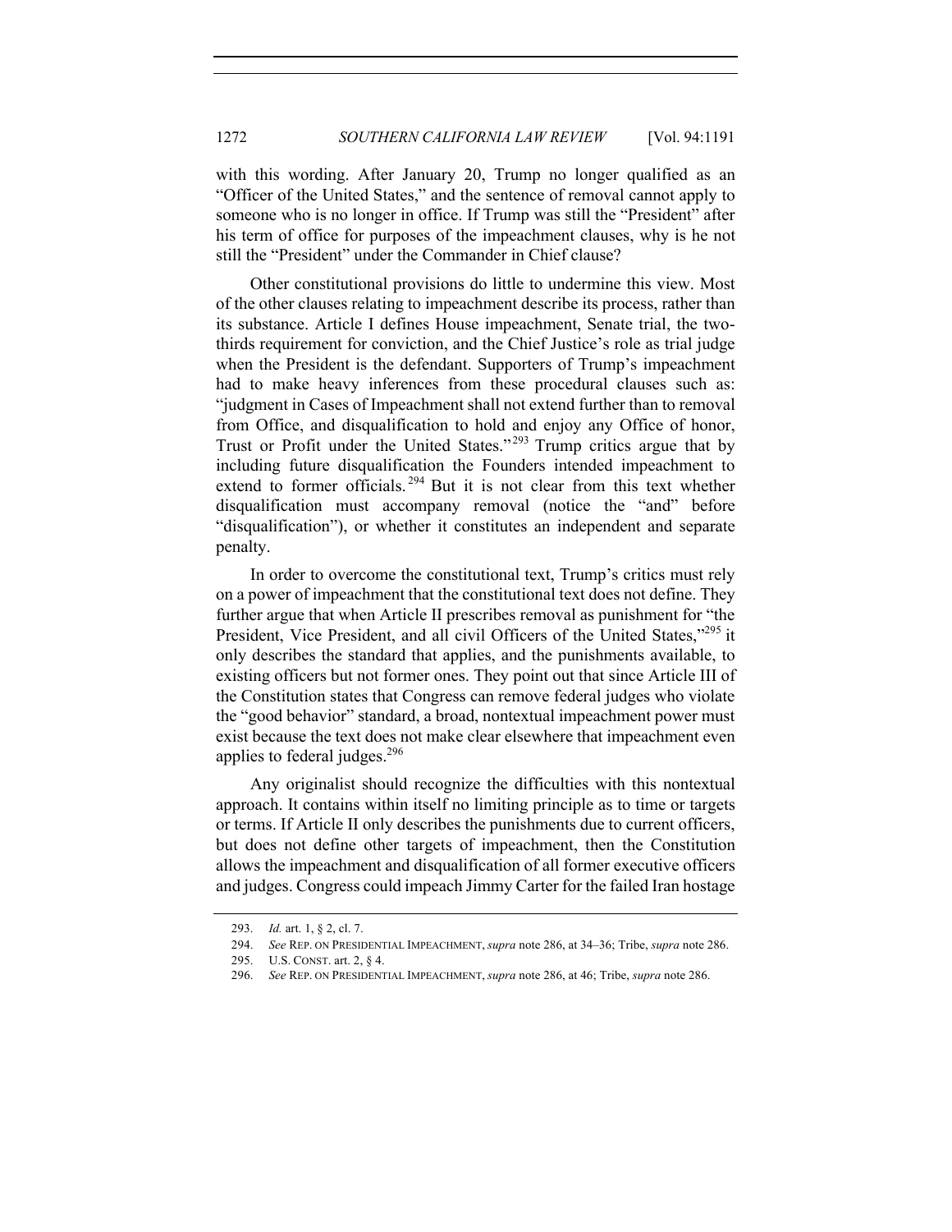with this wording. After January 20, Trump no longer qualified as an "Officer of the United States," and the sentence of removal cannot apply to someone who is no longer in office. If Trump was still the "President" after his term of office for purposes of the impeachment clauses, why is he not still the "President" under the Commander in Chief clause?

Other constitutional provisions do little to undermine this view. Most of the other clauses relating to impeachment describe its process, rather than its substance. Article I defines House impeachment, Senate trial, the two-thirds requirement for conviction, and the Chief Justice's role as trial judge when the President is the defendant. Supporters of Trump's impeachment had to make heavy inferences from these procedural clauses such as: "judgment in Cases of Impeachment shall not extend further than to removal from Office, and disqualification to hold and enjoy any Office of honor, Trust or Profit under the United States."[293] Trump critics argue that by including future disqualification the Founders intended impeachment to extend to former officials.[294] But it is not clear from this text whether disqualification must accompany removal (notice the "and" before "disqualification"), or whether it constitutes an independent and separate penalty.

In order to overcome the constitutional text, Trump's critics must rely on a power of impeachment that the constitutional text does not define. They further argue that when Article II prescribes removal as punishment for "the President, Vice President, and all civil Officers of the United States,"[295] it only describes the standard that applies, and the punishments available, to existing officers but not former ones. They point out that since Article III of the Constitution states that Congress can remove federal judges who violate the "good behavior" standard, a broad, nontextual impeachment power must exist because the text does not make clear elsewhere that impeachment even applies to federal judges.[296]

Any originalist should recognize the difficulties with this nontextual approach. It contains within itself no limiting principle as to time or targets or terms. If Article II only describes the punishments due to current officers, but does not define other targets of impeachment, then the Constitution allows the impeachment and disqualification of all former executive officers and judges. Congress could impeach Jimmy Carter for the failed Iran hostage

293. *Id.* art. 1, § 2, cl. 7.

294. *See* REP. ON PRESIDENTIAL IMPEACHMENT, *supra* note 286, at 34–36; Tribe, *supra* note 286.

295. U.S. CONST. art. 2, § 4.

296. *See* REP. ON PRESIDENTIAL IMPEACHMENT, *supra* note 286, at 46; Tribe, *supra* note 286.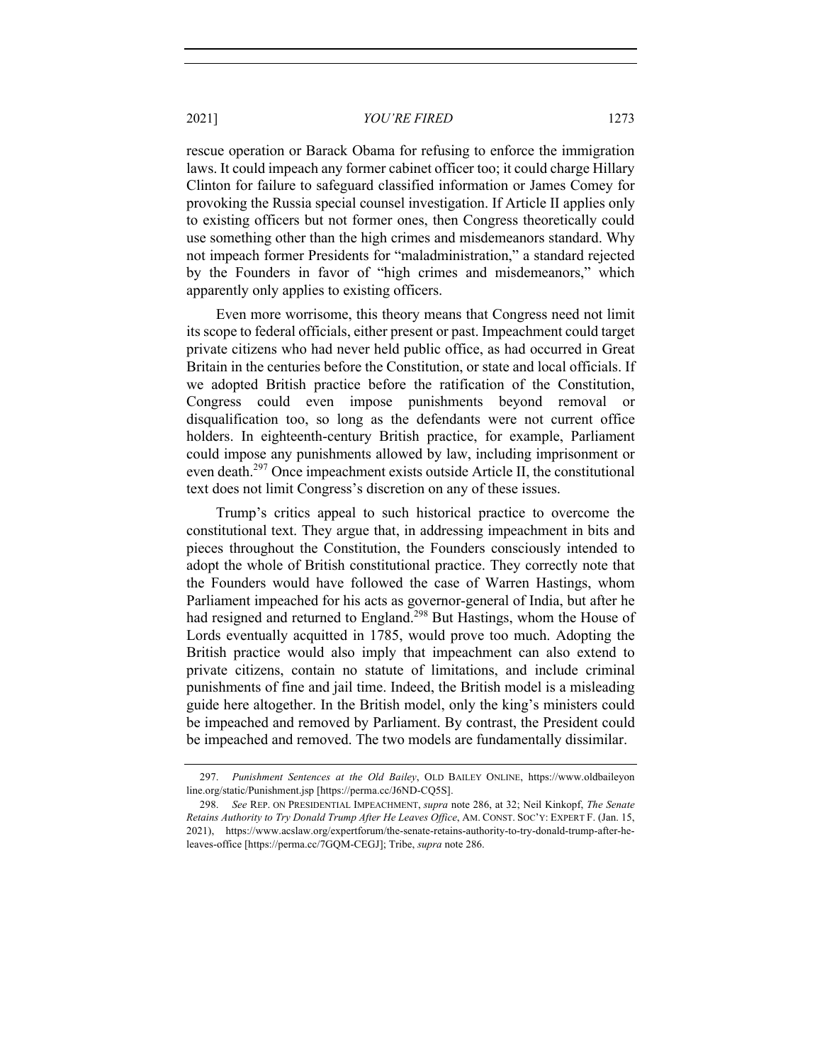rescue operation or Barack Obama for refusing to enforce the immigration laws. It could impeach any former cabinet officer too; it could charge Hillary Clinton for failure to safeguard classified information or James Comey for provoking the Russia special counsel investigation. If Article II applies only to existing officers but not former ones, then Congress theoretically could use something other than the high crimes and misdemeanors standard. Why not impeach former Presidents for "maladministration," a standard rejected by the Founders in favor of "high crimes and misdemeanors," which apparently only applies to existing officers.

Even more worrisome, this theory means that Congress need not limit its scope to federal officials, either present or past. Impeachment could target private citizens who had never held public office, as had occurred in Great Britain in the centuries before the Constitution, or state and local officials. If we adopted British practice before the ratification of the Constitution, Congress could even impose punishments beyond removal or disqualification too, so long as the defendants were not current office holders. In eighteenth-century British practice, for example, Parliament could impose any punishments allowed by law, including imprisonment or even death.[297] Once impeachment exists outside Article II, the constitutional text does not limit Congress's discretion on any of these issues.

Trump's critics appeal to such historical practice to overcome the constitutional text. They argue that, in addressing impeachment in bits and pieces throughout the Constitution, the Founders consciously intended to adopt the whole of British constitutional practice. They correctly note that the Founders would have followed the case of Warren Hastings, whom Parliament impeached for his acts as governor-general of India, but after he had resigned and returned to England.[298] But Hastings, whom the House of Lords eventually acquitted in 1785, would prove too much. Adopting the British practice would also imply that impeachment can also extend to private citizens, contain no statute of limitations, and include criminal punishments of fine and jail time. Indeed, the British model is a misleading guide here altogether. In the British model, only the king's ministers could be impeached and removed by Parliament. By contrast, the President could be impeached and removed. The two models are fundamentally dissimilar.

---

297. *Punishment Sentences at the Old Bailey*, OLD BAILEY ONLINE, https://www.oldbaileyonline.org/static/Punishment.jsp [https://perma.cc/J6ND-CQ5S].

298. *See* REP. ON PRESIDENTIAL IMPEACHMENT, *supra* note 286, at 32; Neil Kinkopf, *The Senate Retains Authority to Try Donald Trump After He Leaves Office*, AM. CONST. SOC'Y: EXPERT F. (Jan. 15, 2021), https://www.acslaw.org/expertforum/the-senate-retains-authority-to-try-donald-trump-after-he-leaves-office [https://perma.cc/7GQM-CEGJ]; Tribe, *supra* note 286.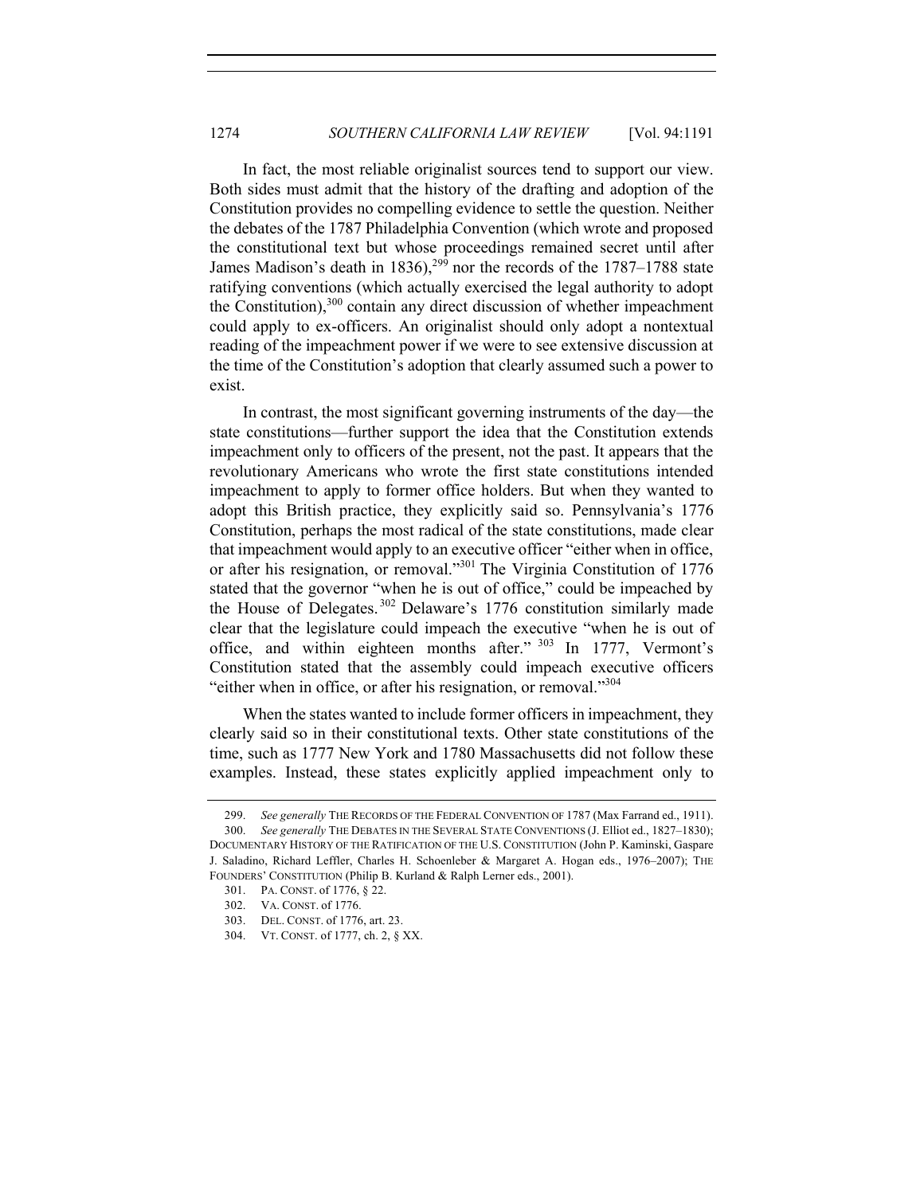In fact, the most reliable originalist sources tend to support our view. Both sides must admit that the history of the drafting and adoption of the Constitution provides no compelling evidence to settle the question. Neither the debates of the 1787 Philadelphia Convention (which wrote and proposed the constitutional text but whose proceedings remained secret until after James Madison's death in 1836),[299] nor the records of the 1787–1788 state ratifying conventions (which actually exercised the legal authority to adopt the Constitution),[300] contain any direct discussion of whether impeachment could apply to ex-officers. An originalist should only adopt a nontextual reading of the impeachment power if we were to see extensive discussion at the time of the Constitution's adoption that clearly assumed such a power to exist.

In contrast, the most significant governing instruments of the day—the state constitutions—further support the idea that the Constitution extends impeachment only to officers of the present, not the past. It appears that the revolutionary Americans who wrote the first state constitutions intended impeachment to apply to former office holders. But when they wanted to adopt this British practice, they explicitly said so. Pennsylvania's 1776 Constitution, perhaps the most radical of the state constitutions, made clear that impeachment would apply to an executive officer "either when in office, or after his resignation, or removal."[301] The Virginia Constitution of 1776 stated that the governor "when he is out of office," could be impeached by the House of Delegates.[302] Delaware's 1776 constitution similarly made clear that the legislature could impeach the executive "when he is out of office, and within eighteen months after."[303] In 1777, Vermont's Constitution stated that the assembly could impeach executive officers "either when in office, or after his resignation, or removal."[304]

When the states wanted to include former officers in impeachment, they clearly said so in their constitutional texts. Other state constitutions of the time, such as 1777 New York and 1780 Massachusetts did not follow these examples. Instead, these states explicitly applied impeachment only to

---

299. *See generally* THE RECORDS OF THE FEDERAL CONVENTION OF 1787 (Max Farrand ed., 1911).

300. *See generally* THE DEBATES IN THE SEVERAL STATE CONVENTIONS (J. Elliot ed., 1827–1830); DOCUMENTARY HISTORY OF THE RATIFICATION OF THE U.S. CONSTITUTION (John P. Kaminski, Gaspare J. Saladino, Richard Leffler, Charles H. Schoenleber & Margaret A. Hogan eds., 1976–2007); THE FOUNDERS' CONSTITUTION (Philip B. Kurland & Ralph Lerner eds., 2001).

301. PA. CONST. of 1776, § 22.

302. VA. CONST. of 1776.

303. DEL. CONST. of 1776, art. 23.

304. VT. CONST. of 1777, ch. 2, § XX.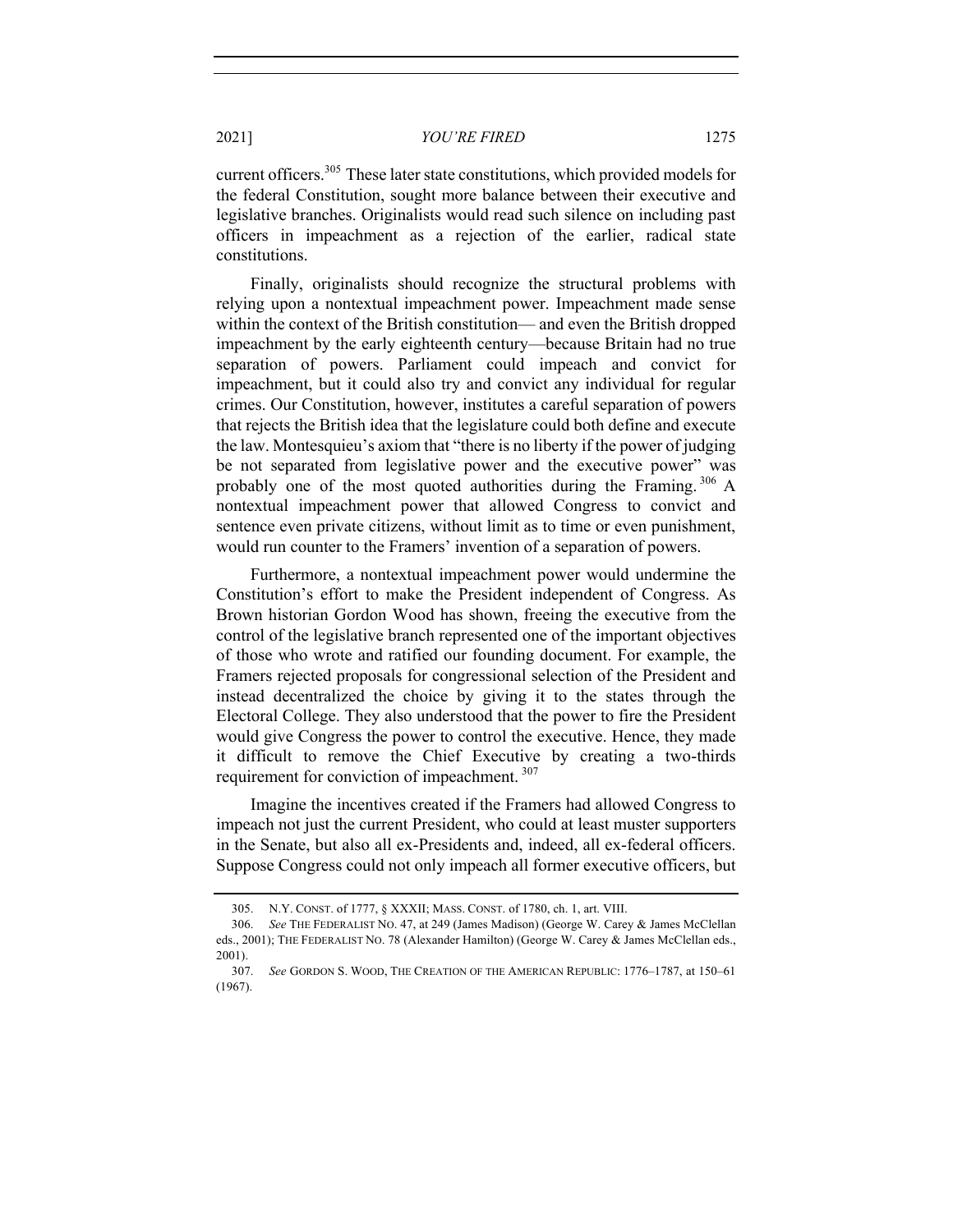current officers.[305] These later state constitutions, which provided models for the federal Constitution, sought more balance between their executive and legislative branches. Originalists would read such silence on including past officers in impeachment as a rejection of the earlier, radical state constitutions.

Finally, originalists should recognize the structural problems with relying upon a nontextual impeachment power. Impeachment made sense within the context of the British constitution— and even the British dropped impeachment by the early eighteenth century—because Britain had no true separation of powers. Parliament could impeach and convict for impeachment, but it could also try and convict any individual for regular crimes. Our Constitution, however, institutes a careful separation of powers that rejects the British idea that the legislature could both define and execute the law. Montesquieu's axiom that "there is no liberty if the power of judging be not separated from legislative power and the executive power" was probably one of the most quoted authorities during the Framing.[306] A nontextual impeachment power that allowed Congress to convict and sentence even private citizens, without limit as to time or even punishment, would run counter to the Framers' invention of a separation of powers.

Furthermore, a nontextual impeachment power would undermine the Constitution's effort to make the President independent of Congress. As Brown historian Gordon Wood has shown, freeing the executive from the control of the legislative branch represented one of the important objectives of those who wrote and ratified our founding document. For example, the Framers rejected proposals for congressional selection of the President and instead decentralized the choice by giving it to the states through the Electoral College. They also understood that the power to fire the President would give Congress the power to control the executive. Hence, they made it difficult to remove the Chief Executive by creating a two-thirds requirement for conviction of impeachment.[307]

Imagine the incentives created if the Framers had allowed Congress to impeach not just the current President, who could at least muster supporters in the Senate, but also all ex-Presidents and, indeed, all ex-federal officers. Suppose Congress could not only impeach all former executive officers, but

---

305. N.Y. CONST. of 1777, § XXXII; MASS. CONST. of 1780, ch. 1, art. VIII.

306. *See* THE FEDERALIST NO. 47, at 249 (James Madison) (George W. Carey & James McClellan eds., 2001); THE FEDERALIST NO. 78 (Alexander Hamilton) (George W. Carey & James McClellan eds., 2001).

307. *See* GORDON S. WOOD, THE CREATION OF THE AMERICAN REPUBLIC: 1776–1787, at 150–61 (1967).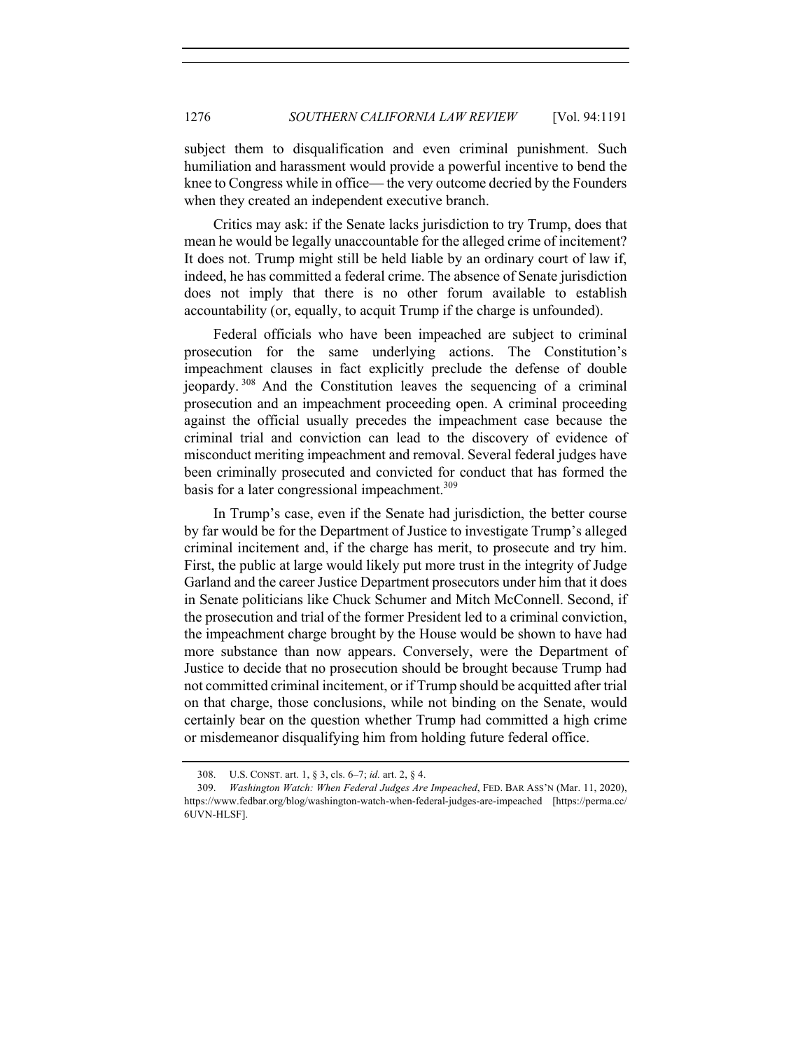subject them to disqualification and even criminal punishment. Such humiliation and harassment would provide a powerful incentive to bend the knee to Congress while in office— the very outcome decried by the Founders when they created an independent executive branch.

Critics may ask: if the Senate lacks jurisdiction to try Trump, does that mean he would be legally unaccountable for the alleged crime of incitement? It does not. Trump might still be held liable by an ordinary court of law if, indeed, he has committed a federal crime. The absence of Senate jurisdiction does not imply that there is no other forum available to establish accountability (or, equally, to acquit Trump if the charge is unfounded).

Federal officials who have been impeached are subject to criminal prosecution for the same underlying actions. The Constitution's impeachment clauses in fact explicitly preclude the defense of double jeopardy.[308] And the Constitution leaves the sequencing of a criminal prosecution and an impeachment proceeding open. A criminal proceeding against the official usually precedes the impeachment case because the criminal trial and conviction can lead to the discovery of evidence of misconduct meriting impeachment and removal. Several federal judges have been criminally prosecuted and convicted for conduct that has formed the basis for a later congressional impeachment.[309]

In Trump's case, even if the Senate had jurisdiction, the better course by far would be for the Department of Justice to investigate Trump's alleged criminal incitement and, if the charge has merit, to prosecute and try him. First, the public at large would likely put more trust in the integrity of Judge Garland and the career Justice Department prosecutors under him that it does in Senate politicians like Chuck Schumer and Mitch McConnell. Second, if the prosecution and trial of the former President led to a criminal conviction, the impeachment charge brought by the House would be shown to have had more substance than now appears. Conversely, were the Department of Justice to decide that no prosecution should be brought because Trump had not committed criminal incitement, or if Trump should be acquitted after trial on that charge, those conclusions, while not binding on the Senate, would certainly bear on the question whether Trump had committed a high crime or misdemeanor disqualifying him from holding future federal office.

---

308. U.S. CONST. art. 1, § 3, cls. 6–7; *id.* art. 2, § 4.

309. *Washington Watch: When Federal Judges Are Impeached*, FED. BAR ASS'N (Mar. 11, 2020), https://www.fedbar.org/blog/washington-watch-when-federal-judges-are-impeached [https://perma.cc/6UVN-HLSF].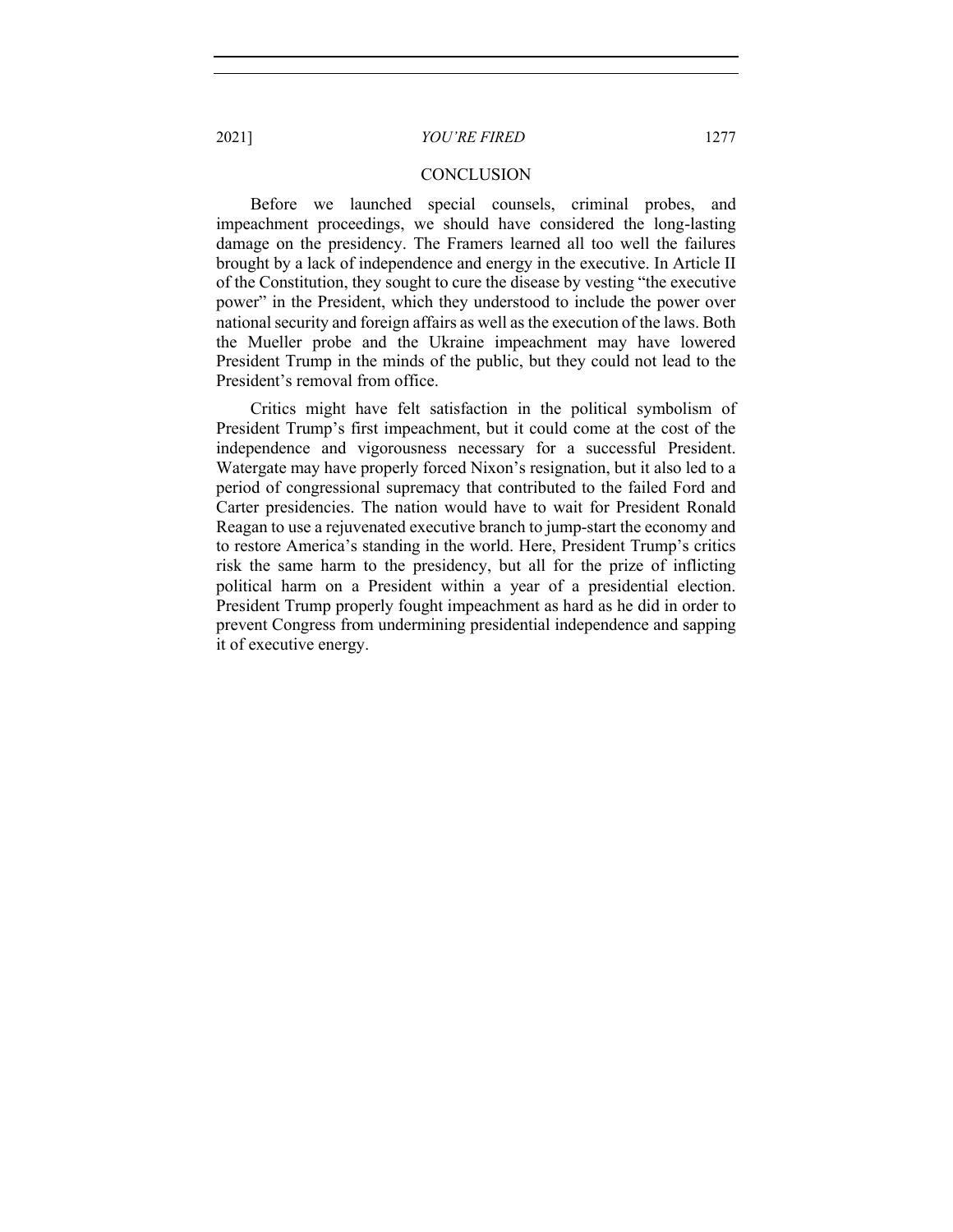## CONCLUSION

Before we launched special counsels, criminal probes, and impeachment proceedings, we should have considered the long-lasting damage on the presidency. The Framers learned all too well the failures brought by a lack of independence and energy in the executive. In Article II of the Constitution, they sought to cure the disease by vesting "the executive power" in the President, which they understood to include the power over national security and foreign affairs as well as the execution of the laws. Both the Mueller probe and the Ukraine impeachment may have lowered President Trump in the minds of the public, but they could not lead to the President's removal from office.

Critics might have felt satisfaction in the political symbolism of President Trump's first impeachment, but it could come at the cost of the independence and vigorousness necessary for a successful President. Watergate may have properly forced Nixon's resignation, but it also led to a period of congressional supremacy that contributed to the failed Ford and Carter presidencies. The nation would have to wait for President Ronald Reagan to use a rejuvenated executive branch to jump-start the economy and to restore America's standing in the world. Here, President Trump's critics risk the same harm to the presidency, but all for the prize of inflicting political harm on a President within a year of a presidential election. President Trump properly fought impeachment as hard as he did in order to prevent Congress from undermining presidential independence and sapping it of executive energy.